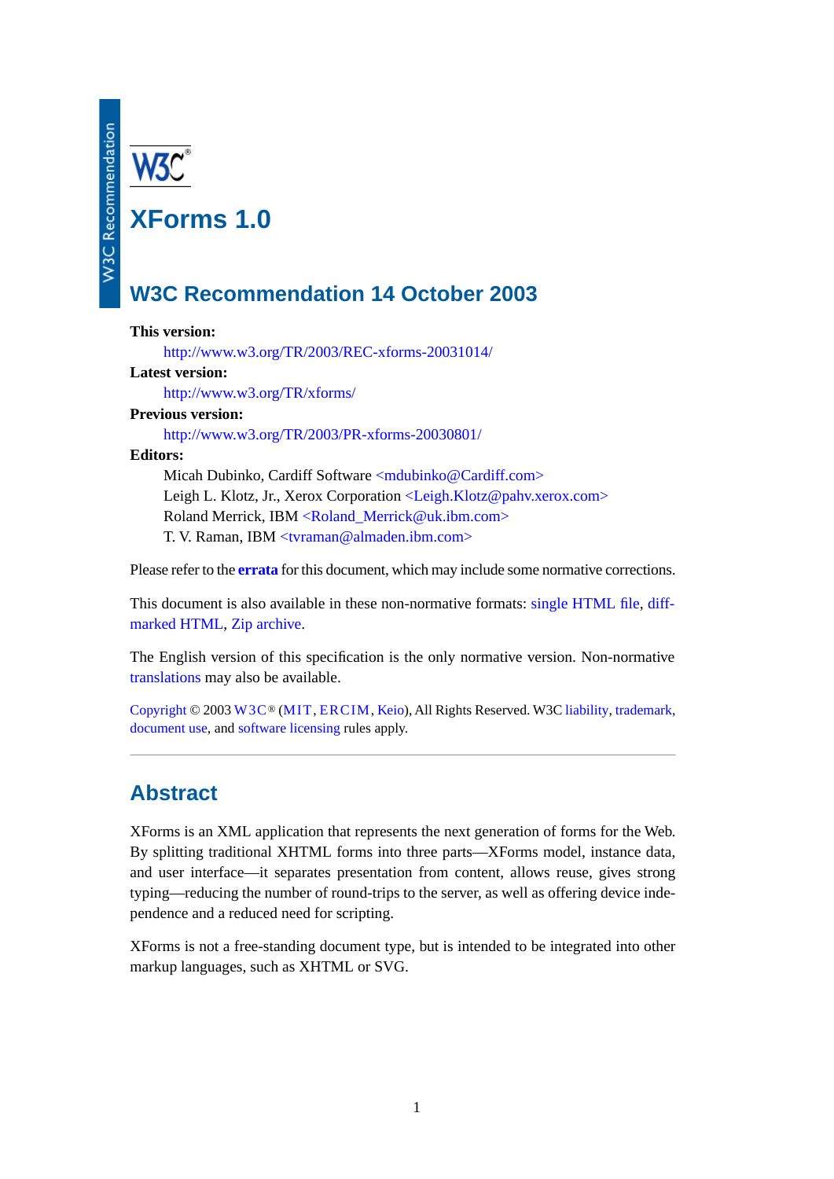# XForms 1.0

## W3C Recommendation 14 October 2003

**This version:**
: http://www.w3.org/TR/2003/REC-xforms-20031014/

**Latest version:**
: http://www.w3.org/TR/xforms/

**Previous version:**
: http://www.w3.org/TR/2003/PR-xforms-20030801/

**Editors:**
: Micah Dubinko, Cardiff Software <mdubinko@Cardiff.com>
: Leigh L. Klotz, Jr., Xerox Corporation <Leigh.Klotz@pahv.xerox.com>
: Roland Merrick, IBM <Roland_Merrick@uk.ibm.com>
: T. V. Raman, IBM <tvraman@almaden.ibm.com>

Please refer to the **errata** for this document, which may include some normative corrections.

This document is also available in these non-normative formats: single HTML file, diff-marked HTML, Zip archive.

The English version of this specification is the only normative version. Non-normative translations may also be available.

Copyright © 2003 W3C® (MIT, ERCIM, Keio), All Rights Reserved. W3C liability, trademark, document use, and software licensing rules apply.

---

## Abstract

XForms is an XML application that represents the next generation of forms for the Web. By splitting traditional XHTML forms into three parts—XForms model, instance data, and user interface—it separates presentation from content, allows reuse, gives strong typing—reducing the number of round-trips to the server, as well as offering device independence and a reduced need for scripting.

XForms is not a free-standing document type, but is intended to be integrated into other markup languages, such as XHTML or SVG.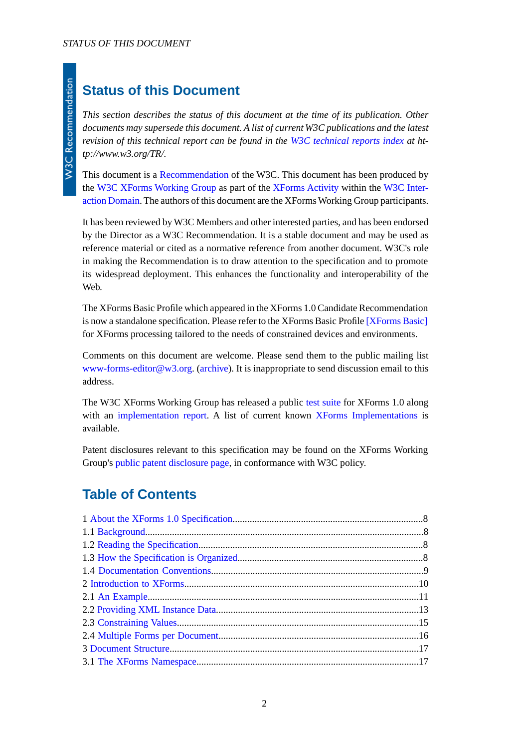## Status of this Document

*This section describes the status of this document at the time of its publication. Other documents may supersede this document. A list of current W3C publications and the latest revision of this technical report can be found in the W3C technical reports index at http://www.w3.org/TR/.*

This document is a Recommendation of the W3C. This document has been produced by the W3C XForms Working Group as part of the XForms Activity within the W3C Interaction Domain. The authors of this document are the XForms Working Group participants.

It has been reviewed by W3C Members and other interested parties, and has been endorsed by the Director as a W3C Recommendation. It is a stable document and may be used as reference material or cited as a normative reference from another document. W3C's role in making the Recommendation is to draw attention to the specification and to promote its widespread deployment. This enhances the functionality and interoperability of the Web.

The XForms Basic Profile which appeared in the XForms 1.0 Candidate Recommendation is now a standalone specification. Please refer to the XForms Basic Profile [XForms Basic] for XForms processing tailored to the needs of constrained devices and environments.

Comments on this document are welcome. Please send them to the public mailing list www-forms-editor@w3.org. (archive). It is inappropriate to send discussion email to this address.

The W3C XForms Working Group has released a public test suite for XForms 1.0 along with an implementation report. A list of current known XForms Implementations is available.

Patent disclosures relevant to this specification may be found on the XForms Working Group's public patent disclosure page, in conformance with W3C policy.

## Table of Contents

1 About the XForms 1.0 Specification............8
1.1 Background............8
1.2 Reading the Specification............8
1.3 How the Specification is Organized............8
1.4 Documentation Conventions............9
2 Introduction to XForms............10
2.1 An Example............11
2.2 Providing XML Instance Data............13
2.3 Constraining Values............15
2.4 Multiple Forms per Document............16
3 Document Structure............17
3.1 The XForms Namespace............17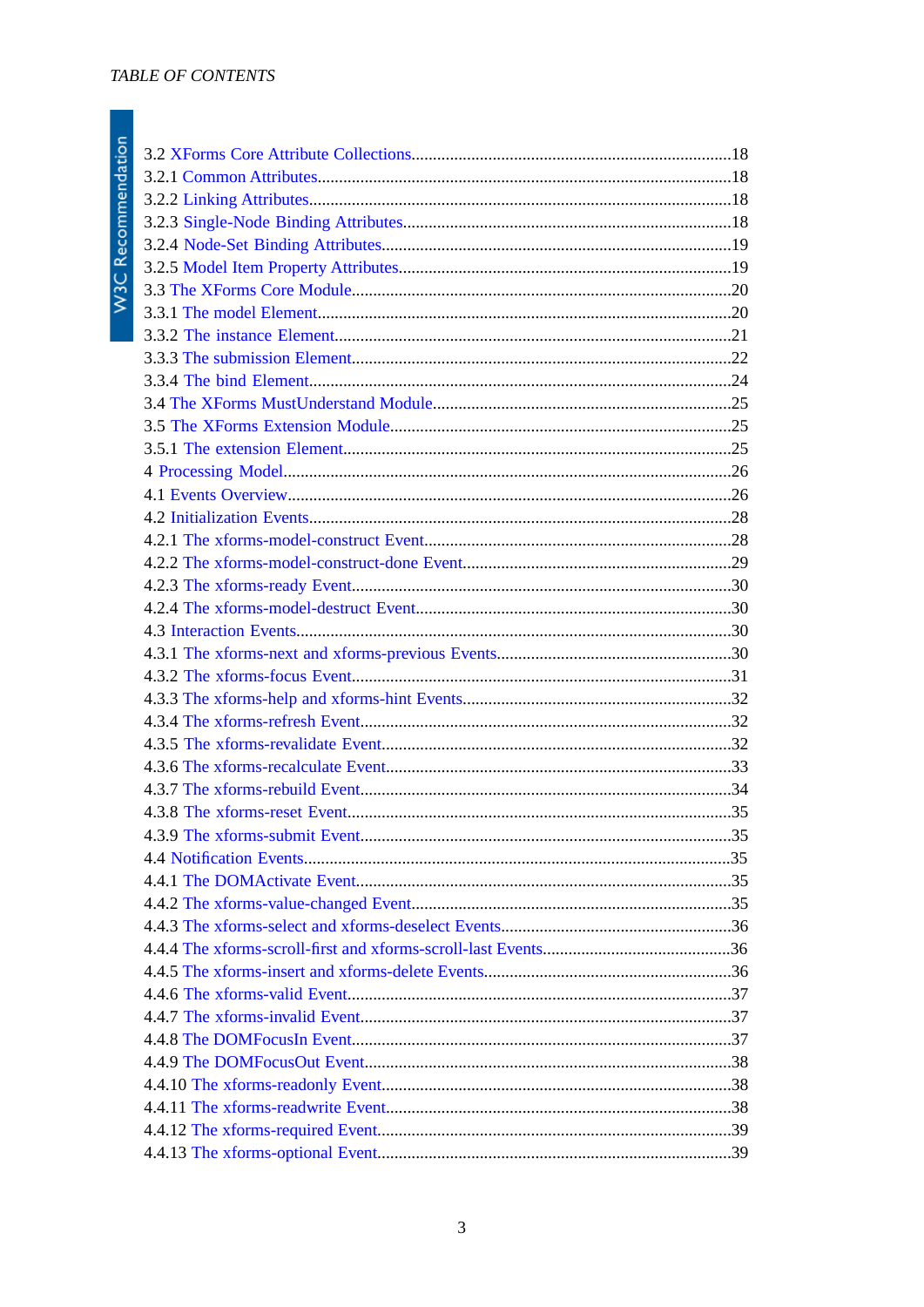3.2 XForms Core Attribute Collections.....18
3.2.1 Common Attributes.....18
3.2.2 Linking Attributes.....18
3.2.3 Single-Node Binding Attributes.....18
3.2.4 Node-Set Binding Attributes.....19
3.2.5 Model Item Property Attributes.....19
3.3 The XForms Core Module.....20
3.3.1 The model Element.....20
3.3.2 The instance Element.....21
3.3.3 The submission Element.....22
3.3.4 The bind Element.....24
3.4 The XForms MustUnderstand Module.....25
3.5 The XForms Extension Module.....25
3.5.1 The extension Element.....25
4 Processing Model.....26
4.1 Events Overview.....26
4.2 Initialization Events.....28
4.2.1 The xforms-model-construct Event.....28
4.2.2 The xforms-model-construct-done Event.....29
4.2.3 The xforms-ready Event.....30
4.2.4 The xforms-model-destruct Event.....30
4.3 Interaction Events.....30
4.3.1 The xforms-next and xforms-previous Events.....30
4.3.2 The xforms-focus Event.....31
4.3.3 The xforms-help and xforms-hint Events.....32
4.3.4 The xforms-refresh Event.....32
4.3.5 The xforms-revalidate Event.....32
4.3.6 The xforms-recalculate Event.....33
4.3.7 The xforms-rebuild Event.....34
4.3.8 The xforms-reset Event.....35
4.3.9 The xforms-submit Event.....35
4.4 Notification Events.....35
4.4.1 The DOMActivate Event.....35
4.4.2 The xforms-value-changed Event.....35
4.4.3 The xforms-select and xforms-deselect Events.....36
4.4.4 The xforms-scroll-first and xforms-scroll-last Events.....36
4.4.5 The xforms-insert and xforms-delete Events.....36
4.4.6 The xforms-valid Event.....37
4.4.7 The xforms-invalid Event.....37
4.4.8 The DOMFocusIn Event.....37
4.4.9 The DOMFocusOut Event.....38
4.4.10 The xforms-readonly Event.....38
4.4.11 The xforms-readwrite Event.....38
4.4.12 The xforms-required Event.....39
4.4.13 The xforms-optional Event.....39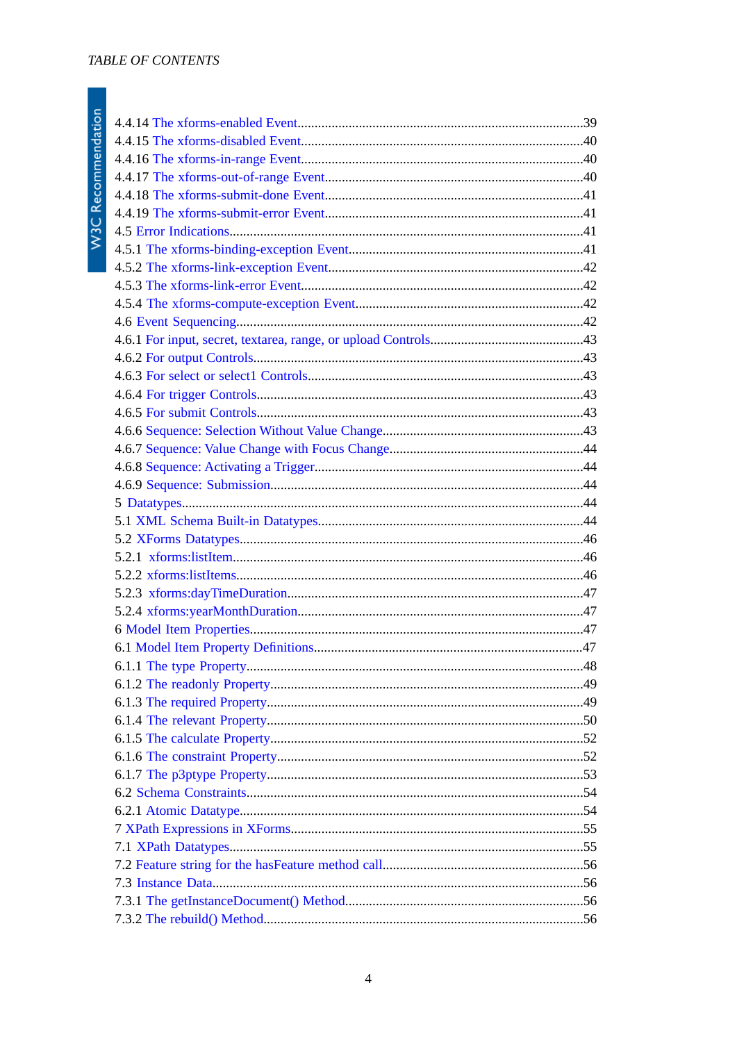4.4.14 The xforms-enabled Event......39
4.4.15 The xforms-disabled Event......40
4.4.16 The xforms-in-range Event......40
4.4.17 The xforms-out-of-range Event......40
4.4.18 The xforms-submit-done Event......41
4.4.19 The xforms-submit-error Event......41
4.5 Error Indications......41
4.5.1 The xforms-binding-exception Event......41
4.5.2 The xforms-link-exception Event......42
4.5.3 The xforms-link-error Event......42
4.5.4 The xforms-compute-exception Event......42
4.6 Event Sequencing......42
4.6.1 For input, secret, textarea, range, or upload Controls......43
4.6.2 For output Controls......43
4.6.3 For select or select1 Controls......43
4.6.4 For trigger Controls......43
4.6.5 For submit Controls......43
4.6.6 Sequence: Selection Without Value Change......43
4.6.7 Sequence: Value Change with Focus Change......44
4.6.8 Sequence: Activating a Trigger......44
4.6.9 Sequence: Submission......44
5 Datatypes......44
5.1 XML Schema Built-in Datatypes......44
5.2 XForms Datatypes......46
5.2.1 xforms:listItem......46
5.2.2 xforms:listItems......46
5.2.3 xforms:dayTimeDuration......47
5.2.4 xforms:yearMonthDuration......47
6 Model Item Properties......47
6.1 Model Item Property Definitions......47
6.1.1 The type Property......48
6.1.2 The readonly Property......49
6.1.3 The required Property......49
6.1.4 The relevant Property......50
6.1.5 The calculate Property......52
6.1.6 The constraint Property......52
6.1.7 The p3ptype Property......53
6.2 Schema Constraints......54
6.2.1 Atomic Datatype......54
7 XPath Expressions in XForms......55
7.1 XPath Datatypes......55
7.2 Feature string for the hasFeature method call......56
7.3 Instance Data......56
7.3.1 The getInstanceDocument() Method......56
7.3.2 The rebuild() Method......56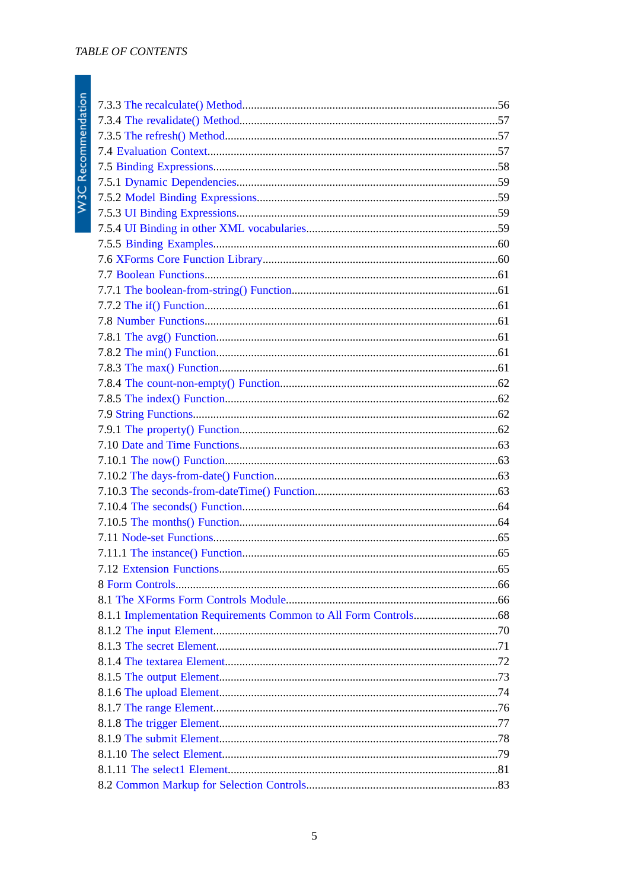7.3.3 The recalculate() Method....................................................................................56
7.3.4 The revalidate() Method.......................................................................................57
7.3.5 The refresh() Method...........................................................................................57
7.4 Evaluation Context.................................................................................................57
7.5 Binding Expressions................................................................................................58
7.5.1 Dynamic Dependencies........................................................................................59
7.5.2 Model Binding Expressions..................................................................................59
7.5.3 UI Binding Expressions........................................................................................59
7.5.4 UI Binding in other XML vocabularies.................................................................59
7.5.5 Binding Examples................................................................................................60
7.6 XForms Core Function Library................................................................................60
7.7 Boolean Functions...................................................................................................61
7.7.1 The boolean-from-string() Function.....................................................................61
7.7.2 The if() Function..................................................................................................61
7.8 Number Functions...................................................................................................61
7.8.1 The avg() Function...............................................................................................61
7.8.2 The min() Function...............................................................................................61
7.8.3 The max() Function..............................................................................................61
7.8.4 The count-non-empty() Function..........................................................................62
7.8.5 The index() Function............................................................................................62
7.9 String Functions......................................................................................................62
7.9.1 The property() Function.......................................................................................62
7.10 Date and Time Functions.......................................................................................63
7.10.1 The now() Function............................................................................................63
7.10.2 The days-from-date() Function...........................................................................63
7.10.3 The seconds-from-dateTime() Function..............................................................63
7.10.4 The seconds() Function......................................................................................64
7.10.5 The months() Function.......................................................................................64
7.11 Node-set Functions................................................................................................65
7.11.1 The instance() Function......................................................................................65
7.12 Extension Functions...............................................................................................65
8 Form Controls............................................................................................................66
8.1 The XForms Form Controls Module........................................................................66
8.1.1 Implementation Requirements Common to All Form Controls............................68
8.1.2 The input Element................................................................................................70
8.1.3 The secret Element...............................................................................................71
8.1.4 The textarea Element............................................................................................72
8.1.5 The output Element..............................................................................................73
8.1.6 The upload Element..............................................................................................74
8.1.7 The range Element................................................................................................76
8.1.8 The trigger Element..............................................................................................77
8.1.9 The submit Element..............................................................................................78
8.1.10 The select Element.............................................................................................79
8.1.11 The select1 Element...........................................................................................81
8.2 Common Markup for Selection Controls.................................................................83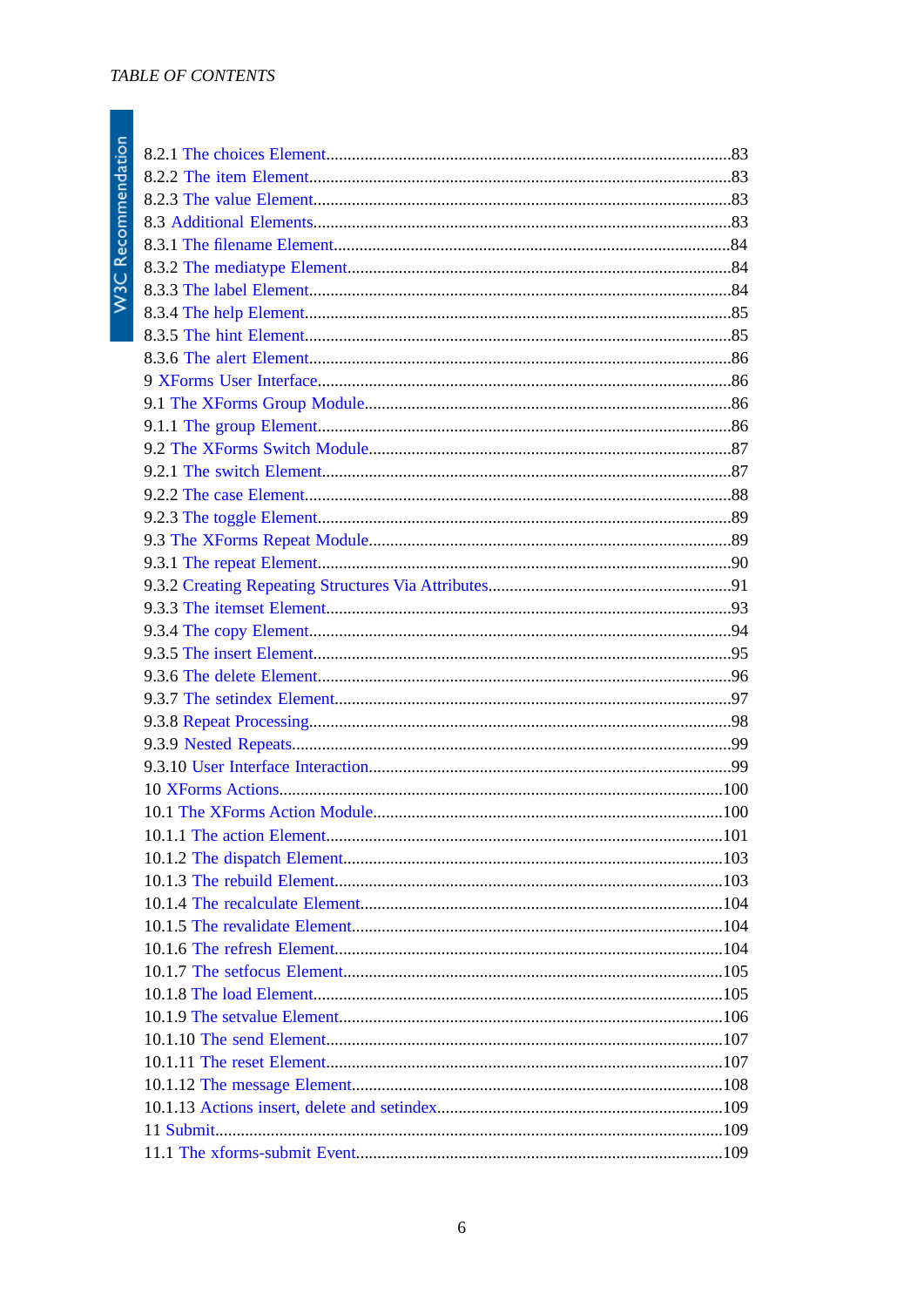8.2.1 The choices Element....83
8.2.2 The item Element....83
8.2.3 The value Element....83
8.3 Additional Elements....83
8.3.1 The filename Element....84
8.3.2 The mediatype Element....84
8.3.3 The label Element....84
8.3.4 The help Element....85
8.3.5 The hint Element....85
8.3.6 The alert Element....86
9 XForms User Interface....86
9.1 The XForms Group Module....86
9.1.1 The group Element....86
9.2 The XForms Switch Module....87
9.2.1 The switch Element....87
9.2.2 The case Element....88
9.2.3 The toggle Element....89
9.3 The XForms Repeat Module....89
9.3.1 The repeat Element....90
9.3.2 Creating Repeating Structures Via Attributes....91
9.3.3 The itemset Element....93
9.3.4 The copy Element....94
9.3.5 The insert Element....95
9.3.6 The delete Element....96
9.3.7 The setindex Element....97
9.3.8 Repeat Processing....98
9.3.9 Nested Repeats....99
9.3.10 User Interface Interaction....99
10 XForms Actions....100
10.1 The XForms Action Module....100
10.1.1 The action Element....101
10.1.2 The dispatch Element....103
10.1.3 The rebuild Element....103
10.1.4 The recalculate Element....104
10.1.5 The revalidate Element....104
10.1.6 The refresh Element....104
10.1.7 The setfocus Element....105
10.1.8 The load Element....105
10.1.9 The setvalue Element....106
10.1.10 The send Element....107
10.1.11 The reset Element....107
10.1.12 The message Element....108
10.1.13 Actions insert, delete and setindex....109
11 Submit....109
11.1 The xforms-submit Event....109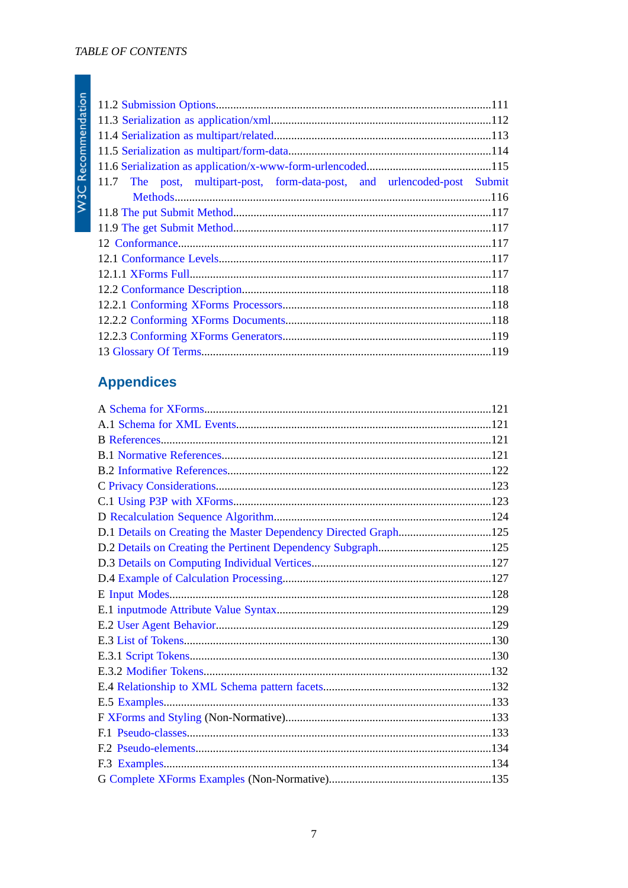11.2 Submission Options.....111
11.3 Serialization as application/xml.....112
11.4 Serialization as multipart/related.....113
11.5 Serialization as multipart/form-data.....114
11.6 Serialization as application/x-www-form-urlencoded.....115
11.7 The post, multipart-post, form-data-post, and urlencoded-post Submit Methods.....116
11.8 The put Submit Method.....117
11.9 The get Submit Method.....117
12 Conformance.....117
12.1 Conformance Levels.....117
12.1.1 XForms Full.....117
12.2 Conformance Description.....118
12.2.1 Conforming XForms Processors.....118
12.2.2 Conforming XForms Documents.....118
12.2.3 Conforming XForms Generators.....119
13 Glossary Of Terms.....119

## Appendices

A Schema for XForms.....121
A.1 Schema for XML Events.....121
B References.....121
B.1 Normative References.....121
B.2 Informative References.....122
C Privacy Considerations.....123
C.1 Using P3P with XForms.....123
D Recalculation Sequence Algorithm.....124
D.1 Details on Creating the Master Dependency Directed Graph.....125
D.2 Details on Creating the Pertinent Dependency Subgraph.....125
D.3 Details on Computing Individual Vertices.....127
D.4 Example of Calculation Processing.....127
E Input Modes.....128
E.1 inputmode Attribute Value Syntax.....129
E.2 User Agent Behavior.....129
E.3 List of Tokens.....130
E.3.1 Script Tokens.....130
E.3.2 Modifier Tokens.....132
E.4 Relationship to XML Schema pattern facets.....132
E.5 Examples.....133
F XForms and Styling (Non-Normative).....133
F.1 Pseudo-classes.....133
F.2 Pseudo-elements.....134
F.3 Examples.....134
G Complete XForms Examples (Non-Normative).....135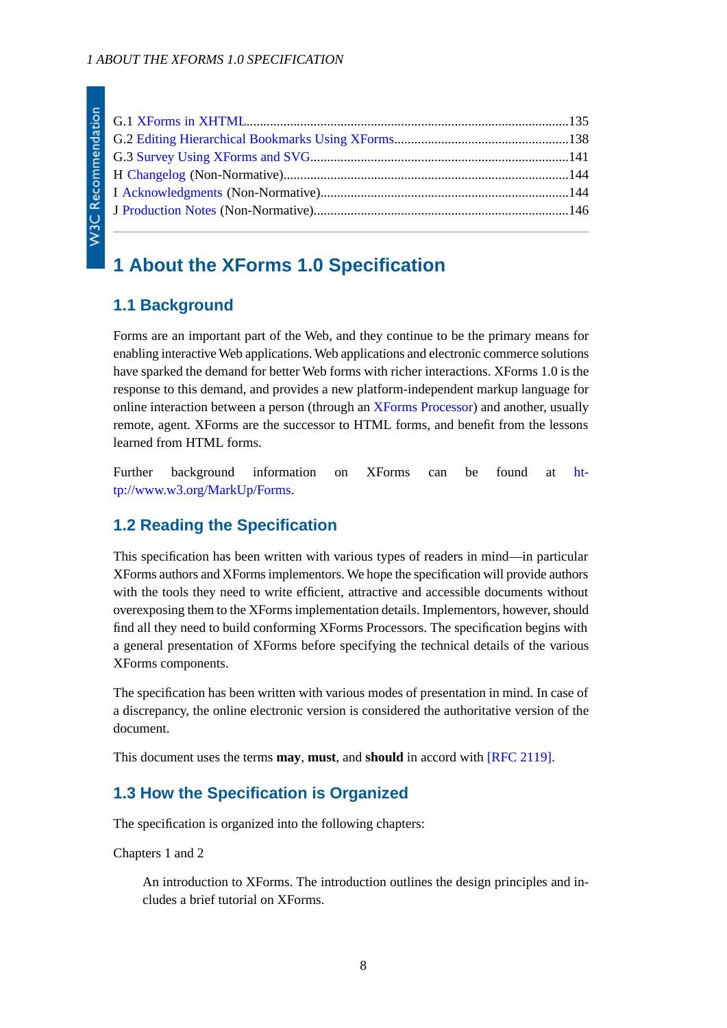G.1 XForms in XHTML.............................................................................................135
G.2 Editing Hierarchical Bookmarks Using XForms..................................................138
G.3 Survey Using XForms and SVG...........................................................................141
H Changelog (Non-Normative)....................................................................................144
I Acknowledgments (Non-Normative).........................................................................144
J Production Notes (Non-Normative)..........................................................................146

# 1 About the XForms 1.0 Specification

## 1.1 Background

Forms are an important part of the Web, and they continue to be the primary means for enabling interactive Web applications. Web applications and electronic commerce solutions have sparked the demand for better Web forms with richer interactions. XForms 1.0 is the response to this demand, and provides a new platform-independent markup language for online interaction between a person (through an XForms Processor) and another, usually remote, agent. XForms are the successor to HTML forms, and benefit from the lessons learned from HTML forms.

Further background information on XForms can be found at http://www.w3.org/MarkUp/Forms.

## 1.2 Reading the Specification

This specification has been written with various types of readers in mind—in particular XForms authors and XForms implementors. We hope the specification will provide authors with the tools they need to write efficient, attractive and accessible documents without overexposing them to the XForms implementation details. Implementors, however, should find all they need to build conforming XForms Processors. The specification begins with a general presentation of XForms before specifying the technical details of the various XForms components.

The specification has been written with various modes of presentation in mind. In case of a discrepancy, the online electronic version is considered the authoritative version of the document.

This document uses the terms **may**, **must**, and **should** in accord with [RFC 2119].

## 1.3 How the Specification is Organized

The specification is organized into the following chapters:

Chapters 1 and 2

An introduction to XForms. The introduction outlines the design principles and includes a brief tutorial on XForms.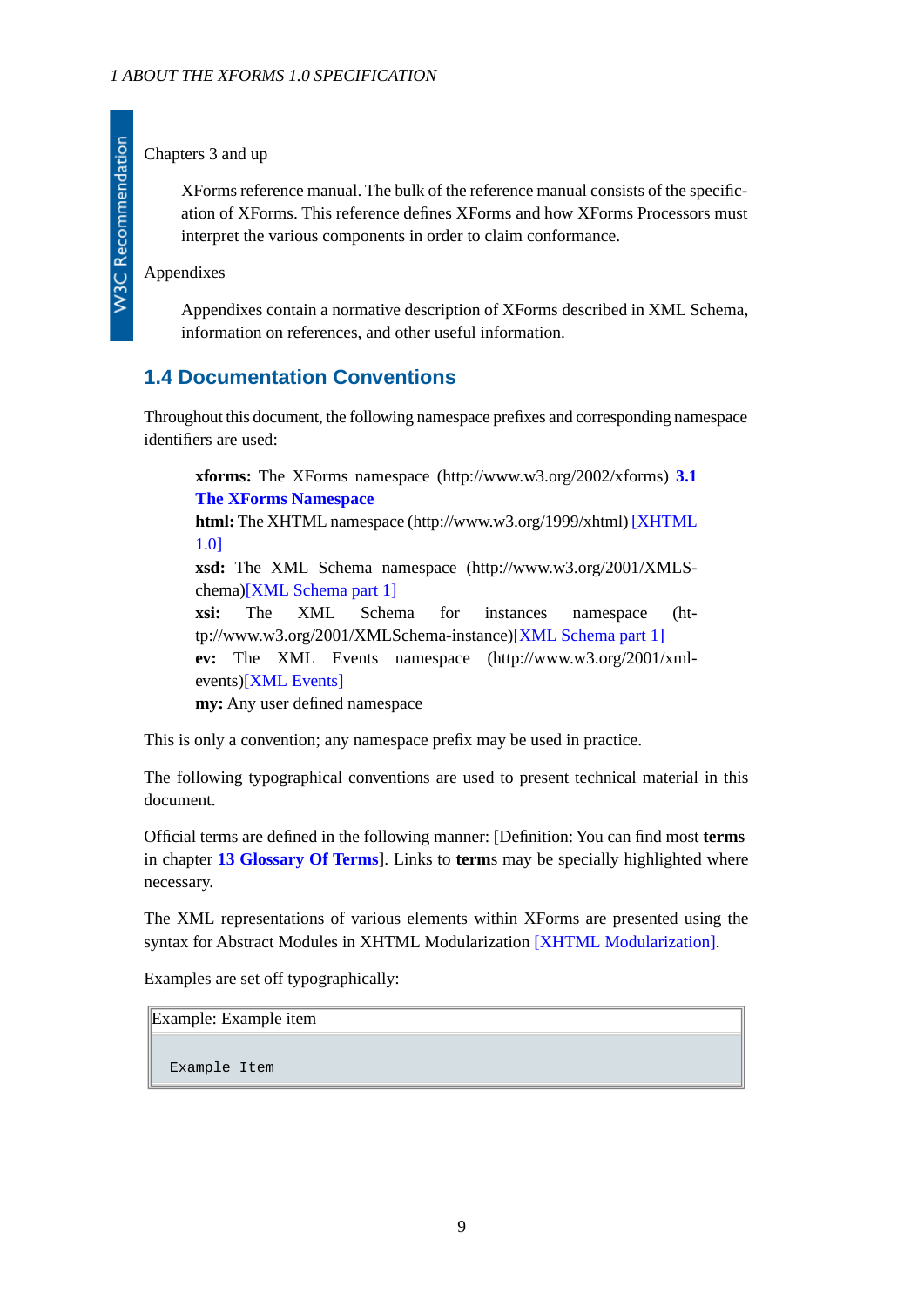Chapters 3 and up

XForms reference manual. The bulk of the reference manual consists of the specification of XForms. This reference defines XForms and how XForms Processors must interpret the various components in order to claim conformance.

Appendixes

Appendixes contain a normative description of XForms described in XML Schema, information on references, and other useful information.

## 1.4 Documentation Conventions

Throughout this document, the following namespace prefixes and corresponding namespace identifiers are used:

**xforms:** The XForms namespace (http://www.w3.org/2002/xforms) **3.1 The XForms Namespace**
**html:** The XHTML namespace (http://www.w3.org/1999/xhtml) [XHTML 1.0]
**xsd:** The XML Schema namespace (http://www.w3.org/2001/XMLSchema)[XML Schema part 1]
**xsi:** The XML Schema for instances namespace (http://www.w3.org/2001/XMLSchema-instance)[XML Schema part 1]
**ev:** The XML Events namespace (http://www.w3.org/2001/xml-events)[XML Events]
**my:** Any user defined namespace

This is only a convention; any namespace prefix may be used in practice.

The following typographical conventions are used to present technical material in this document.

Official terms are defined in the following manner: [Definition: You can find most **terms** in chapter **13 Glossary Of Terms**]. Links to **term**s may be specially highlighted where necessary.

The XML representations of various elements within XForms are presented using the syntax for Abstract Modules in XHTML Modularization [XHTML Modularization].

Examples are set off typographically:

Example: Example item

```
Example Item
```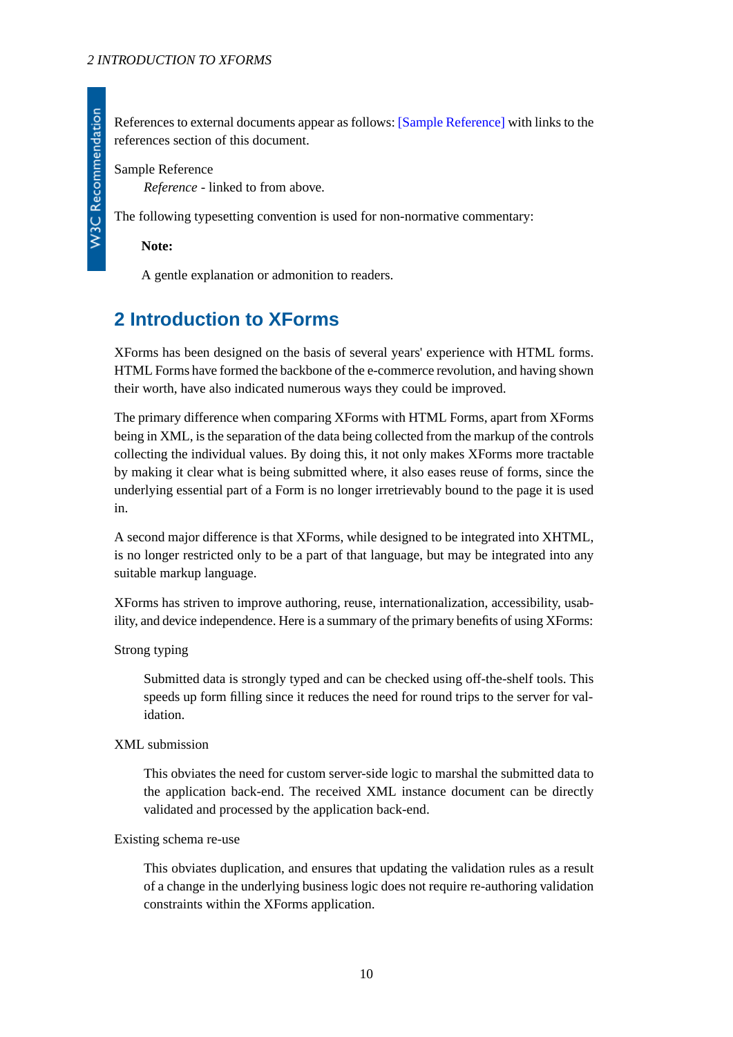References to external documents appear as follows: [Sample Reference] with links to the references section of this document.

Sample Reference
: *Reference* - linked to from above.

The following typesetting convention is used for non-normative commentary:

> **Note:**
>
> A gentle explanation or admonition to readers.

## 2 Introduction to XForms

XForms has been designed on the basis of several years' experience with HTML forms. HTML Forms have formed the backbone of the e-commerce revolution, and having shown their worth, have also indicated numerous ways they could be improved.

The primary difference when comparing XForms with HTML Forms, apart from XForms being in XML, is the separation of the data being collected from the markup of the controls collecting the individual values. By doing this, it not only makes XForms more tractable by making it clear what is being submitted where, it also eases reuse of forms, since the underlying essential part of a Form is no longer irretrievably bound to the page it is used in.

A second major difference is that XForms, while designed to be integrated into XHTML, is no longer restricted only to be a part of that language, but may be integrated into any suitable markup language.

XForms has striven to improve authoring, reuse, internationalization, accessibility, usability, and device independence. Here is a summary of the primary benefits of using XForms:

Strong typing
: Submitted data is strongly typed and can be checked using off-the-shelf tools. This speeds up form filling since it reduces the need for round trips to the server for validation.

XML submission
: This obviates the need for custom server-side logic to marshal the submitted data to the application back-end. The received XML instance document can be directly validated and processed by the application back-end.

Existing schema re-use
: This obviates duplication, and ensures that updating the validation rules as a result of a change in the underlying business logic does not require re-authoring validation constraints within the XForms application.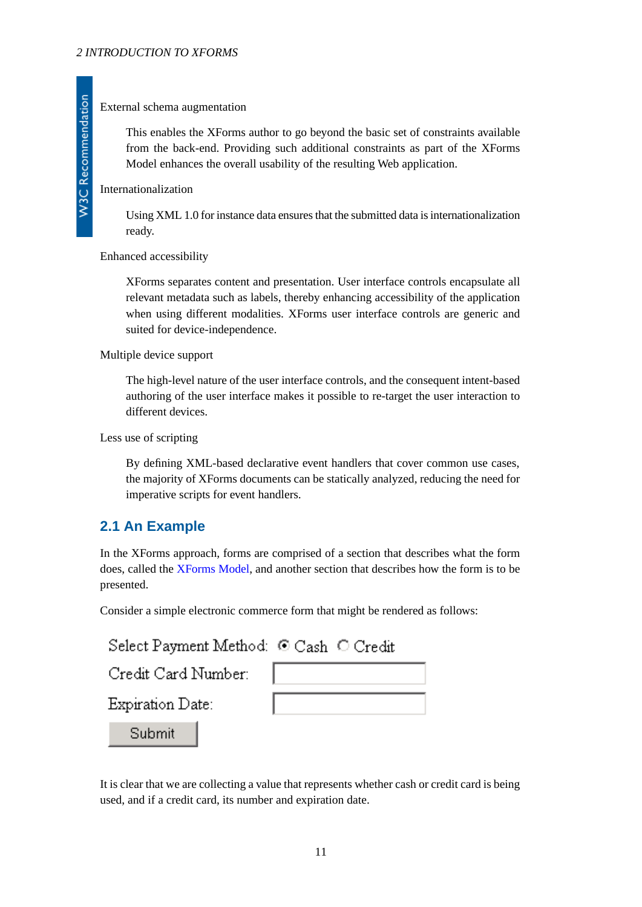External schema augmentation

> This enables the XForms author to go beyond the basic set of constraints available from the back-end. Providing such additional constraints as part of the XForms Model enhances the overall usability of the resulting Web application.

Internationalization

> Using XML 1.0 for instance data ensures that the submitted data is internationalization ready.

Enhanced accessibility

> XForms separates content and presentation. User interface controls encapsulate all relevant metadata such as labels, thereby enhancing accessibility of the application when using different modalities. XForms user interface controls are generic and suited for device-independence.

Multiple device support

> The high-level nature of the user interface controls, and the consequent intent-based authoring of the user interface makes it possible to re-target the user interaction to different devices.

Less use of scripting

> By defining XML-based declarative event handlers that cover common use cases, the majority of XForms documents can be statically analyzed, reducing the need for imperative scripts for event handlers.

## 2.1 An Example

In the XForms approach, forms are comprised of a section that describes what the form does, called the XForms Model, and another section that describes how the form is to be presented.

Consider a simple electronic commerce form that might be rendered as follows:

Select Payment Method: (•) Cash ( ) Credit

Credit Card Number: [ ]

Expiration Date: [ ]

[Submit]

It is clear that we are collecting a value that represents whether cash or credit card is being used, and if a credit card, its number and expiration date.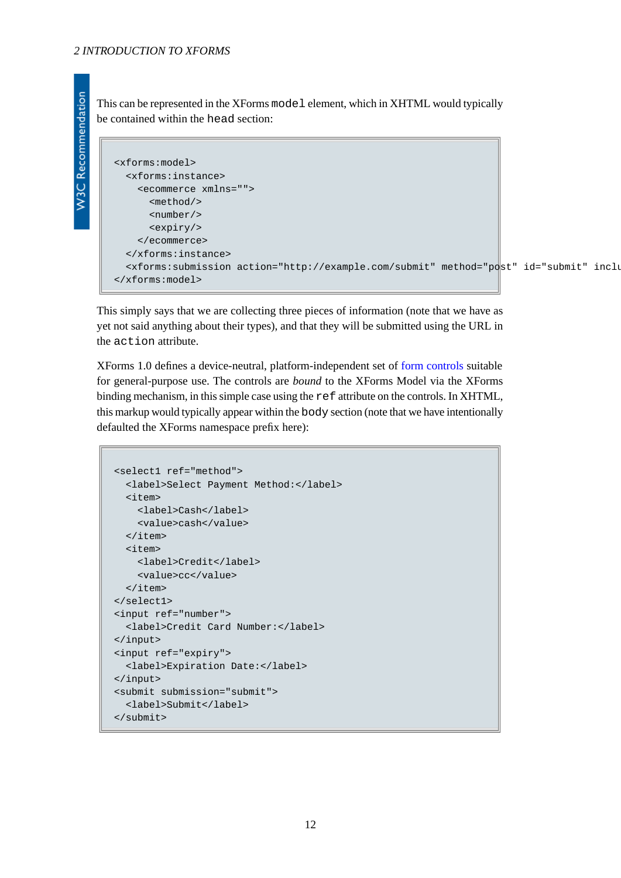This can be represented in the XForms `model` element, which in XHTML would typically be contained within the `head` section:

```
<xforms:model>
  <xforms:instance>
    <ecommerce xmlns="">
      <method/>
      <number/>
      <expiry/>
    </ecommerce>
  </xforms:instance>
  <xforms:submission action="http://example.com/submit" method="post" id="submit" inclu
</xforms:model>
```

This simply says that we are collecting three pieces of information (note that we have as yet not said anything about their types), and that they will be submitted using the URL in the `action` attribute.

XForms 1.0 defines a device-neutral, platform-independent set of form controls suitable for general-purpose use. The controls are *bound* to the XForms Model via the XForms binding mechanism, in this simple case using the `ref` attribute on the controls. In XHTML, this markup would typically appear within the `body` section (note that we have intentionally defaulted the XForms namespace prefix here):

```
<select1 ref="method">
  <label>Select Payment Method:</label>
  <item>
    <label>Cash</label>
    <value>cash</value>
  </item>
  <item>
    <label>Credit</label>
    <value>cc</value>
  </item>
</select1>
<input ref="number">
  <label>Credit Card Number:</label>
</input>
<input ref="expiry">
  <label>Expiration Date:</label>
</input>
<submit submission="submit">
  <label>Submit</label>
</submit>
```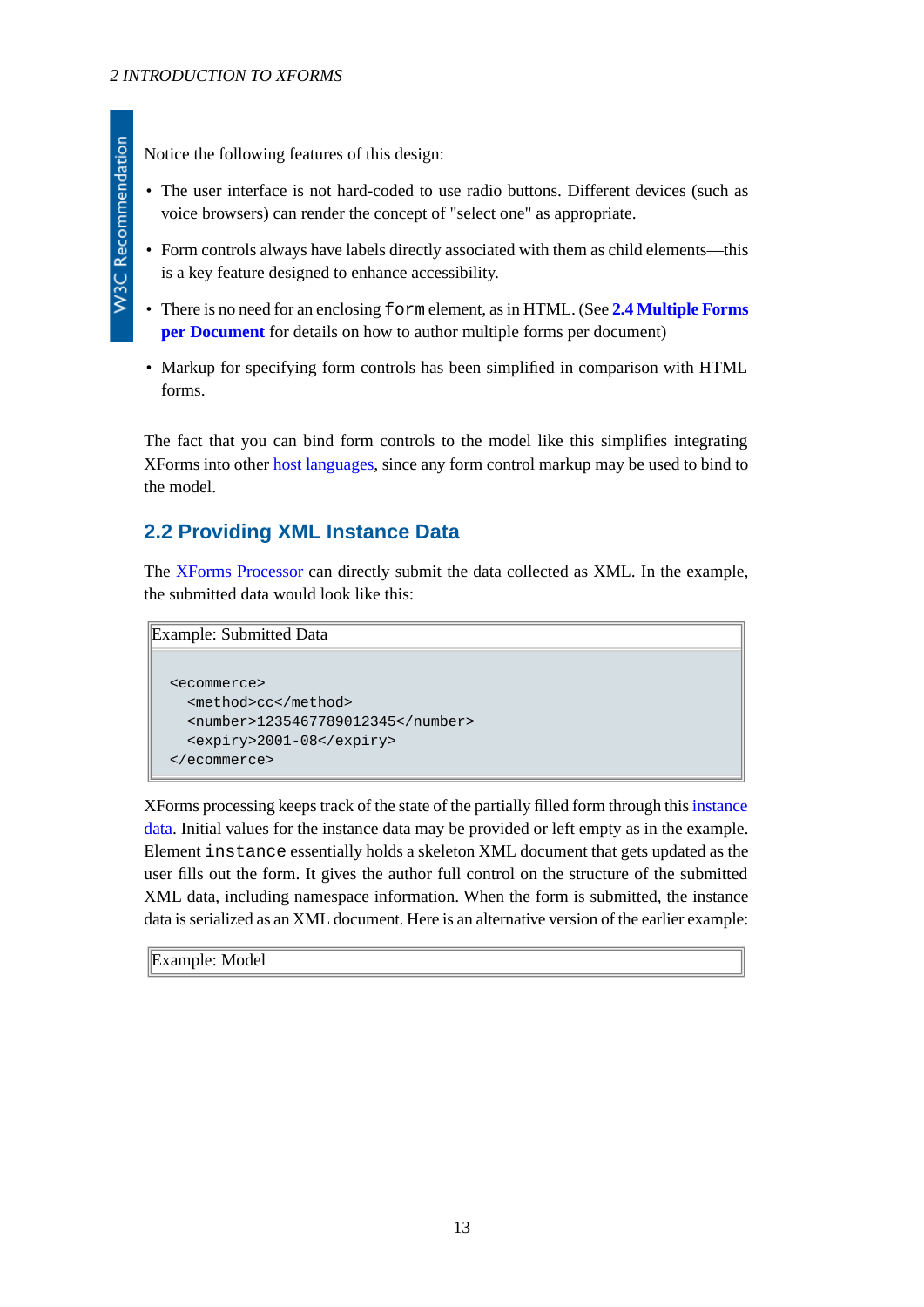Notice the following features of this design:

- The user interface is not hard-coded to use radio buttons. Different devices (such as voice browsers) can render the concept of "select one" as appropriate.
- Form controls always have labels directly associated with them as child elements—this is a key feature designed to enhance accessibility.
- There is no need for an enclosing `form` element, as in HTML. (See **2.4 Multiple Forms per Document** for details on how to author multiple forms per document)
- Markup for specifying form controls has been simplified in comparison with HTML forms.

The fact that you can bind form controls to the model like this simplifies integrating XForms into other host languages, since any form control markup may be used to bind to the model.

## 2.2 Providing XML Instance Data

The XForms Processor can directly submit the data collected as XML. In the example, the submitted data would look like this:

Example: Submitted Data

```
<ecommerce>
  <method>cc</method>
  <number>1235467789012345</number>
  <expiry>2001-08</expiry>
</ecommerce>
```

XForms processing keeps track of the state of the partially filled form through this instance data. Initial values for the instance data may be provided or left empty as in the example. Element `instance` essentially holds a skeleton XML document that gets updated as the user fills out the form. It gives the author full control on the structure of the submitted XML data, including namespace information. When the form is submitted, the instance data is serialized as an XML document. Here is an alternative version of the earlier example:

Example: Model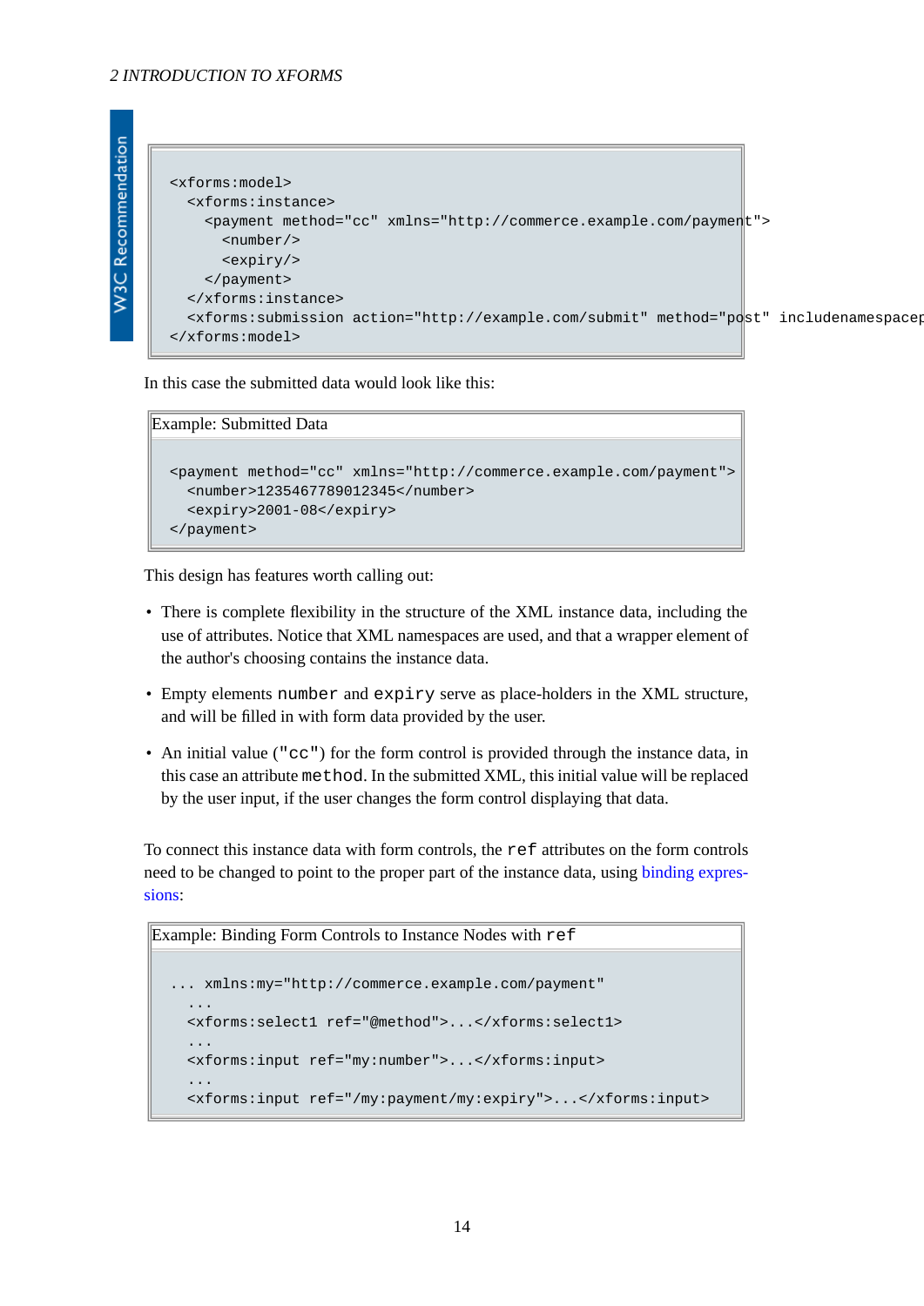```
<xforms:model>
  <xforms:instance>
    <payment method="cc" xmlns="http://commerce.example.com/payment">
      <number/>
      <expiry/>
    </payment>
  </xforms:instance>
  <xforms:submission action="http://example.com/submit" method="post" includenamespacep
</xforms:model>
```

In this case the submitted data would look like this:

Example: Submitted Data

```
<payment method="cc" xmlns="http://commerce.example.com/payment">
  <number>1235467789012345</number>
  <expiry>2001-08</expiry>
</payment>
```

This design has features worth calling out:

- There is complete flexibility in the structure of the XML instance data, including the use of attributes. Notice that XML namespaces are used, and that a wrapper element of the author's choosing contains the instance data.
- Empty elements `number` and `expiry` serve as place-holders in the XML structure, and will be filled in with form data provided by the user.
- An initial value (`"cc"`) for the form control is provided through the instance data, in this case an attribute `method`. In the submitted XML, this initial value will be replaced by the user input, if the user changes the form control displaying that data.

To connect this instance data with form controls, the `ref` attributes on the form controls need to be changed to point to the proper part of the instance data, using binding expressions:

Example: Binding Form Controls to Instance Nodes with `ref`

```
... xmlns:my="http://commerce.example.com/payment"
  ...
  <xforms:select1 ref="@method">...</xforms:select1>
  ...
  <xforms:input ref="my:number">...</xforms:input>
  ...
  <xforms:input ref="/my:payment/my:expiry">...</xforms:input>
```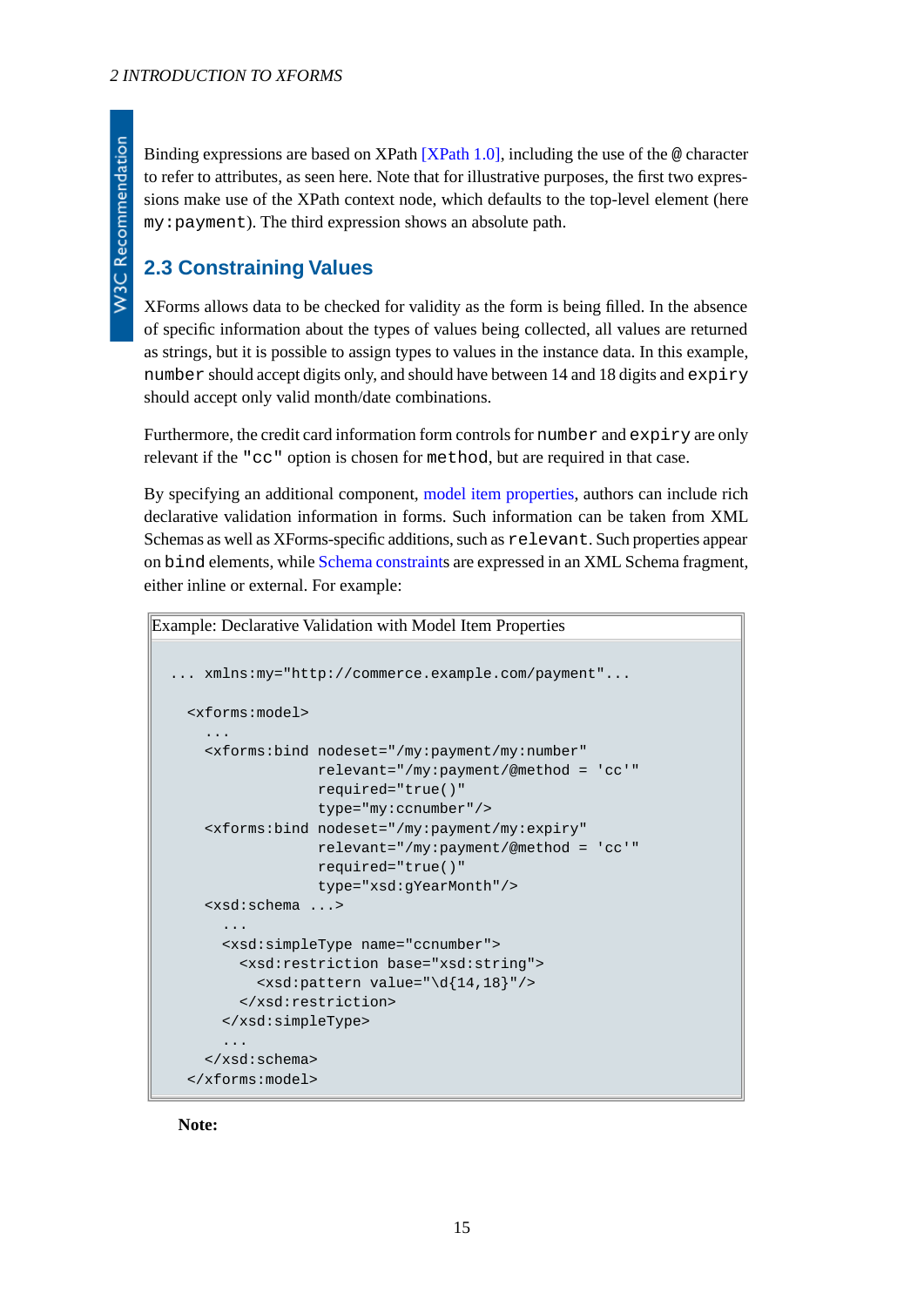Binding expressions are based on XPath [XPath 1.0], including the use of the `@` character to refer to attributes, as seen here. Note that for illustrative purposes, the first two expressions make use of the XPath context node, which defaults to the top-level element (here `my:payment`). The third expression shows an absolute path.

## 2.3 Constraining Values

XForms allows data to be checked for validity as the form is being filled. In the absence of specific information about the types of values being collected, all values are returned as strings, but it is possible to assign types to values in the instance data. In this example, `number` should accept digits only, and should have between 14 and 18 digits and `expiry` should accept only valid month/date combinations.

Furthermore, the credit card information form controls for `number` and `expiry` are only relevant if the `"cc"` option is chosen for `method`, but are required in that case.

By specifying an additional component, model item properties, authors can include rich declarative validation information in forms. Such information can be taken from XML Schemas as well as XForms-specific additions, such as `relevant`. Such properties appear on `bind` elements, while Schema constraints are expressed in an XML Schema fragment, either inline or external. For example:

Example: Declarative Validation with Model Item Properties

```
... xmlns:my="http://commerce.example.com/payment"...

  <xforms:model>
    ...
    <xforms:bind nodeset="/my:payment/my:number"
                 relevant="/my:payment/@method = 'cc'"
                 required="true()"
                 type="my:ccnumber"/>
    <xforms:bind nodeset="/my:payment/my:expiry"
                 relevant="/my:payment/@method = 'cc'"
                 required="true()"
                 type="xsd:gYearMonth"/>
    <xsd:schema ...>
      ...
      <xsd:simpleType name="ccnumber">
        <xsd:restriction base="xsd:string">
          <xsd:pattern value="\d{14,18}"/>
        </xsd:restriction>
      </xsd:simpleType>
      ...
    </xsd:schema>
  </xforms:model>
```

**Note:**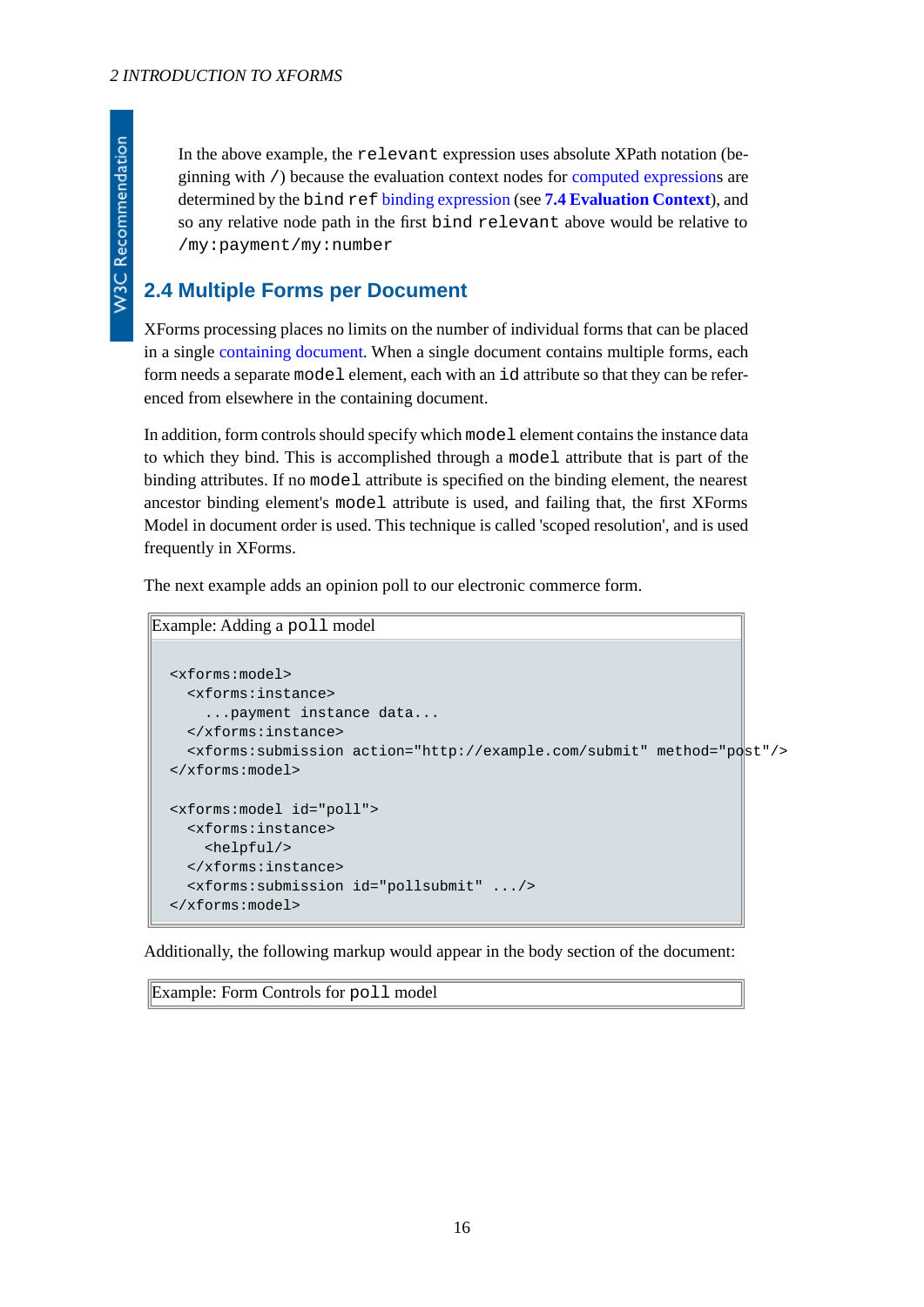In the above example, the `relevant` expression uses absolute XPath notation (beginning with `/`) because the evaluation context nodes for computed expressions are determined by the `bind` `ref` binding expression (see **7.4 Evaluation Context**), and so any relative node path in the first `bind` `relevant` above would be relative to `/my:payment/my:number`

## 2.4 Multiple Forms per Document

XForms processing places no limits on the number of individual forms that can be placed in a single containing document. When a single document contains multiple forms, each form needs a separate `model` element, each with an `id` attribute so that they can be referenced from elsewhere in the containing document.

In addition, form controls should specify which `model` element contains the instance data to which they bind. This is accomplished through a `model` attribute that is part of the binding attributes. If no `model` attribute is specified on the binding element, the nearest ancestor binding element's `model` attribute is used, and failing that, the first XForms Model in document order is used. This technique is called 'scoped resolution', and is used frequently in XForms.

The next example adds an opinion poll to our electronic commerce form.

Example: Adding a `poll` model

```
<xforms:model>
  <xforms:instance>
    ...payment instance data...
  </xforms:instance>
  <xforms:submission action="http://example.com/submit" method="post"/>
</xforms:model>

<xforms:model id="poll">
  <xforms:instance>
    <helpful/>
  </xforms:instance>
  <xforms:submission id="pollsubmit" .../>
</xforms:model>
```

Additionally, the following markup would appear in the body section of the document:

Example: Form Controls for `poll` model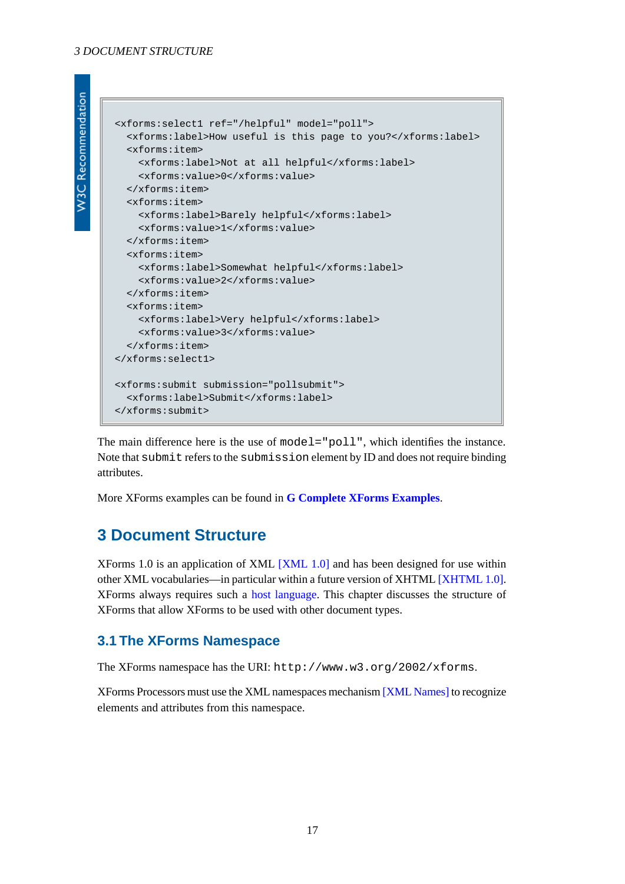```
<xforms:select1 ref="/helpful" model="poll">
  <xforms:label>How useful is this page to you?</xforms:label>
  <xforms:item>
    <xforms:label>Not at all helpful</xforms:label>
    <xforms:value>0</xforms:value>
  </xforms:item>
  <xforms:item>
    <xforms:label>Barely helpful</xforms:label>
    <xforms:value>1</xforms:value>
  </xforms:item>
  <xforms:item>
    <xforms:label>Somewhat helpful</xforms:label>
    <xforms:value>2</xforms:value>
  </xforms:item>
  <xforms:item>
    <xforms:label>Very helpful</xforms:label>
    <xforms:value>3</xforms:value>
  </xforms:item>
</xforms:select1>

<xforms:submit submission="pollsubmit">
  <xforms:label>Submit</xforms:label>
</xforms:submit>
```

The main difference here is the use of `model="poll"`, which identifies the instance. Note that `submit` refers to the `submission` element by ID and does not require binding attributes.

More XForms examples can be found in **G Complete XForms Examples**.

## 3 Document Structure

XForms 1.0 is an application of XML [XML 1.0] and has been designed for use within other XML vocabularies—in particular within a future version of XHTML [XHTML 1.0]. XForms always requires such a host language. This chapter discusses the structure of XForms that allow XForms to be used with other document types.

### 3.1 The XForms Namespace

The XForms namespace has the URI: `http://www.w3.org/2002/xforms`.

XForms Processors must use the XML namespaces mechanism [XML Names] to recognize elements and attributes from this namespace.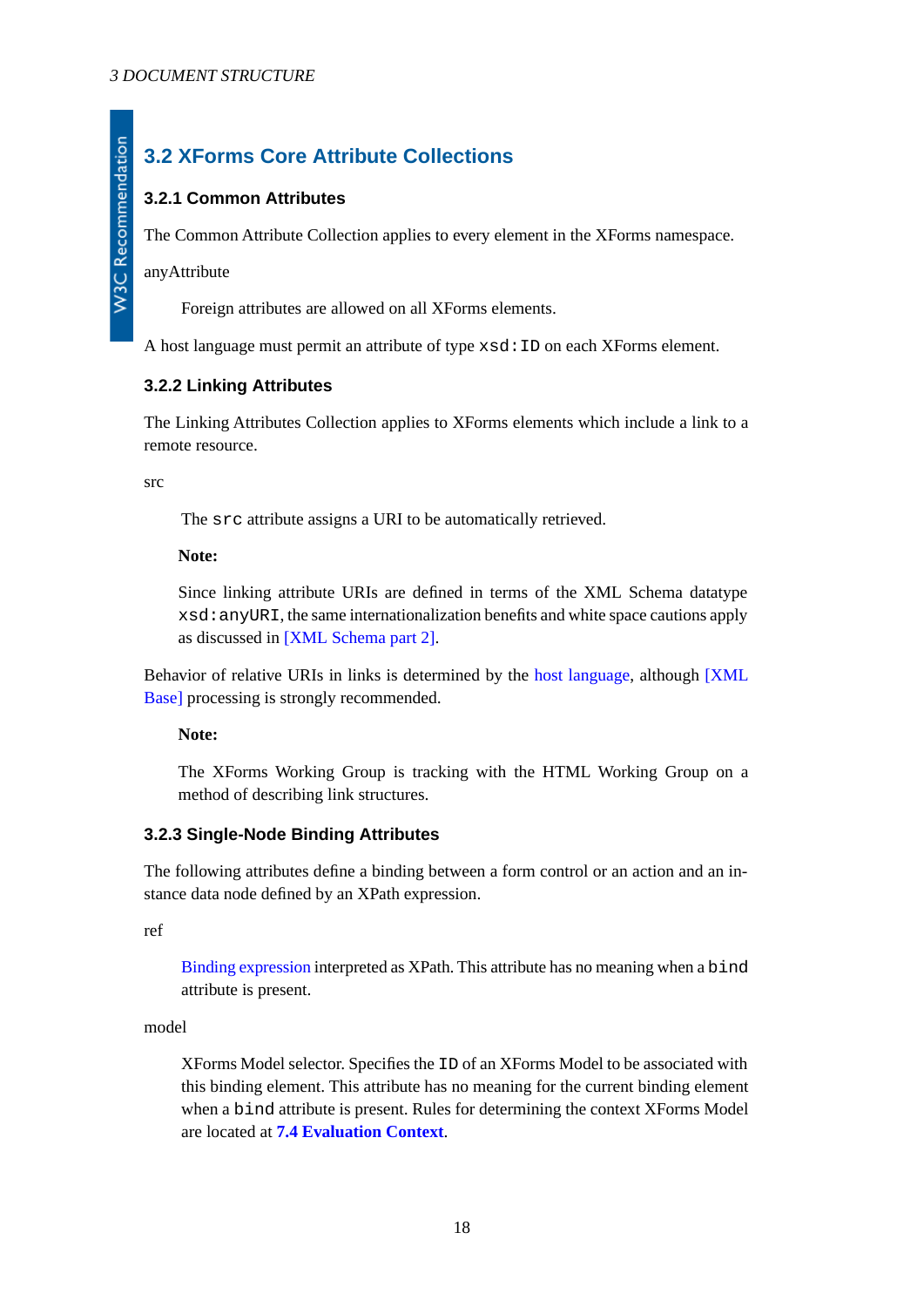## 3.2 XForms Core Attribute Collections

### 3.2.1 Common Attributes

The Common Attribute Collection applies to every element in the XForms namespace.

anyAttribute

Foreign attributes are allowed on all XForms elements.

A host language must permit an attribute of type `xsd:ID` on each XForms element.

### 3.2.2 Linking Attributes

The Linking Attributes Collection applies to XForms elements which include a link to a remote resource.

src

The `src` attribute assigns a URI to be automatically retrieved.

**Note:**

Since linking attribute URIs are defined in terms of the XML Schema datatype `xsd:anyURI`, the same internationalization benefits and white space cautions apply as discussed in [XML Schema part 2].

Behavior of relative URIs in links is determined by the host language, although [XML Base] processing is strongly recommended.

**Note:**

The XForms Working Group is tracking with the HTML Working Group on a method of describing link structures.

### 3.2.3 Single-Node Binding Attributes

The following attributes define a binding between a form control or an action and an instance data node defined by an XPath expression.

ref

Binding expression interpreted as XPath. This attribute has no meaning when a `bind` attribute is present.

model

XForms Model selector. Specifies the `ID` of an XForms Model to be associated with this binding element. This attribute has no meaning for the current binding element when a `bind` attribute is present. Rules for determining the context XForms Model are located at **7.4 Evaluation Context**.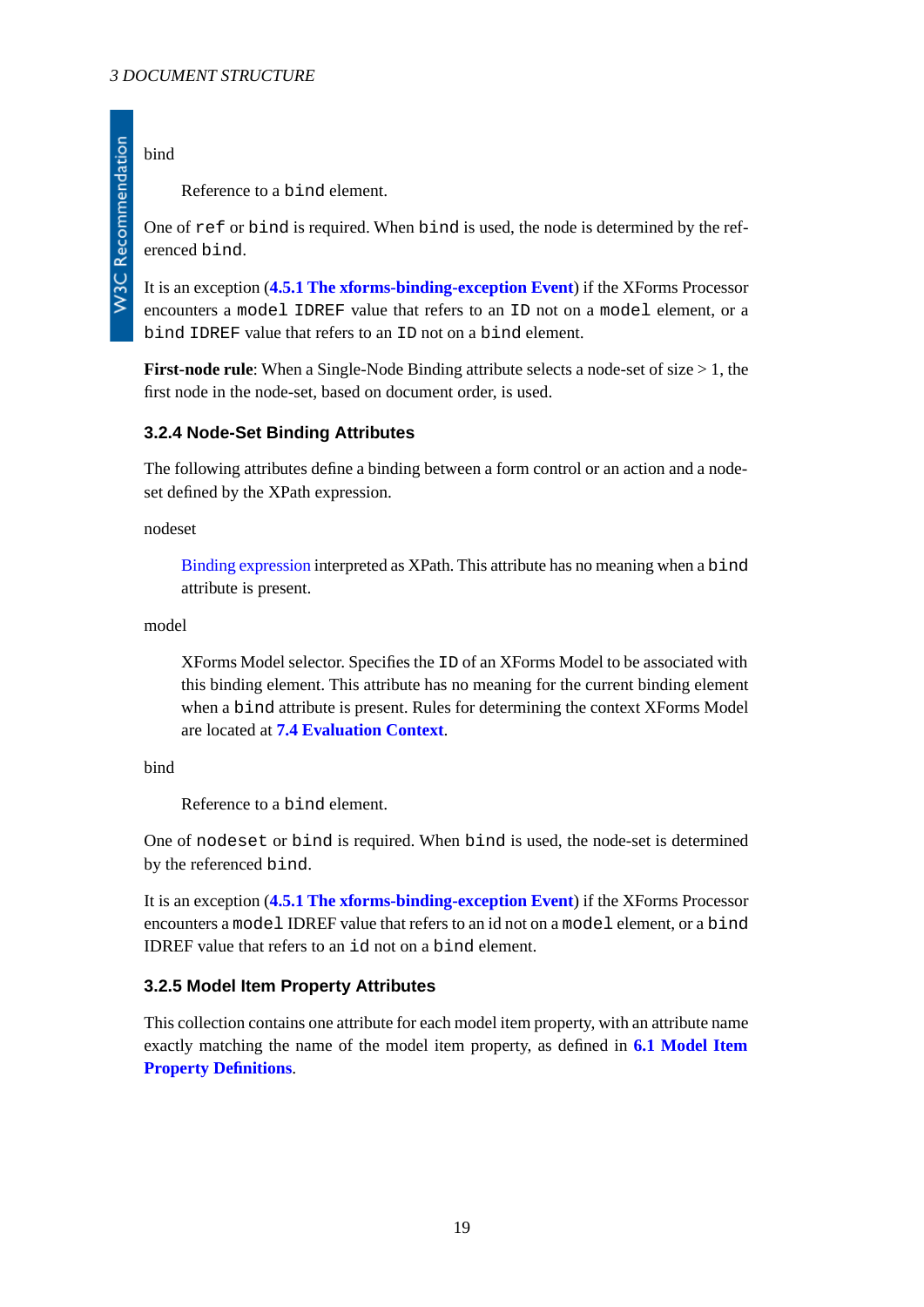bind

Reference to a `bind` element.

One of `ref` or `bind` is required. When `bind` is used, the node is determined by the referenced `bind`.

It is an exception (**4.5.1 The xforms-binding-exception Event**) if the XForms Processor encounters a `model` `IDREF` value that refers to an `ID` not on a `model` element, or a `bind` `IDREF` value that refers to an `ID` not on a `bind` element.

**First-node rule**: When a Single-Node Binding attribute selects a node-set of size > 1, the first node in the node-set, based on document order, is used.

### 3.2.4 Node-Set Binding Attributes

The following attributes define a binding between a form control or an action and a node-set defined by the XPath expression.

nodeset

Binding expression interpreted as XPath. This attribute has no meaning when a `bind` attribute is present.

model

XForms Model selector. Specifies the `ID` of an XForms Model to be associated with this binding element. This attribute has no meaning for the current binding element when a `bind` attribute is present. Rules for determining the context XForms Model are located at **7.4 Evaluation Context**.

bind

Reference to a `bind` element.

One of `nodeset` or `bind` is required. When `bind` is used, the node-set is determined by the referenced `bind`.

It is an exception (**4.5.1 The xforms-binding-exception Event**) if the XForms Processor encounters a `model` IDREF value that refers to an id not on a `model` element, or a `bind` IDREF value that refers to an `id` not on a `bind` element.

### 3.2.5 Model Item Property Attributes

This collection contains one attribute for each model item property, with an attribute name exactly matching the name of the model item property, as defined in **6.1 Model Item Property Definitions**.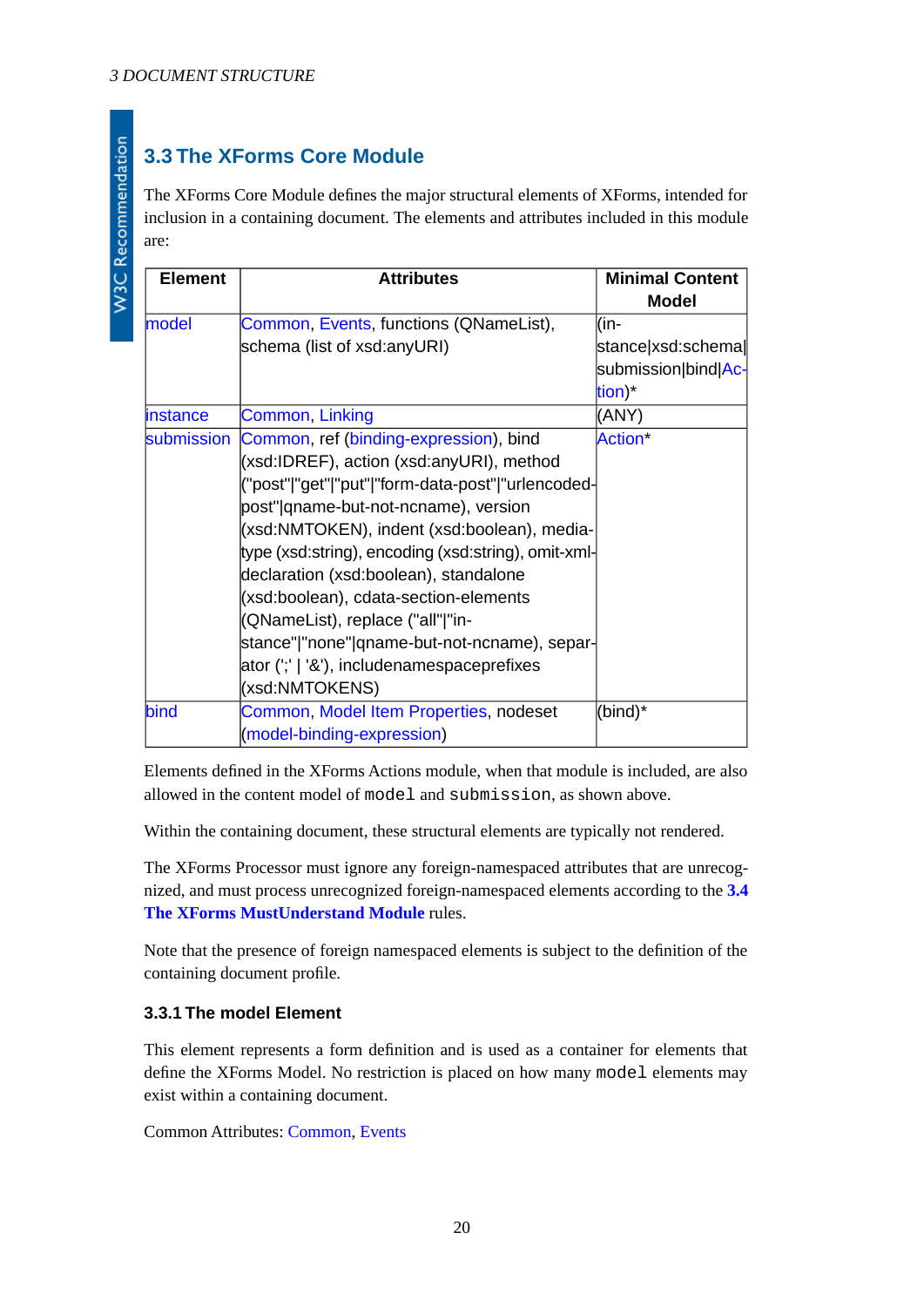## 3.3 The XForms Core Module

The XForms Core Module defines the major structural elements of XForms, intended for inclusion in a containing document. The elements and attributes included in this module are:

| Element | Attributes | Minimal Content Model |
|---|---|---|
| model | Common, Events, functions (QNameList), schema (list of xsd:anyURI) | (instance\|xsd:schema\|submission\|bind\|Action)* |
| instance | Common, Linking | (ANY) |
| submission | Common, ref (binding-expression), bind (xsd:IDREF), action (xsd:anyURI), method ("post"\|"get"\|"put"\|"form-data-post"\|"urlencoded-post"\|qname-but-not-ncname), version (xsd:NMTOKEN), indent (xsd:boolean), mediatype (xsd:string), encoding (xsd:string), omit-xml-declaration (xsd:boolean), standalone (xsd:boolean), cdata-section-elements (QNameList), replace ("all"\|"instance"\|"none"\|qname-but-not-ncname), separator (';' \| '&'), includenamespaceprefixes (xsd:NMTOKENS) | Action* |
| bind | Common, Model Item Properties, nodeset (model-binding-expression) | (bind)* |

Elements defined in the XForms Actions module, when that module is included, are also allowed in the content model of `model` and `submission`, as shown above.

Within the containing document, these structural elements are typically not rendered.

The XForms Processor must ignore any foreign-namespaced attributes that are unrecognized, and must process unrecognized foreign-namespaced elements according to the **3.4 The XForms MustUnderstand Module** rules.

Note that the presence of foreign namespaced elements is subject to the definition of the containing document profile.

### 3.3.1 The model Element

This element represents a form definition and is used as a container for elements that define the XForms Model. No restriction is placed on how many `model` elements may exist within a containing document.

Common Attributes: Common, Events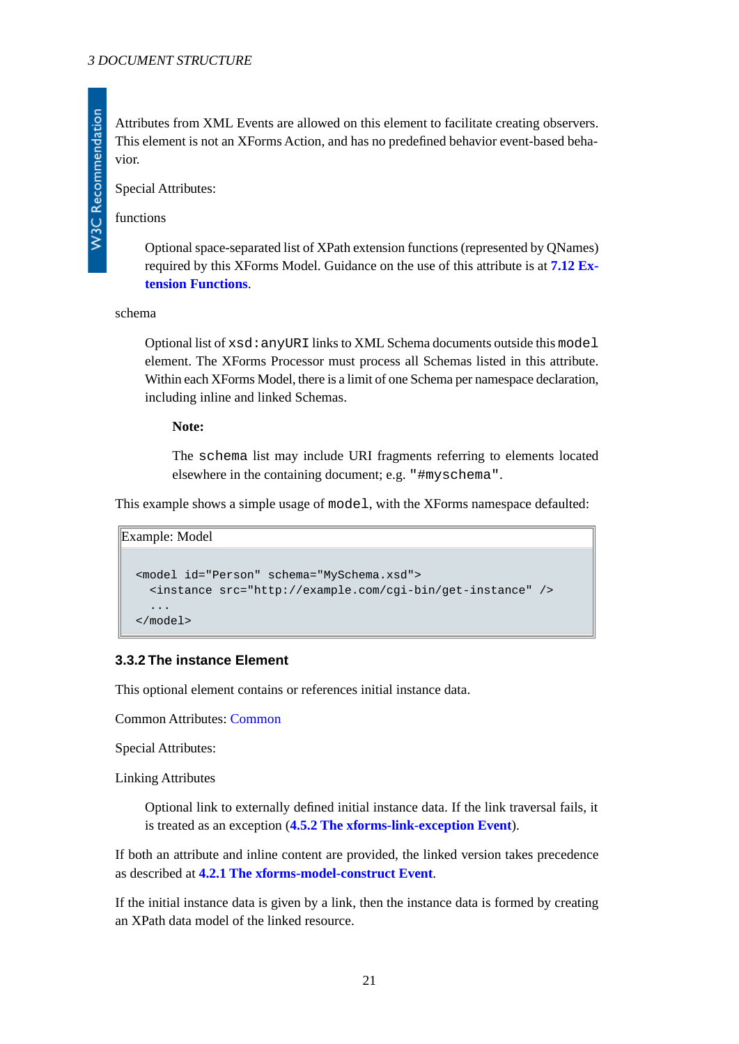Attributes from XML Events are allowed on this element to facilitate creating observers. This element is not an XForms Action, and has no predefined behavior event-based behavior.

Special Attributes:

functions

> Optional space-separated list of XPath extension functions (represented by QNames) required by this XForms Model. Guidance on the use of this attribute is at **7.12 Extension Functions**.

schema

> Optional list of `xsd:anyURI` links to XML Schema documents outside this `model` element. The XForms Processor must process all Schemas listed in this attribute. Within each XForms Model, there is a limit of one Schema per namespace declaration, including inline and linked Schemas.
>
> **Note:**
>
> The `schema` list may include URI fragments referring to elements located elsewhere in the containing document; e.g. `"#myschema"`.

This example shows a simple usage of `model`, with the XForms namespace defaulted:

Example: Model

```
<model id="Person" schema="MySchema.xsd">
  <instance src="http://example.com/cgi-bin/get-instance" />
  ...
</model>
```

### 3.3.2 The instance Element

This optional element contains or references initial instance data.

Common Attributes: Common

Special Attributes:

Linking Attributes

> Optional link to externally defined initial instance data. If the link traversal fails, it is treated as an exception (**4.5.2 The xforms-link-exception Event**).

If both an attribute and inline content are provided, the linked version takes precedence as described at **4.2.1 The xforms-model-construct Event**.

If the initial instance data is given by a link, then the instance data is formed by creating an XPath data model of the linked resource.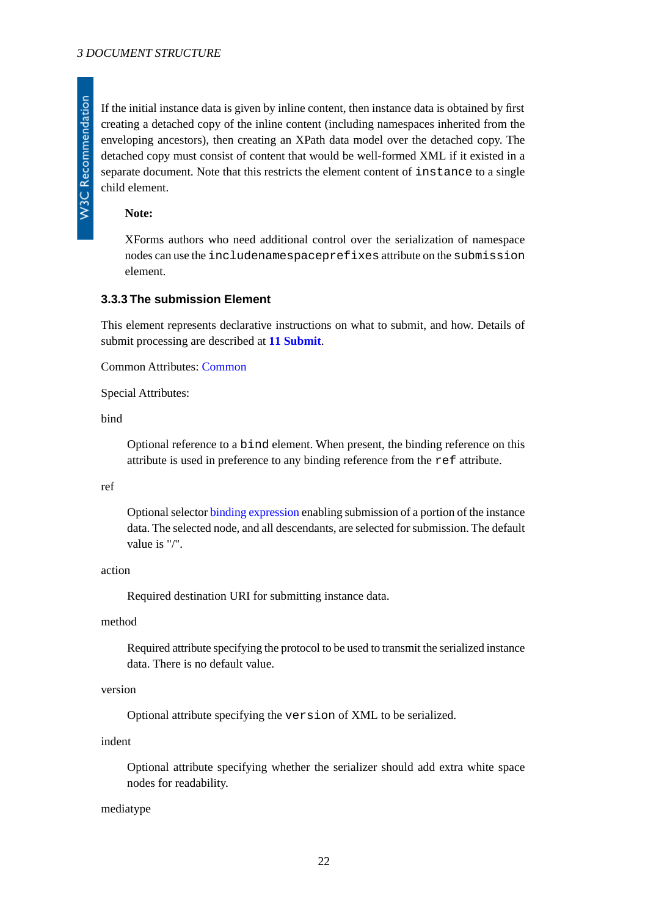If the initial instance data is given by inline content, then instance data is obtained by first creating a detached copy of the inline content (including namespaces inherited from the enveloping ancestors), then creating an XPath data model over the detached copy. The detached copy must consist of content that would be well-formed XML if it existed in a separate document. Note that this restricts the element content of `instance` to a single child element.

> **Note:**
>
> XForms authors who need additional control over the serialization of namespace nodes can use the `includenamespaceprefixes` attribute on the `submission` element.

### 3.3.3 The submission Element

This element represents declarative instructions on what to submit, and how. Details of submit processing are described at **11 Submit**.

Common Attributes: Common

Special Attributes:

bind

: Optional reference to a `bind` element. When present, the binding reference on this attribute is used in preference to any binding reference from the `ref` attribute.

ref

: Optional selector binding expression enabling submission of a portion of the instance data. The selected node, and all descendants, are selected for submission. The default value is "/".

action

: Required destination URI for submitting instance data.

method

: Required attribute specifying the protocol to be used to transmit the serialized instance data. There is no default value.

version

: Optional attribute specifying the `version` of XML to be serialized.

indent

: Optional attribute specifying whether the serializer should add extra white space nodes for readability.

mediatype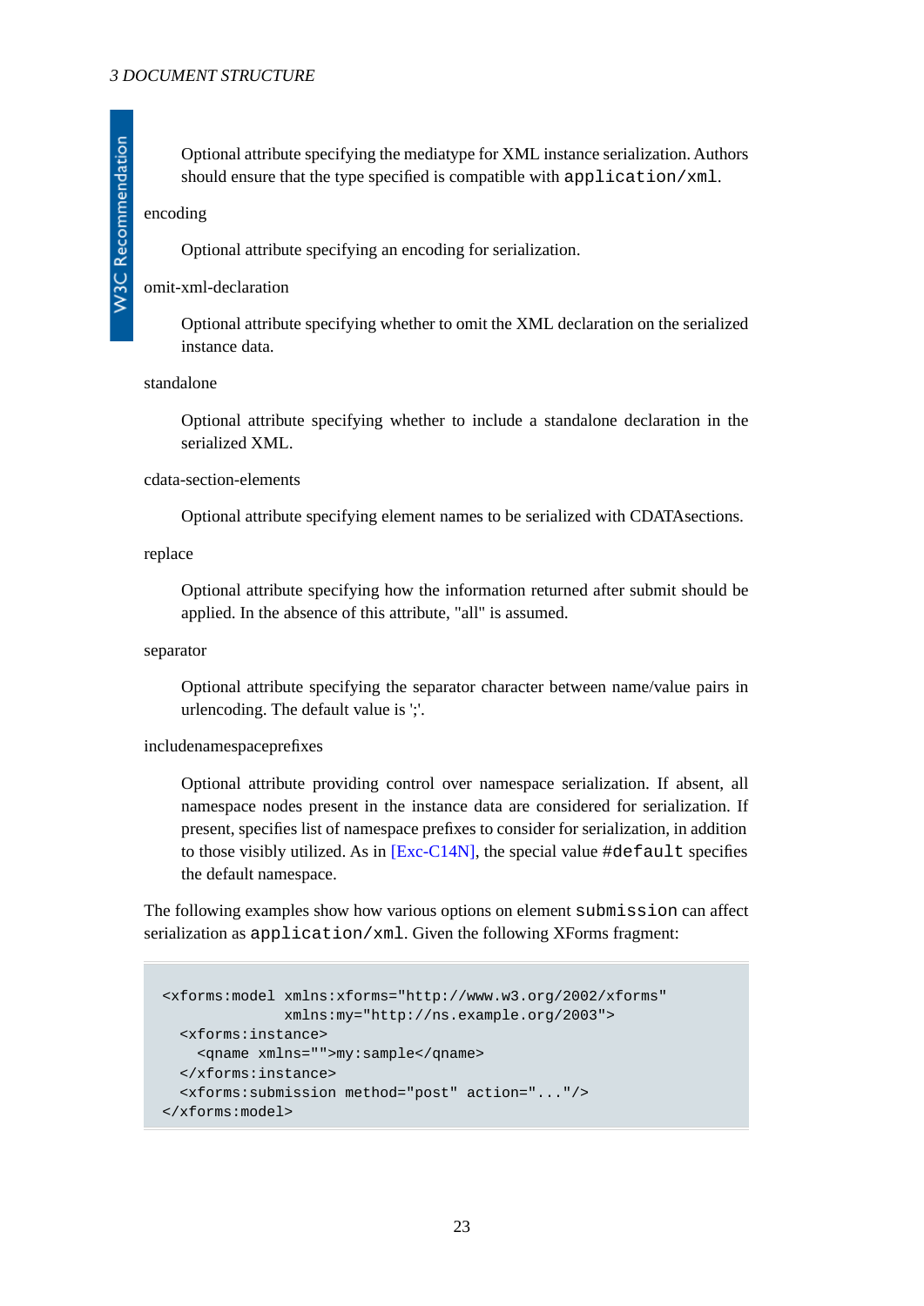Optional attribute specifying the mediatype for XML instance serialization. Authors should ensure that the type specified is compatible with `application/xml`.

encoding

Optional attribute specifying an encoding for serialization.

omit-xml-declaration

Optional attribute specifying whether to omit the XML declaration on the serialized instance data.

standalone

Optional attribute specifying whether to include a standalone declaration in the serialized XML.

cdata-section-elements

Optional attribute specifying element names to be serialized with CDATAsections.

replace

Optional attribute specifying how the information returned after submit should be applied. In the absence of this attribute, "all" is assumed.

separator

Optional attribute specifying the separator character between name/value pairs in urlencoding. The default value is ';'.

includenamespaceprefixes

Optional attribute providing control over namespace serialization. If absent, all namespace nodes present in the instance data are considered for serialization. If present, specifies list of namespace prefixes to consider for serialization, in addition to those visibly utilized. As in [Exc-C14N], the special value `#default` specifies the default namespace.

The following examples show how various options on element `submission` can affect serialization as `application/xml`. Given the following XForms fragment:

```
<xforms:model xmlns:xforms="http://www.w3.org/2002/xforms"
              xmlns:my="http://ns.example.org/2003">
  <xforms:instance>
    <qname xmlns="">my:sample</qname>
  </xforms:instance>
  <xforms:submission method="post" action="..."/>
</xforms:model>
```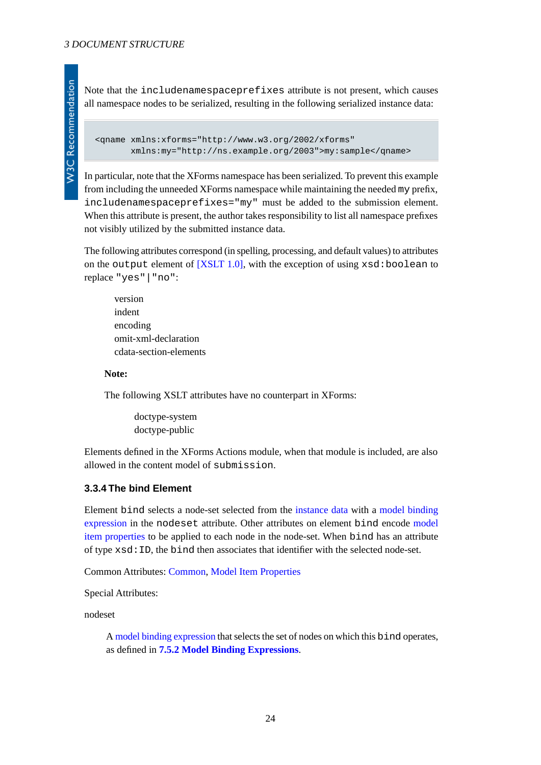Note that the `includenamespaceprefixes` attribute is not present, which causes all namespace nodes to be serialized, resulting in the following serialized instance data:

```
<qname xmlns:xforms="http://www.w3.org/2002/xforms"
       xmlns:my="http://ns.example.org/2003">my:sample</qname>
```

In particular, note that the XForms namespace has been serialized. To prevent this example from including the unneeded XForms namespace while maintaining the needed `my` prefix, `includenamespaceprefixes="my"` must be added to the submission element. When this attribute is present, the author takes responsibility to list all namespace prefixes not visibly utilized by the submitted instance data.

The following attributes correspond (in spelling, processing, and default values) to attributes on the `output` element of [XSLT 1.0], with the exception of using `xsd:boolean` to replace `"yes"|"no"`:

version
indent
encoding
omit-xml-declaration
cdata-section-elements

**Note:**

The following XSLT attributes have no counterpart in XForms:

doctype-system
doctype-public

Elements defined in the XForms Actions module, when that module is included, are also allowed in the content model of `submission`.

### 3.3.4 The bind Element

Element `bind` selects a node-set selected from the instance data with a model binding expression in the `nodeset` attribute. Other attributes on element `bind` encode model item properties to be applied to each node in the node-set. When `bind` has an attribute of type `xsd:ID`, the `bind` then associates that identifier with the selected node-set.

Common Attributes: Common, Model Item Properties

Special Attributes:

nodeset

A model binding expression that selects the set of nodes on which this `bind` operates, as defined in **7.5.2 Model Binding Expressions**.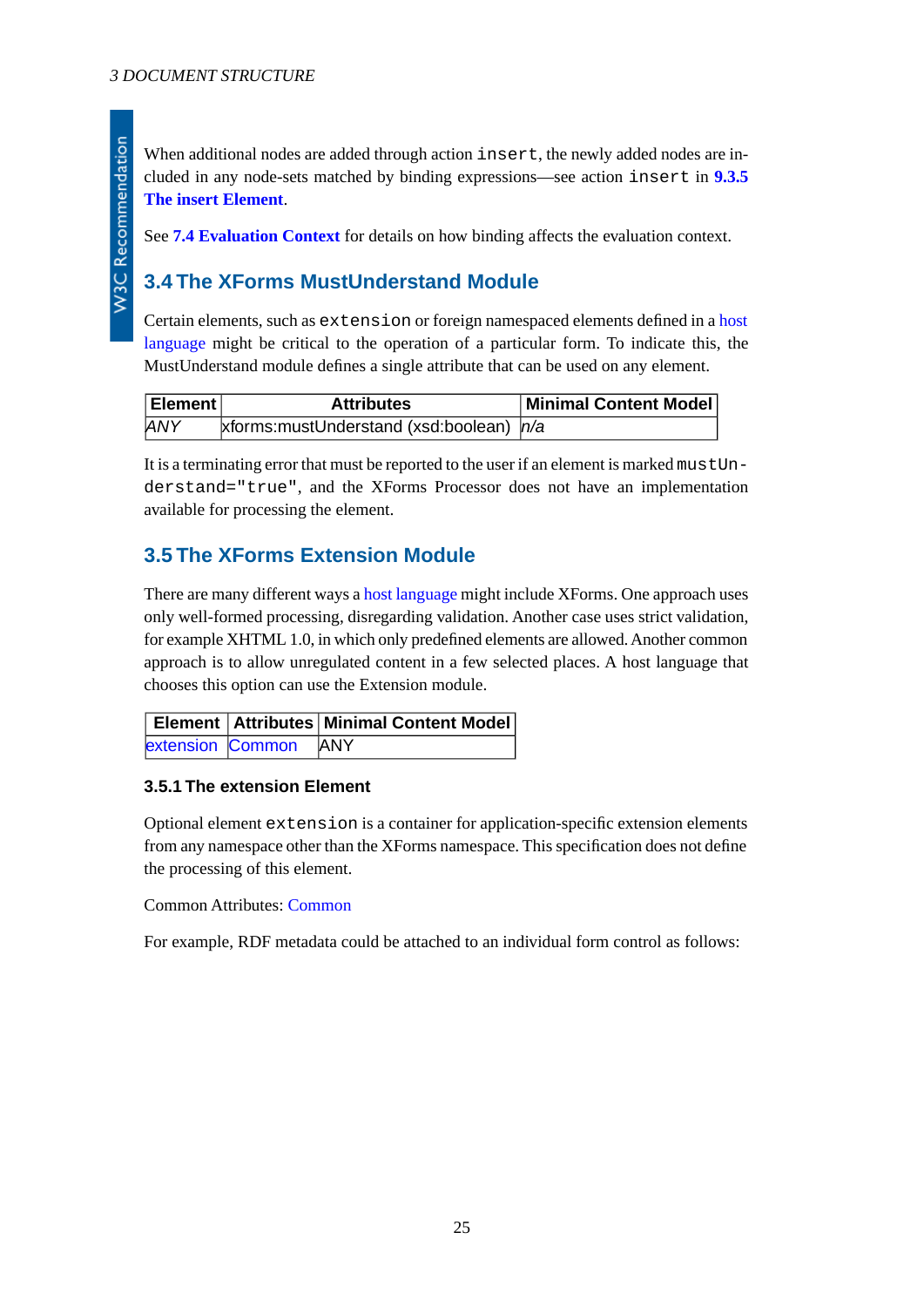When additional nodes are added through action `insert`, the newly added nodes are included in any node-sets matched by binding expressions—see action `insert` in **9.3.5 The insert Element**.

See **7.4 Evaluation Context** for details on how binding affects the evaluation context.

## 3.4 The XForms MustUnderstand Module

Certain elements, such as `extension` or foreign namespaced elements defined in a host language might be critical to the operation of a particular form. To indicate this, the MustUnderstand module defines a single attribute that can be used on any element.

| Element | Attributes | Minimal Content Model |
|---|---|---|
| *ANY* | xforms:mustUnderstand (xsd:boolean) | *n/a* |

It is a terminating error that must be reported to the user if an element is marked `mustUnderstand="true"`, and the XForms Processor does not have an implementation available for processing the element.

## 3.5 The XForms Extension Module

There are many different ways a host language might include XForms. One approach uses only well-formed processing, disregarding validation. Another case uses strict validation, for example XHTML 1.0, in which only predefined elements are allowed. Another common approach is to allow unregulated content in a few selected places. A host language that chooses this option can use the Extension module.

| Element | Attributes | Minimal Content Model |
|---|---|---|
| extension | Common | ANY |

### 3.5.1 The extension Element

Optional element `extension` is a container for application-specific extension elements from any namespace other than the XForms namespace. This specification does not define the processing of this element.

Common Attributes: Common

For example, RDF metadata could be attached to an individual form control as follows: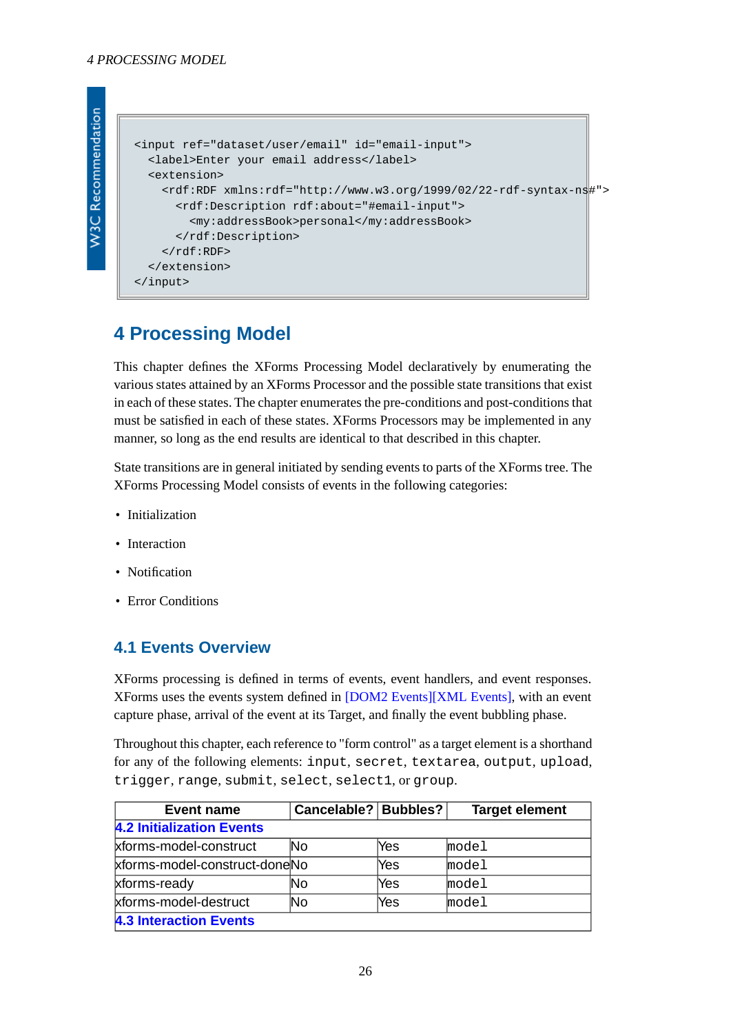```
<input ref="dataset/user/email" id="email-input">
  <label>Enter your email address</label>
  <extension>
    <rdf:RDF xmlns:rdf="http://www.w3.org/1999/02/22-rdf-syntax-ns#">
      <rdf:Description rdf:about="#email-input">
        <my:addressBook>personal</my:addressBook>
      </rdf:Description>
    </rdf:RDF>
  </extension>
</input>
```

# 4 Processing Model

This chapter defines the XForms Processing Model declaratively by enumerating the various states attained by an XForms Processor and the possible state transitions that exist in each of these states. The chapter enumerates the pre-conditions and post-conditions that must be satisfied in each of these states. XForms Processors may be implemented in any manner, so long as the end results are identical to that described in this chapter.

State transitions are in general initiated by sending events to parts of the XForms tree. The XForms Processing Model consists of events in the following categories:

- Initialization
- Interaction
- Notification
- Error Conditions

## 4.1 Events Overview

XForms processing is defined in terms of events, event handlers, and event responses. XForms uses the events system defined in [DOM2 Events][XML Events], with an event capture phase, arrival of the event at its Target, and finally the event bubbling phase.

Throughout this chapter, each reference to "form control" as a target element is a shorthand for any of the following elements: `input`, `secret`, `textarea`, `output`, `upload`, `trigger`, `range`, `submit`, `select`, `select1`, or `group`.

| Event name | Cancelable? | Bubbles? | Target element |
|---|---|---|---|
| **4.2 Initialization Events** | | | |
| xforms-model-construct | No | Yes | `model` |
| xforms-model-construct-done | No | Yes | `model` |
| xforms-ready | No | Yes | `model` |
| xforms-model-destruct | No | Yes | `model` |
| **4.3 Interaction Events** | | | |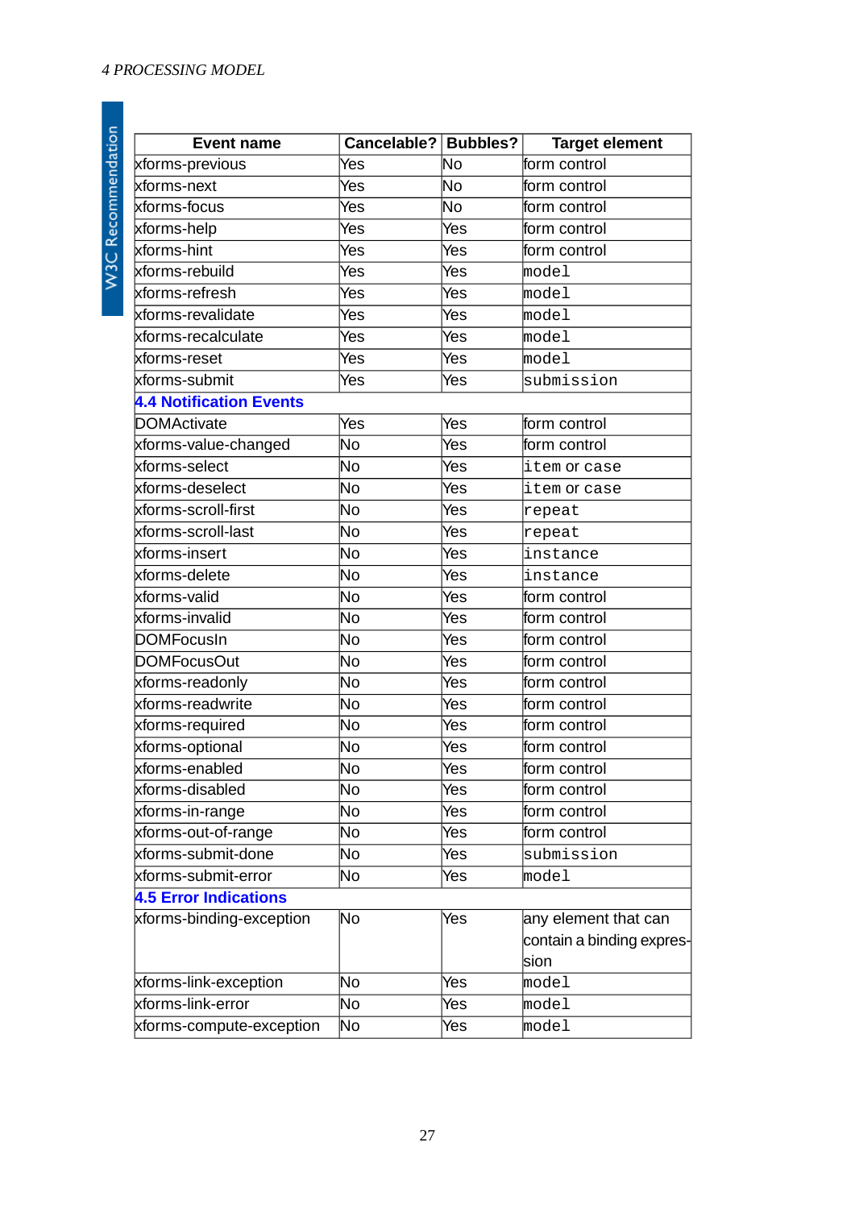| Event name | Cancelable? | Bubbles? | Target element |
|---|---|---|---|
| xforms-previous | Yes | No | form control |
| xforms-next | Yes | No | form control |
| xforms-focus | Yes | No | form control |
| xforms-help | Yes | Yes | form control |
| xforms-hint | Yes | Yes | form control |
| xforms-rebuild | Yes | Yes | `model` |
| xforms-refresh | Yes | Yes | `model` |
| xforms-revalidate | Yes | Yes | `model` |
| xforms-recalculate | Yes | Yes | `model` |
| xforms-reset | Yes | Yes | `model` |
| xforms-submit | Yes | Yes | `submission` |
| **4.4 Notification Events** | | | |
| DOMActivate | Yes | Yes | form control |
| xforms-value-changed | No | Yes | form control |
| xforms-select | No | Yes | `item` or `case` |
| xforms-deselect | No | Yes | `item` or `case` |
| xforms-scroll-first | No | Yes | `repeat` |
| xforms-scroll-last | No | Yes | `repeat` |
| xforms-insert | No | Yes | `instance` |
| xforms-delete | No | Yes | `instance` |
| xforms-valid | No | Yes | form control |
| xforms-invalid | No | Yes | form control |
| DOMFocusIn | No | Yes | form control |
| DOMFocusOut | No | Yes | form control |
| xforms-readonly | No | Yes | form control |
| xforms-readwrite | No | Yes | form control |
| xforms-required | No | Yes | form control |
| xforms-optional | No | Yes | form control |
| xforms-enabled | No | Yes | form control |
| xforms-disabled | No | Yes | form control |
| xforms-in-range | No | Yes | form control |
| xforms-out-of-range | No | Yes | form control |
| xforms-submit-done | No | Yes | `submission` |
| xforms-submit-error | No | Yes | `model` |
| **4.5 Error Indications** | | | |
| xforms-binding-exception | No | Yes | any element that can contain a binding expression |
| xforms-link-exception | No | Yes | `model` |
| xforms-link-error | No | Yes | `model` |
| xforms-compute-exception | No | Yes | `model` |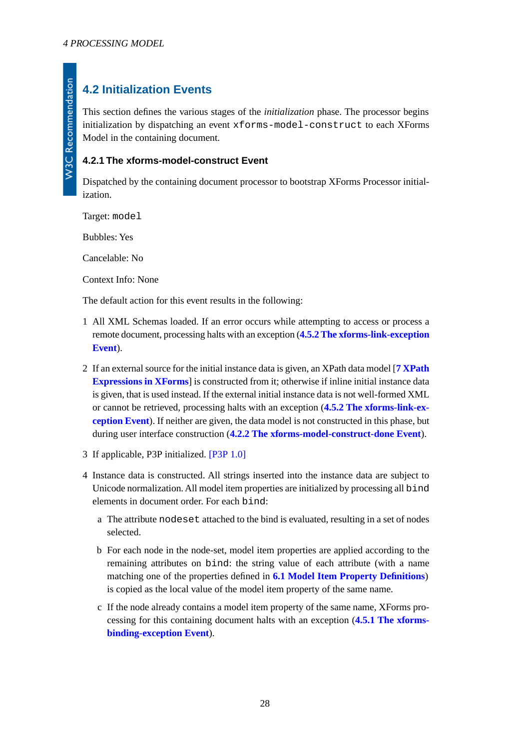## 4.2 Initialization Events

This section defines the various stages of the *initialization* phase. The processor begins initialization by dispatching an event `xforms-model-construct` to each XForms Model in the containing document.

### 4.2.1 The xforms-model-construct Event

Dispatched by the containing document processor to bootstrap XForms Processor initialization.

Target: `model`

Bubbles: Yes

Cancelable: No

Context Info: None

The default action for this event results in the following:

1. All XML Schemas loaded. If an error occurs while attempting to access or process a remote document, processing halts with an exception (**4.5.2 The xforms-link-exception Event**).
2. If an external source for the initial instance data is given, an XPath data model [**7 XPath Expressions in XForms**] is constructed from it; otherwise if inline initial instance data is given, that is used instead. If the external initial instance data is not well-formed XML or cannot be retrieved, processing halts with an exception (**4.5.2 The xforms-link-exception Event**). If neither are given, the data model is not constructed in this phase, but during user interface construction (**4.2.2 The xforms-model-construct-done Event**).
3. If applicable, P3P initialized. [P3P 1.0]
4. Instance data is constructed. All strings inserted into the instance data are subject to Unicode normalization. All model item properties are initialized by processing all `bind` elements in document order. For each `bind`:
   a. The attribute `nodeset` attached to the bind is evaluated, resulting in a set of nodes selected.
   b. For each node in the node-set, model item properties are applied according to the remaining attributes on `bind`: the string value of each attribute (with a name matching one of the properties defined in **6.1 Model Item Property Definitions**) is copied as the local value of the model item property of the same name.
   c. If the node already contains a model item property of the same name, XForms processing for this containing document halts with an exception (**4.5.1 The xforms-binding-exception Event**).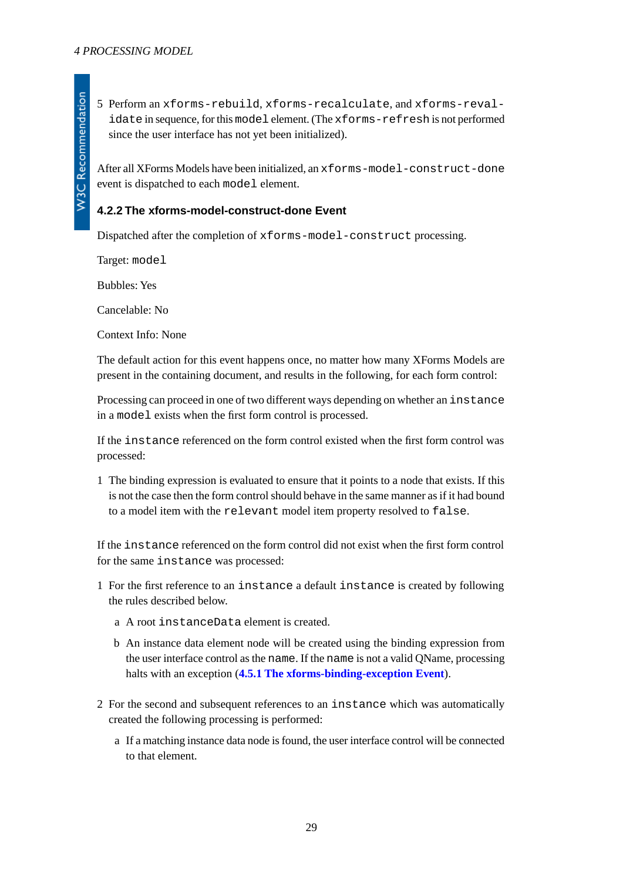5. Perform an `xforms-rebuild`, `xforms-recalculate`, and `xforms-revalidate` in sequence, for this `model` element. (The `xforms-refresh` is not performed since the user interface has not yet been initialized).

After all XForms Models have been initialized, an `xforms-model-construct-done` event is dispatched to each `model` element.

### 4.2.2 The xforms-model-construct-done Event

Dispatched after the completion of `xforms-model-construct` processing.

Target: `model`

Bubbles: Yes

Cancelable: No

Context Info: None

The default action for this event happens once, no matter how many XForms Models are present in the containing document, and results in the following, for each form control:

Processing can proceed in one of two different ways depending on whether an `instance` in a `model` exists when the first form control is processed.

If the `instance` referenced on the form control existed when the first form control was processed:

1. The binding expression is evaluated to ensure that it points to a node that exists. If this is not the case then the form control should behave in the same manner as if it had bound to a model item with the `relevant` model item property resolved to `false`.

If the `instance` referenced on the form control did not exist when the first form control for the same `instance` was processed:

1. For the first reference to an `instance` a default `instance` is created by following the rules described below.
   a. A root `instanceData` element is created.
   b. An instance data element node will be created using the binding expression from the user interface control as the `name`. If the `name` is not a valid QName, processing halts with an exception (**4.5.1 The xforms-binding-exception Event**).
2. For the second and subsequent references to an `instance` which was automatically created the following processing is performed:
   a. If a matching instance data node is found, the user interface control will be connected to that element.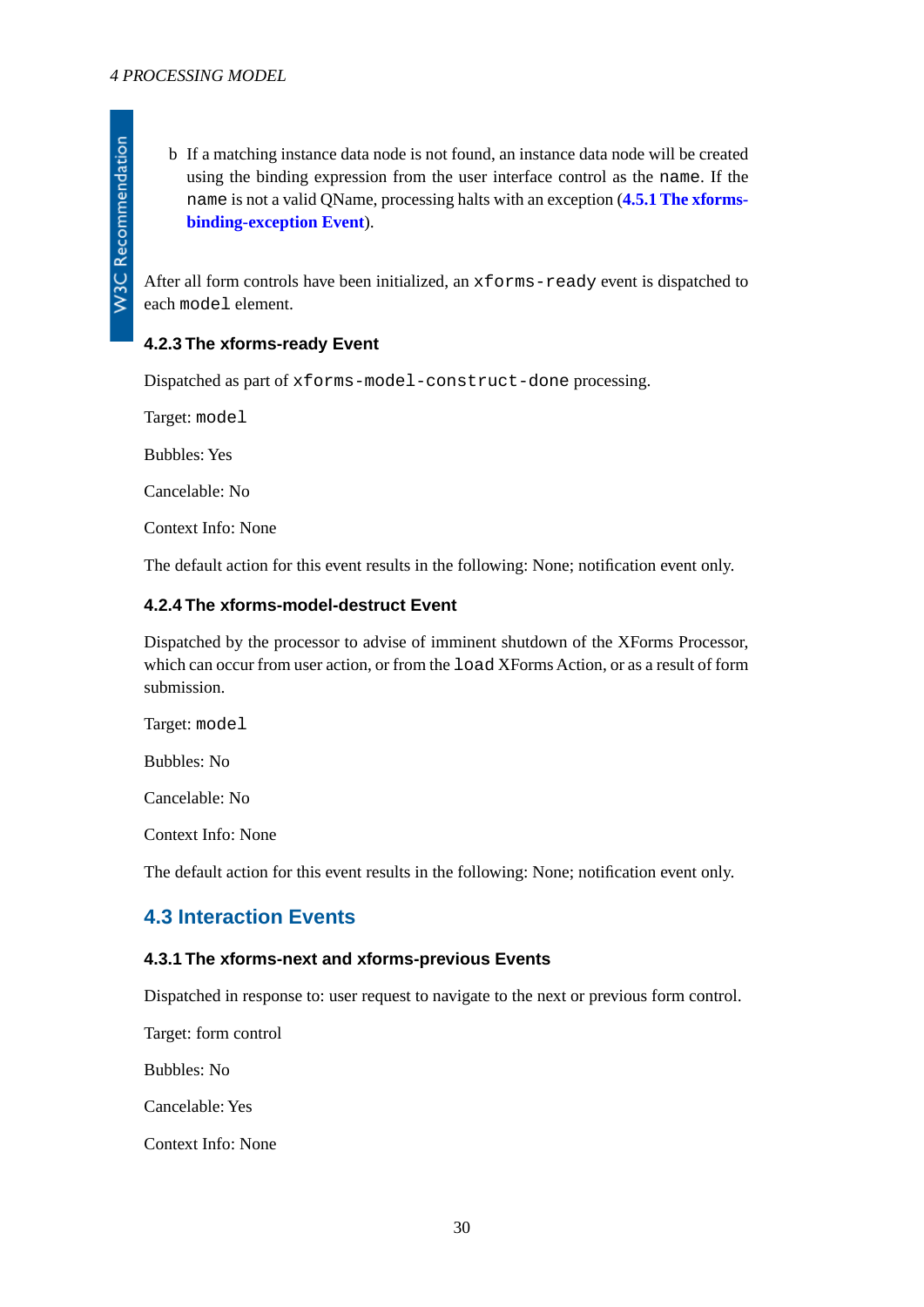b. If a matching instance data node is not found, an instance data node will be created using the binding expression from the user interface control as the `name`. If the `name` is not a valid QName, processing halts with an exception (**4.5.1 The xforms-binding-exception Event**).

After all form controls have been initialized, an `xforms-ready` event is dispatched to each `model` element.

#### 4.2.3 The xforms-ready Event

Dispatched as part of `xforms-model-construct-done` processing.

Target: `model`

Bubbles: Yes

Cancelable: No

Context Info: None

The default action for this event results in the following: None; notification event only.

#### 4.2.4 The xforms-model-destruct Event

Dispatched by the processor to advise of imminent shutdown of the XForms Processor, which can occur from user action, or from the `load` XForms Action, or as a result of form submission.

Target: `model`

Bubbles: No

Cancelable: No

Context Info: None

The default action for this event results in the following: None; notification event only.

### 4.3 Interaction Events

#### 4.3.1 The xforms-next and xforms-previous Events

Dispatched in response to: user request to navigate to the next or previous form control.

Target: form control

Bubbles: No

Cancelable: Yes

Context Info: None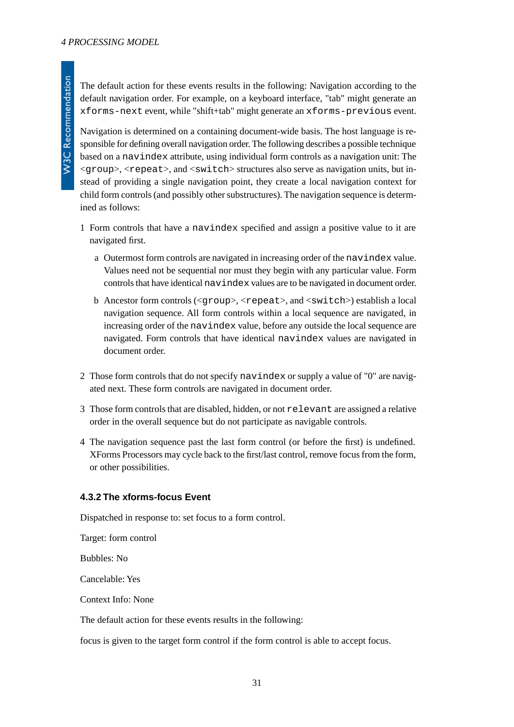The default action for these events results in the following: Navigation according to the default navigation order. For example, on a keyboard interface, "tab" might generate an `xforms-next` event, while "shift+tab" might generate an `xforms-previous` event.

Navigation is determined on a containing document-wide basis. The host language is responsible for defining overall navigation order. The following describes a possible technique based on a `navindex` attribute, using individual form controls as a navigation unit: The <`group`>, <`repeat`>, and <`switch`> structures also serve as navigation units, but instead of providing a single navigation point, they create a local navigation context for child form controls (and possibly other substructures). The navigation sequence is determined as follows:

1. Form controls that have a `navindex` specified and assign a positive value to it are navigated first.
   a. Outermost form controls are navigated in increasing order of the `navindex` value. Values need not be sequential nor must they begin with any particular value. Form controls that have identical `navindex` values are to be navigated in document order.
   b. Ancestor form controls (<`group`>, <`repeat`>, and <`switch`>) establish a local navigation sequence. All form controls within a local sequence are navigated, in increasing order of the `navindex` value, before any outside the local sequence are navigated. Form controls that have identical `navindex` values are navigated in document order.
2. Those form controls that do not specify `navindex` or supply a value of "0" are navigated next. These form controls are navigated in document order.
3. Those form controls that are disabled, hidden, or not `relevant` are assigned a relative order in the overall sequence but do not participate as navigable controls.
4. The navigation sequence past the last form control (or before the first) is undefined. XForms Processors may cycle back to the first/last control, remove focus from the form, or other possibilities.

#### 4.3.2 The xforms-focus Event

Dispatched in response to: set focus to a form control.

Target: form control

Bubbles: No

Cancelable: Yes

Context Info: None

The default action for these events results in the following:

focus is given to the target form control if the form control is able to accept focus.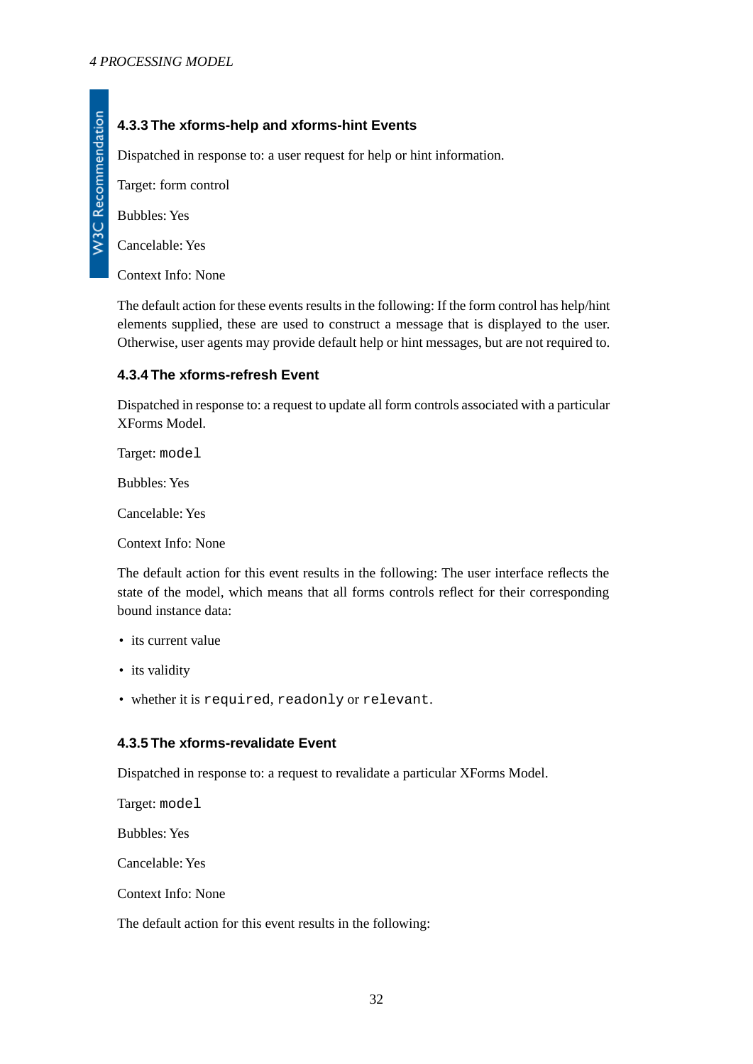#### 4.3.3 The xforms-help and xforms-hint Events

Dispatched in response to: a user request for help or hint information.

Target: form control

Bubbles: Yes

Cancelable: Yes

Context Info: None

The default action for these events results in the following: If the form control has help/hint elements supplied, these are used to construct a message that is displayed to the user. Otherwise, user agents may provide default help or hint messages, but are not required to.

#### 4.3.4 The xforms-refresh Event

Dispatched in response to: a request to update all form controls associated with a particular XForms Model.

Target: `model`

Bubbles: Yes

Cancelable: Yes

Context Info: None

The default action for this event results in the following: The user interface reflects the state of the model, which means that all forms controls reflect for their corresponding bound instance data:

- its current value
- its validity
- whether it is `required`, `readonly` or `relevant`.

#### 4.3.5 The xforms-revalidate Event

Dispatched in response to: a request to revalidate a particular XForms Model.

Target: `model`

Bubbles: Yes

Cancelable: Yes

Context Info: None

The default action for this event results in the following: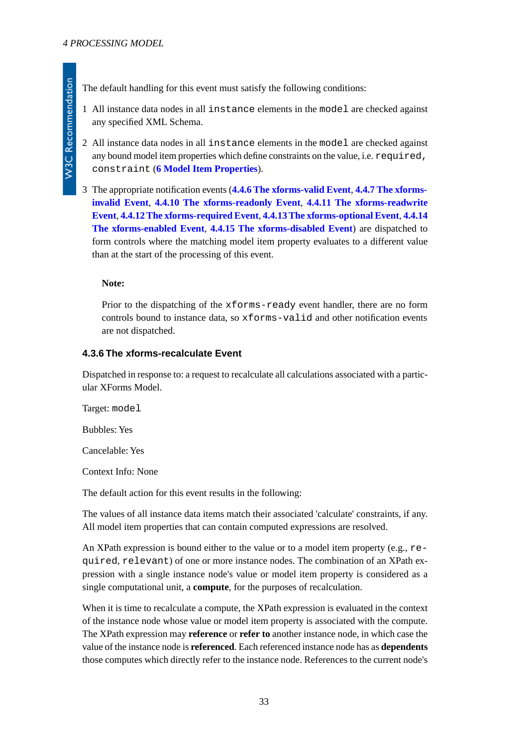The default handling for this event must satisfy the following conditions:

1. All instance data nodes in all `instance` elements in the `model` are checked against any specified XML Schema.
2. All instance data nodes in all `instance` elements in the `model` are checked against any bound model item properties which define constraints on the value, i.e. `required`, `constraint` (**6 Model Item Properties**).
3. The appropriate notification events (**4.4.6 The xforms-valid Event**, **4.4.7 The xforms-invalid Event**, **4.4.10 The xforms-readonly Event**, **4.4.11 The xforms-readwrite Event**, **4.4.12 The xforms-required Event**, **4.4.13 The xforms-optional Event**, **4.4.14 The xforms-enabled Event**, **4.4.15 The xforms-disabled Event**) are dispatched to form controls where the matching model item property evaluates to a different value than at the start of the processing of this event.

> **Note:**
>
> Prior to the dispatching of the `xforms-ready` event handler, there are no form controls bound to instance data, so `xforms-valid` and other notification events are not dispatched.

### 4.3.6 The xforms-recalculate Event

Dispatched in response to: a request to recalculate all calculations associated with a particular XForms Model.

Target: `model`

Bubbles: Yes

Cancelable: Yes

Context Info: None

The default action for this event results in the following:

The values of all instance data items match their associated 'calculate' constraints, if any. All model item properties that can contain computed expressions are resolved.

An XPath expression is bound either to the value or to a model item property (e.g., `required`, `relevant`) of one or more instance nodes. The combination of an XPath expression with a single instance node's value or model item property is considered as a single computational unit, a **compute**, for the purposes of recalculation.

When it is time to recalculate a compute, the XPath expression is evaluated in the context of the instance node whose value or model item property is associated with the compute. The XPath expression may **reference** or **refer to** another instance node, in which case the value of the instance node is **referenced**. Each referenced instance node has as **dependents** those computes which directly refer to the instance node. References to the current node's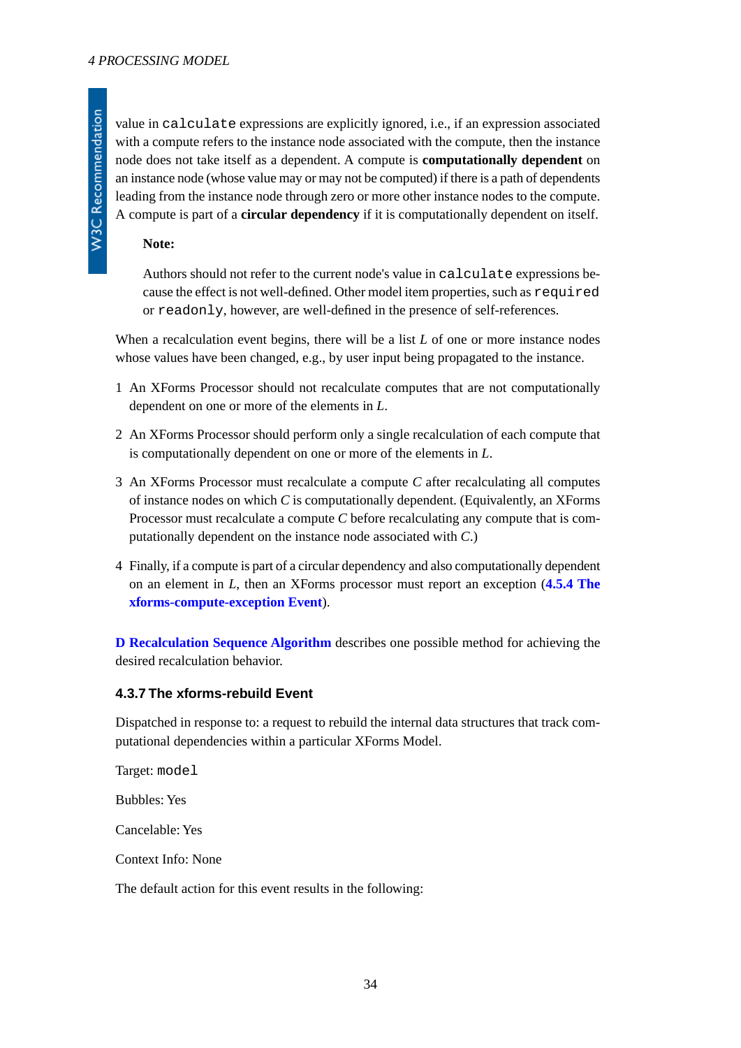value in `calculate` expressions are explicitly ignored, i.e., if an expression associated with a compute refers to the instance node associated with the compute, then the instance node does not take itself as a dependent. A compute is **computationally dependent** on an instance node (whose value may or may not be computed) if there is a path of dependents leading from the instance node through zero or more other instance nodes to the compute. A compute is part of a **circular dependency** if it is computationally dependent on itself.

> **Note:**
>
> Authors should not refer to the current node's value in `calculate` expressions because the effect is not well-defined. Other model item properties, such as `required` or `readonly`, however, are well-defined in the presence of self-references.

When a recalculation event begins, there will be a list *L* of one or more instance nodes whose values have been changed, e.g., by user input being propagated to the instance.

1. An XForms Processor should not recalculate computes that are not computationally dependent on one or more of the elements in *L*.
2. An XForms Processor should perform only a single recalculation of each compute that is computationally dependent on one or more of the elements in *L*.
3. An XForms Processor must recalculate a compute *C* after recalculating all computes of instance nodes on which *C* is computationally dependent. (Equivalently, an XForms Processor must recalculate a compute *C* before recalculating any compute that is computationally dependent on the instance node associated with *C*.)
4. Finally, if a compute is part of a circular dependency and also computationally dependent on an element in *L*, then an XForms processor must report an exception (**4.5.4 The xforms-compute-exception Event**).

**D Recalculation Sequence Algorithm** describes one possible method for achieving the desired recalculation behavior.

### 4.3.7 The xforms-rebuild Event

Dispatched in response to: a request to rebuild the internal data structures that track computational dependencies within a particular XForms Model.

Target: `model`

Bubbles: Yes

Cancelable: Yes

Context Info: None

The default action for this event results in the following: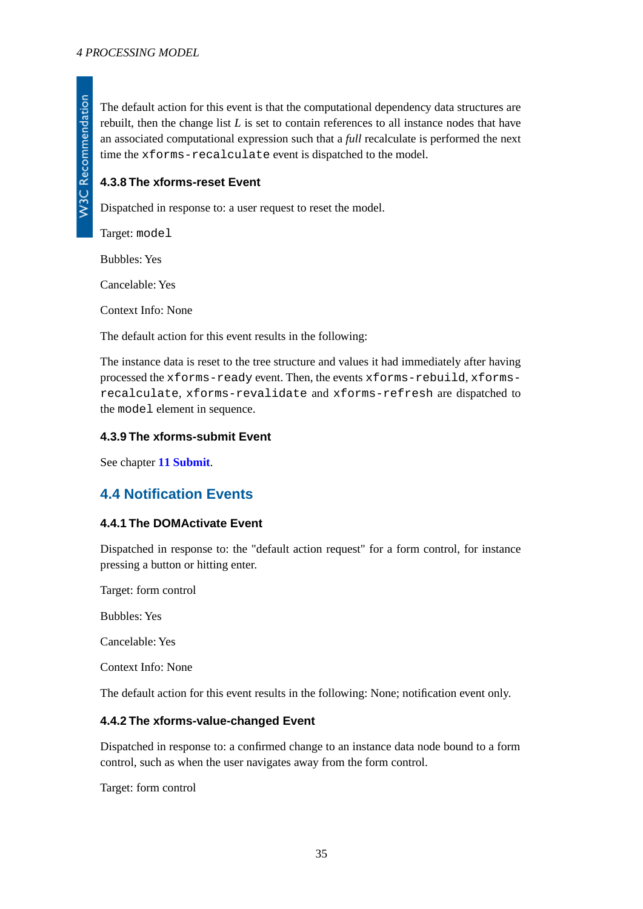The default action for this event is that the computational dependency data structures are rebuilt, then the change list *L* is set to contain references to all instance nodes that have an associated computational expression such that a *full* recalculate is performed the next time the `xforms-recalculate` event is dispatched to the model.

#### 4.3.8 The xforms-reset Event

Dispatched in response to: a user request to reset the model.

Target: `model`

Bubbles: Yes

Cancelable: Yes

Context Info: None

The default action for this event results in the following:

The instance data is reset to the tree structure and values it had immediately after having processed the `xforms-ready` event. Then, the events `xforms-rebuild`, `xforms-recalculate`, `xforms-revalidate` and `xforms-refresh` are dispatched to the `model` element in sequence.

#### 4.3.9 The xforms-submit Event

See chapter **11 Submit**.

### 4.4 Notification Events

#### 4.4.1 The DOMActivate Event

Dispatched in response to: the "default action request" for a form control, for instance pressing a button or hitting enter.

Target: form control

Bubbles: Yes

Cancelable: Yes

Context Info: None

The default action for this event results in the following: None; notification event only.

#### 4.4.2 The xforms-value-changed Event

Dispatched in response to: a confirmed change to an instance data node bound to a form control, such as when the user navigates away from the form control.

Target: form control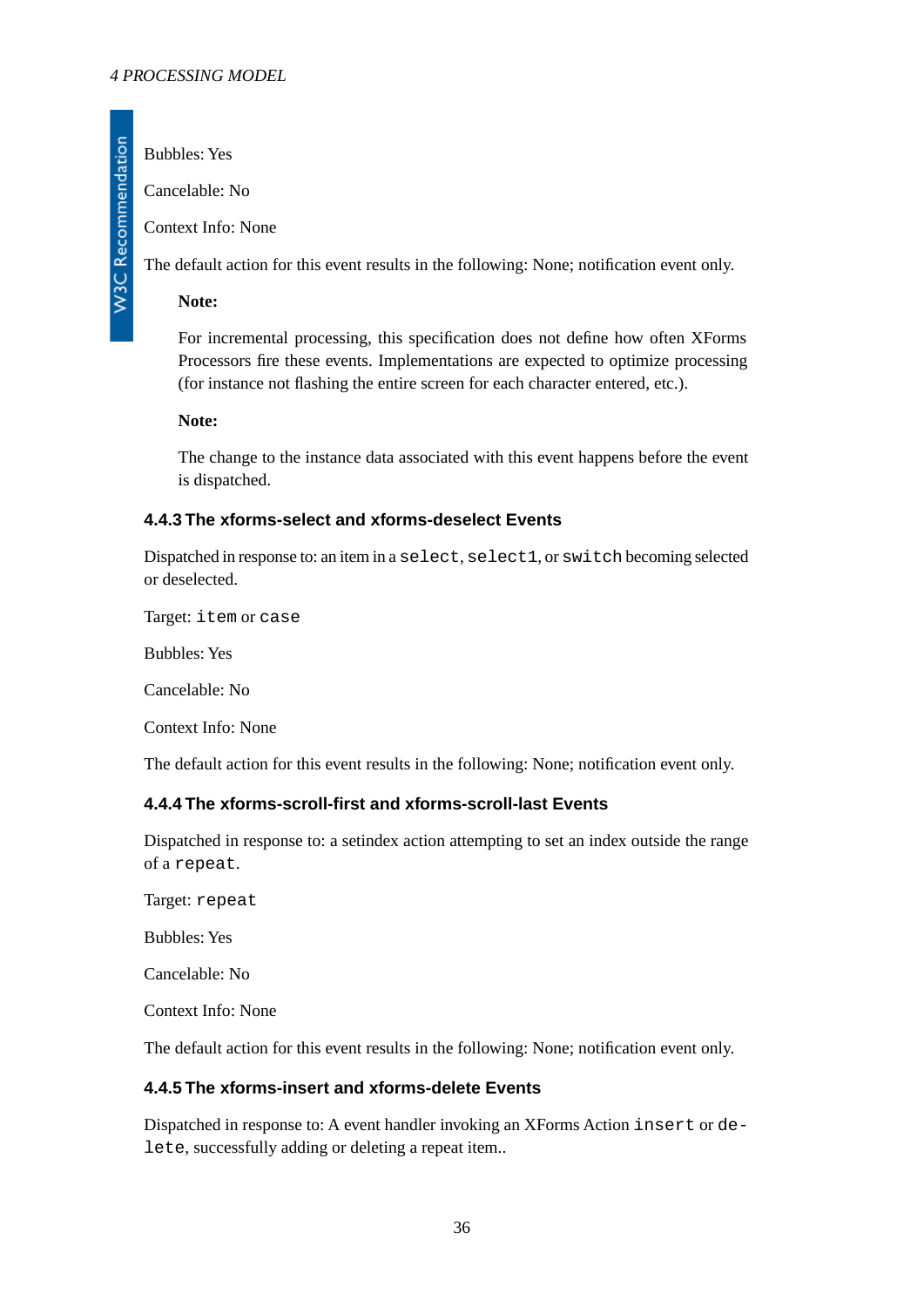Bubbles: Yes

Cancelable: No

Context Info: None

The default action for this event results in the following: None; notification event only.

> **Note:**
>
> For incremental processing, this specification does not define how often XForms Processors fire these events. Implementations are expected to optimize processing (for instance not flashing the entire screen for each character entered, etc.).

> **Note:**
>
> The change to the instance data associated with this event happens before the event is dispatched.

### 4.4.3 The xforms-select and xforms-deselect Events

Dispatched in response to: an item in a `select`, `select1`, or `switch` becoming selected or deselected.

Target: `item` or `case`

Bubbles: Yes

Cancelable: No

Context Info: None

The default action for this event results in the following: None; notification event only.

### 4.4.4 The xforms-scroll-first and xforms-scroll-last Events

Dispatched in response to: a setindex action attempting to set an index outside the range of a `repeat`.

Target: `repeat`

Bubbles: Yes

Cancelable: No

Context Info: None

The default action for this event results in the following: None; notification event only.

### 4.4.5 The xforms-insert and xforms-delete Events

Dispatched in response to: A event handler invoking an XForms Action `insert` or `delete`, successfully adding or deleting a repeat item..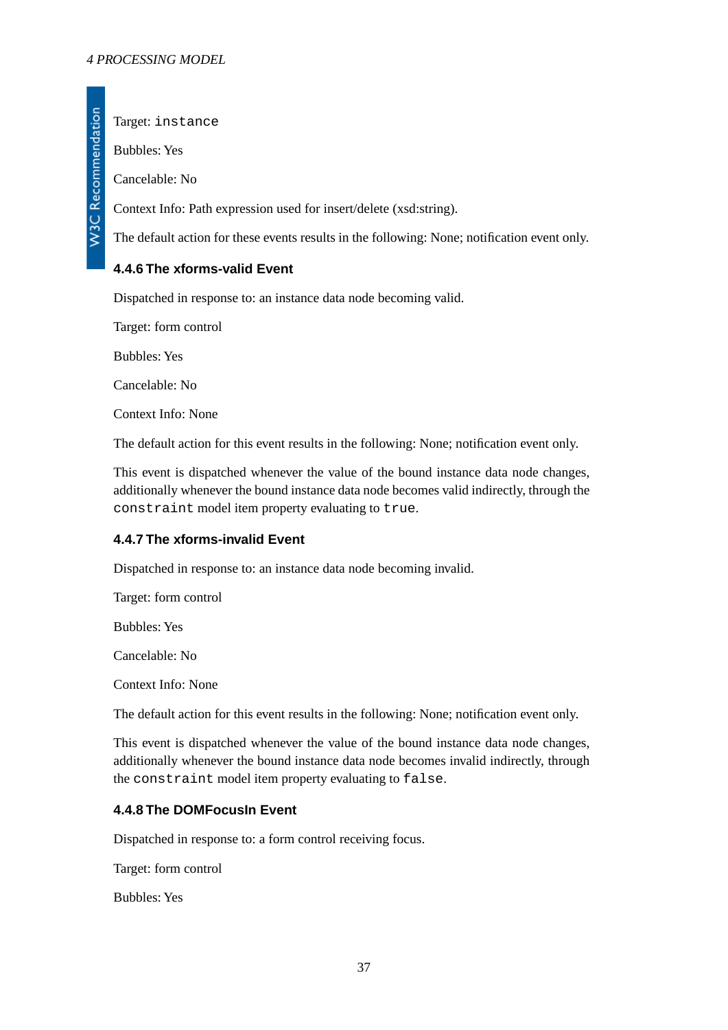Target: `instance`

Bubbles: Yes

Cancelable: No

Context Info: Path expression used for insert/delete (xsd:string).

The default action for these events results in the following: None; notification event only.

### 4.4.6 The xforms-valid Event

Dispatched in response to: an instance data node becoming valid.

Target: form control

Bubbles: Yes

Cancelable: No

Context Info: None

The default action for this event results in the following: None; notification event only.

This event is dispatched whenever the value of the bound instance data node changes, additionally whenever the bound instance data node becomes valid indirectly, through the `constraint` model item property evaluating to `true`.

### 4.4.7 The xforms-invalid Event

Dispatched in response to: an instance data node becoming invalid.

Target: form control

Bubbles: Yes

Cancelable: No

Context Info: None

The default action for this event results in the following: None; notification event only.

This event is dispatched whenever the value of the bound instance data node changes, additionally whenever the bound instance data node becomes invalid indirectly, through the `constraint` model item property evaluating to `false`.

### 4.4.8 The DOMFocusIn Event

Dispatched in response to: a form control receiving focus.

Target: form control

Bubbles: Yes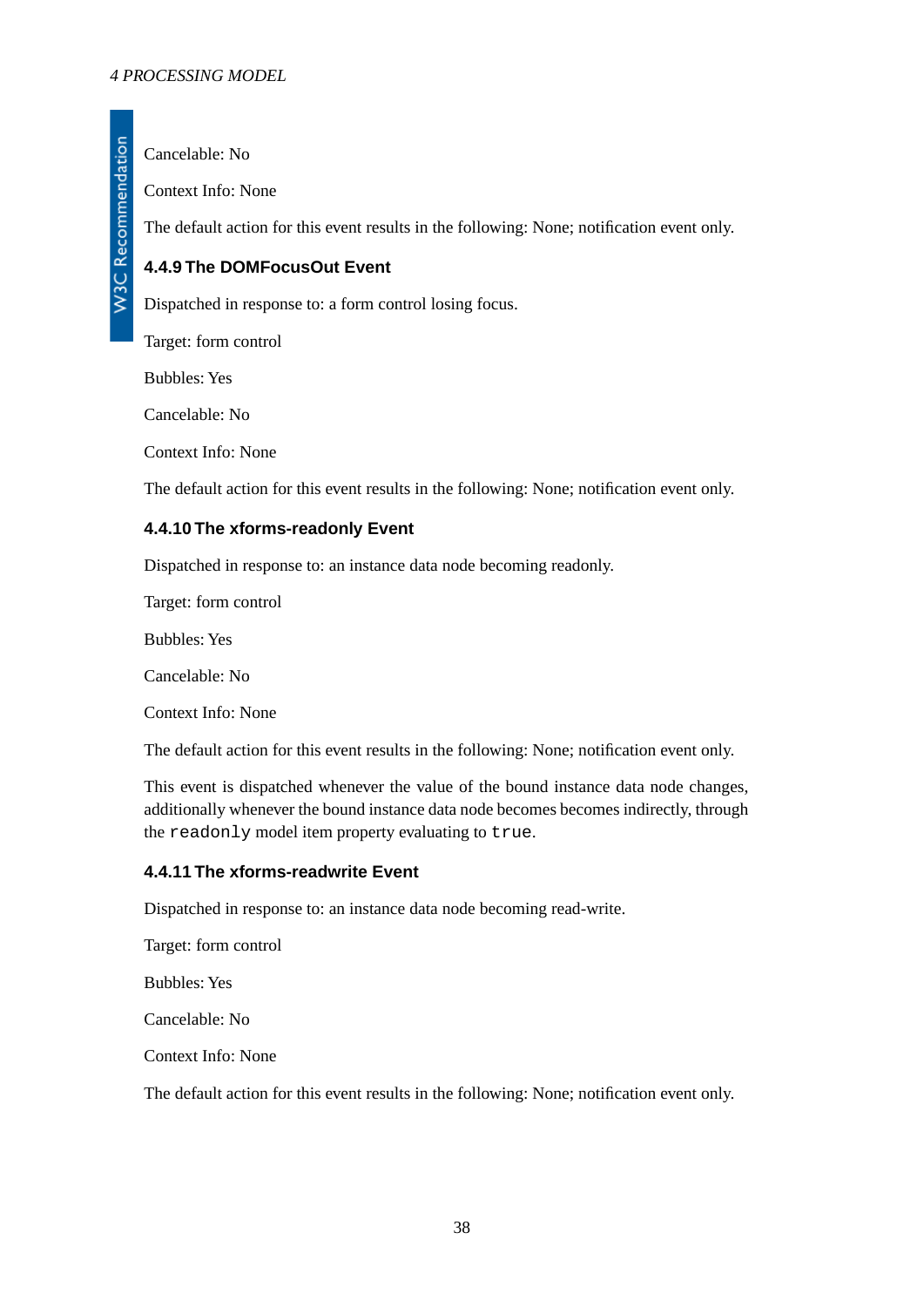Cancelable: No

Context Info: None

The default action for this event results in the following: None; notification event only.

#### 4.4.9 The DOMFocusOut Event

Dispatched in response to: a form control losing focus.

Target: form control

Bubbles: Yes

Cancelable: No

Context Info: None

The default action for this event results in the following: None; notification event only.

#### 4.4.10 The xforms-readonly Event

Dispatched in response to: an instance data node becoming readonly.

Target: form control

Bubbles: Yes

Cancelable: No

Context Info: None

The default action for this event results in the following: None; notification event only.

This event is dispatched whenever the value of the bound instance data node changes, additionally whenever the bound instance data node becomes becomes indirectly, through the `readonly` model item property evaluating to `true`.

#### 4.4.11 The xforms-readwrite Event

Dispatched in response to: an instance data node becoming read-write.

Target: form control

Bubbles: Yes

Cancelable: No

Context Info: None

The default action for this event results in the following: None; notification event only.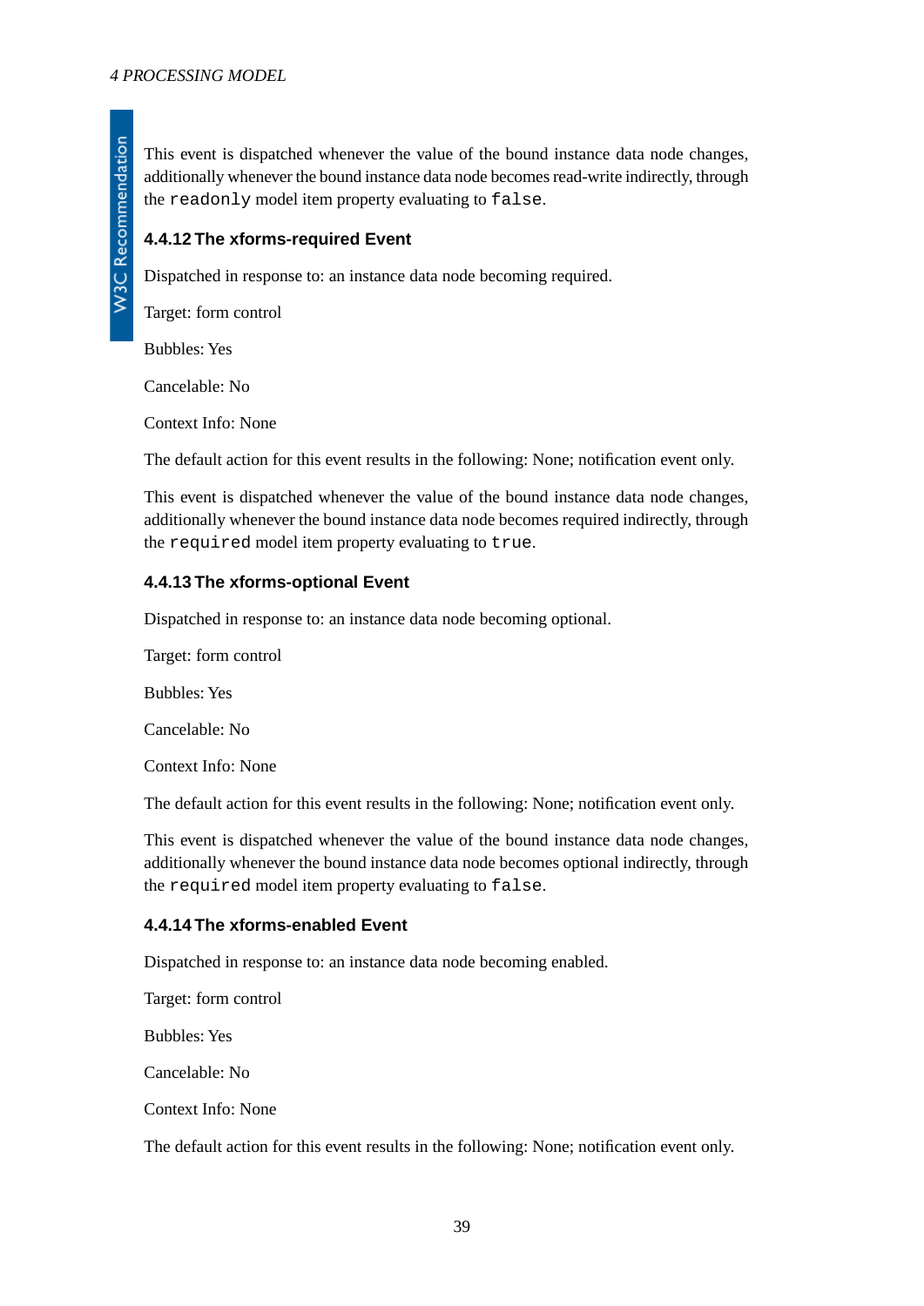This event is dispatched whenever the value of the bound instance data node changes, additionally whenever the bound instance data node becomes read-write indirectly, through the `readonly` model item property evaluating to `false`.

### 4.4.12 The xforms-required Event

Dispatched in response to: an instance data node becoming required.

Target: form control

Bubbles: Yes

Cancelable: No

Context Info: None

The default action for this event results in the following: None; notification event only.

This event is dispatched whenever the value of the bound instance data node changes, additionally whenever the bound instance data node becomes required indirectly, through the `required` model item property evaluating to `true`.

### 4.4.13 The xforms-optional Event

Dispatched in response to: an instance data node becoming optional.

Target: form control

Bubbles: Yes

Cancelable: No

Context Info: None

The default action for this event results in the following: None; notification event only.

This event is dispatched whenever the value of the bound instance data node changes, additionally whenever the bound instance data node becomes optional indirectly, through the `required` model item property evaluating to `false`.

### 4.4.14 The xforms-enabled Event

Dispatched in response to: an instance data node becoming enabled.

Target: form control

Bubbles: Yes

Cancelable: No

Context Info: None

The default action for this event results in the following: None; notification event only.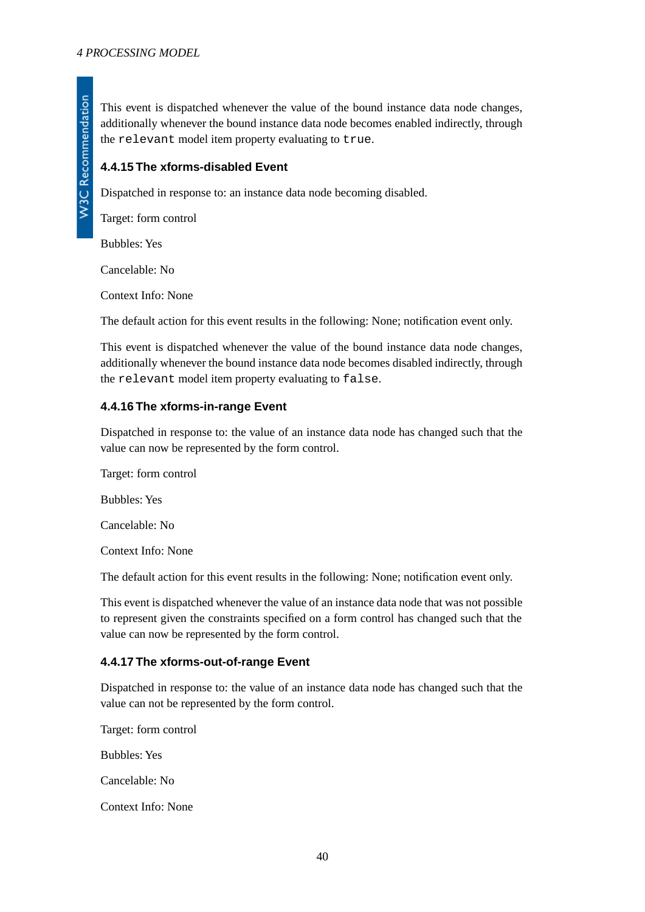This event is dispatched whenever the value of the bound instance data node changes, additionally whenever the bound instance data node becomes enabled indirectly, through the `relevant` model item property evaluating to `true`.

#### 4.4.15 The xforms-disabled Event

Dispatched in response to: an instance data node becoming disabled.

Target: form control

Bubbles: Yes

Cancelable: No

Context Info: None

The default action for this event results in the following: None; notification event only.

This event is dispatched whenever the value of the bound instance data node changes, additionally whenever the bound instance data node becomes disabled indirectly, through the `relevant` model item property evaluating to `false`.

#### 4.4.16 The xforms-in-range Event

Dispatched in response to: the value of an instance data node has changed such that the value can now be represented by the form control.

Target: form control

Bubbles: Yes

Cancelable: No

Context Info: None

The default action for this event results in the following: None; notification event only.

This event is dispatched whenever the value of an instance data node that was not possible to represent given the constraints specified on a form control has changed such that the value can now be represented by the form control.

#### 4.4.17 The xforms-out-of-range Event

Dispatched in response to: the value of an instance data node has changed such that the value can not be represented by the form control.

Target: form control

Bubbles: Yes

Cancelable: No

Context Info: None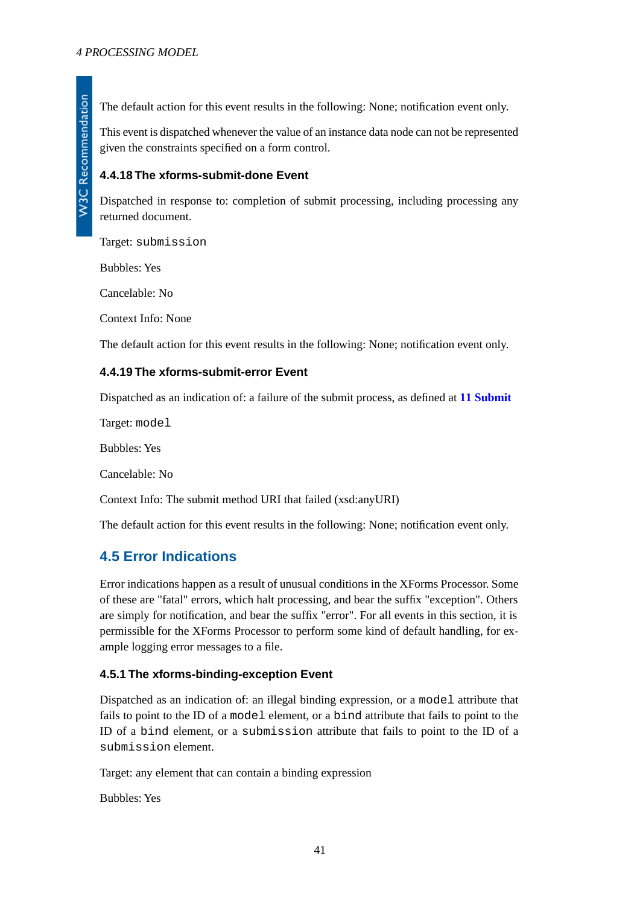The default action for this event results in the following: None; notification event only.

This event is dispatched whenever the value of an instance data node can not be represented given the constraints specified on a form control.

#### 4.4.18 The xforms-submit-done Event

Dispatched in response to: completion of submit processing, including processing any returned document.

Target: `submission`

Bubbles: Yes

Cancelable: No

Context Info: None

The default action for this event results in the following: None; notification event only.

#### 4.4.19 The xforms-submit-error Event

Dispatched as an indication of: a failure of the submit process, as defined at **11 Submit**

Target: `model`

Bubbles: Yes

Cancelable: No

Context Info: The submit method URI that failed (xsd:anyURI)

The default action for this event results in the following: None; notification event only.

### 4.5 Error Indications

Error indications happen as a result of unusual conditions in the XForms Processor. Some of these are "fatal" errors, which halt processing, and bear the suffix "exception". Others are simply for notification, and bear the suffix "error". For all events in this section, it is permissible for the XForms Processor to perform some kind of default handling, for example logging error messages to a file.

#### 4.5.1 The xforms-binding-exception Event

Dispatched as an indication of: an illegal binding expression, or a `model` attribute that fails to point to the ID of a `model` element, or a `bind` attribute that fails to point to the ID of a `bind` element, or a `submission` attribute that fails to point to the ID of a `submission` element.

Target: any element that can contain a binding expression

Bubbles: Yes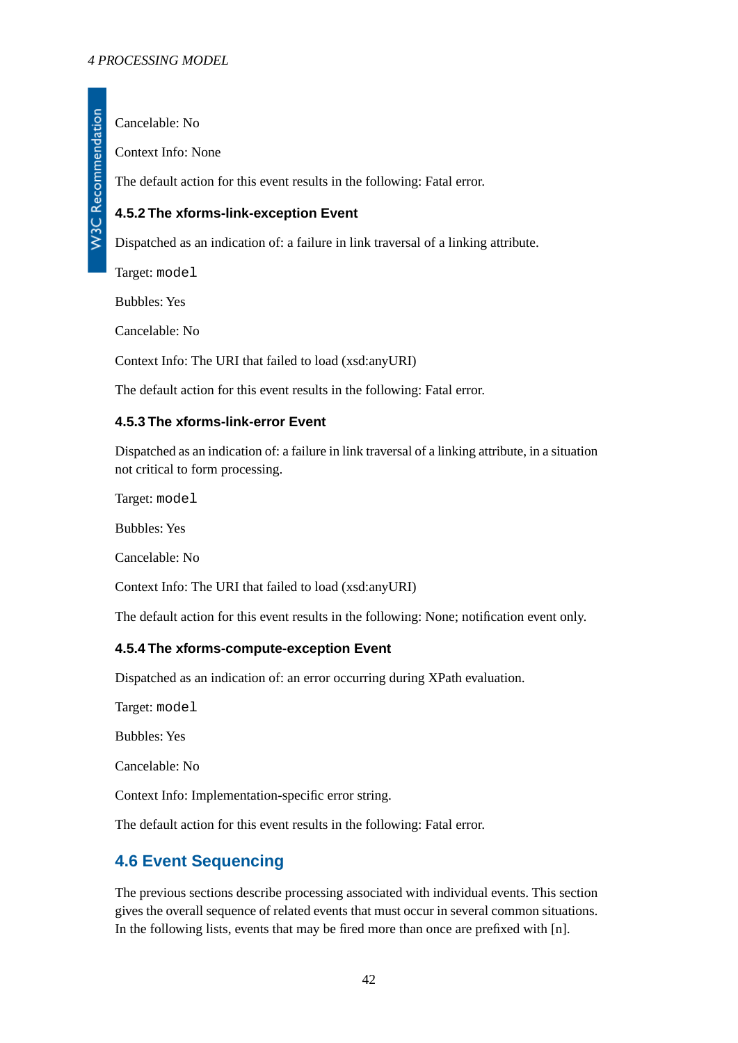Cancelable: No

Context Info: None

The default action for this event results in the following: Fatal error.

#### 4.5.2 The xforms-link-exception Event

Dispatched as an indication of: a failure in link traversal of a linking attribute.

Target: `model`

Bubbles: Yes

Cancelable: No

Context Info: The URI that failed to load (xsd:anyURI)

The default action for this event results in the following: Fatal error.

#### 4.5.3 The xforms-link-error Event

Dispatched as an indication of: a failure in link traversal of a linking attribute, in a situation not critical to form processing.

Target: `model`

Bubbles: Yes

Cancelable: No

Context Info: The URI that failed to load (xsd:anyURI)

The default action for this event results in the following: None; notification event only.

#### 4.5.4 The xforms-compute-exception Event

Dispatched as an indication of: an error occurring during XPath evaluation.

Target: `model`

Bubbles: Yes

Cancelable: No

Context Info: Implementation-specific error string.

The default action for this event results in the following: Fatal error.

## 4.6 Event Sequencing

The previous sections describe processing associated with individual events. This section gives the overall sequence of related events that must occur in several common situations. In the following lists, events that may be fired more than once are prefixed with [n].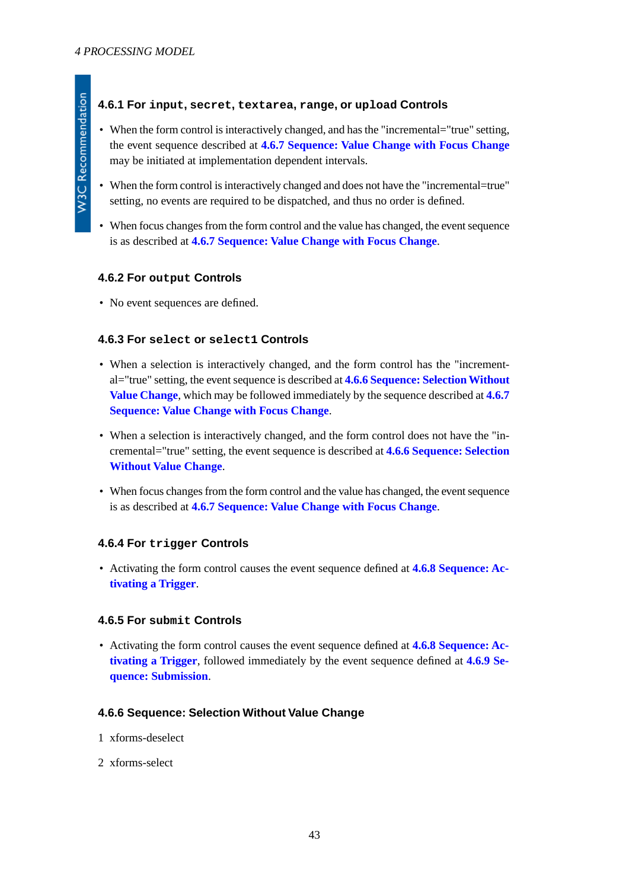### 4.6.1 For `input`, `secret`, `textarea`, `range`, or `upload` Controls

- When the form control is interactively changed, and has the "incremental="true" setting, the event sequence described at **4.6.7 Sequence: Value Change with Focus Change** may be initiated at implementation dependent intervals.
- When the form control is interactively changed and does not have the "incremental=true" setting, no events are required to be dispatched, and thus no order is defined.
- When focus changes from the form control and the value has changed, the event sequence is as described at **4.6.7 Sequence: Value Change with Focus Change**.

### 4.6.2 For `output` Controls

- No event sequences are defined.

### 4.6.3 For `select` or `select1` Controls

- When a selection is interactively changed, and the form control has the "incremental="true" setting, the event sequence is described at **4.6.6 Sequence: Selection Without Value Change**, which may be followed immediately by the sequence described at **4.6.7 Sequence: Value Change with Focus Change**.
- When a selection is interactively changed, and the form control does not have the "incremental="true" setting, the event sequence is described at **4.6.6 Sequence: Selection Without Value Change**.
- When focus changes from the form control and the value has changed, the event sequence is as described at **4.6.7 Sequence: Value Change with Focus Change**.

### 4.6.4 For `trigger` Controls

- Activating the form control causes the event sequence defined at **4.6.8 Sequence: Activating a Trigger**.

### 4.6.5 For `submit` Controls

- Activating the form control causes the event sequence defined at **4.6.8 Sequence: Activating a Trigger**, followed immediately by the event sequence defined at **4.6.9 Sequence: Submission**.

### 4.6.6 Sequence: Selection Without Value Change

1. xforms-deselect
2. xforms-select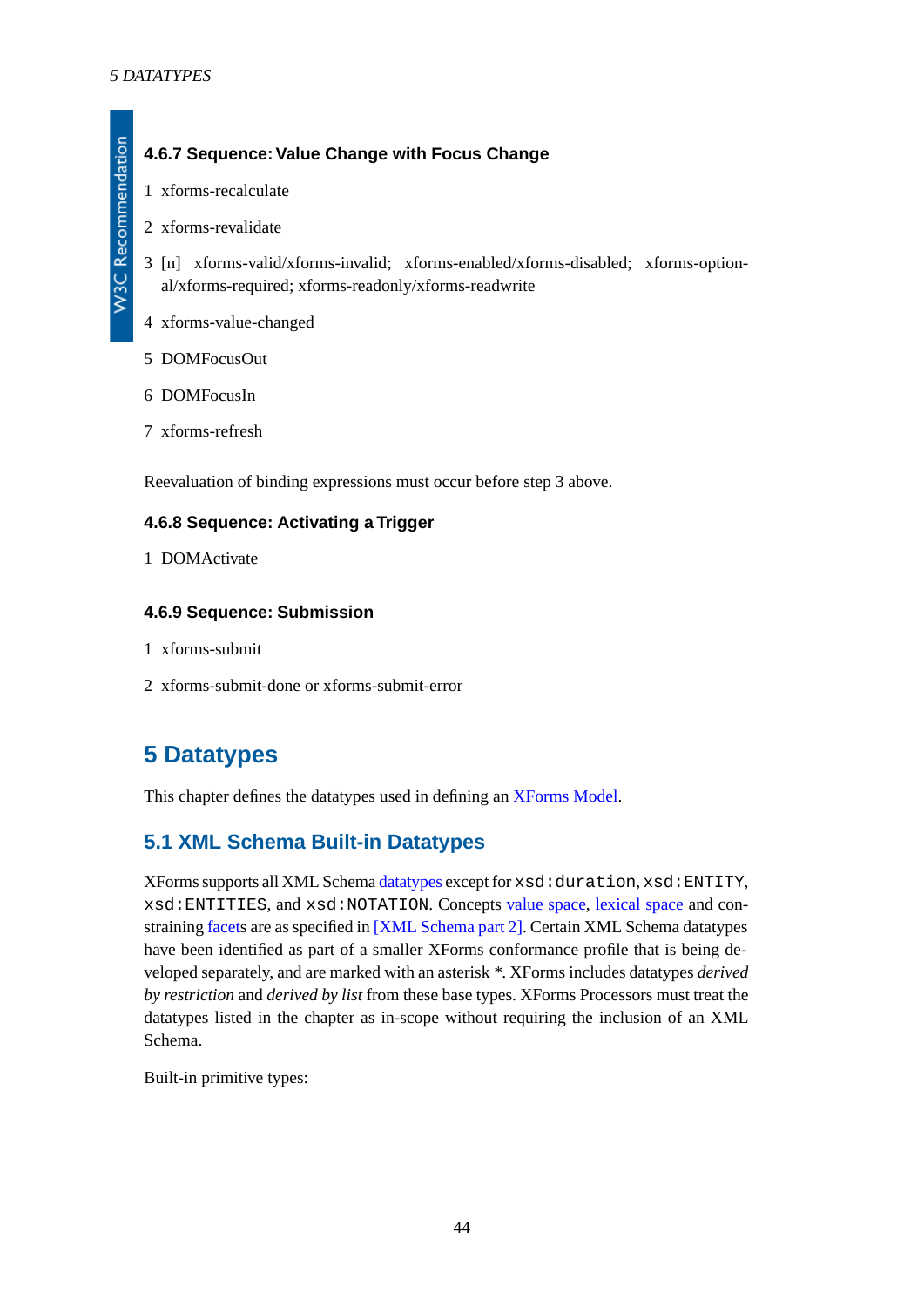#### 4.6.7 Sequence: Value Change with Focus Change

1. xforms-recalculate
2. xforms-revalidate
3. [n] xforms-valid/xforms-invalid; xforms-enabled/xforms-disabled; xforms-optional/xforms-required; xforms-readonly/xforms-readwrite
4. xforms-value-changed
5. DOMFocusOut
6. DOMFocusIn
7. xforms-refresh

Reevaluation of binding expressions must occur before step 3 above.

#### 4.6.8 Sequence: Activating a Trigger

1. DOMActivate

#### 4.6.9 Sequence: Submission

1. xforms-submit
2. xforms-submit-done or xforms-submit-error

# 5 Datatypes

This chapter defines the datatypes used in defining an XForms Model.

## 5.1 XML Schema Built-in Datatypes

XForms supports all XML Schema datatypes except for `xsd:duration`, `xsd:ENTITY`, `xsd:ENTITIES`, and `xsd:NOTATION`. Concepts value space, lexical space and constraining facets are as specified in [XML Schema part 2]. Certain XML Schema datatypes have been identified as part of a smaller XForms conformance profile that is being developed separately, and are marked with an asterisk *. XForms includes datatypes *derived by restriction* and *derived by list* from these base types. XForms Processors must treat the datatypes listed in the chapter as in-scope without requiring the inclusion of an XML Schema.

Built-in primitive types: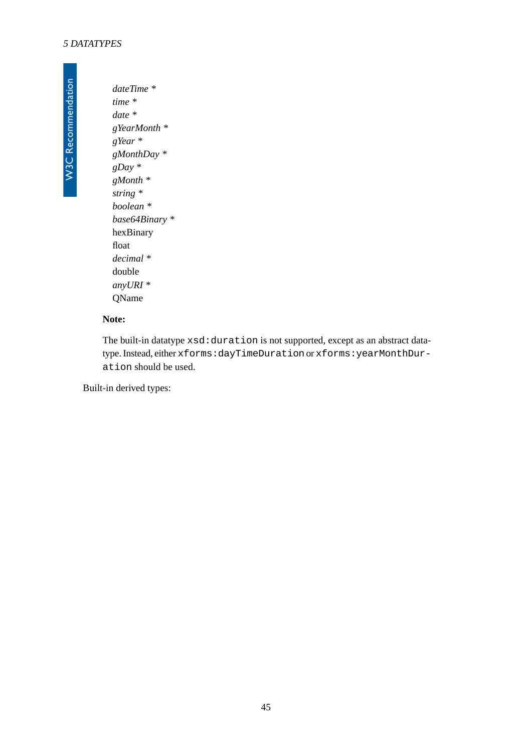*dateTime* *
*time* *
*date* *
*gYearMonth* *
*gYear* *
*gMonthDay* *
*gDay* *
*gMonth* *
*string* *
*boolean* *
*base64Binary* *
hexBinary
float
*decimal* *
double
*anyURI* *
QName

**Note:**

The built-in datatype `xsd:duration` is not supported, except as an abstract datatype. Instead, either `xforms:dayTimeDuration` or `xforms:yearMonthDuration` should be used.

Built-in derived types: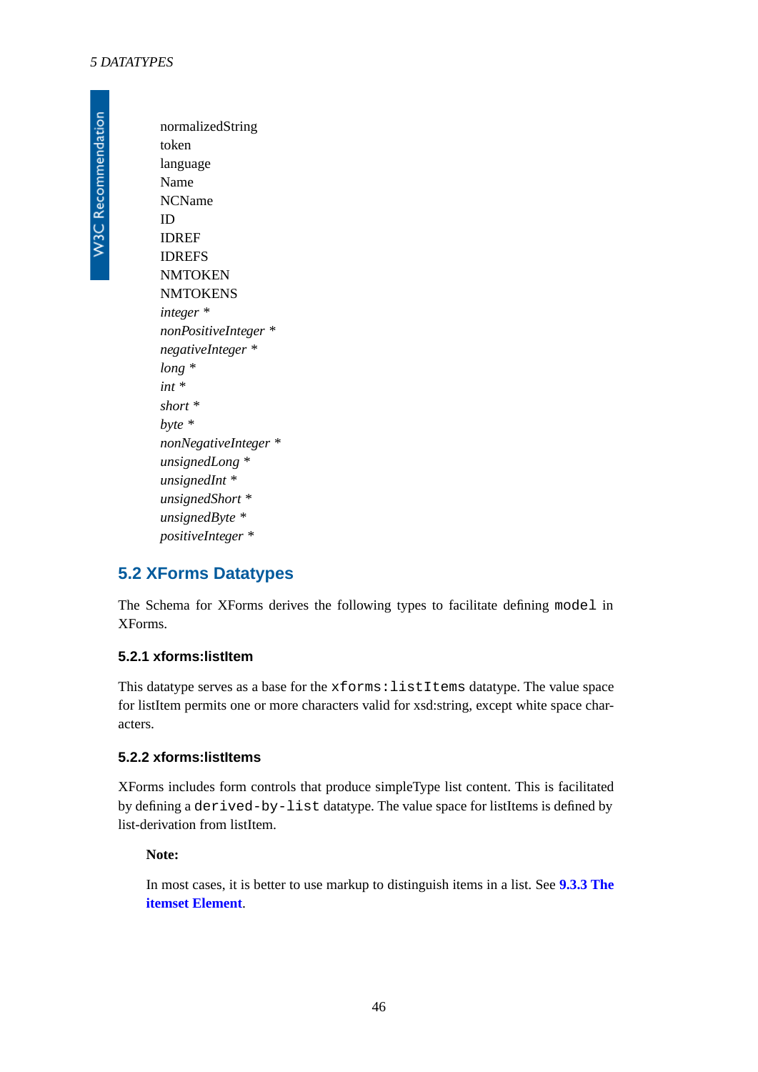normalizedString
token
language
Name
NCName
ID
IDREF
IDREFS
NMTOKEN
NMTOKENS
*integer* *
*nonPositiveInteger* *
*negativeInteger* *
*long* *
*int* *
*short* *
*byte* *
*nonNegativeInteger* *
*unsignedLong* *
*unsignedInt* *
*unsignedShort* *
*unsignedByte* *
*positiveInteger* *

## 5.2 XForms Datatypes

The Schema for XForms derives the following types to facilitate defining `model` in XForms.

### 5.2.1 xforms:listItem

This datatype serves as a base for the `xforms:listItems` datatype. The value space for listItem permits one or more characters valid for xsd:string, except white space characters.

### 5.2.2 xforms:listItems

XForms includes form controls that produce simpleType list content. This is facilitated by defining a `derived-by-list` datatype. The value space for listItems is defined by list-derivation from listItem.

> **Note:**
>
> In most cases, it is better to use markup to distinguish items in a list. See **9.3.3 The itemset Element**.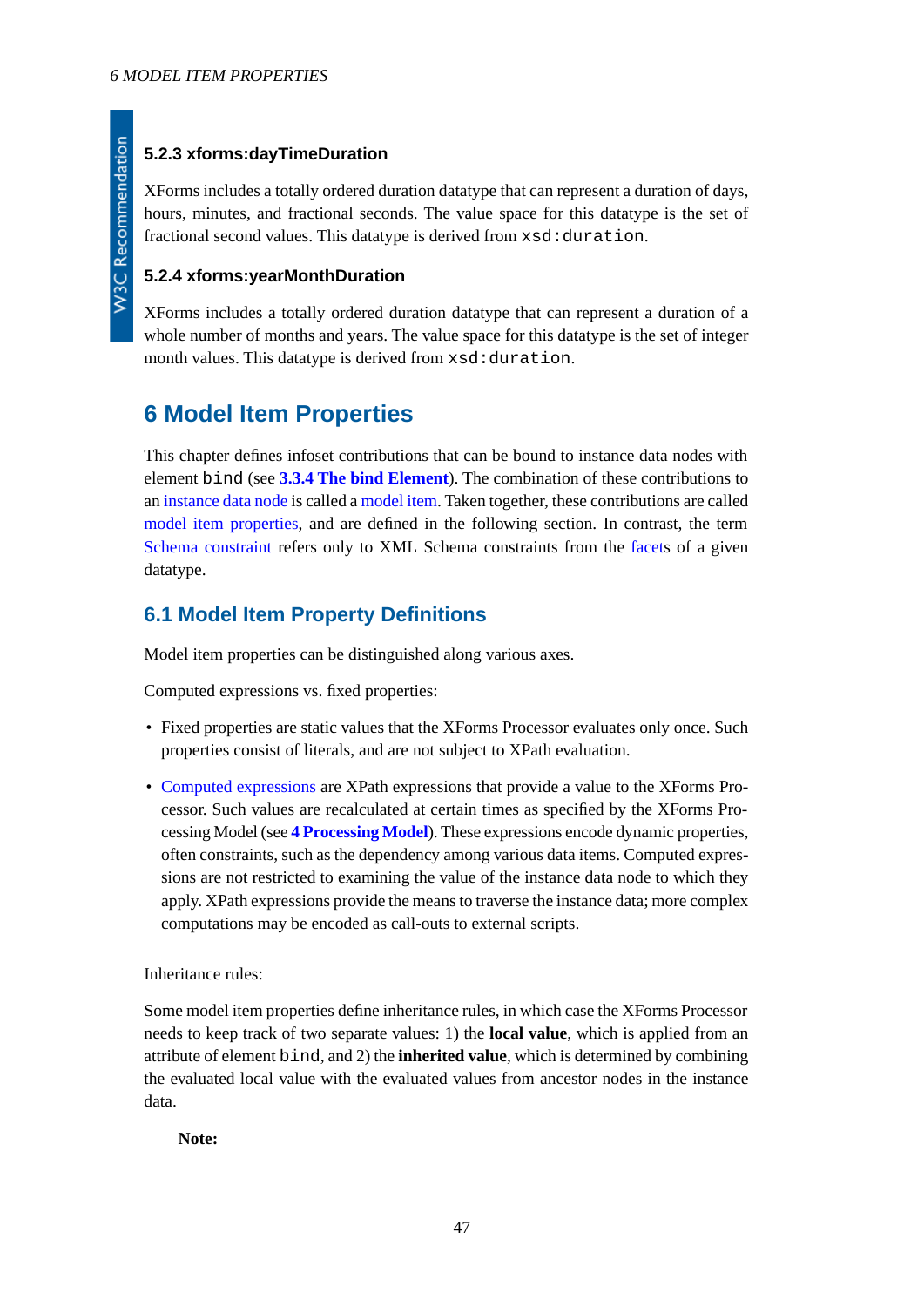### 5.2.3 xforms:dayTimeDuration

XForms includes a totally ordered duration datatype that can represent a duration of days, hours, minutes, and fractional seconds. The value space for this datatype is the set of fractional second values. This datatype is derived from `xsd:duration`.

### 5.2.4 xforms:yearMonthDuration

XForms includes a totally ordered duration datatype that can represent a duration of a whole number of months and years. The value space for this datatype is the set of integer month values. This datatype is derived from `xsd:duration`.

# 6 Model Item Properties

This chapter defines infoset contributions that can be bound to instance data nodes with element `bind` (see **3.3.4 The bind Element**). The combination of these contributions to an instance data node is called a model item. Taken together, these contributions are called model item properties, and are defined in the following section. In contrast, the term Schema constraint refers only to XML Schema constraints from the facets of a given datatype.

## 6.1 Model Item Property Definitions

Model item properties can be distinguished along various axes.

Computed expressions vs. fixed properties:

- Fixed properties are static values that the XForms Processor evaluates only once. Such properties consist of literals, and are not subject to XPath evaluation.
- Computed expressions are XPath expressions that provide a value to the XForms Processor. Such values are recalculated at certain times as specified by the XForms Processing Model (see **4 Processing Model**). These expressions encode dynamic properties, often constraints, such as the dependency among various data items. Computed expressions are not restricted to examining the value of the instance data node to which they apply. XPath expressions provide the means to traverse the instance data; more complex computations may be encoded as call-outs to external scripts.

Inheritance rules:

Some model item properties define inheritance rules, in which case the XForms Processor needs to keep track of two separate values: 1) the **local value**, which is applied from an attribute of element `bind`, and 2) the **inherited value**, which is determined by combining the evaluated local value with the evaluated values from ancestor nodes in the instance data.

**Note:**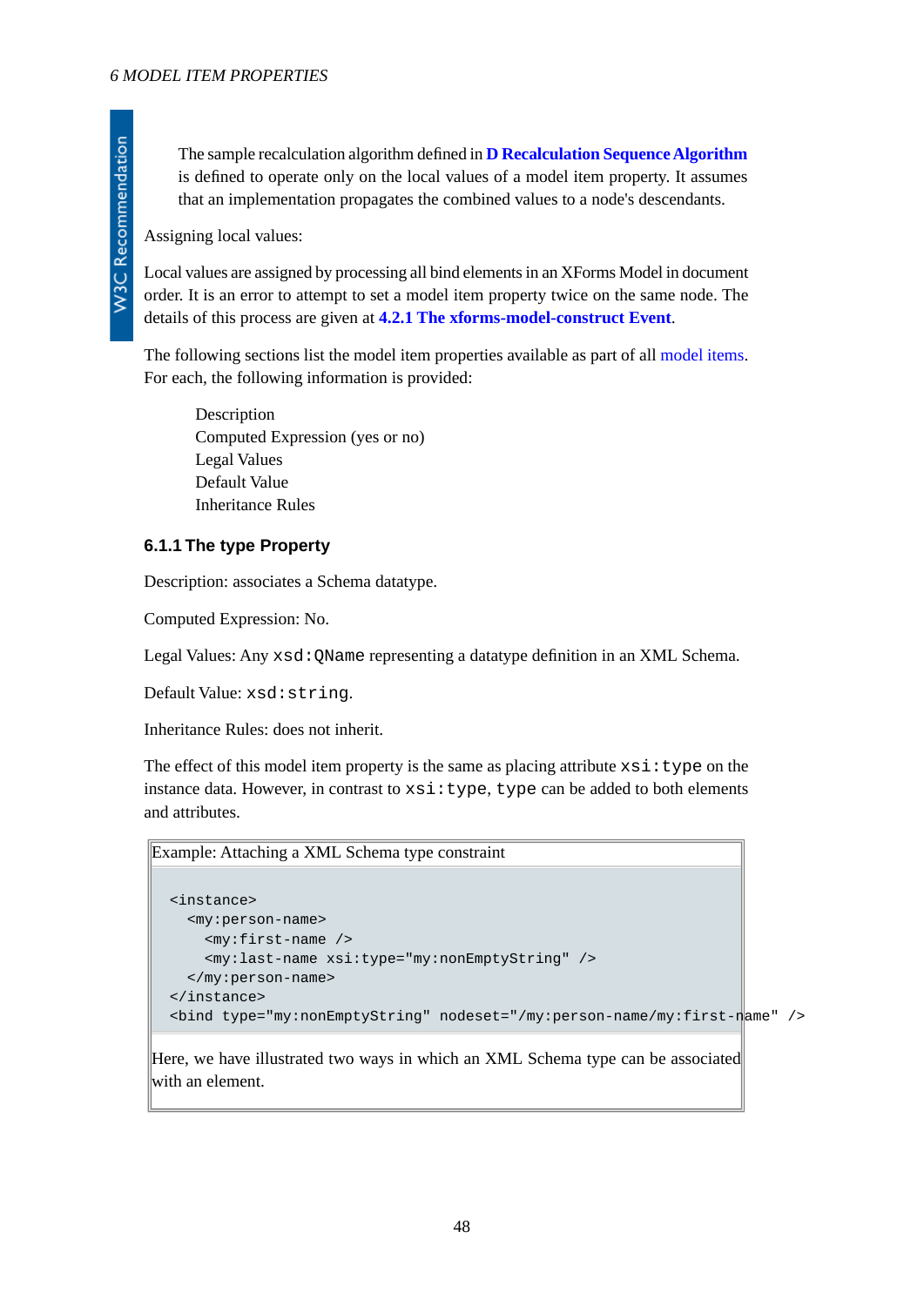The sample recalculation algorithm defined in **D Recalculation Sequence Algorithm** is defined to operate only on the local values of a model item property. It assumes that an implementation propagates the combined values to a node's descendants.

Assigning local values:

Local values are assigned by processing all bind elements in an XForms Model in document order. It is an error to attempt to set a model item property twice on the same node. The details of this process are given at **4.2.1 The xforms-model-construct Event**.

The following sections list the model item properties available as part of all model items. For each, the following information is provided:

Description
Computed Expression (yes or no)
Legal Values
Default Value
Inheritance Rules

### 6.1.1 The type Property

Description: associates a Schema datatype.

Computed Expression: No.

Legal Values: Any `xsd:QName` representing a datatype definition in an XML Schema.

Default Value: `xsd:string`.

Inheritance Rules: does not inherit.

The effect of this model item property is the same as placing attribute `xsi:type` on the instance data. However, in contrast to `xsi:type`, `type` can be added to both elements and attributes.

Example: Attaching a XML Schema type constraint

```
<instance>
  <my:person-name>
    <my:first-name />
    <my:last-name xsi:type="my:nonEmptyString" />
  </my:person-name>
</instance>
<bind type="my:nonEmptyString" nodeset="/my:person-name/my:first-name" />
```

Here, we have illustrated two ways in which an XML Schema type can be associated with an element.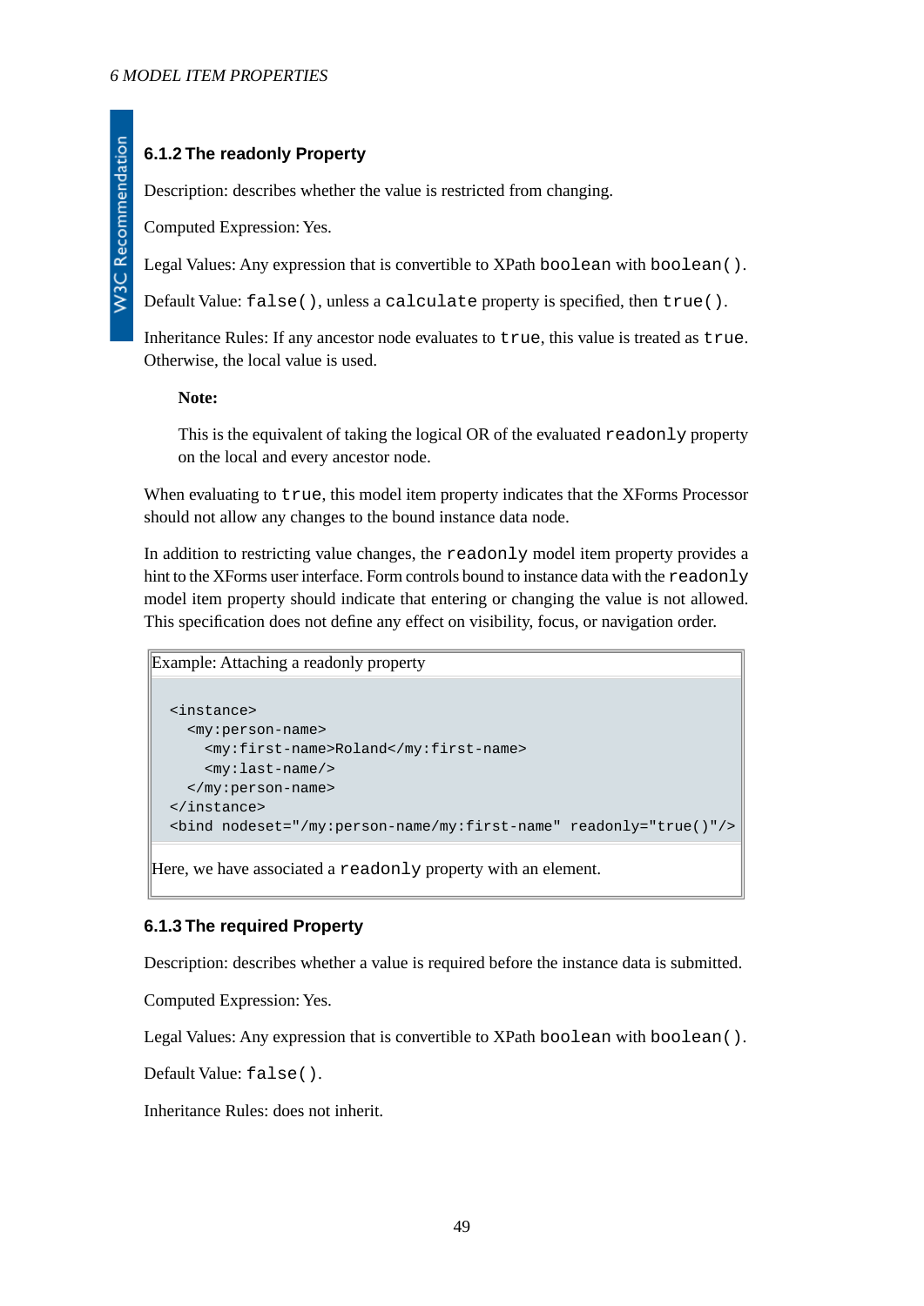### 6.1.2 The readonly Property

Description: describes whether the value is restricted from changing.

Computed Expression: Yes.

Legal Values: Any expression that is convertible to XPath `boolean` with `boolean()`.

Default Value: `false()`, unless a `calculate` property is specified, then `true()`.

Inheritance Rules: If any ancestor node evaluates to `true`, this value is treated as `true`. Otherwise, the local value is used.

> **Note:**
>
> This is the equivalent of taking the logical OR of the evaluated `readonly` property on the local and every ancestor node.

When evaluating to `true`, this model item property indicates that the XForms Processor should not allow any changes to the bound instance data node.

In addition to restricting value changes, the `readonly` model item property provides a hint to the XForms user interface. Form controls bound to instance data with the `readonly` model item property should indicate that entering or changing the value is not allowed. This specification does not define any effect on visibility, focus, or navigation order.

Example: Attaching a readonly property

```
<instance>
  <my:person-name>
    <my:first-name>Roland</my:first-name>
    <my:last-name/>
  </my:person-name>
</instance>
<bind nodeset="/my:person-name/my:first-name" readonly="true()"/>
```

Here, we have associated a `readonly` property with an element.

### 6.1.3 The required Property

Description: describes whether a value is required before the instance data is submitted.

Computed Expression: Yes.

Legal Values: Any expression that is convertible to XPath `boolean` with `boolean()`.

Default Value: `false()`.

Inheritance Rules: does not inherit.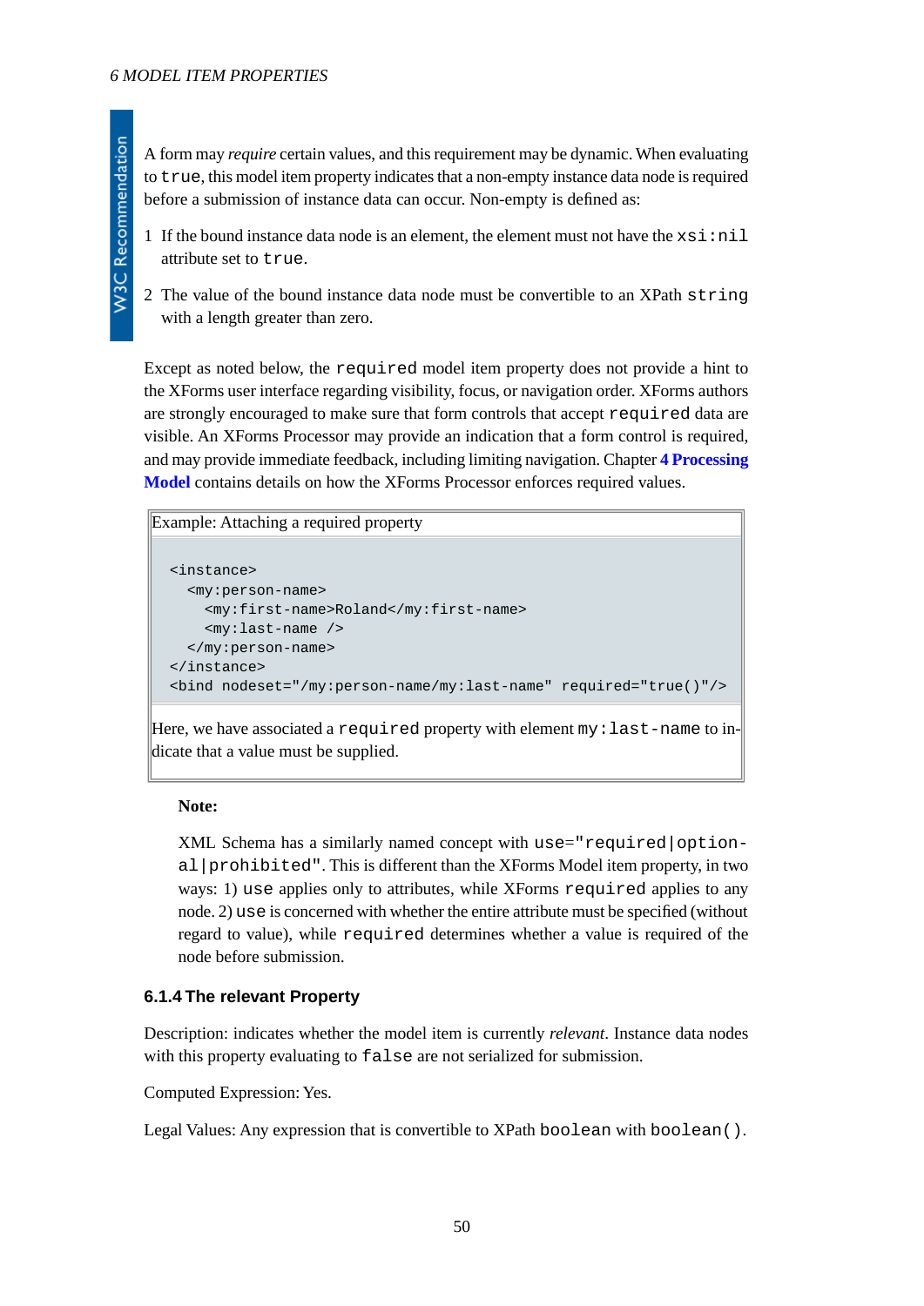A form may *require* certain values, and this requirement may be dynamic. When evaluating to `true`, this model item property indicates that a non-empty instance data node is required before a submission of instance data can occur. Non-empty is defined as:

1. If the bound instance data node is an element, the element must not have the `xsi:nil` attribute set to `true`.

2. The value of the bound instance data node must be convertible to an XPath `string` with a length greater than zero.

Except as noted below, the `required` model item property does not provide a hint to the XForms user interface regarding visibility, focus, or navigation order. XForms authors are strongly encouraged to make sure that form controls that accept `required` data are visible. An XForms Processor may provide an indication that a form control is required, and may provide immediate feedback, including limiting navigation. Chapter **4 Processing Model** contains details on how the XForms Processor enforces required values.

Example: Attaching a required property

```
<instance>
  <my:person-name>
    <my:first-name>Roland</my:first-name>
    <my:last-name />
  </my:person-name>
</instance>
<bind nodeset="/my:person-name/my:last-name" required="true()"/>
```

Here, we have associated a `required` property with element `my:last-name` to indicate that a value must be supplied.

**Note:**

XML Schema has a similarly named concept with `use="required|optional|prohibited"`. This is different than the XForms Model item property, in two ways: 1) `use` applies only to attributes, while XForms `required` applies to any node. 2) `use` is concerned with whether the entire attribute must be specified (without regard to value), while `required` determines whether a value is required of the node before submission.

### 6.1.4 The relevant Property

Description: indicates whether the model item is currently *relevant*. Instance data nodes with this property evaluating to `false` are not serialized for submission.

Computed Expression: Yes.

Legal Values: Any expression that is convertible to XPath `boolean` with `boolean()`.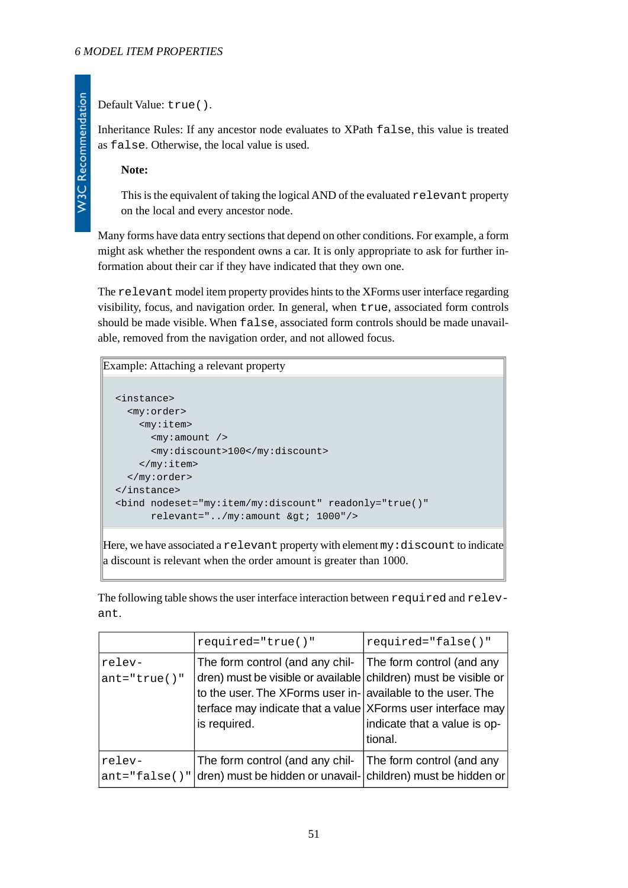Default Value: `true()`.

Inheritance Rules: If any ancestor node evaluates to XPath `false`, this value is treated as `false`. Otherwise, the local value is used.

> **Note:**
>
> This is the equivalent of taking the logical AND of the evaluated `relevant` property on the local and every ancestor node.

Many forms have data entry sections that depend on other conditions. For example, a form might ask whether the respondent owns a car. It is only appropriate to ask for further information about their car if they have indicated that they own one.

The `relevant` model item property provides hints to the XForms user interface regarding visibility, focus, and navigation order. In general, when `true`, associated form controls should be made visible. When `false`, associated form controls should be made unavailable, removed from the navigation order, and not allowed focus.

Example: Attaching a relevant property

```
<instance>
  <my:order>
    <my:item>
      <my:amount />
      <my:discount>100</my:discount>
    </my:item>
  </my:order>
</instance>
<bind nodeset="my:item/my:discount" readonly="true()"
      relevant="../my:amount &gt; 1000"/>
```

Here, we have associated a `relevant` property with element `my:discount` to indicate a discount is relevant when the order amount is greater than 1000.

The following table shows the user interface interaction between `required` and `relevant`.

| | `required="true()"` | `required="false()"` |
|---|---|---|
| `relevant="true()"` | The form control (and any children) must be visible or available to the user. The XForms user interface may indicate that a value is required. | The form control (and any children) must be visible or available to the user. The XForms user interface may indicate that a value is optional. |
| `relevant="false()"` | The form control (and any children) must be hidden or unavail- | The form control (and any children) must be hidden or |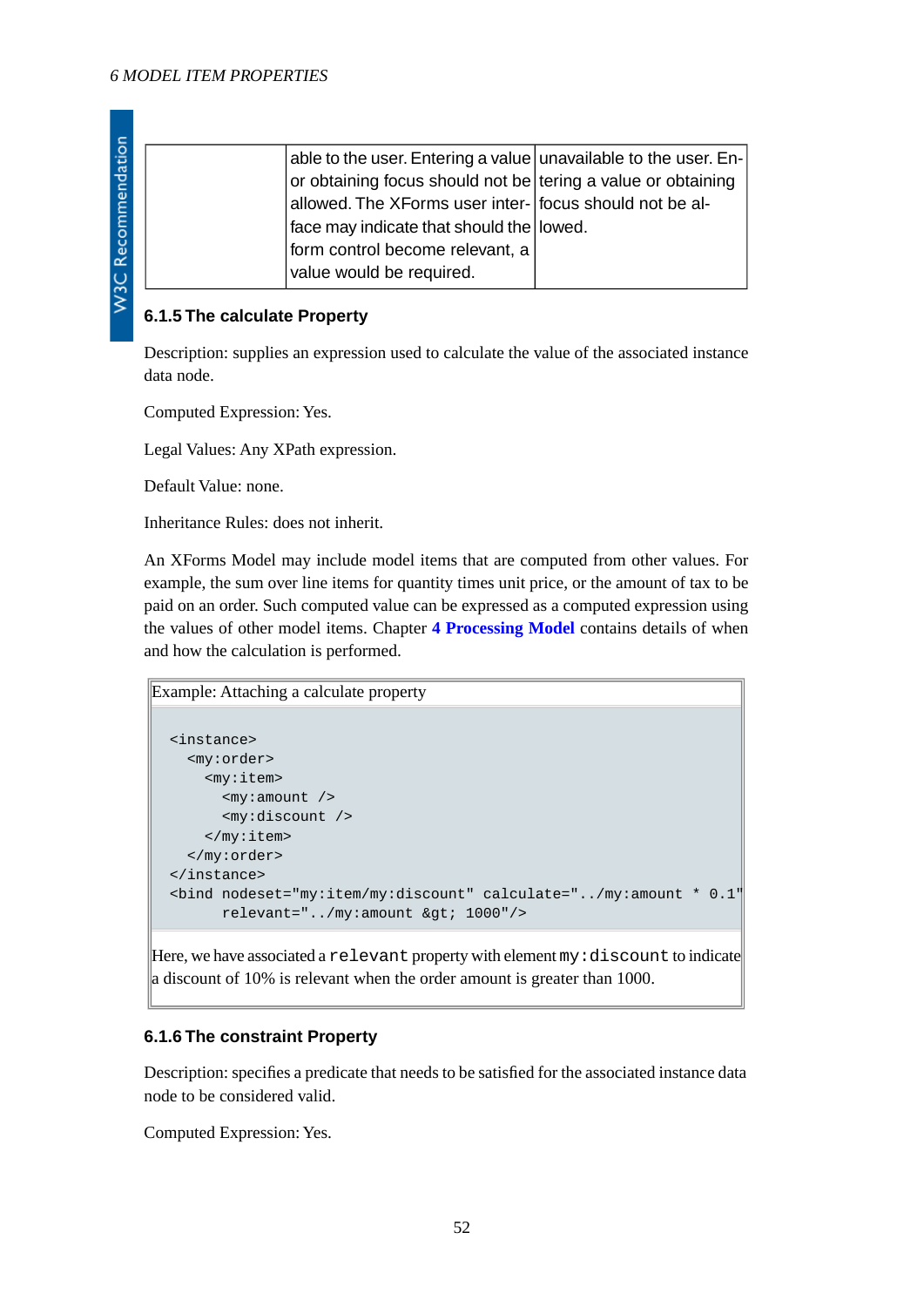| | able to the user. Entering a value or obtaining focus should not be allowed. The XForms user interface may indicate that should the form control become relevant, a value would be required. | unavailable to the user. Entering a value or obtaining focus should not be allowed. |
|---|---|---|

### 6.1.5 The calculate Property

Description: supplies an expression used to calculate the value of the associated instance data node.

Computed Expression: Yes.

Legal Values: Any XPath expression.

Default Value: none.

Inheritance Rules: does not inherit.

An XForms Model may include model items that are computed from other values. For example, the sum over line items for quantity times unit price, or the amount of tax to be paid on an order. Such computed value can be expressed as a computed expression using the values of other model items. Chapter **4 Processing Model** contains details of when and how the calculation is performed.

Example: Attaching a calculate property

```
<instance>
  <my:order>
    <my:item>
      <my:amount />
      <my:discount />
    </my:item>
  </my:order>
</instance>
<bind nodeset="my:item/my:discount" calculate="../my:amount * 0.1"
      relevant="../my:amount &gt; 1000"/>
```

Here, we have associated a `relevant` property with element `my:discount` to indicate a discount of 10% is relevant when the order amount is greater than 1000.

### 6.1.6 The constraint Property

Description: specifies a predicate that needs to be satisfied for the associated instance data node to be considered valid.

Computed Expression: Yes.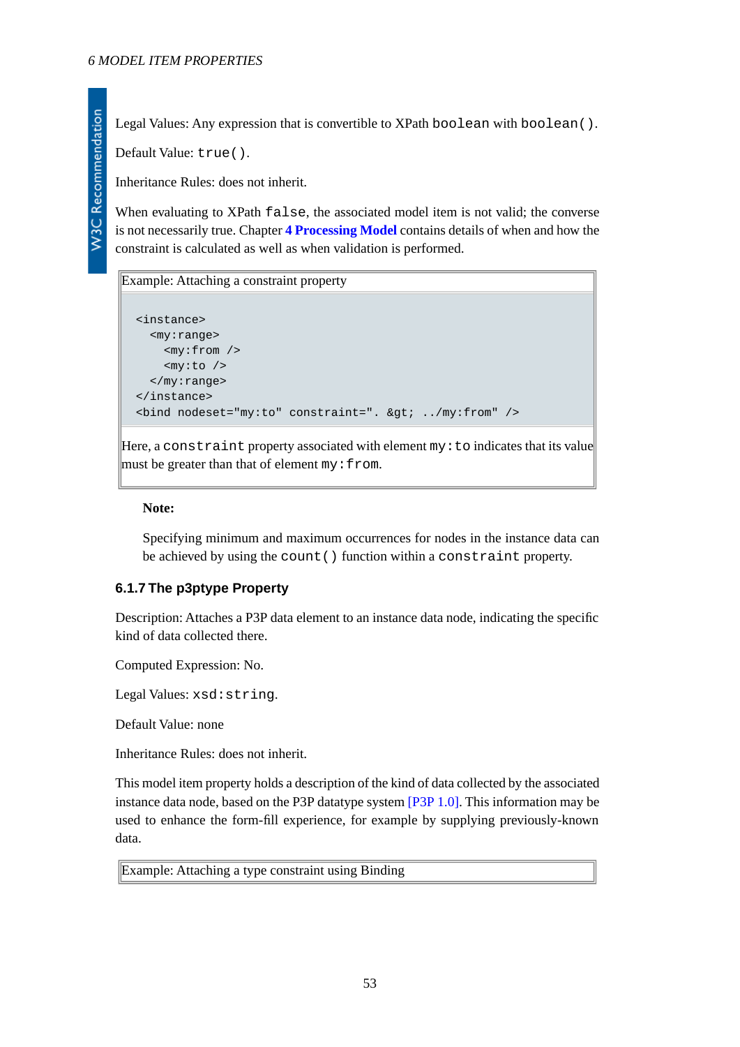Legal Values: Any expression that is convertible to XPath `boolean` with `boolean()`.

Default Value: `true()`.

Inheritance Rules: does not inherit.

When evaluating to XPath `false`, the associated model item is not valid; the converse is not necessarily true. Chapter **4 Processing Model** contains details of when and how the constraint is calculated as well as when validation is performed.

Example: Attaching a constraint property

```
<instance>
  <my:range>
    <my:from />
    <my:to />
  </my:range>
</instance>
<bind nodeset="my:to" constraint=". &gt; ../my:from" />
```

Here, a `constraint` property associated with element `my:to` indicates that its value must be greater than that of element `my:from`.

**Note:**

Specifying minimum and maximum occurrences for nodes in the instance data can be achieved by using the `count()` function within a `constraint` property.

### 6.1.7 The p3ptype Property

Description: Attaches a P3P data element to an instance data node, indicating the specific kind of data collected there.

Computed Expression: No.

Legal Values: `xsd:string`.

Default Value: none

Inheritance Rules: does not inherit.

This model item property holds a description of the kind of data collected by the associated instance data node, based on the P3P datatype system [P3P 1.0]. This information may be used to enhance the form-fill experience, for example by supplying previously-known data.

Example: Attaching a type constraint using Binding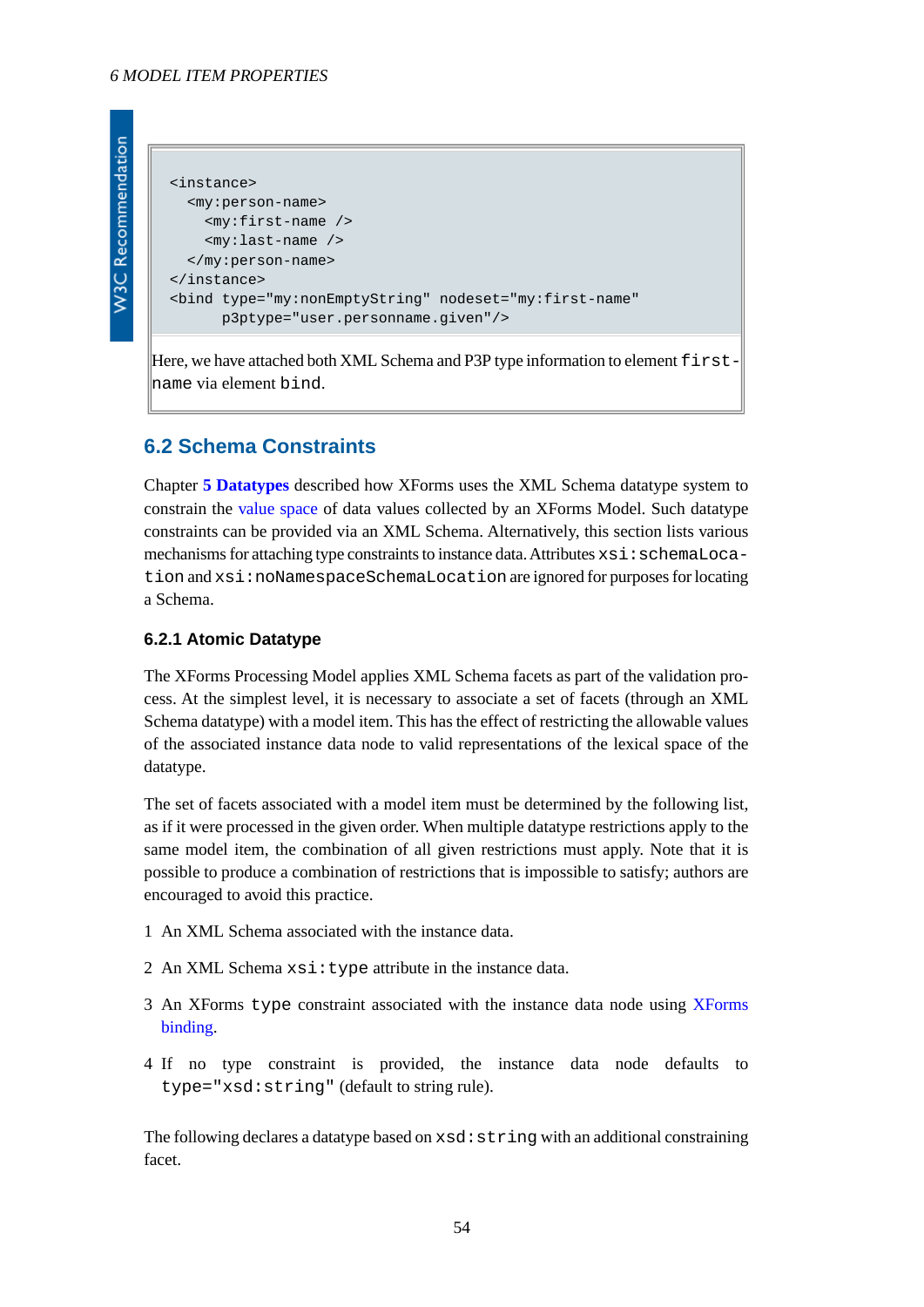```
<instance>
  <my:person-name>
    <my:first-name />
    <my:last-name />
  </my:person-name>
</instance>
<bind type="my:nonEmptyString" nodeset="my:first-name"
      p3ptype="user.personname.given"/>
```

Here, we have attached both XML Schema and P3P type information to element `first-name` via element `bind`.

## 6.2 Schema Constraints

Chapter **5 Datatypes** described how XForms uses the XML Schema datatype system to constrain the value space of data values collected by an XForms Model. Such datatype constraints can be provided via an XML Schema. Alternatively, this section lists various mechanisms for attaching type constraints to instance data. Attributes `xsi:schemaLocation` and `xsi:noNamespaceSchemaLocation` are ignored for purposes for locating a Schema.

### 6.2.1 Atomic Datatype

The XForms Processing Model applies XML Schema facets as part of the validation process. At the simplest level, it is necessary to associate a set of facets (through an XML Schema datatype) with a model item. This has the effect of restricting the allowable values of the associated instance data node to valid representations of the lexical space of the datatype.

The set of facets associated with a model item must be determined by the following list, as if it were processed in the given order. When multiple datatype restrictions apply to the same model item, the combination of all given restrictions must apply. Note that it is possible to produce a combination of restrictions that is impossible to satisfy; authors are encouraged to avoid this practice.

1. An XML Schema associated with the instance data.
2. An XML Schema `xsi:type` attribute in the instance data.
3. An XForms `type` constraint associated with the instance data node using XForms binding.
4. If no type constraint is provided, the instance data node defaults to `type="xsd:string"` (default to string rule).

The following declares a datatype based on `xsd:string` with an additional constraining facet.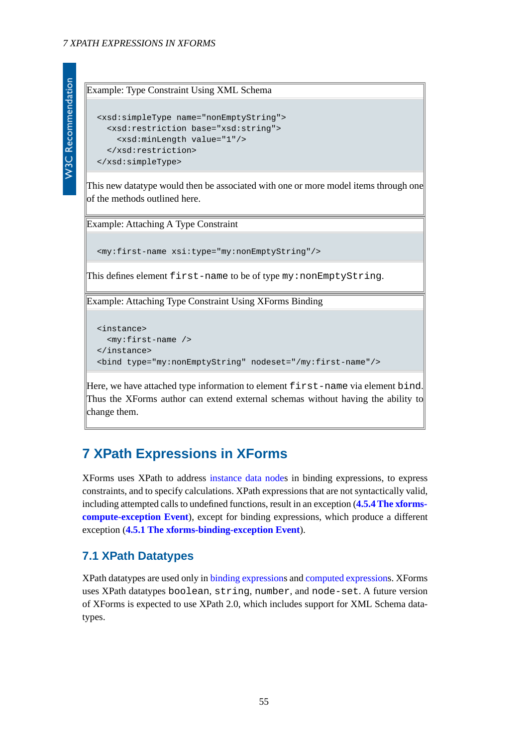Example: Type Constraint Using XML Schema

```
<xsd:simpleType name="nonEmptyString">
  <xsd:restriction base="xsd:string">
    <xsd:minLength value="1"/>
  </xsd:restriction>
</xsd:simpleType>
```

This new datatype would then be associated with one or more model items through one of the methods outlined here.

Example: Attaching A Type Constraint

```
<my:first-name xsi:type="my:nonEmptyString"/>
```

This defines element `first-name` to be of type `my:nonEmptyString`.

Example: Attaching Type Constraint Using XForms Binding

```
<instance>
  <my:first-name />
</instance>
<bind type="my:nonEmptyString" nodeset="/my:first-name"/>
```

Here, we have attached type information to element `first-name` via element `bind`. Thus the XForms author can extend external schemas without having the ability to change them.

# 7 XPath Expressions in XForms

XForms uses XPath to address instance data nodes in binding expressions, to express constraints, and to specify calculations. XPath expressions that are not syntactically valid, including attempted calls to undefined functions, result in an exception (**4.5.4 The xforms-compute-exception Event**), except for binding expressions, which produce a different exception (**4.5.1 The xforms-binding-exception Event**).

## 7.1 XPath Datatypes

XPath datatypes are used only in binding expressions and computed expressions. XForms uses XPath datatypes `boolean`, `string`, `number`, and `node-set`. A future version of XForms is expected to use XPath 2.0, which includes support for XML Schema datatypes.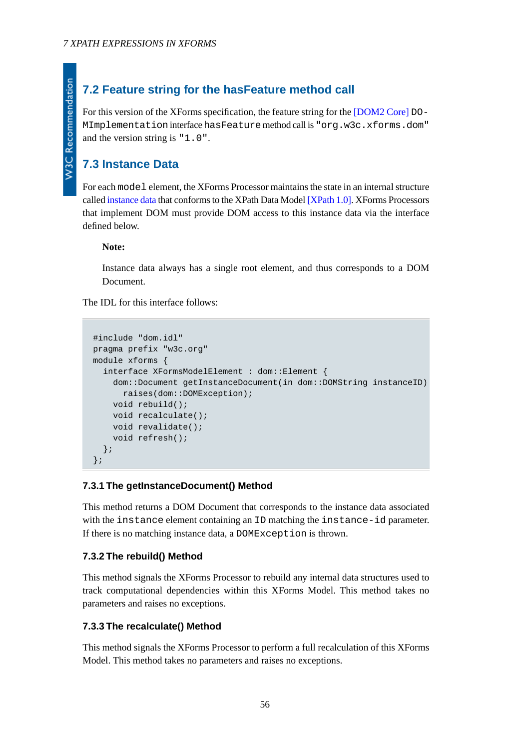## 7.2 Feature string for the hasFeature method call

For this version of the XForms specification, the feature string for the [DOM2 Core] `DOMImplementation` interface `hasFeature` method call is `"org.w3c.xforms.dom"` and the version string is `"1.0"`.

## 7.3 Instance Data

For each `model` element, the XForms Processor maintains the state in an internal structure called instance data that conforms to the XPath Data Model [XPath 1.0]. XForms Processors that implement DOM must provide DOM access to this instance data via the interface defined below.

**Note:**

Instance data always has a single root element, and thus corresponds to a DOM Document.

The IDL for this interface follows:

```
#include "dom.idl"
pragma prefix "w3c.org"
module xforms {
  interface XFormsModelElement : dom::Element {
    dom::Document getInstanceDocument(in dom::DOMString instanceID)
      raises(dom::DOMException);
    void rebuild();
    void recalculate();
    void revalidate();
    void refresh();
  };
};
```

### 7.3.1 The getInstanceDocument() Method

This method returns a DOM Document that corresponds to the instance data associated with the `instance` element containing an `ID` matching the `instance-id` parameter. If there is no matching instance data, a `DOMException` is thrown.

### 7.3.2 The rebuild() Method

This method signals the XForms Processor to rebuild any internal data structures used to track computational dependencies within this XForms Model. This method takes no parameters and raises no exceptions.

### 7.3.3 The recalculate() Method

This method signals the XForms Processor to perform a full recalculation of this XForms Model. This method takes no parameters and raises no exceptions.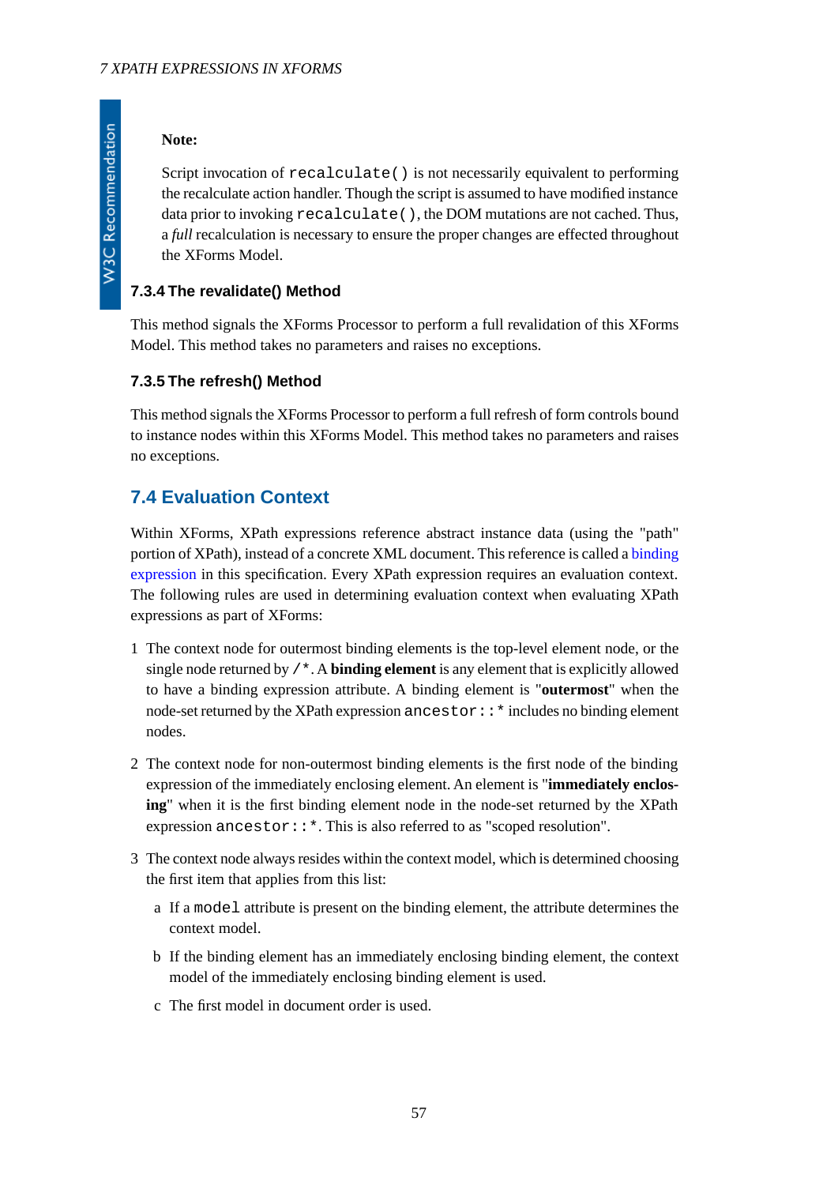**Note:**

Script invocation of `recalculate()` is not necessarily equivalent to performing the recalculate action handler. Though the script is assumed to have modified instance data prior to invoking `recalculate()`, the DOM mutations are not cached. Thus, a *full* recalculation is necessary to ensure the proper changes are effected throughout the XForms Model.

### 7.3.4 The revalidate() Method

This method signals the XForms Processor to perform a full revalidation of this XForms Model. This method takes no parameters and raises no exceptions.

### 7.3.5 The refresh() Method

This method signals the XForms Processor to perform a full refresh of form controls bound to instance nodes within this XForms Model. This method takes no parameters and raises no exceptions.

## 7.4 Evaluation Context

Within XForms, XPath expressions reference abstract instance data (using the "path" portion of XPath), instead of a concrete XML document. This reference is called a binding expression in this specification. Every XPath expression requires an evaluation context. The following rules are used in determining evaluation context when evaluating XPath expressions as part of XForms:

1. The context node for outermost binding elements is the top-level element node, or the single node returned by `/*`. A **binding element** is any element that is explicitly allowed to have a binding expression attribute. A binding element is "**outermost**" when the node-set returned by the XPath expression `ancestor::*` includes no binding element nodes.
2. The context node for non-outermost binding elements is the first node of the binding expression of the immediately enclosing element. An element is "**immediately enclosing**" when it is the first binding element node in the node-set returned by the XPath expression `ancestor::*`. This is also referred to as "scoped resolution".
3. The context node always resides within the context model, which is determined choosing the first item that applies from this list:
   a. If a `model` attribute is present on the binding element, the attribute determines the context model.
   b. If the binding element has an immediately enclosing binding element, the context model of the immediately enclosing binding element is used.
   c. The first model in document order is used.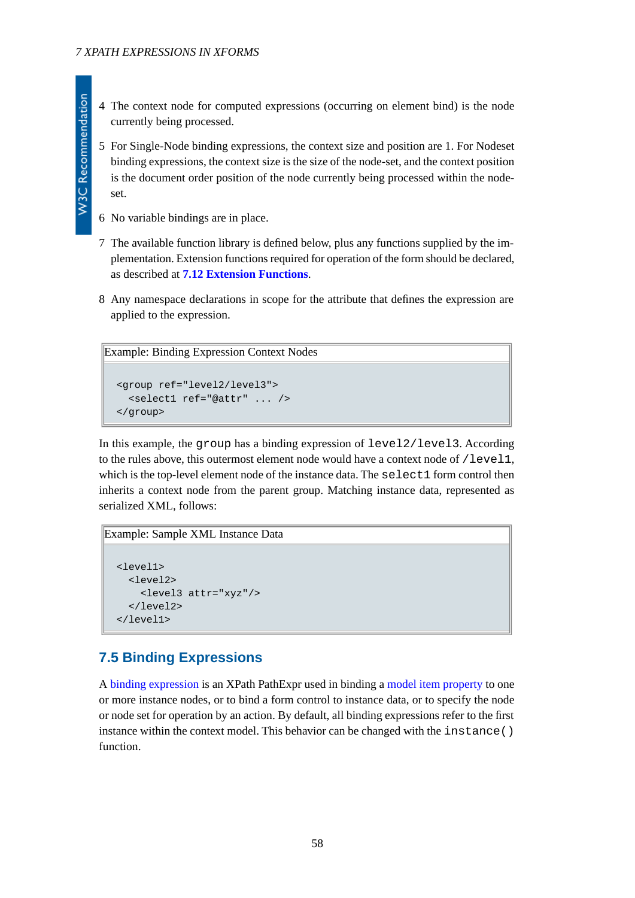4. The context node for computed expressions (occurring on element bind) is the node currently being processed.

5. For Single-Node binding expressions, the context size and position are 1. For Nodeset binding expressions, the context size is the size of the node-set, and the context position is the document order position of the node currently being processed within the node-set.

6. No variable bindings are in place.

7. The available function library is defined below, plus any functions supplied by the implementation. Extension functions required for operation of the form should be declared, as described at **7.12 Extension Functions**.

8. Any namespace declarations in scope for the attribute that defines the expression are applied to the expression.

Example: Binding Expression Context Nodes

```
<group ref="level2/level3">
  <select1 ref="@attr" ... />
</group>
```

In this example, the `group` has a binding expression of `level2/level3`. According to the rules above, this outermost element node would have a context node of `/level1`, which is the top-level element node of the instance data. The `select1` form control then inherits a context node from the parent group. Matching instance data, represented as serialized XML, follows:

Example: Sample XML Instance Data

```
<level1>
  <level2>
    <level3 attr="xyz"/>
  </level2>
</level1>
```

## 7.5 Binding Expressions

A binding expression is an XPath PathExpr used in binding a model item property to one or more instance nodes, or to bind a form control to instance data, or to specify the node or node set for operation by an action. By default, all binding expressions refer to the first instance within the context model. This behavior can be changed with the `instance()` function.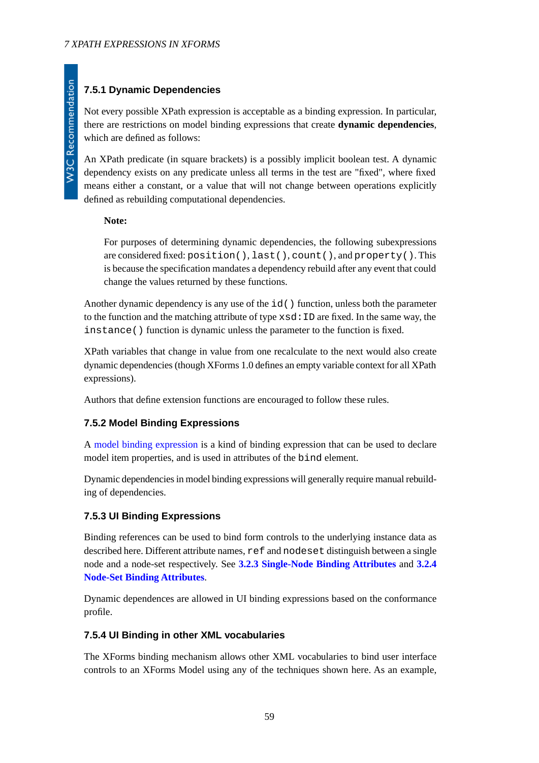### 7.5.1 Dynamic Dependencies

Not every possible XPath expression is acceptable as a binding expression. In particular, there are restrictions on model binding expressions that create **dynamic dependencies**, which are defined as follows:

An XPath predicate (in square brackets) is a possibly implicit boolean test. A dynamic dependency exists on any predicate unless all terms in the test are "fixed", where fixed means either a constant, or a value that will not change between operations explicitly defined as rebuilding computational dependencies.

> **Note:**
>
> For purposes of determining dynamic dependencies, the following subexpressions are considered fixed: `position()`, `last()`, `count()`, and `property()`. This is because the specification mandates a dependency rebuild after any event that could change the values returned by these functions.

Another dynamic dependency is any use of the `id()` function, unless both the parameter to the function and the matching attribute of type `xsd:ID` are fixed. In the same way, the `instance()` function is dynamic unless the parameter to the function is fixed.

XPath variables that change in value from one recalculate to the next would also create dynamic dependencies (though XForms 1.0 defines an empty variable context for all XPath expressions).

Authors that define extension functions are encouraged to follow these rules.

### 7.5.2 Model Binding Expressions

A model binding expression is a kind of binding expression that can be used to declare model item properties, and is used in attributes of the `bind` element.

Dynamic dependencies in model binding expressions will generally require manual rebuilding of dependencies.

### 7.5.3 UI Binding Expressions

Binding references can be used to bind form controls to the underlying instance data as described here. Different attribute names, `ref` and `nodeset` distinguish between a single node and a node-set respectively. See **3.2.3 Single-Node Binding Attributes** and **3.2.4 Node-Set Binding Attributes**.

Dynamic dependencies are allowed in UI binding expressions based on the conformance profile.

### 7.5.4 UI Binding in other XML vocabularies

The XForms binding mechanism allows other XML vocabularies to bind user interface controls to an XForms Model using any of the techniques shown here. As an example,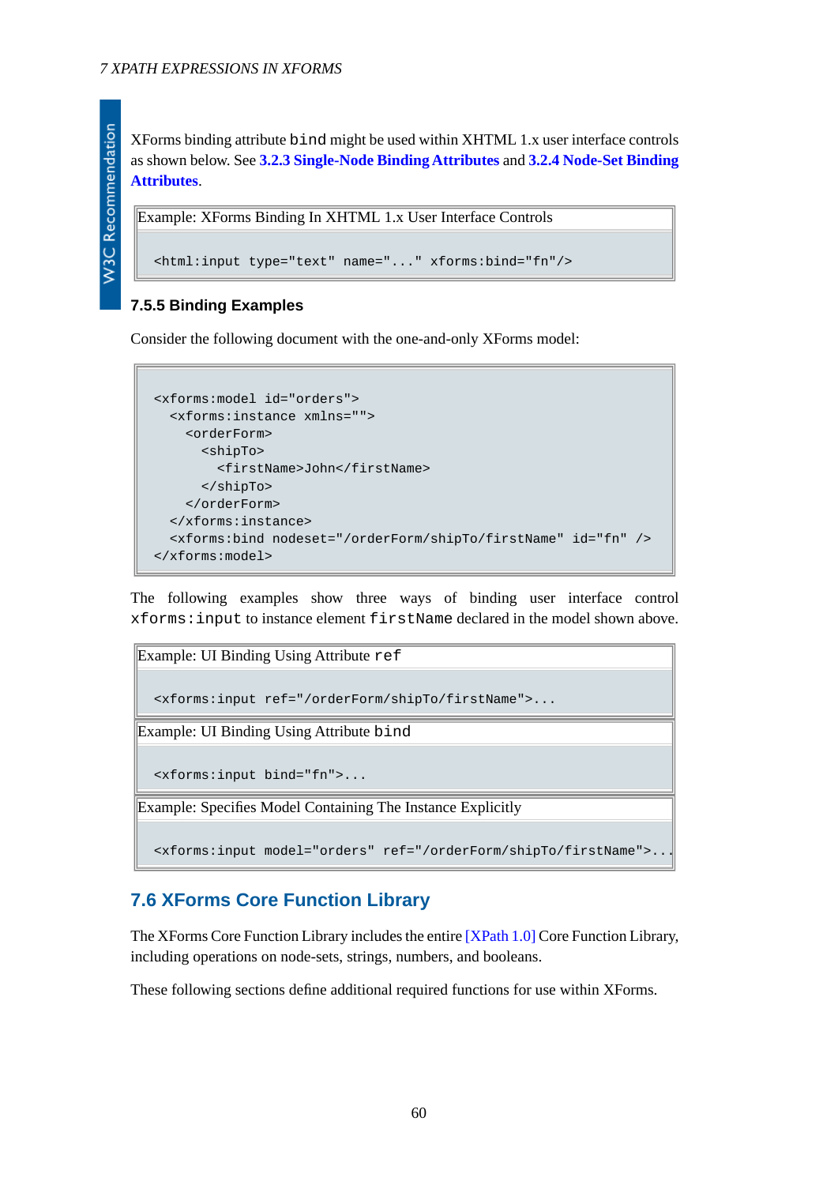XForms binding attribute `bind` might be used within XHTML 1.x user interface controls as shown below. See **3.2.3 Single-Node Binding Attributes** and **3.2.4 Node-Set Binding Attributes**.

Example: XForms Binding In XHTML 1.x User Interface Controls

```
<html:input type="text" name="..." xforms:bind="fn"/>
```

### 7.5.5 Binding Examples

Consider the following document with the one-and-only XForms model:

```
<xforms:model id="orders">
  <xforms:instance xmlns="">
    <orderForm>
      <shipTo>
        <firstName>John</firstName>
      </shipTo>
    </orderForm>
  </xforms:instance>
  <xforms:bind nodeset="/orderForm/shipTo/firstName" id="fn" />
</xforms:model>
```

The following examples show three ways of binding user interface control `xforms:input` to instance element `firstName` declared in the model shown above.

Example: UI Binding Using Attribute `ref`

```
<xforms:input ref="/orderForm/shipTo/firstName">...
```

Example: UI Binding Using Attribute `bind`

```
<xforms:input bind="fn">...
```

Example: Specifies Model Containing The Instance Explicitly

```
<xforms:input model="orders" ref="/orderForm/shipTo/firstName">...
```

## 7.6 XForms Core Function Library

The XForms Core Function Library includes the entire [XPath 1.0] Core Function Library, including operations on node-sets, strings, numbers, and booleans.

These following sections define additional required functions for use within XForms.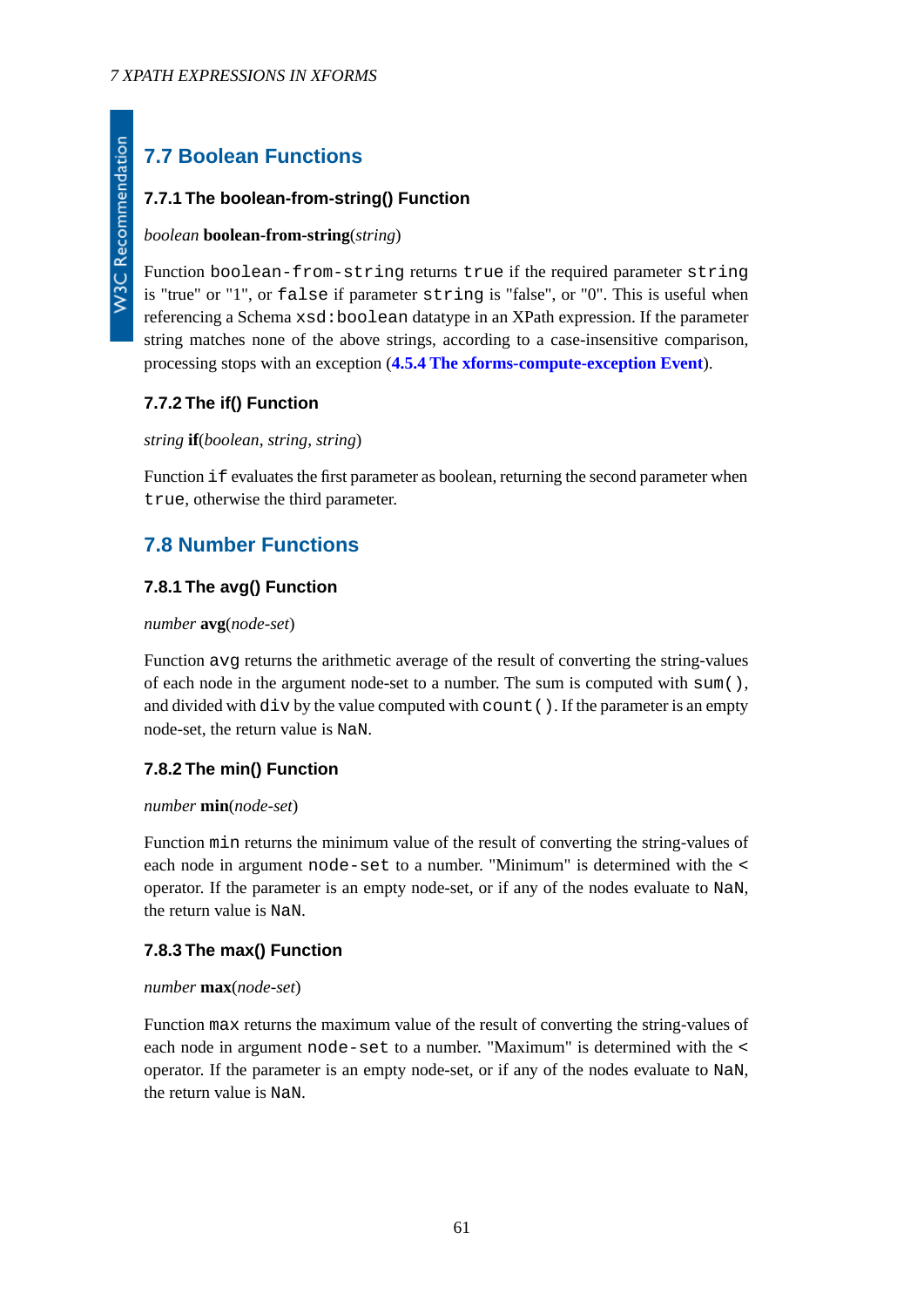## 7.7 Boolean Functions

### 7.7.1 The boolean-from-string() Function

*boolean* **boolean-from-string**(*string*)

Function `boolean-from-string` returns `true` if the required parameter `string` is "true" or "1", or `false` if parameter `string` is "false", or "0". This is useful when referencing a Schema `xsd:boolean` datatype in an XPath expression. If the parameter string matches none of the above strings, according to a case-insensitive comparison, processing stops with an exception (**4.5.4 The xforms-compute-exception Event**).

### 7.7.2 The if() Function

*string* **if**(*boolean*, *string*, *string*)

Function `if` evaluates the first parameter as boolean, returning the second parameter when `true`, otherwise the third parameter.

## 7.8 Number Functions

### 7.8.1 The avg() Function

*number* **avg**(*node-set*)

Function `avg` returns the arithmetic average of the result of converting the string-values of each node in the argument node-set to a number. The sum is computed with `sum()`, and divided with `div` by the value computed with `count()`. If the parameter is an empty node-set, the return value is `NaN`.

### 7.8.2 The min() Function

*number* **min**(*node-set*)

Function `min` returns the minimum value of the result of converting the string-values of each node in argument `node-set` to a number. "Minimum" is determined with the `<` operator. If the parameter is an empty node-set, or if any of the nodes evaluate to `NaN`, the return value is `NaN`.

### 7.8.3 The max() Function

*number* **max**(*node-set*)

Function `max` returns the maximum value of the result of converting the string-values of each node in argument `node-set` to a number. "Maximum" is determined with the `<` operator. If the parameter is an empty node-set, or if any of the nodes evaluate to `NaN`, the return value is `NaN`.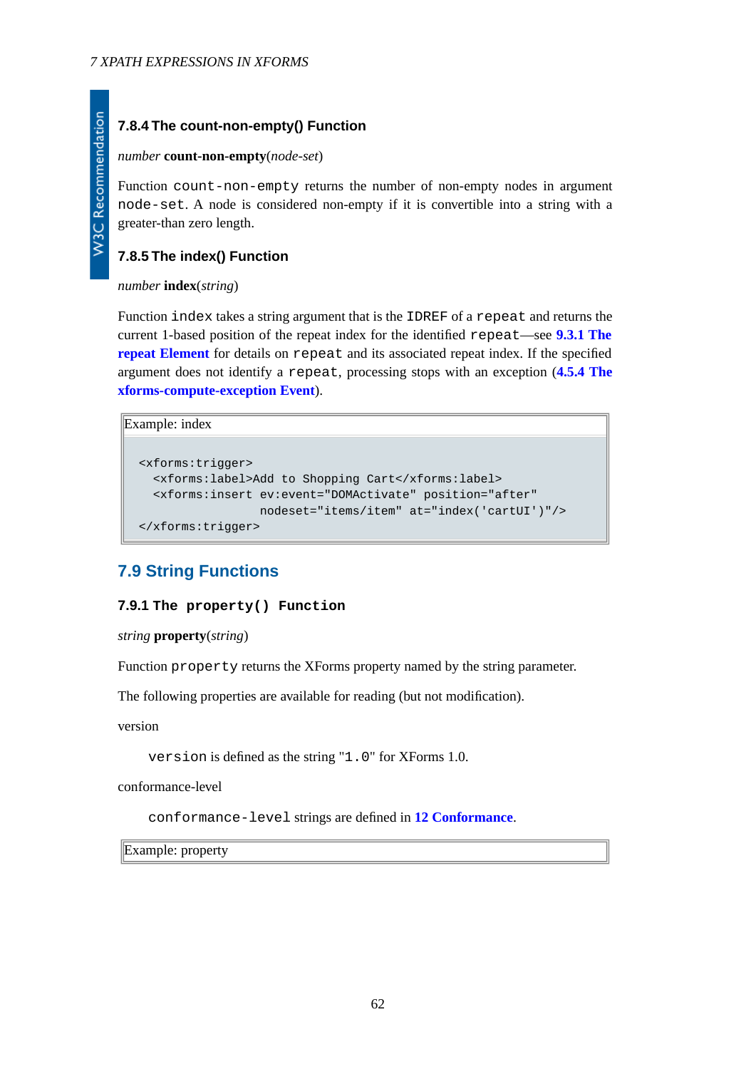### 7.8.4 The count-non-empty() Function

*number* **count-non-empty**(*node-set*)

Function `count-non-empty` returns the number of non-empty nodes in argument `node-set`. A node is considered non-empty if it is convertible into a string with a greater-than zero length.

### 7.8.5 The index() Function

*number* **index**(*string*)

Function `index` takes a string argument that is the `IDREF` of a `repeat` and returns the current 1-based position of the repeat index for the identified `repeat`—see **9.3.1 The repeat Element** for details on `repeat` and its associated repeat index. If the specified argument does not identify a `repeat`, processing stops with an exception (**4.5.4 The xforms-compute-exception Event**).

Example: index

```
<xforms:trigger>
  <xforms:label>Add to Shopping Cart</xforms:label>
  <xforms:insert ev:event="DOMActivate" position="after"
                 nodeset="items/item" at="index('cartUI')"/>
</xforms:trigger>
```

## 7.9 String Functions

### 7.9.1 The `property()` Function

*string* **property**(*string*)

Function `property` returns the XForms property named by the string parameter.

The following properties are available for reading (but not modification).

version

`version` is defined as the string "`1.0`" for XForms 1.0.

conformance-level

`conformance-level` strings are defined in **12 Conformance**.

Example: property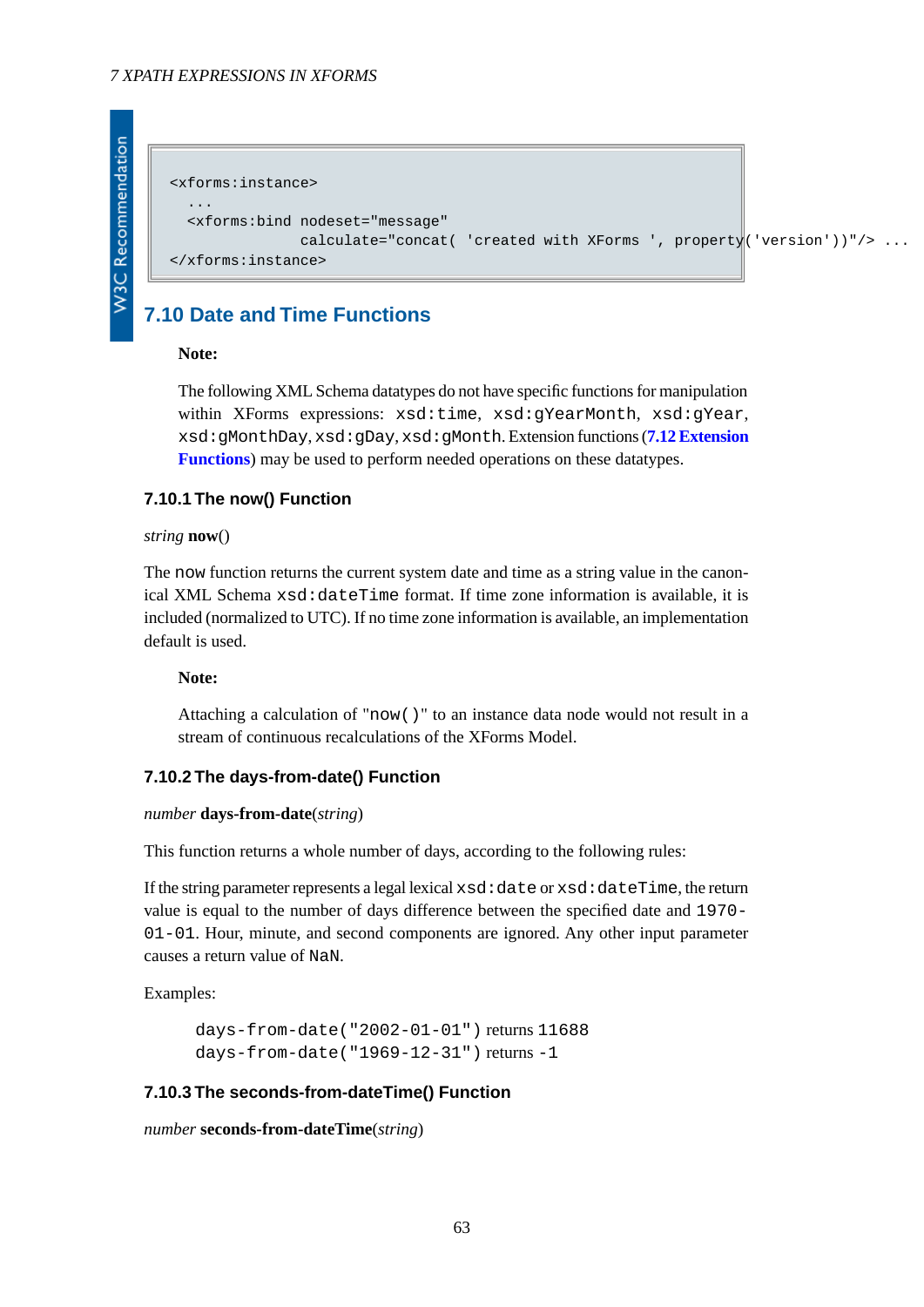```
<xforms:instance>
  ...
  <xforms:bind nodeset="message"
              calculate="concat( 'created with XForms ', property('version'))"/> ...
</xforms:instance>
```

## 7.10 Date and Time Functions

**Note:**

The following XML Schema datatypes do not have specific functions for manipulation within XForms expressions: `xsd:time`, `xsd:gYearMonth`, `xsd:gYear`, `xsd:gMonthDay`, `xsd:gDay`, `xsd:gMonth`. Extension functions (**7.12 Extension Functions**) may be used to perform needed operations on these datatypes.

### 7.10.1 The now() Function

*string* **now**()

The `now` function returns the current system date and time as a string value in the canonical XML Schema `xsd:dateTime` format. If time zone information is available, it is included (normalized to UTC). If no time zone information is available, an implementation default is used.

**Note:**

Attaching a calculation of "`now()`" to an instance data node would not result in a stream of continuous recalculations of the XForms Model.

### 7.10.2 The days-from-date() Function

*number* **days-from-date**(*string*)

This function returns a whole number of days, according to the following rules:

If the string parameter represents a legal lexical `xsd:date` or `xsd:dateTime`, the return value is equal to the number of days difference between the specified date and `1970-01-01`. Hour, minute, and second components are ignored. Any other input parameter causes a return value of `NaN`.

Examples:

`days-from-date("2002-01-01")` returns `11688`
`days-from-date("1969-12-31")` returns `-1`

### 7.10.3 The seconds-from-dateTime() Function

*number* **seconds-from-dateTime**(*string*)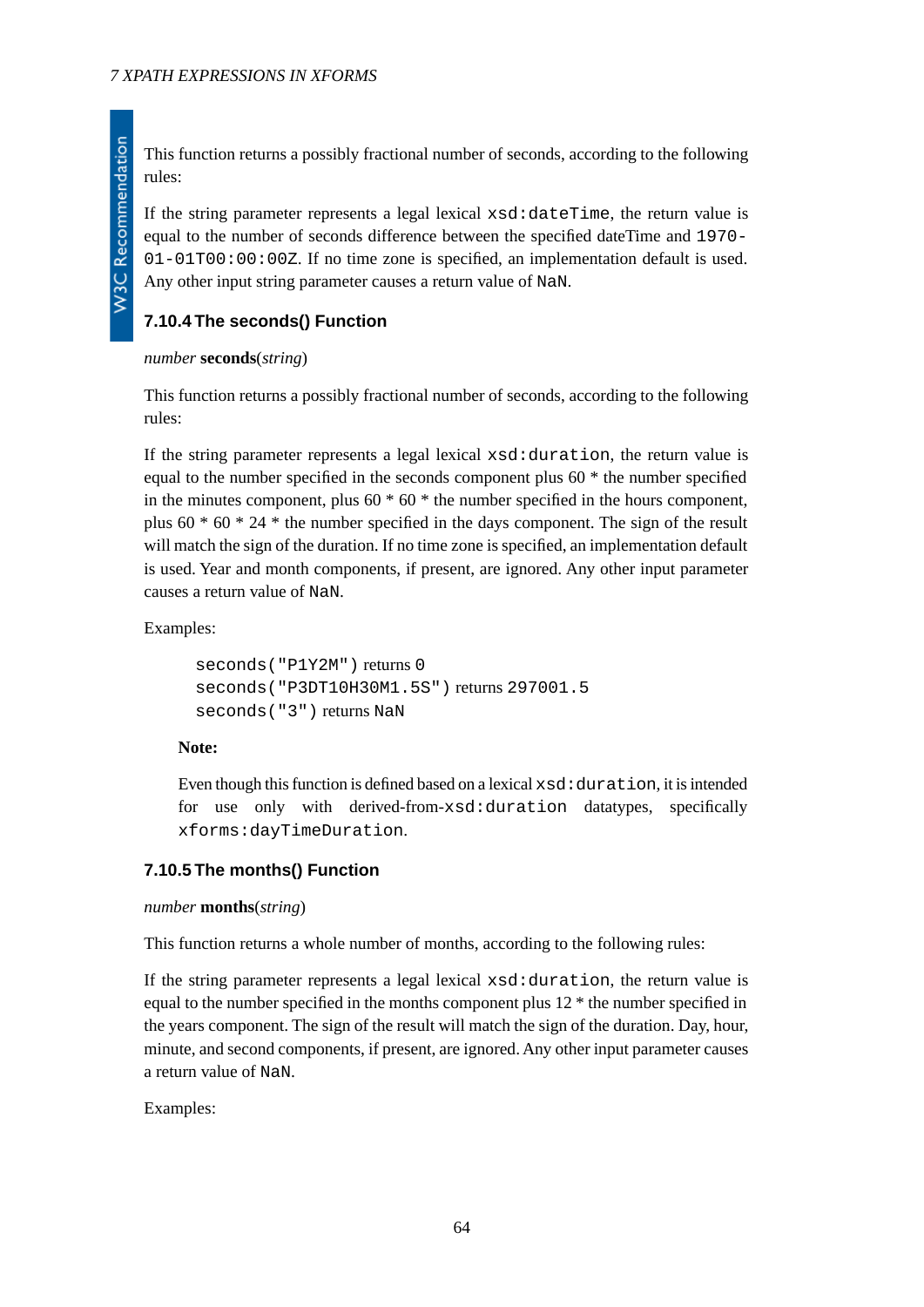This function returns a possibly fractional number of seconds, according to the following rules:

If the string parameter represents a legal lexical `xsd:dateTime`, the return value is equal to the number of seconds difference between the specified dateTime and `1970-01-01T00:00:00Z`. If no time zone is specified, an implementation default is used. Any other input string parameter causes a return value of `NaN`.

### 7.10.4 The seconds() Function

*number* **seconds**(*string*)

This function returns a possibly fractional number of seconds, according to the following rules:

If the string parameter represents a legal lexical `xsd:duration`, the return value is equal to the number specified in the seconds component plus 60 * the number specified in the minutes component, plus 60 * 60 * the number specified in the hours component, plus 60 * 60 * 24 * the number specified in the days component. The sign of the result will match the sign of the duration. If no time zone is specified, an implementation default is used. Year and month components, if present, are ignored. Any other input parameter causes a return value of `NaN`.

Examples:

> `seconds("P1Y2M")` returns `0`
> `seconds("P3DT10H30M1.5S")` returns `297001.5`
> `seconds("3")` returns `NaN`

**Note:**

Even though this function is defined based on a lexical `xsd:duration`, it is intended for use only with derived-from-`xsd:duration` datatypes, specifically `xforms:dayTimeDuration`.

### 7.10.5 The months() Function

*number* **months**(*string*)

This function returns a whole number of months, according to the following rules:

If the string parameter represents a legal lexical `xsd:duration`, the return value is equal to the number specified in the months component plus 12 * the number specified in the years component. The sign of the result will match the sign of the duration. Day, hour, minute, and second components, if present, are ignored. Any other input parameter causes a return value of `NaN`.

Examples: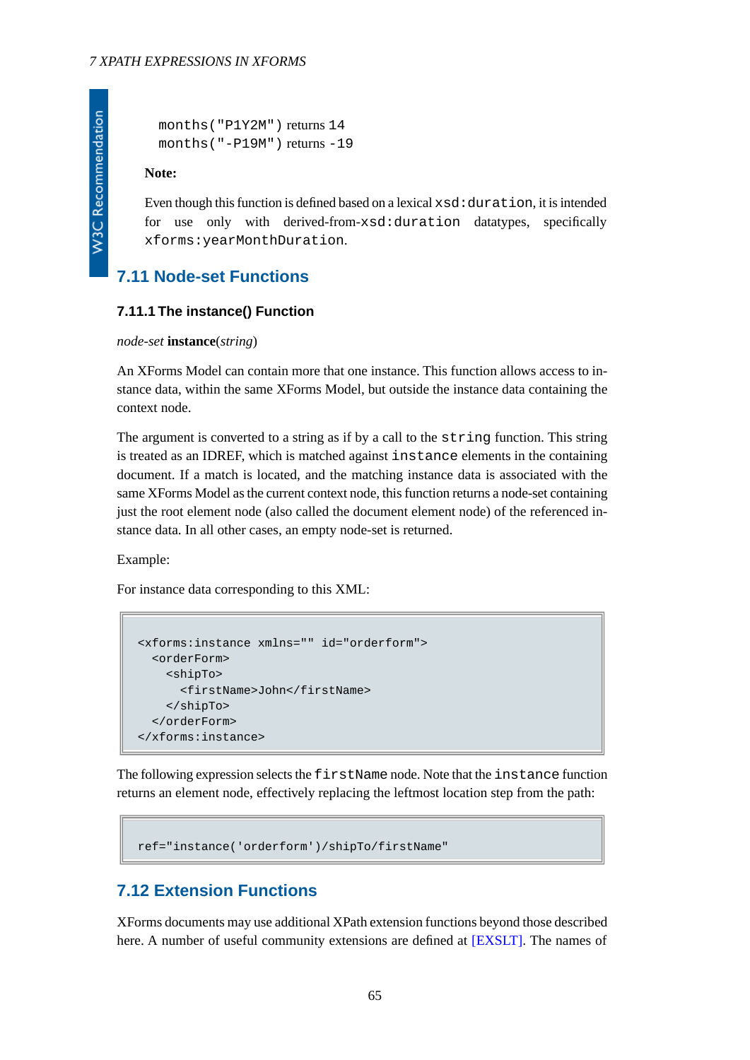`months("P1Y2M")` returns `14`
`months("-P19M")` returns `-19`

**Note:**

Even though this function is defined based on a lexical `xsd:duration`, it is intended for use only with derived-from-`xsd:duration` datatypes, specifically `xforms:yearMonthDuration`.

## 7.11 Node-set Functions

### 7.11.1 The instance() Function

*node-set* **instance**(*string*)

An XForms Model can contain more that one instance. This function allows access to instance data, within the same XForms Model, but outside the instance data containing the context node.

The argument is converted to a string as if by a call to the `string` function. This string is treated as an IDREF, which is matched against `instance` elements in the containing document. If a match is located, and the matching instance data is associated with the same XForms Model as the current context node, this function returns a node-set containing just the root element node (also called the document element node) of the referenced instance data. In all other cases, an empty node-set is returned.

Example:

For instance data corresponding to this XML:

```
<xforms:instance xmlns="" id="orderform">
  <orderForm>
    <shipTo>
      <firstName>John</firstName>
    </shipTo>
  </orderForm>
</xforms:instance>
```

The following expression selects the `firstName` node. Note that the `instance` function returns an element node, effectively replacing the leftmost location step from the path:

```
ref="instance('orderform')/shipTo/firstName"
```

## 7.12 Extension Functions

XForms documents may use additional XPath extension functions beyond those described here. A number of useful community extensions are defined at [EXSLT]. The names of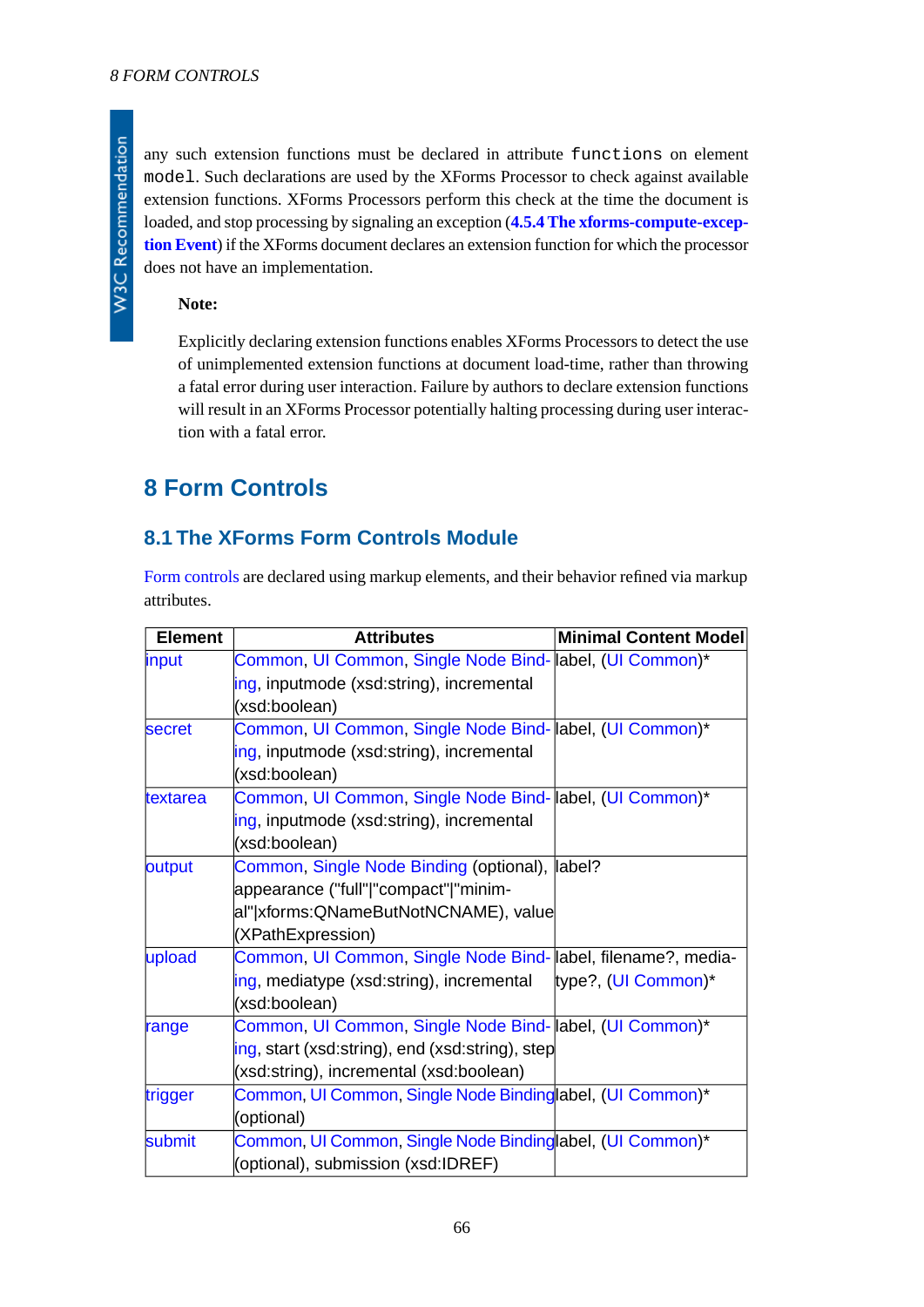any such extension functions must be declared in attribute `functions` on element `model`. Such declarations are used by the XForms Processor to check against available extension functions. XForms Processors perform this check at the time the document is loaded, and stop processing by signaling an exception (**4.5.4 The xforms-compute-exception Event**) if the XForms document declares an extension function for which the processor does not have an implementation.

**Note:**

Explicitly declaring extension functions enables XForms Processors to detect the use of unimplemented extension functions at document load-time, rather than throwing a fatal error during user interaction. Failure by authors to declare extension functions will result in an XForms Processor potentially halting processing during user interaction with a fatal error.

# 8 Form Controls

## 8.1 The XForms Form Controls Module

Form controls are declared using markup elements, and their behavior refined via markup attributes.

| Element | Attributes | Minimal Content Model |
|---|---|---|
| input | Common, UI Common, Single Node Binding, inputmode (xsd:string), incremental (xsd:boolean) | label, (UI Common)* |
| secret | Common, UI Common, Single Node Binding, inputmode (xsd:string), incremental (xsd:boolean) | label, (UI Common)* |
| textarea | Common, UI Common, Single Node Binding, inputmode (xsd:string), incremental (xsd:boolean) | label, (UI Common)* |
| output | Common, Single Node Binding (optional), appearance ("full"\|"compact"\|"minimal"\|xforms:QNameButNotNCNAME), value (XPathExpression) | label? |
| upload | Common, UI Common, Single Node Binding, mediatype (xsd:string), incremental (xsd:boolean) | label, filename?, mediatype?, (UI Common)* |
| range | Common, UI Common, Single Node Binding, start (xsd:string), end (xsd:string), step (xsd:string), incremental (xsd:boolean) | label, (UI Common)* |
| trigger | Common, UI Common, Single Node Binding (optional) | label, (UI Common)* |
| submit | Common, UI Common, Single Node Binding (optional), submission (xsd:IDREF) | label, (UI Common)* |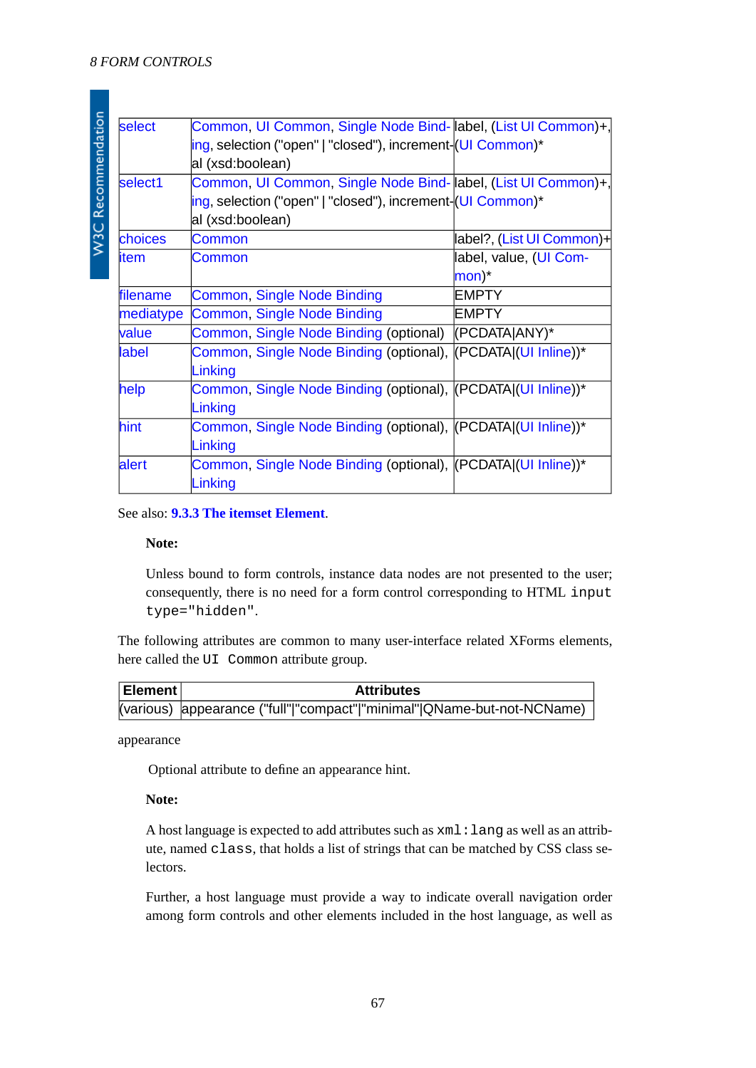| select | Common, UI Common, Single Node Binding, selection ("open" \| "closed"), incremental (xsd:boolean) | label, (List UI Common)+, (UI Common)* |
|---|---|---|
| select1 | Common, UI Common, Single Node Binding, selection ("open" \| "closed"), incremental (xsd:boolean) | label, (List UI Common)+, (UI Common)* |
| choices | Common | label?, (List UI Common)+ |
| item | Common | label, value, (UI Common)* |
| filename | Common, Single Node Binding | EMPTY |
| mediatype | Common, Single Node Binding | EMPTY |
| value | Common, Single Node Binding (optional) | (PCDATA\|ANY)* |
| label | Common, Single Node Binding (optional), Linking | (PCDATA\|(UI Inline))* |
| help | Common, Single Node Binding (optional), Linking | (PCDATA\|(UI Inline))* |
| hint | Common, Single Node Binding (optional), Linking | (PCDATA\|(UI Inline))* |
| alert | Common, Single Node Binding (optional), Linking | (PCDATA\|(UI Inline))* |

See also: **9.3.3 The itemset Element**.

**Note:**

Unless bound to form controls, instance data nodes are not presented to the user; consequently, there is no need for a form control corresponding to HTML `input type="hidden"`.

The following attributes are common to many user-interface related XForms elements, here called the `UI Common` attribute group.

| Element | Attributes |
|---|---|
| (various) | appearance ("full"\|"compact"\|"minimal"\|QName-but-not-NCName) |

appearance

Optional attribute to define an appearance hint.

**Note:**

A host language is expected to add attributes such as `xml:lang` as well as an attribute, named `class`, that holds a list of strings that can be matched by CSS class selectors.

Further, a host language must provide a way to indicate overall navigation order among form controls and other elements included in the host language, as well as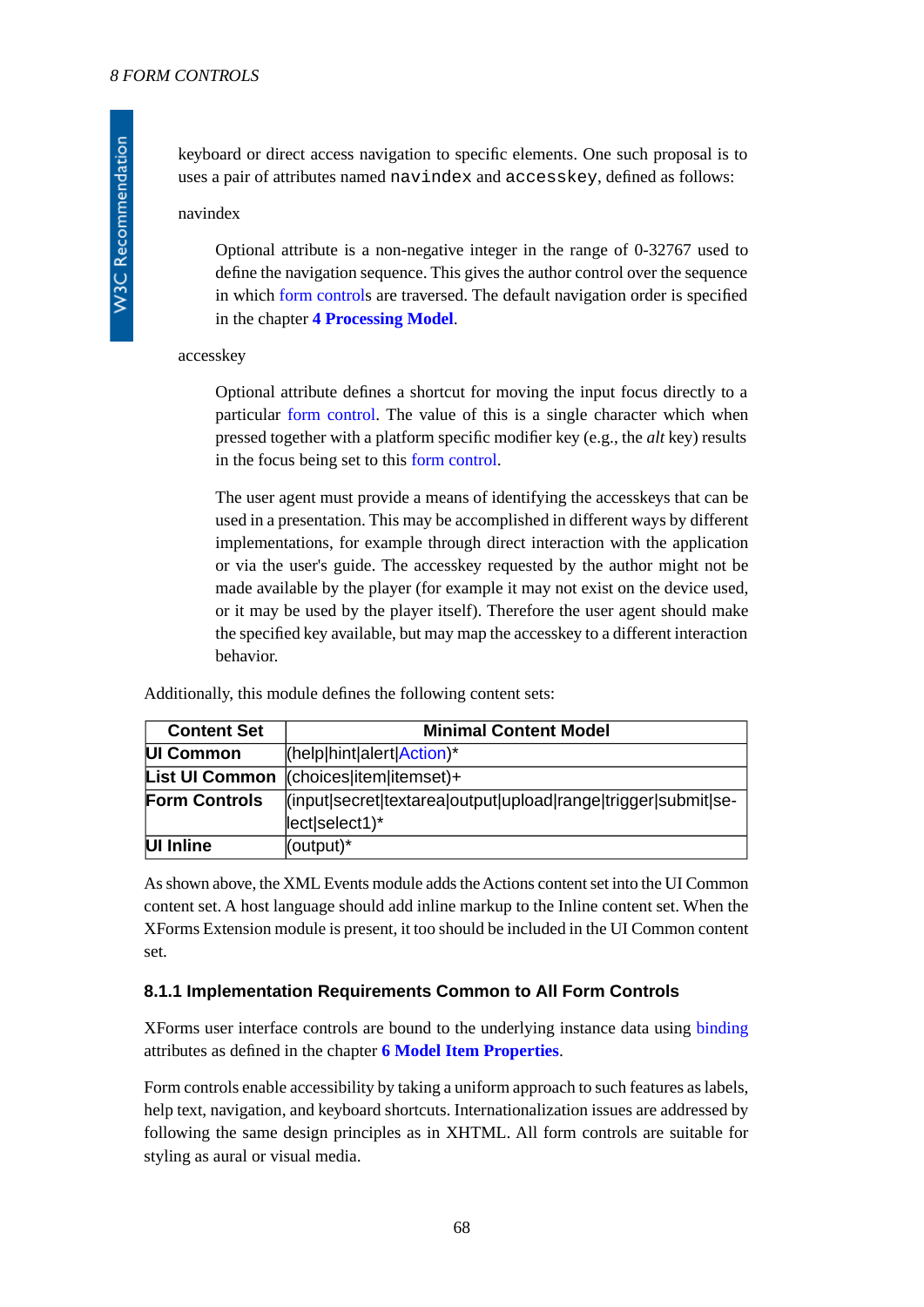keyboard or direct access navigation to specific elements. One such proposal is to uses a pair of attributes named `navindex` and `accesskey`, defined as follows:

navindex

> Optional attribute is a non-negative integer in the range of 0-32767 used to define the navigation sequence. This gives the author control over the sequence in which form controls are traversed. The default navigation order is specified in the chapter **4 Processing Model**.

accesskey

> Optional attribute defines a shortcut for moving the input focus directly to a particular form control. The value of this is a single character which when pressed together with a platform specific modifier key (e.g., the *alt* key) results in the focus being set to this form control.
>
> The user agent must provide a means of identifying the accesskeys that can be used in a presentation. This may be accomplished in different ways by different implementations, for example through direct interaction with the application or via the user's guide. The accesskey requested by the author might not be made available by the player (for example it may not exist on the device used, or it may be used by the player itself). Therefore the user agent should make the specified key available, but may map the accesskey to a different interaction behavior.

Additionally, this module defines the following content sets:

| Content Set | Minimal Content Model |
|---|---|
| **UI Common** | (help\|hint\|alert\|Action)* |
| **List UI Common** | (choices\|item\|itemset)+ |
| **Form Controls** | (input\|secret\|textarea\|output\|upload\|range\|trigger\|submit\|select\|select1)* |
| **UI Inline** | (output)* |

As shown above, the XML Events module adds the Actions content set into the UI Common content set. A host language should add inline markup to the Inline content set. When the XForms Extension module is present, it too should be included in the UI Common content set.

### 8.1.1 Implementation Requirements Common to All Form Controls

XForms user interface controls are bound to the underlying instance data using binding attributes as defined in the chapter **6 Model Item Properties**.

Form controls enable accessibility by taking a uniform approach to such features as labels, help text, navigation, and keyboard shortcuts. Internationalization issues are addressed by following the same design principles as in XHTML. All form controls are suitable for styling as aural or visual media.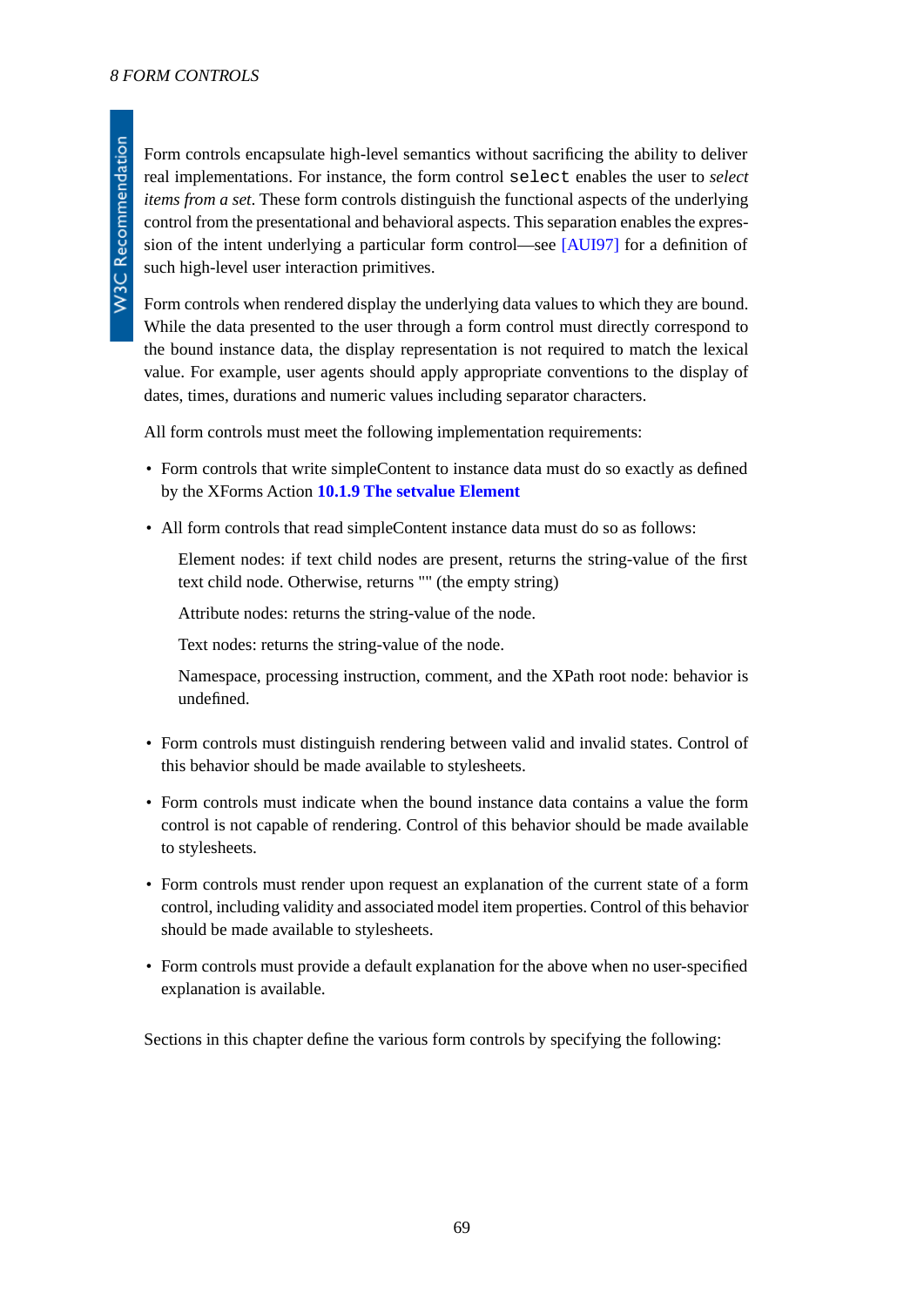Form controls encapsulate high-level semantics without sacrificing the ability to deliver real implementations. For instance, the form control `select` enables the user to *select items from a set*. These form controls distinguish the functional aspects of the underlying control from the presentational and behavioral aspects. This separation enables the expression of the intent underlying a particular form control—see [AUI97] for a definition of such high-level user interaction primitives.

Form controls when rendered display the underlying data values to which they are bound. While the data presented to the user through a form control must directly correspond to the bound instance data, the display representation is not required to match the lexical value. For example, user agents should apply appropriate conventions to the display of dates, times, durations and numeric values including separator characters.

All form controls must meet the following implementation requirements:

- Form controls that write simpleContent to instance data must do so exactly as defined by the XForms Action **10.1.9 The setvalue Element**
- All form controls that read simpleContent instance data must do so as follows:

  Element nodes: if text child nodes are present, returns the string-value of the first text child node. Otherwise, returns "" (the empty string)

  Attribute nodes: returns the string-value of the node.

  Text nodes: returns the string-value of the node.

  Namespace, processing instruction, comment, and the XPath root node: behavior is undefined.

- Form controls must distinguish rendering between valid and invalid states. Control of this behavior should be made available to stylesheets.
- Form controls must indicate when the bound instance data contains a value the form control is not capable of rendering. Control of this behavior should be made available to stylesheets.
- Form controls must render upon request an explanation of the current state of a form control, including validity and associated model item properties. Control of this behavior should be made available to stylesheets.
- Form controls must provide a default explanation for the above when no user-specified explanation is available.

Sections in this chapter define the various form controls by specifying the following: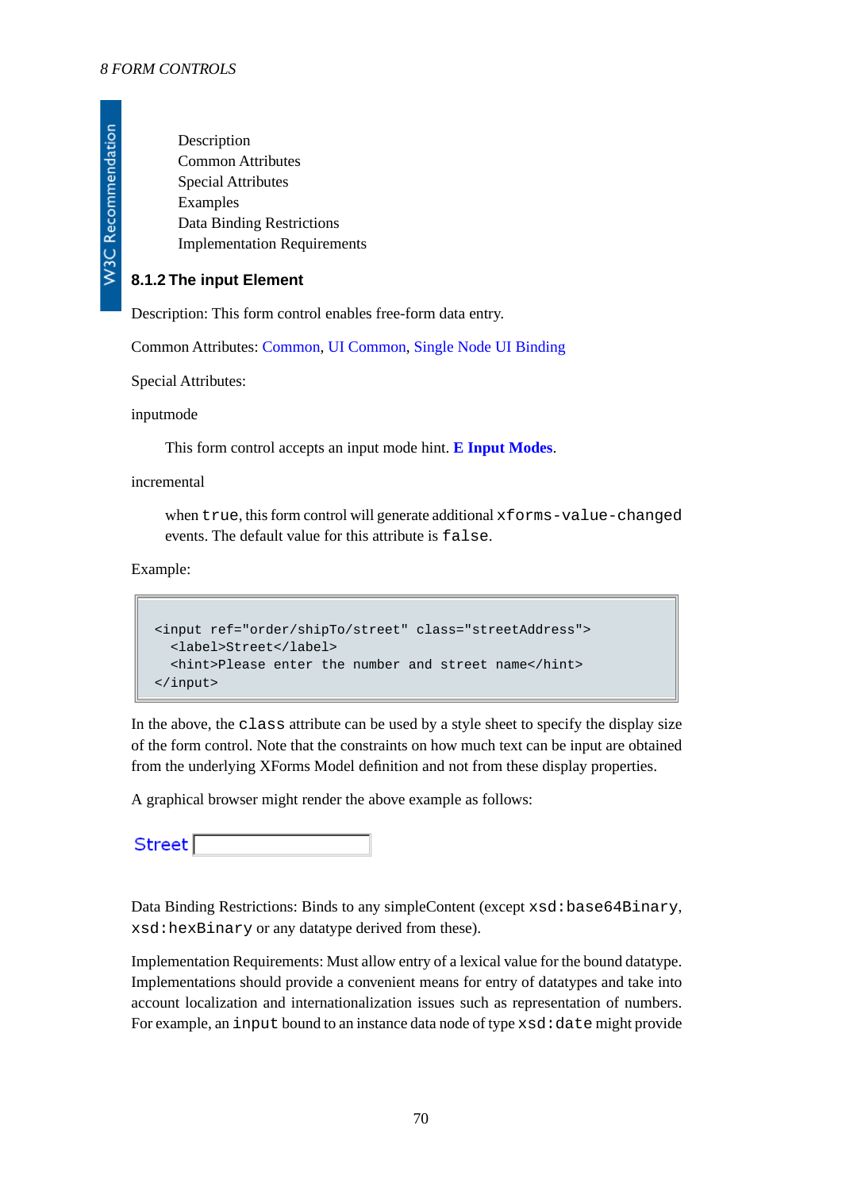Description
Common Attributes
Special Attributes
Examples
Data Binding Restrictions
Implementation Requirements

### 8.1.2 The input Element

Description: This form control enables free-form data entry.

Common Attributes: Common, UI Common, Single Node UI Binding

Special Attributes:

inputmode

> This form control accepts an input mode hint. **E Input Modes**.

incremental

> when `true`, this form control will generate additional `xforms-value-changed` events. The default value for this attribute is `false`.

Example:

```
<input ref="order/shipTo/street" class="streetAddress">
  <label>Street</label>
  <hint>Please enter the number and street name</hint>
</input>
```

In the above, the `class` attribute can be used by a style sheet to specify the display size of the form control. Note that the constraints on how much text can be input are obtained from the underlying XForms Model definition and not from these display properties.

A graphical browser might render the above example as follows:

Street

Data Binding Restrictions: Binds to any simpleContent (except `xsd:base64Binary`, `xsd:hexBinary` or any datatype derived from these).

Implementation Requirements: Must allow entry of a lexical value for the bound datatype. Implementations should provide a convenient means for entry of datatypes and take into account localization and internationalization issues such as representation of numbers. For example, an `input` bound to an instance data node of type `xsd:date` might provide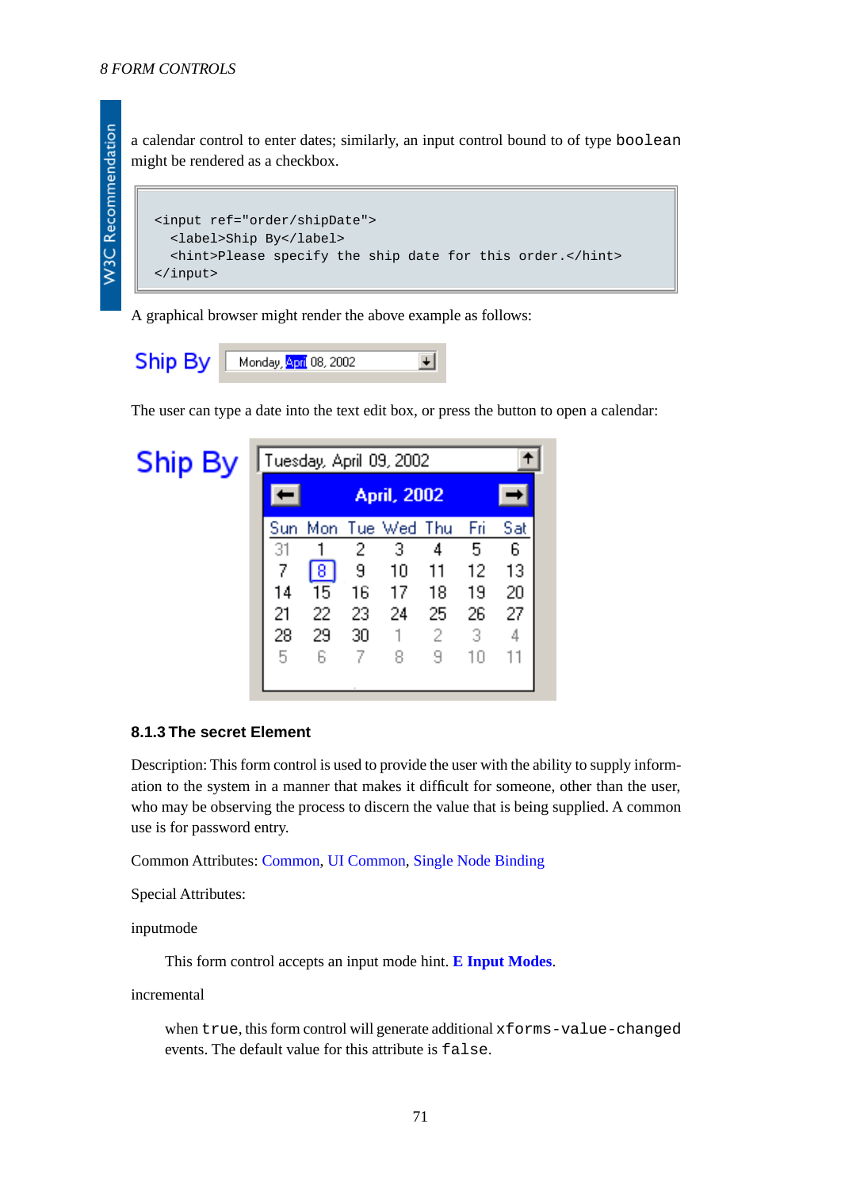a calendar control to enter dates; similarly, an input control bound to of type `boolean` might be rendered as a checkbox.

```
<input ref="order/shipDate">
  <label>Ship By</label>
  <hint>Please specify the ship date for this order.</hint>
</input>
```

A graphical browser might render the above example as follows:

The user can type a date into the text edit box, or press the button to open a calendar:

### 8.1.3 The secret Element

Description: This form control is used to provide the user with the ability to supply information to the system in a manner that makes it difficult for someone, other than the user, who may be observing the process to discern the value that is being supplied. A common use is for password entry.

Common Attributes: Common, UI Common, Single Node Binding

Special Attributes:

inputmode

> This form control accepts an input mode hint. **E Input Modes**.

incremental

> when `true`, this form control will generate additional `xforms-value-changed` events. The default value for this attribute is `false`.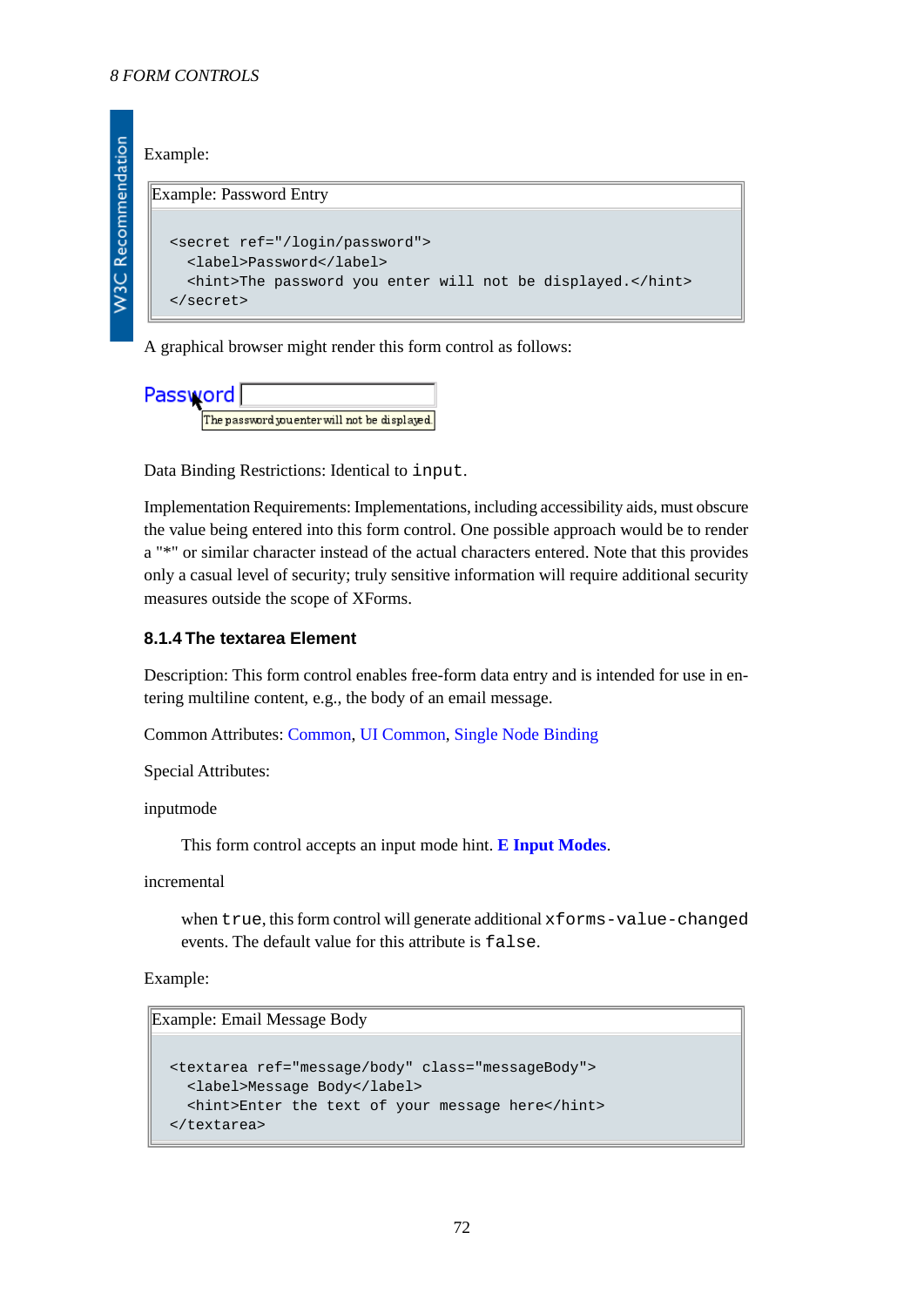Example:

Example: Password Entry

```
<secret ref="/login/password">
  <label>Password</label>
  <hint>The password you enter will not be displayed.</hint>
</secret>
```

A graphical browser might render this form control as follows:

Data Binding Restrictions: Identical to `input`.

Implementation Requirements: Implementations, including accessibility aids, must obscure the value being entered into this form control. One possible approach would be to render a "*" or similar character instead of the actual characters entered. Note that this provides only a casual level of security; truly sensitive information will require additional security measures outside the scope of XForms.

### 8.1.4 The textarea Element

Description: This form control enables free-form data entry and is intended for use in entering multiline content, e.g., the body of an email message.

Common Attributes: Common, UI Common, Single Node Binding

Special Attributes:

inputmode

> This form control accepts an input mode hint. **E Input Modes**.

incremental

> when `true`, this form control will generate additional `xforms-value-changed` events. The default value for this attribute is `false`.

Example:

Example: Email Message Body

```
<textarea ref="message/body" class="messageBody">
  <label>Message Body</label>
  <hint>Enter the text of your message here</hint>
</textarea>
```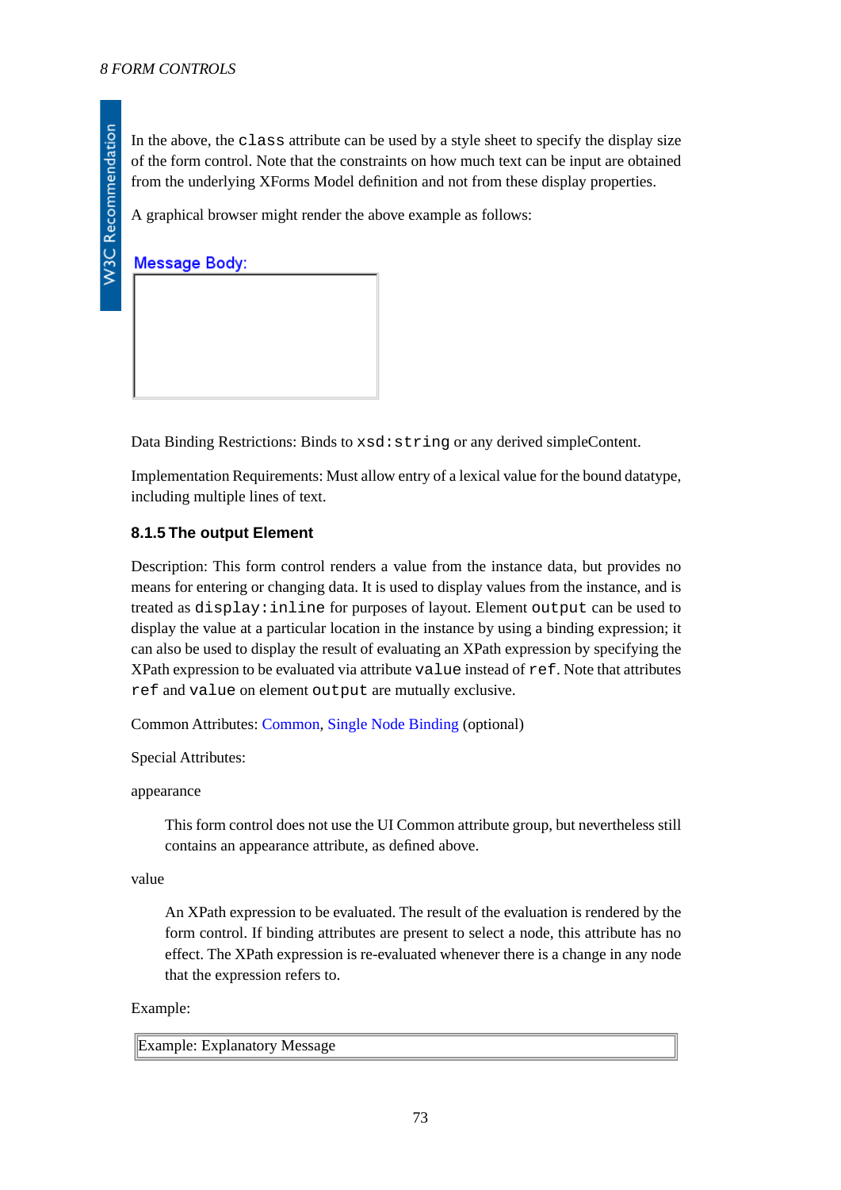In the above, the `class` attribute can be used by a style sheet to specify the display size of the form control. Note that the constraints on how much text can be input are obtained from the underlying XForms Model definition and not from these display properties.

A graphical browser might render the above example as follows:

Message Body:

Data Binding Restrictions: Binds to `xsd:string` or any derived simpleContent.

Implementation Requirements: Must allow entry of a lexical value for the bound datatype, including multiple lines of text.

### 8.1.5 The output Element

Description: This form control renders a value from the instance data, but provides no means for entering or changing data. It is used to display values from the instance, and is treated as `display:inline` for purposes of layout. Element `output` can be used to display the value at a particular location in the instance by using a binding expression; it can also be used to display the result of evaluating an XPath expression by specifying the XPath expression to be evaluated via attribute `value` instead of `ref`. Note that attributes `ref` and `value` on element `output` are mutually exclusive.

Common Attributes: Common, Single Node Binding (optional)

Special Attributes:

appearance

> This form control does not use the UI Common attribute group, but nevertheless still contains an appearance attribute, as defined above.

value

> An XPath expression to be evaluated. The result of the evaluation is rendered by the form control. If binding attributes are present to select a node, this attribute has no effect. The XPath expression is re-evaluated whenever there is a change in any node that the expression refers to.

Example:

Example: Explanatory Message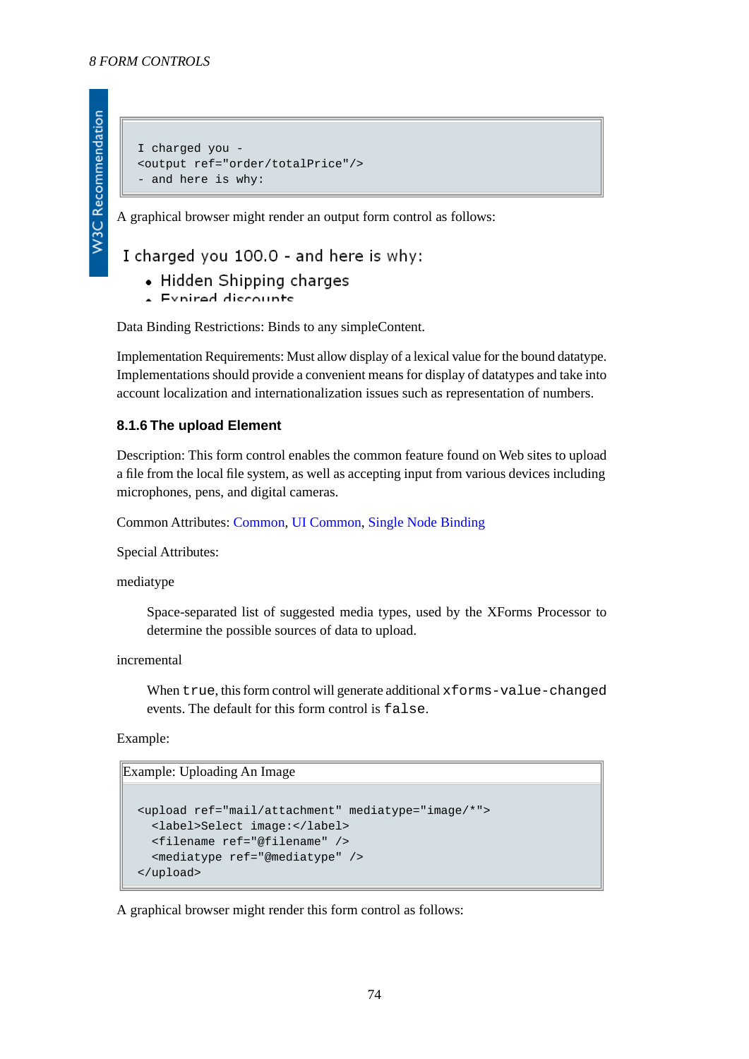```
I charged you -
<output ref="order/totalPrice"/>
- and here is why:
```

A graphical browser might render an output form control as follows:

I charged you 100.0 - and here is why:

- Hidden Shipping charges
- Expired discounts

Data Binding Restrictions: Binds to any simpleContent.

Implementation Requirements: Must allow display of a lexical value for the bound datatype. Implementations should provide a convenient means for display of datatypes and take into account localization and internationalization issues such as representation of numbers.

### 8.1.6 The upload Element

Description: This form control enables the common feature found on Web sites to upload a file from the local file system, as well as accepting input from various devices including microphones, pens, and digital cameras.

Common Attributes: Common, UI Common, Single Node Binding

Special Attributes:

mediatype

> Space-separated list of suggested media types, used by the XForms Processor to determine the possible sources of data to upload.

incremental

> When `true`, this form control will generate additional `xforms-value-changed` events. The default for this form control is `false`.

Example:

Example: Uploading An Image

```
<upload ref="mail/attachment" mediatype="image/*">
  <label>Select image:</label>
  <filename ref="@filename" />
  <mediatype ref="@mediatype" />
</upload>
```

A graphical browser might render this form control as follows: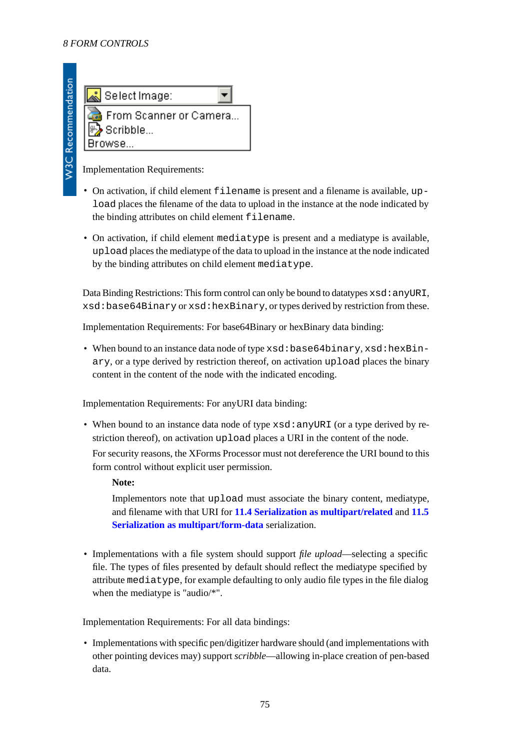Implementation Requirements:

- On activation, if child element `filename` is present and a filename is available, `upload` places the filename of the data to upload in the instance at the node indicated by the binding attributes on child element `filename`.
- On activation, if child element `mediatype` is present and a mediatype is available, `upload` places the mediatype of the data to upload in the instance at the node indicated by the binding attributes on child element `mediatype`.

Data Binding Restrictions: This form control can only be bound to datatypes `xsd:anyURI`, `xsd:base64Binary` or `xsd:hexBinary`, or types derived by restriction from these.

Implementation Requirements: For base64Binary or hexBinary data binding:

- When bound to an instance data node of type `xsd:base64binary`, `xsd:hexBinary`, or a type derived by restriction thereof, on activation `upload` places the binary content in the content of the node with the indicated encoding.

Implementation Requirements: For anyURI data binding:

- When bound to an instance data node of type `xsd:anyURI` (or a type derived by restriction thereof), on activation `upload` places a URI in the content of the node.

  For security reasons, the XForms Processor must not dereference the URI bound to this form control without explicit user permission.

  > **Note:**
  >
  > Implementors note that `upload` must associate the binary content, mediatype, and filename with that URI for **11.4 Serialization as multipart/related** and **11.5 Serialization as multipart/form-data** serialization.

- Implementations with a file system should support *file upload*—selecting a specific file. The types of files presented by default should reflect the mediatype specified by attribute `mediatype`, for example defaulting to only audio file types in the file dialog when the mediatype is "audio/*".

Implementation Requirements: For all data bindings:

- Implementations with specific pen/digitizer hardware should (and implementations with other pointing devices may) support *scribble*—allowing in-place creation of pen-based data.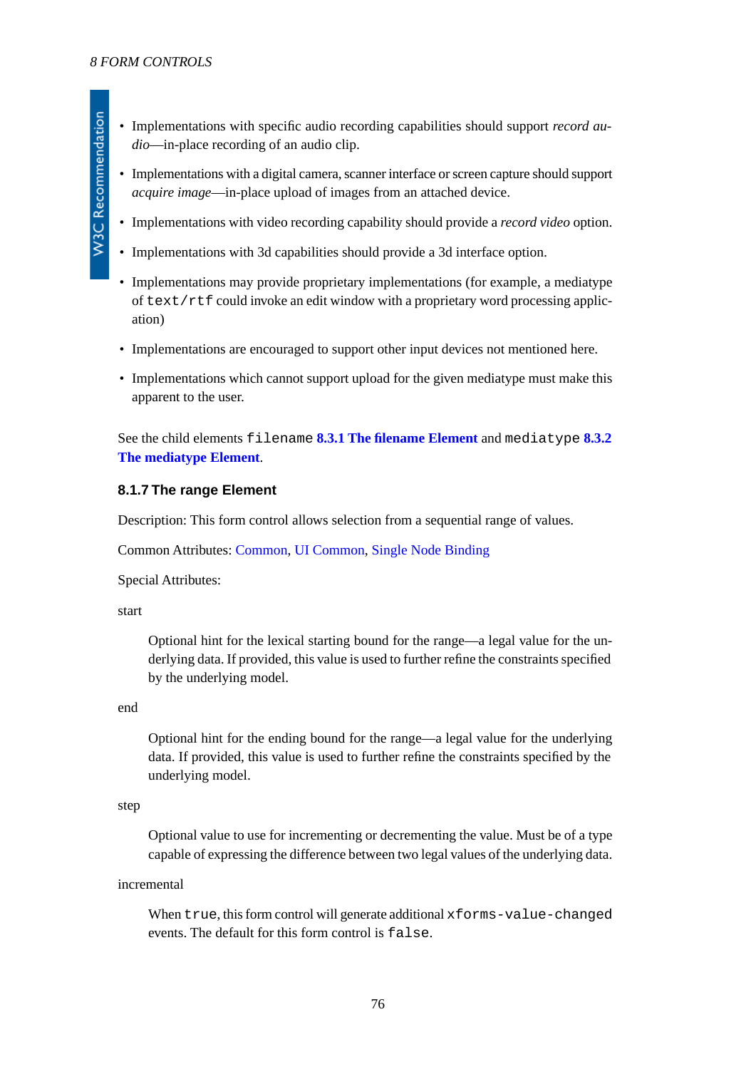- Implementations with specific audio recording capabilities should support *record audio*—in-place recording of an audio clip.
- Implementations with a digital camera, scanner interface or screen capture should support *acquire image*—in-place upload of images from an attached device.
- Implementations with video recording capability should provide a *record video* option.
- Implementations with 3d capabilities should provide a 3d interface option.
- Implementations may provide proprietary implementations (for example, a mediatype of `text/rtf` could invoke an edit window with a proprietary word processing application)
- Implementations are encouraged to support other input devices not mentioned here.
- Implementations which cannot support upload for the given mediatype must make this apparent to the user.

See the child elements `filename` **8.3.1 The filename Element** and `mediatype` **8.3.2 The mediatype Element**.

### 8.1.7 The range Element

Description: This form control allows selection from a sequential range of values.

Common Attributes: Common, UI Common, Single Node Binding

Special Attributes:

start

> Optional hint for the lexical starting bound for the range—a legal value for the underlying data. If provided, this value is used to further refine the constraints specified by the underlying model.

end

> Optional hint for the ending bound for the range—a legal value for the underlying data. If provided, this value is used to further refine the constraints specified by the underlying model.

step

> Optional value to use for incrementing or decrementing the value. Must be of a type capable of expressing the difference between two legal values of the underlying data.

incremental

> When `true`, this form control will generate additional `xforms-value-changed` events. The default for this form control is `false`.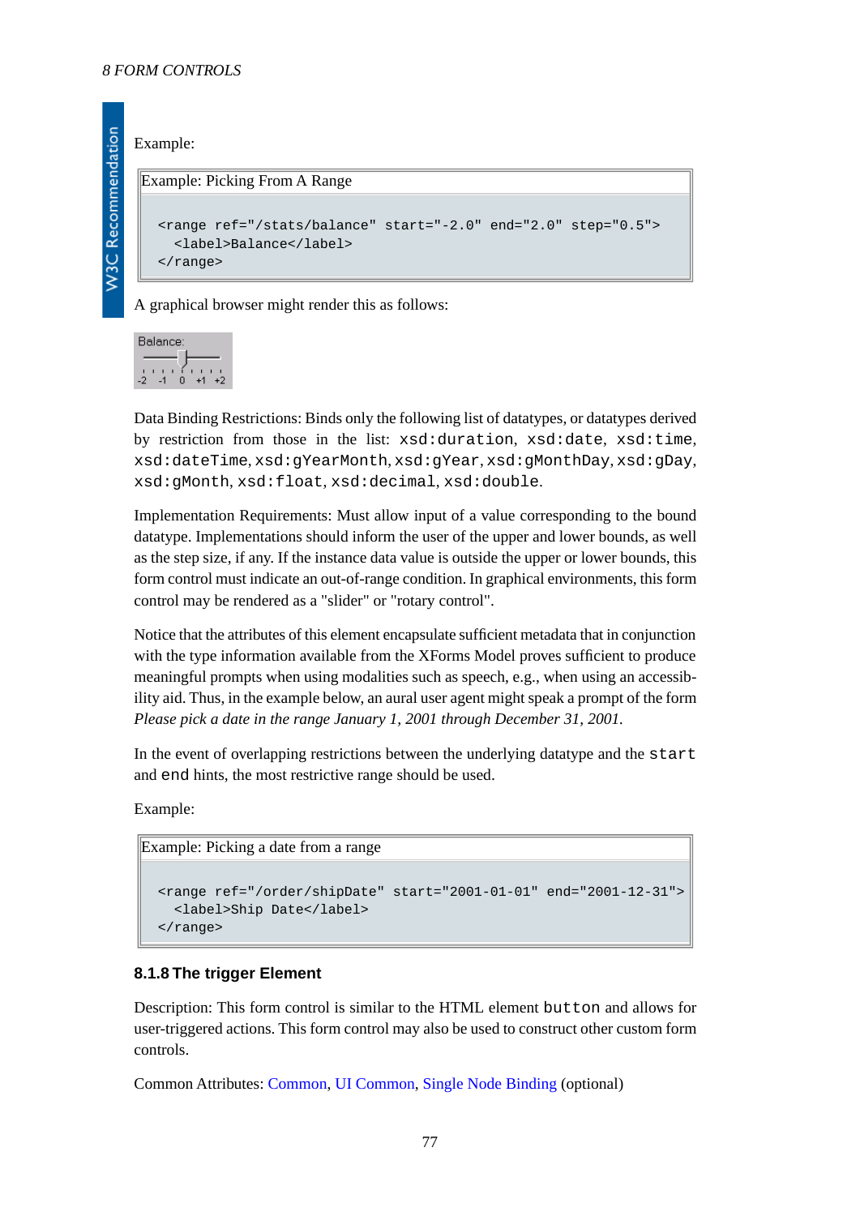Example:

Example: Picking From A Range

```
<range ref="/stats/balance" start="-2.0" end="2.0" step="0.5">
  <label>Balance</label>
</range>
```

A graphical browser might render this as follows:

Data Binding Restrictions: Binds only the following list of datatypes, or datatypes derived by restriction from those in the list: `xsd:duration`, `xsd:date`, `xsd:time`, `xsd:dateTime`, `xsd:gYearMonth`, `xsd:gYear`, `xsd:gMonthDay`, `xsd:gDay`, `xsd:gMonth`, `xsd:float`, `xsd:decimal`, `xsd:double`.

Implementation Requirements: Must allow input of a value corresponding to the bound datatype. Implementations should inform the user of the upper and lower bounds, as well as the step size, if any. If the instance data value is outside the upper or lower bounds, this form control must indicate an out-of-range condition. In graphical environments, this form control may be rendered as a "slider" or "rotary control".

Notice that the attributes of this element encapsulate sufficient metadata that in conjunction with the type information available from the XForms Model proves sufficient to produce meaningful prompts when using modalities such as speech, e.g., when using an accessibility aid. Thus, in the example below, an aural user agent might speak a prompt of the form *Please pick a date in the range January 1, 2001 through December 31, 2001.*

In the event of overlapping restrictions between the underlying datatype and the `start` and `end` hints, the most restrictive range should be used.

Example:

Example: Picking a date from a range

```
<range ref="/order/shipDate" start="2001-01-01" end="2001-12-31">
  <label>Ship Date</label>
</range>
```

#### 8.1.8 The trigger Element

Description: This form control is similar to the HTML element `button` and allows for user-triggered actions. This form control may also be used to construct other custom form controls.

Common Attributes: Common, UI Common, Single Node Binding (optional)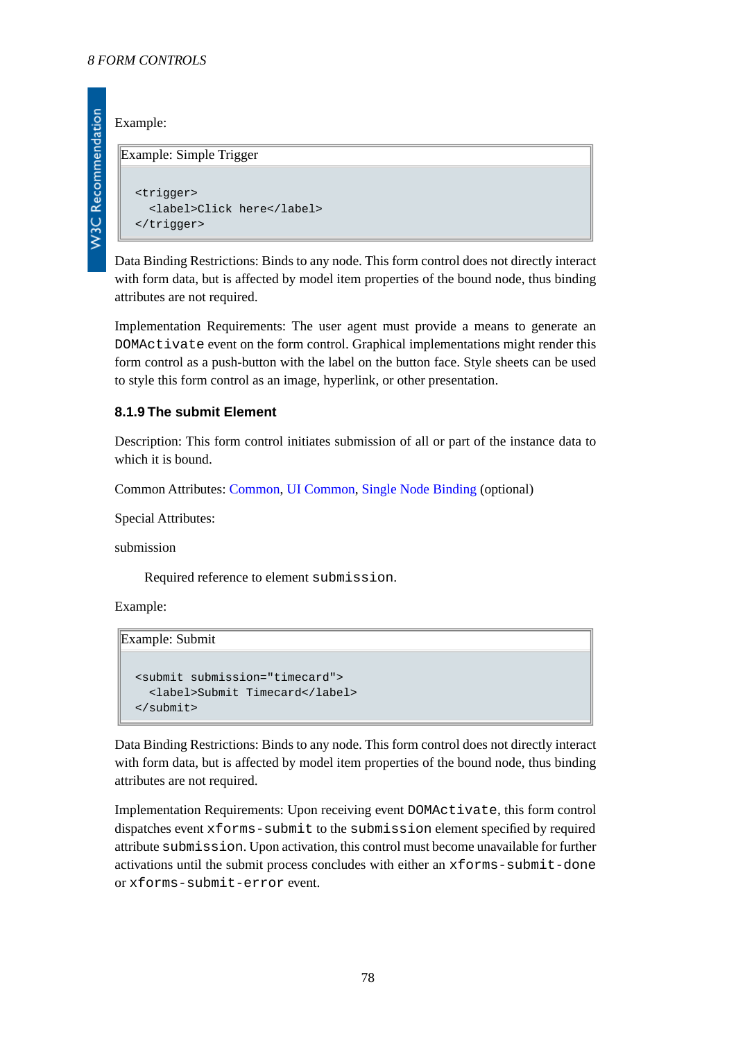Example:

Example: Simple Trigger

```
<trigger>
  <label>Click here</label>
</trigger>
```

Data Binding Restrictions: Binds to any node. This form control does not directly interact with form data, but is affected by model item properties of the bound node, thus binding attributes are not required.

Implementation Requirements: The user agent must provide a means to generate an `DOMActivate` event on the form control. Graphical implementations might render this form control as a push-button with the label on the button face. Style sheets can be used to style this form control as an image, hyperlink, or other presentation.

### 8.1.9 The submit Element

Description: This form control initiates submission of all or part of the instance data to which it is bound.

Common Attributes: Common, UI Common, Single Node Binding (optional)

Special Attributes:

submission

Required reference to element `submission`.

Example:

Example: Submit

```
<submit submission="timecard">
  <label>Submit Timecard</label>
</submit>
```

Data Binding Restrictions: Binds to any node. This form control does not directly interact with form data, but is affected by model item properties of the bound node, thus binding attributes are not required.

Implementation Requirements: Upon receiving event `DOMActivate`, this form control dispatches event `xforms-submit` to the `submission` element specified by required attribute `submission`. Upon activation, this control must become unavailable for further activations until the submit process concludes with either an `xforms-submit-done` or `xforms-submit-error` event.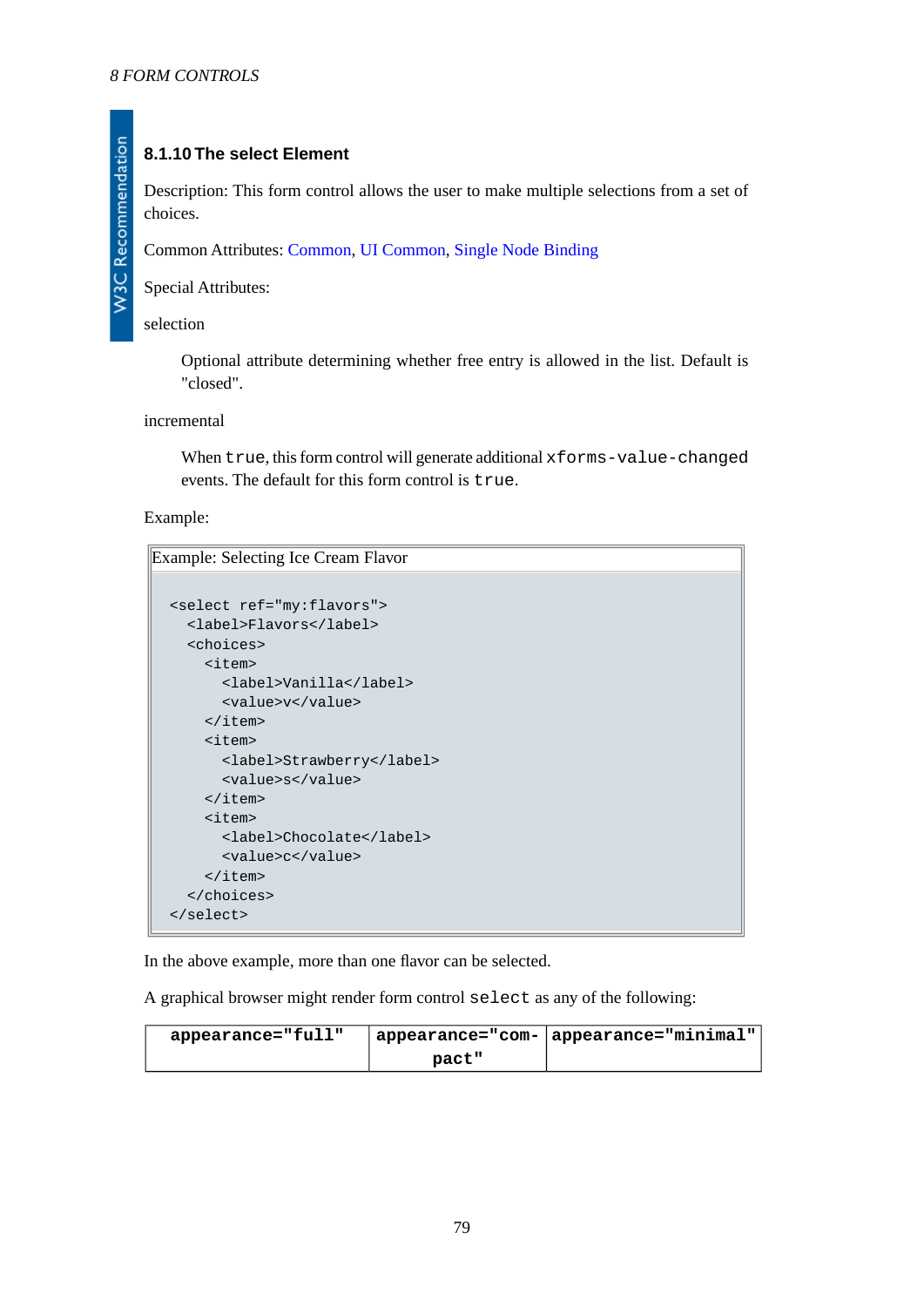### 8.1.10 The select Element

Description: This form control allows the user to make multiple selections from a set of choices.

Common Attributes: Common, UI Common, Single Node Binding

Special Attributes:

selection

Optional attribute determining whether free entry is allowed in the list. Default is "closed".

incremental

When `true`, this form control will generate additional `xforms-value-changed` events. The default for this form control is `true`.

Example:

Example: Selecting Ice Cream Flavor

```
<select ref="my:flavors">
  <label>Flavors</label>
  <choices>
    <item>
      <label>Vanilla</label>
      <value>v</value>
    </item>
    <item>
      <label>Strawberry</label>
      <value>s</value>
    </item>
    <item>
      <label>Chocolate</label>
      <value>c</value>
    </item>
  </choices>
</select>
```

In the above example, more than one flavor can be selected.

A graphical browser might render form control `select` as any of the following:

| appearance="full" | appearance="compact" | appearance="minimal" |
|---|---|---|
| | | |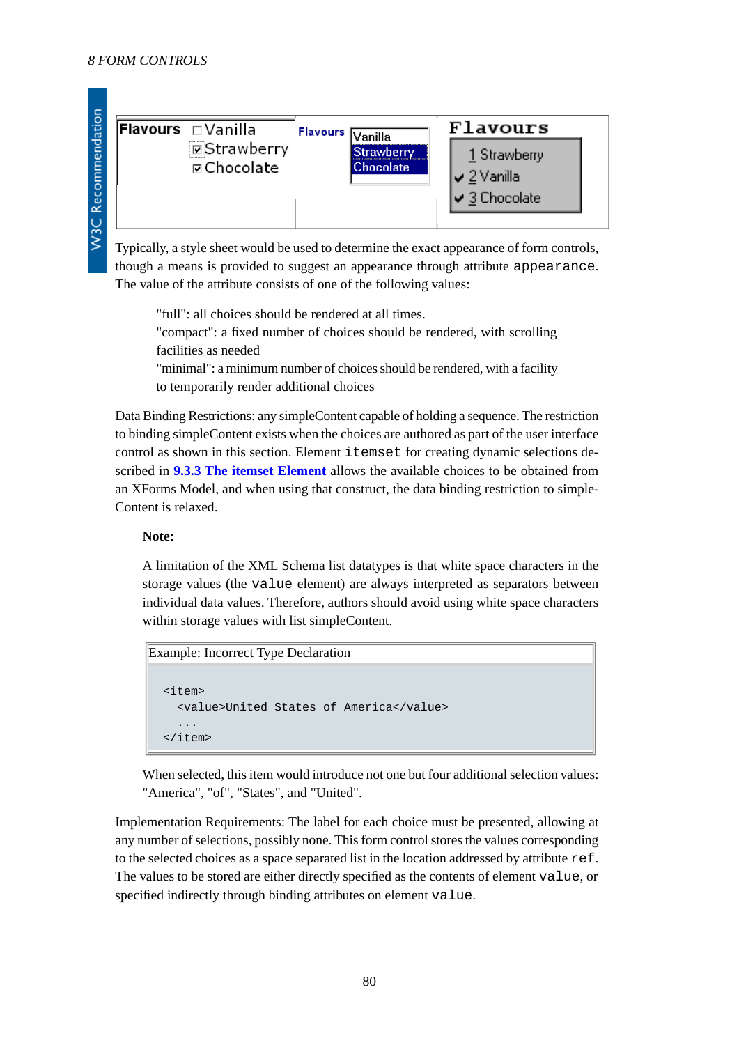Typically, a style sheet would be used to determine the exact appearance of form controls, though a means is provided to suggest an appearance through attribute `appearance`. The value of the attribute consists of one of the following values:

> "full": all choices should be rendered at all times.
> "compact": a fixed number of choices should be rendered, with scrolling facilities as needed
> "minimal": a minimum number of choices should be rendered, with a facility to temporarily render additional choices

Data Binding Restrictions: any simpleContent capable of holding a sequence. The restriction to binding simpleContent exists when the choices are authored as part of the user interface control as shown in this section. Element `itemset` for creating dynamic selections described in **9.3.3 The itemset Element** allows the available choices to be obtained from an XForms Model, and when using that construct, the data binding restriction to simpleContent is relaxed.

**Note:**

A limitation of the XML Schema list datatypes is that white space characters in the storage values (the `value` element) are always interpreted as separators between individual data values. Therefore, authors should avoid using white space characters within storage values with list simpleContent.

Example: Incorrect Type Declaration

```
<item>
  <value>United States of America</value>
  ...
</item>
```

When selected, this item would introduce not one but four additional selection values: "America", "of", "States", and "United".

Implementation Requirements: The label for each choice must be presented, allowing at any number of selections, possibly none. This form control stores the values corresponding to the selected choices as a space separated list in the location addressed by attribute `ref`. The values to be stored are either directly specified as the contents of element `value`, or specified indirectly through binding attributes on element `value`.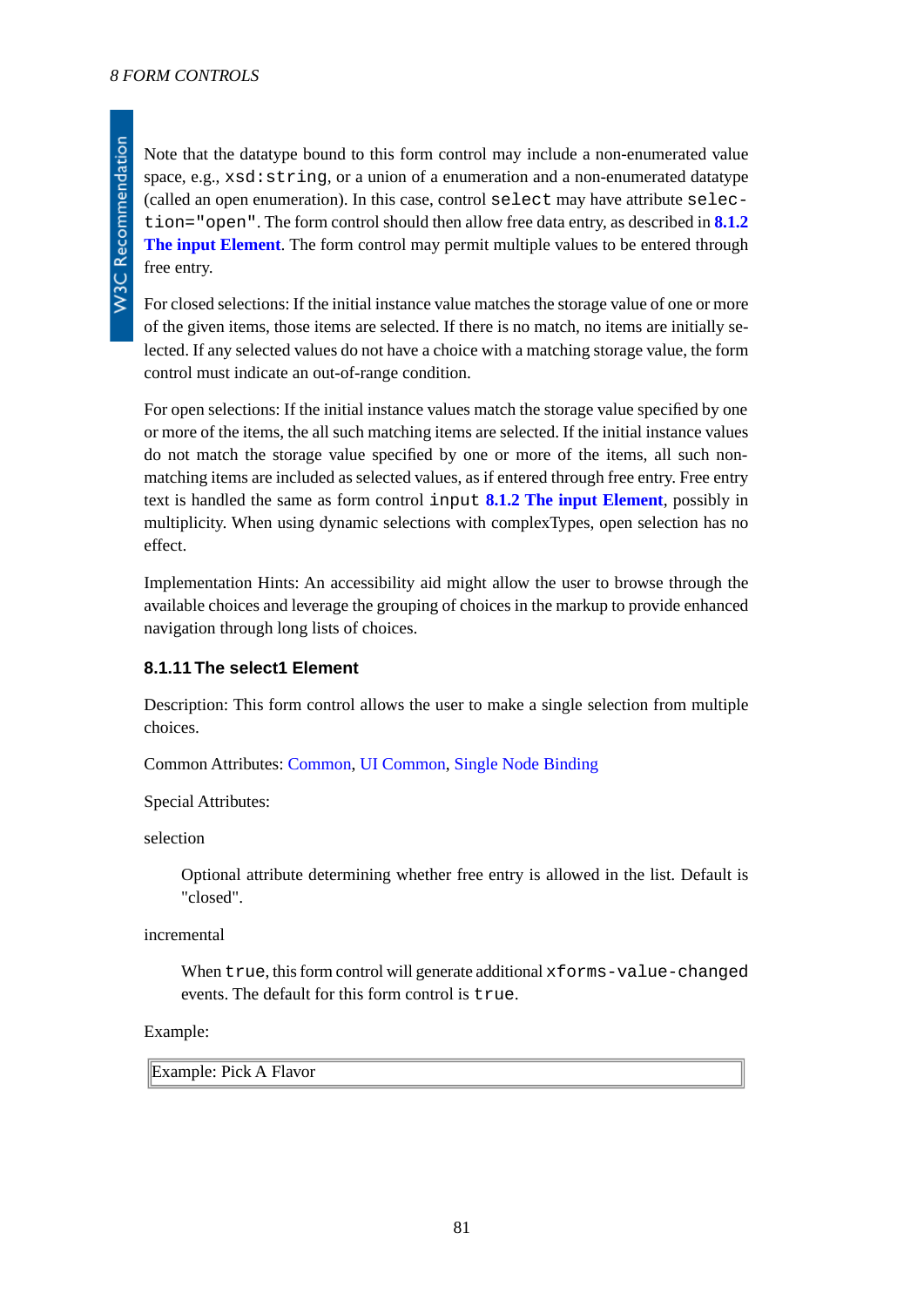Note that the datatype bound to this form control may include a non-enumerated value space, e.g., `xsd:string`, or a union of a enumeration and a non-enumerated datatype (called an open enumeration). In this case, control `select` may have attribute `selection="open"`. The form control should then allow free data entry, as described in **8.1.2 The input Element**. The form control may permit multiple values to be entered through free entry.

For closed selections: If the initial instance value matches the storage value of one or more of the given items, those items are selected. If there is no match, no items are initially selected. If any selected values do not have a choice with a matching storage value, the form control must indicate an out-of-range condition.

For open selections: If the initial instance values match the storage value specified by one or more of the items, the all such matching items are selected. If the initial instance values do not match the storage value specified by one or more of the items, all such non-matching items are included as selected values, as if entered through free entry. Free entry text is handled the same as form control `input` **8.1.2 The input Element**, possibly in multiplicity. When using dynamic selections with complexTypes, open selection has no effect.

Implementation Hints: An accessibility aid might allow the user to browse through the available choices and leverage the grouping of choices in the markup to provide enhanced navigation through long lists of choices.

### 8.1.11 The select1 Element

Description: This form control allows the user to make a single selection from multiple choices.

Common Attributes: Common, UI Common, Single Node Binding

Special Attributes:

selection

> Optional attribute determining whether free entry is allowed in the list. Default is "closed".

incremental

> When `true`, this form control will generate additional `xforms-value-changed` events. The default for this form control is `true`.

Example:

| Example: Pick A Flavor |
|---|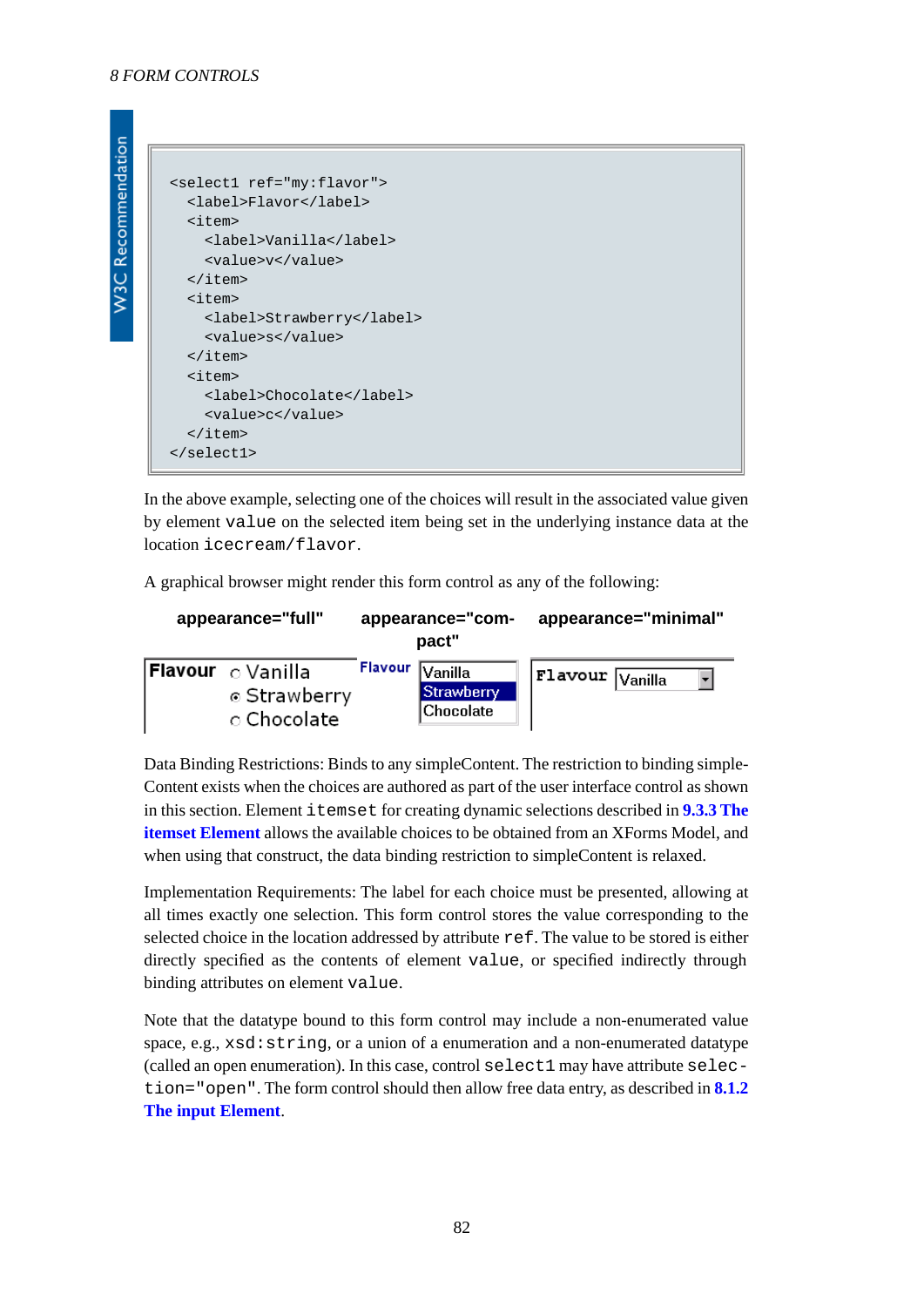```
<select1 ref="my:flavor">
  <label>Flavor</label>
  <item>
    <label>Vanilla</label>
    <value>v</value>
  </item>
  <item>
    <label>Strawberry</label>
    <value>s</value>
  </item>
  <item>
    <label>Chocolate</label>
    <value>c</value>
  </item>
</select1>
```

In the above example, selecting one of the choices will result in the associated value given by element `value` on the selected item being set in the underlying instance data at the location `icecream/flavor`.

A graphical browser might render this form control as any of the following:

| appearance="full" | appearance="compact" | appearance="minimal" |
|---|---|---|
| Flavour ○ Vanilla ◉ Strawberry ○ Chocolate | Flavour Vanilla / Strawberry / Chocolate | Flavour Vanilla ▾ |

Data Binding Restrictions: Binds to any simpleContent. The restriction to binding simpleContent exists when the choices are authored as part of the user interface control as shown in this section. Element `itemset` for creating dynamic selections described in **9.3.3 The itemset Element** allows the available choices to be obtained from an XForms Model, and when using that construct, the data binding restriction to simpleContent is relaxed.

Implementation Requirements: The label for each choice must be presented, allowing at all times exactly one selection. This form control stores the value corresponding to the selected choice in the location addressed by attribute `ref`. The value to be stored is either directly specified as the contents of element `value`, or specified indirectly through binding attributes on element `value`.

Note that the datatype bound to this form control may include a non-enumerated value space, e.g., `xsd:string`, or a union of a enumeration and a non-enumerated datatype (called an open enumeration). In this case, control `select1` may have attribute `selection="open"`. The form control should then allow free data entry, as described in **8.1.2 The input Element**.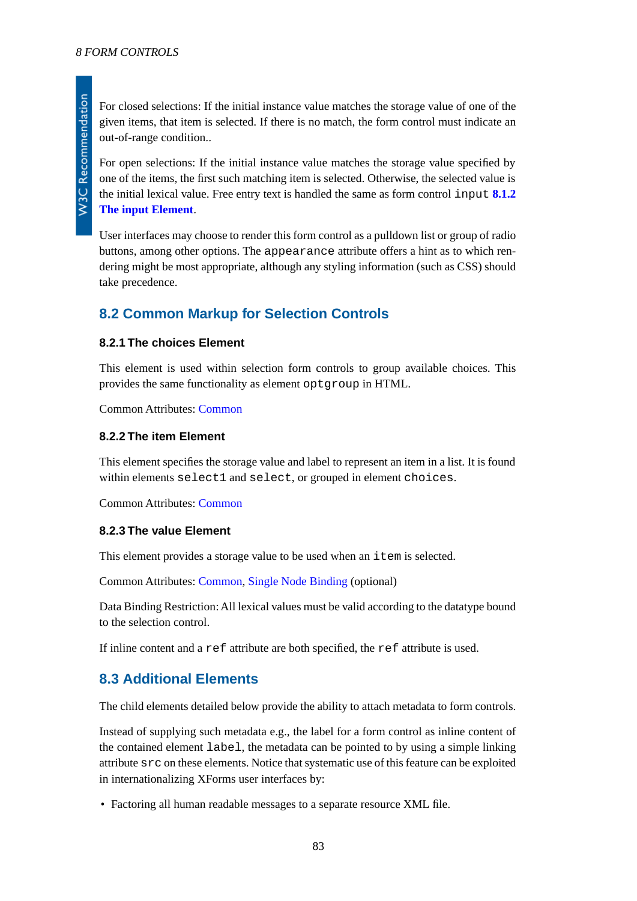For closed selections: If the initial instance value matches the storage value of one of the given items, that item is selected. If there is no match, the form control must indicate an out-of-range condition..

For open selections: If the initial instance value matches the storage value specified by one of the items, the first such matching item is selected. Otherwise, the selected value is the initial lexical value. Free entry text is handled the same as form control `input` **8.1.2 The input Element**.

User interfaces may choose to render this form control as a pulldown list or group of radio buttons, among other options. The `appearance` attribute offers a hint as to which rendering might be most appropriate, although any styling information (such as CSS) should take precedence.

## 8.2 Common Markup for Selection Controls

### 8.2.1 The choices Element

This element is used within selection form controls to group available choices. This provides the same functionality as element `optgroup` in HTML.

Common Attributes: Common

### 8.2.2 The item Element

This element specifies the storage value and label to represent an item in a list. It is found within elements `select1` and `select`, or grouped in element `choices`.

Common Attributes: Common

### 8.2.3 The value Element

This element provides a storage value to be used when an `item` is selected.

Common Attributes: Common, Single Node Binding (optional)

Data Binding Restriction: All lexical values must be valid according to the datatype bound to the selection control.

If inline content and a `ref` attribute are both specified, the `ref` attribute is used.

## 8.3 Additional Elements

The child elements detailed below provide the ability to attach metadata to form controls.

Instead of supplying such metadata e.g., the label for a form control as inline content of the contained element `label`, the metadata can be pointed to by using a simple linking attribute `src` on these elements. Notice that systematic use of this feature can be exploited in internationalizing XForms user interfaces by:

- Factoring all human readable messages to a separate resource XML file.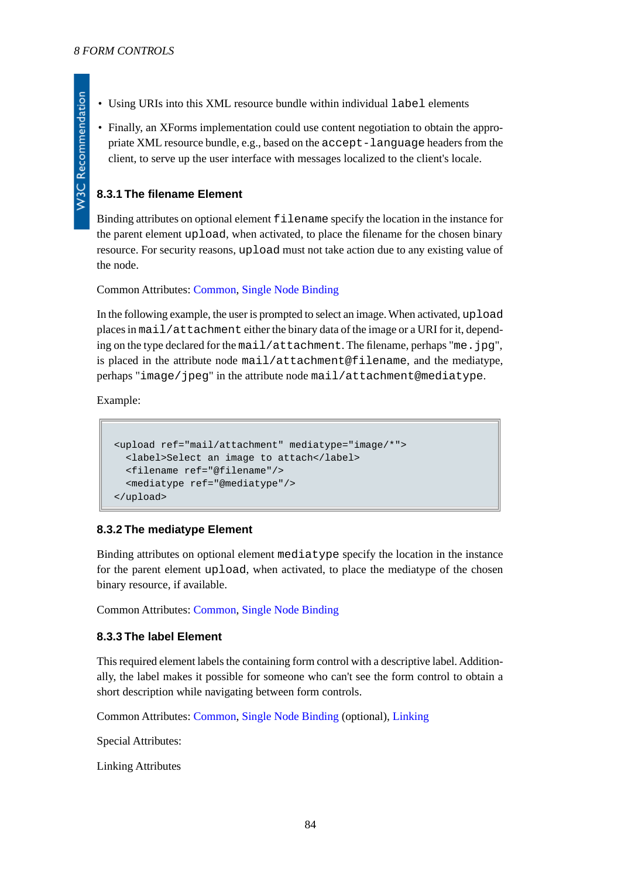- Using URIs into this XML resource bundle within individual `label` elements
- Finally, an XForms implementation could use content negotiation to obtain the appropriate XML resource bundle, e.g., based on the `accept-language` headers from the client, to serve up the user interface with messages localized to the client's locale.

### 8.3.1 The filename Element

Binding attributes on optional element `filename` specify the location in the instance for the parent element `upload`, when activated, to place the filename for the chosen binary resource. For security reasons, `upload` must not take action due to any existing value of the node.

Common Attributes: Common, Single Node Binding

In the following example, the user is prompted to select an image. When activated, `upload` places in `mail/attachment` either the binary data of the image or a URI for it, depending on the type declared for the `mail/attachment`. The filename, perhaps "`me.jpg`", is placed in the attribute node `mail/attachment@filename`, and the mediatype, perhaps "`image/jpeg`" in the attribute node `mail/attachment@mediatype`.

Example:

```
<upload ref="mail/attachment" mediatype="image/*">
  <label>Select an image to attach</label>
  <filename ref="@filename"/>
  <mediatype ref="@mediatype"/>
</upload>
```

### 8.3.2 The mediatype Element

Binding attributes on optional element `mediatype` specify the location in the instance for the parent element `upload`, when activated, to place the mediatype of the chosen binary resource, if available.

Common Attributes: Common, Single Node Binding

### 8.3.3 The label Element

This required element labels the containing form control with a descriptive label. Additionally, the label makes it possible for someone who can't see the form control to obtain a short description while navigating between form controls.

Common Attributes: Common, Single Node Binding (optional), Linking

Special Attributes:

Linking Attributes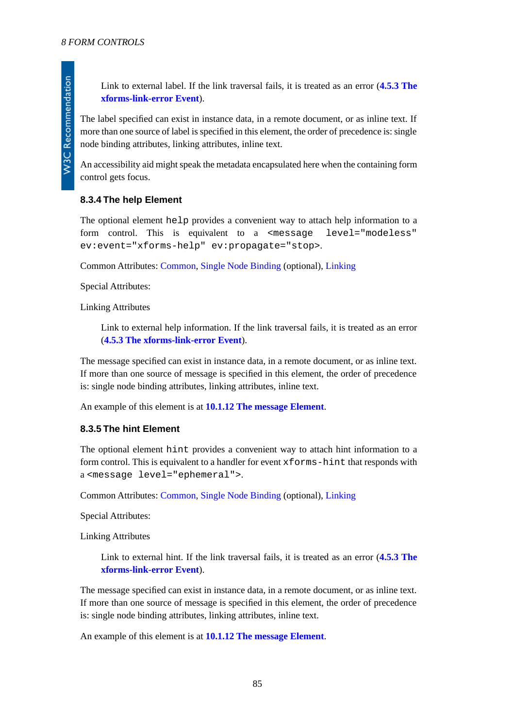Link to external label. If the link traversal fails, it is treated as an error (**4.5.3 The xforms-link-error Event**).

The label specified can exist in instance data, in a remote document, or as inline text. If more than one source of label is specified in this element, the order of precedence is: single node binding attributes, linking attributes, inline text.

An accessibility aid might speak the metadata encapsulated here when the containing form control gets focus.

### 8.3.4 The help Element

The optional element `help` provides a convenient way to attach help information to a form control. This is equivalent to a `<message level="modeless" ev:event="xforms-help" ev:propagate="stop">`.

Common Attributes: Common, Single Node Binding (optional), Linking

Special Attributes:

Linking Attributes

> Link to external help information. If the link traversal fails, it is treated as an error (**4.5.3 The xforms-link-error Event**).

The message specified can exist in instance data, in a remote document, or as inline text. If more than one source of message is specified in this element, the order of precedence is: single node binding attributes, linking attributes, inline text.

An example of this element is at **10.1.12 The message Element**.

### 8.3.5 The hint Element

The optional element `hint` provides a convenient way to attach hint information to a form control. This is equivalent to a handler for event `xforms-hint` that responds with a `<message level="ephemeral">`.

Common Attributes: Common, Single Node Binding (optional), Linking

Special Attributes:

Linking Attributes

> Link to external hint. If the link traversal fails, it is treated as an error (**4.5.3 The xforms-link-error Event**).

The message specified can exist in instance data, in a remote document, or as inline text. If more than one source of message is specified in this element, the order of precedence is: single node binding attributes, linking attributes, inline text.

An example of this element is at **10.1.12 The message Element**.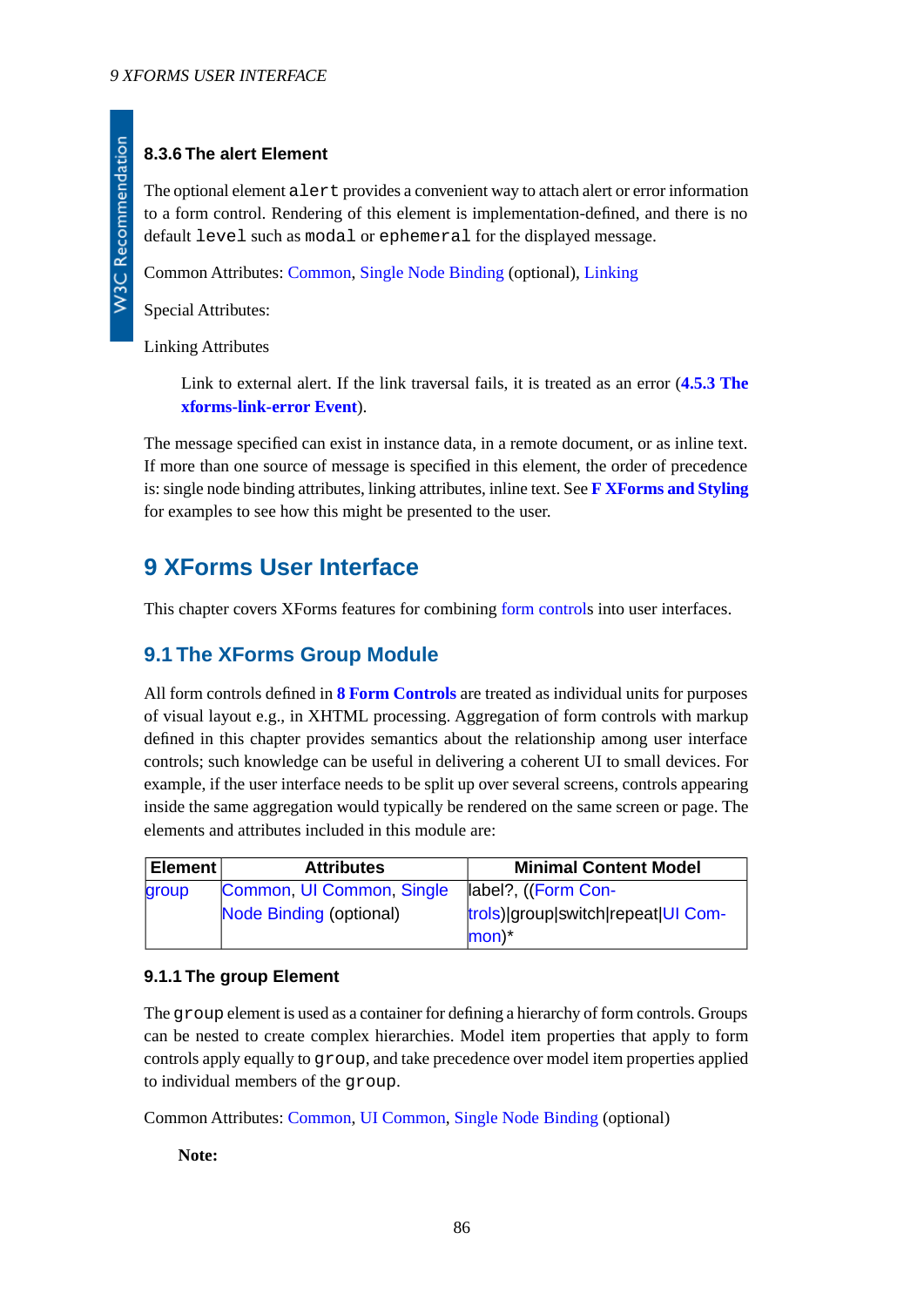#### 8.3.6 The alert Element

The optional element `alert` provides a convenient way to attach alert or error information to a form control. Rendering of this element is implementation-defined, and there is no default `level` such as `modal` or `ephemeral` for the displayed message.

Common Attributes: Common, Single Node Binding (optional), Linking

Special Attributes:

Linking Attributes

> Link to external alert. If the link traversal fails, it is treated as an error (**4.5.3 The xforms-link-error Event**).

The message specified can exist in instance data, in a remote document, or as inline text. If more than one source of message is specified in this element, the order of precedence is: single node binding attributes, linking attributes, inline text. See **F XForms and Styling** for examples to see how this might be presented to the user.

# 9 XForms User Interface

This chapter covers XForms features for combining form controls into user interfaces.

## 9.1 The XForms Group Module

All form controls defined in **8 Form Controls** are treated as individual units for purposes of visual layout e.g., in XHTML processing. Aggregation of form controls with markup defined in this chapter provides semantics about the relationship among user interface controls; such knowledge can be useful in delivering a coherent UI to small devices. For example, if the user interface needs to be split up over several screens, controls appearing inside the same aggregation would typically be rendered on the same screen or page. The elements and attributes included in this module are:

| Element | Attributes | Minimal Content Model |
|---|---|---|
| group | Common, UI Common, Single Node Binding (optional) | label?, ((Form Controls)\|group\|switch\|repeat\|UI Common)* |

### 9.1.1 The group Element

The `group` element is used as a container for defining a hierarchy of form controls. Groups can be nested to create complex hierarchies. Model item properties that apply to form controls apply equally to `group`, and take precedence over model item properties applied to individual members of the `group`.

Common Attributes: Common, UI Common, Single Node Binding (optional)

**Note:**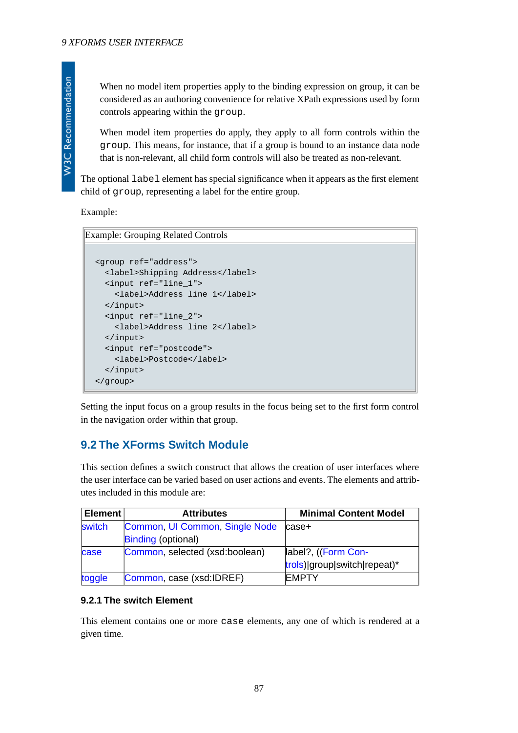When no model item properties apply to the binding expression on group, it can be considered as an authoring convenience for relative XPath expressions used by form controls appearing within the `group`.

When model item properties do apply, they apply to all form controls within the `group`. This means, for instance, that if a group is bound to an instance data node that is non-relevant, all child form controls will also be treated as non-relevant.

The optional `label` element has special significance when it appears as the first element child of `group`, representing a label for the entire group.

Example:

Example: Grouping Related Controls

```
<group ref="address">
  <label>Shipping Address</label>
  <input ref="line_1">
    <label>Address line 1</label>
  </input>
  <input ref="line_2">
    <label>Address line 2</label>
  </input>
  <input ref="postcode">
    <label>Postcode</label>
  </input>
</group>
```

Setting the input focus on a group results in the focus being set to the first form control in the navigation order within that group.

## 9.2 The XForms Switch Module

This section defines a switch construct that allows the creation of user interfaces where the user interface can be varied based on user actions and events. The elements and attributes included in this module are:

| Element | Attributes | Minimal Content Model |
|---|---|---|
| switch | Common, UI Common, Single Node Binding (optional) | case+ |
| case | Common, selected (xsd:boolean) | label?, ((Form Controls)\|group\|switch\|repeat)* |
| toggle | Common, case (xsd:IDREF) | EMPTY |

### 9.2.1 The switch Element

This element contains one or more `case` elements, any one of which is rendered at a given time.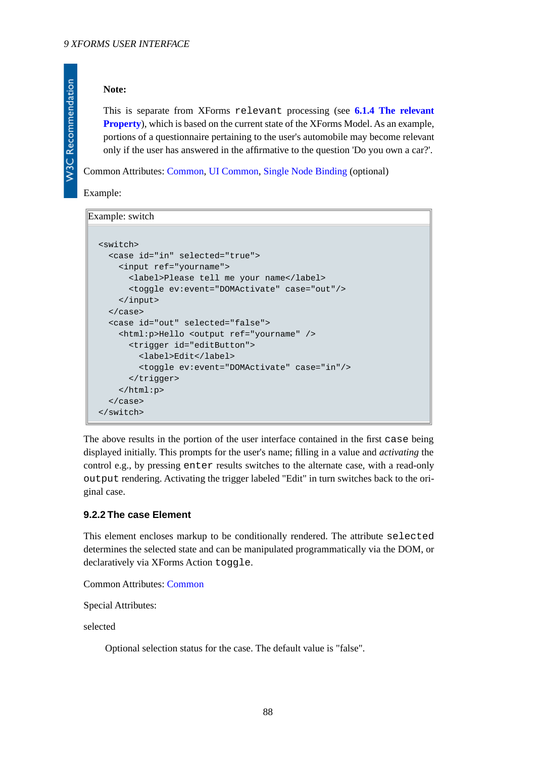**Note:**

This is separate from XForms `relevant` processing (see **6.1.4 The relevant Property**), which is based on the current state of the XForms Model. As an example, portions of a questionnaire pertaining to the user's automobile may become relevant only if the user has answered in the affirmative to the question 'Do you own a car?'.

Common Attributes: Common, UI Common, Single Node Binding (optional)

Example:

Example: switch

```
<switch>
  <case id="in" selected="true">
    <input ref="yourname">
      <label>Please tell me your name</label>
      <toggle ev:event="DOMActivate" case="out"/>
    </input>
  </case>
  <case id="out" selected="false">
    <html:p>Hello <output ref="yourname" />
      <trigger id="editButton">
        <label>Edit</label>
        <toggle ev:event="DOMActivate" case="in"/>
      </trigger>
    </html:p>
  </case>
</switch>
```

The above results in the portion of the user interface contained in the first `case` being displayed initially. This prompts for the user's name; filling in a value and *activating* the control e.g., by pressing `enter` results switches to the alternate case, with a read-only `output` rendering. Activating the trigger labeled "Edit" in turn switches back to the original case.

### 9.2.2 The case Element

This element encloses markup to be conditionally rendered. The attribute `selected` determines the selected state and can be manipulated programmatically via the DOM, or declaratively via XForms Action `toggle`.

Common Attributes: Common

Special Attributes:

selected

Optional selection status for the case. The default value is "false".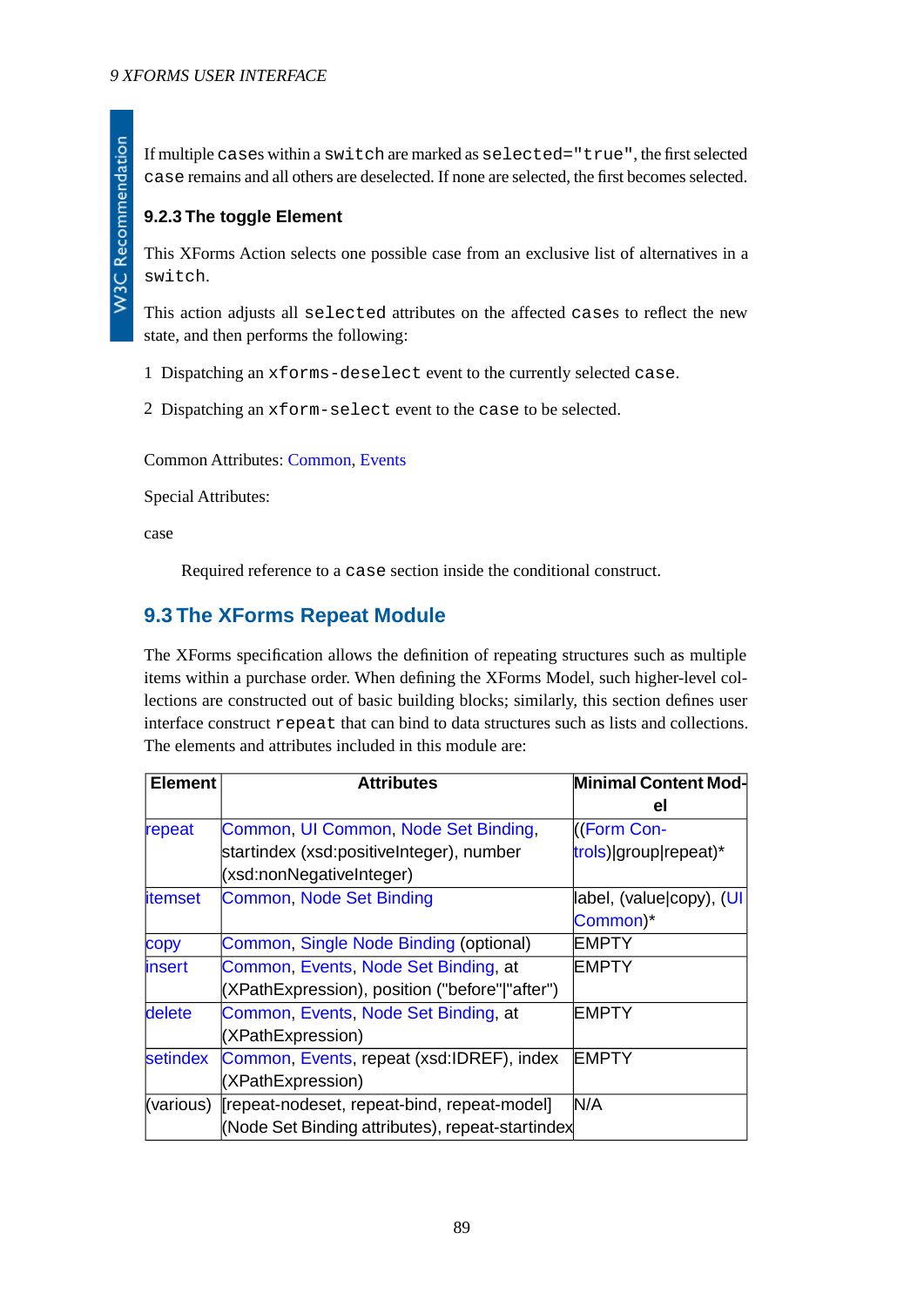If multiple `case`s within a `switch` are marked as `selected="true"`, the first selected `case` remains and all others are deselected. If none are selected, the first becomes selected.

### 9.2.3 The toggle Element

This XForms Action selects one possible case from an exclusive list of alternatives in a `switch`.

This action adjusts all `selected` attributes on the affected `case`s to reflect the new state, and then performs the following:

1 Dispatching an `xforms-deselect` event to the currently selected `case`.

2 Dispatching an `xform-select` event to the `case` to be selected.

Common Attributes: Common, Events

Special Attributes:

case

Required reference to a `case` section inside the conditional construct.

## 9.3 The XForms Repeat Module

The XForms specification allows the definition of repeating structures such as multiple items within a purchase order. When defining the XForms Model, such higher-level collections are constructed out of basic building blocks; similarly, this section defines user interface construct `repeat` that can bind to data structures such as lists and collections. The elements and attributes included in this module are:

| Element | Attributes | Minimal Content Model |
|---|---|---|
| repeat | Common, UI Common, Node Set Binding, startindex (xsd:positiveInteger), number (xsd:nonNegativeInteger) | ((Form Controls)\|group\|repeat)* |
| itemset | Common, Node Set Binding | label, (value\|copy), (UI Common)* |
| copy | Common, Single Node Binding (optional) | EMPTY |
| insert | Common, Events, Node Set Binding, at (XPathExpression), position ("before"\|"after") | EMPTY |
| delete | Common, Events, Node Set Binding, at (XPathExpression) | EMPTY |
| setindex | Common, Events, repeat (xsd:IDREF), index (XPathExpression) | EMPTY |
| (various) | [repeat-nodeset, repeat-bind, repeat-model] (Node Set Binding attributes), repeat-startindex | N/A |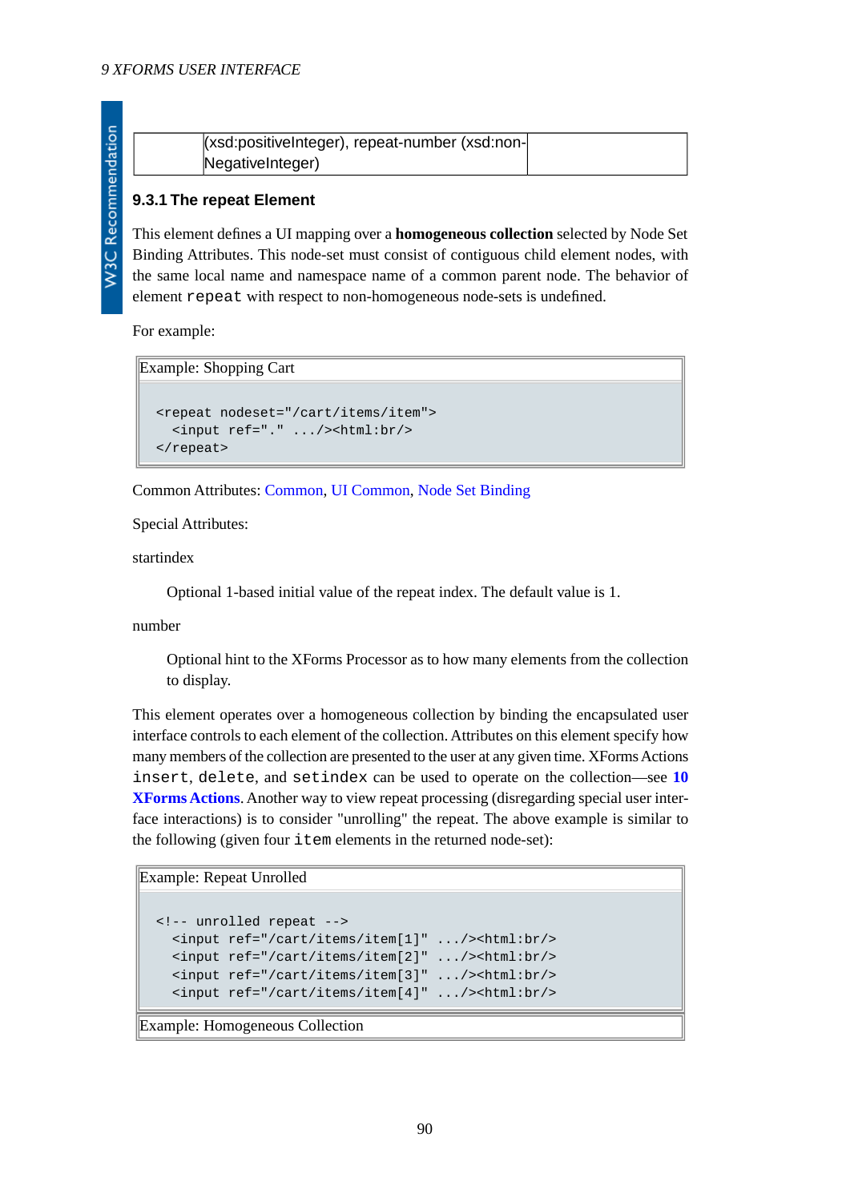|  | (xsd:positiveInteger), repeat-number (xsd:nonNegativeInteger) |  |
|---|---|---|

### 9.3.1 The repeat Element

This element defines a UI mapping over a **homogeneous collection** selected by Node Set Binding Attributes. This node-set must consist of contiguous child element nodes, with the same local name and namespace name of a common parent node. The behavior of element `repeat` with respect to non-homogeneous node-sets is undefined.

For example:

Example: Shopping Cart

```
<repeat nodeset="/cart/items/item">
  <input ref="." .../><html:br/>
</repeat>
```

Common Attributes: Common, UI Common, Node Set Binding

Special Attributes:

startindex

Optional 1-based initial value of the repeat index. The default value is 1.

number

Optional hint to the XForms Processor as to how many elements from the collection to display.

This element operates over a homogeneous collection by binding the encapsulated user interface controls to each element of the collection. Attributes on this element specify how many members of the collection are presented to the user at any given time. XForms Actions `insert`, `delete`, and `setindex` can be used to operate on the collection—see **10 XForms Actions**. Another way to view repeat processing (disregarding special user interface interactions) is to consider "unrolling" the repeat. The above example is similar to the following (given four `item` elements in the returned node-set):

Example: Repeat Unrolled

```
<!-- unrolled repeat -->
  <input ref="/cart/items/item[1]" .../><html:br/>
  <input ref="/cart/items/item[2]" .../><html:br/>
  <input ref="/cart/items/item[3]" .../><html:br/>
  <input ref="/cart/items/item[4]" .../><html:br/>
```

Example: Homogeneous Collection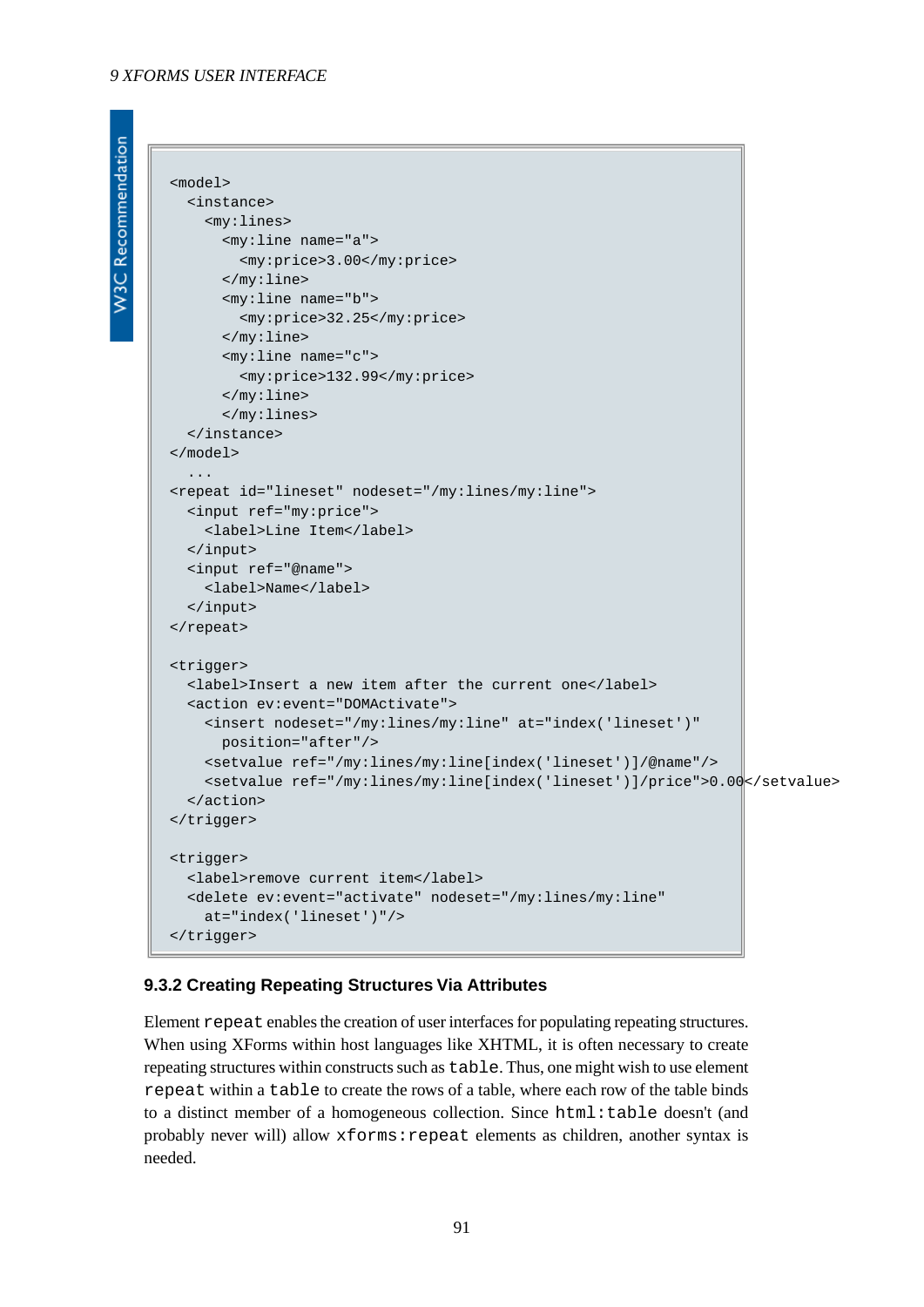```
<model>
  <instance>
    <my:lines>
      <my:line name="a">
        <my:price>3.00</my:price>
      </my:line>
      <my:line name="b">
        <my:price>32.25</my:price>
      </my:line>
      <my:line name="c">
        <my:price>132.99</my:price>
      </my:line>
      </my:lines>
  </instance>
</model>
  ...
<repeat id="lineset" nodeset="/my:lines/my:line">
  <input ref="my:price">
    <label>Line Item</label>
  </input>
  <input ref="@name">
    <label>Name</label>
  </input>
</repeat>

<trigger>
  <label>Insert a new item after the current one</label>
  <action ev:event="DOMActivate">
    <insert nodeset="/my:lines/my:line" at="index('lineset')"
      position="after"/>
    <setvalue ref="/my:lines/my:line[index('lineset')]/@name"/>
    <setvalue ref="/my:lines/my:line[index('lineset')]/price">0.00</setvalue>
  </action>
</trigger>

<trigger>
  <label>remove current item</label>
  <delete ev:event="activate" nodeset="/my:lines/my:line"
    at="index('lineset')"/>
</trigger>
```

### 9.3.2 Creating Repeating Structures Via Attributes

Element `repeat` enables the creation of user interfaces for populating repeating structures. When using XForms within host languages like XHTML, it is often necessary to create repeating structures within constructs such as `table`. Thus, one might wish to use element `repeat` within a `table` to create the rows of a table, where each row of the table binds to a distinct member of a homogeneous collection. Since `html:table` doesn't (and probably never will) allow `xforms:repeat` elements as children, another syntax is needed.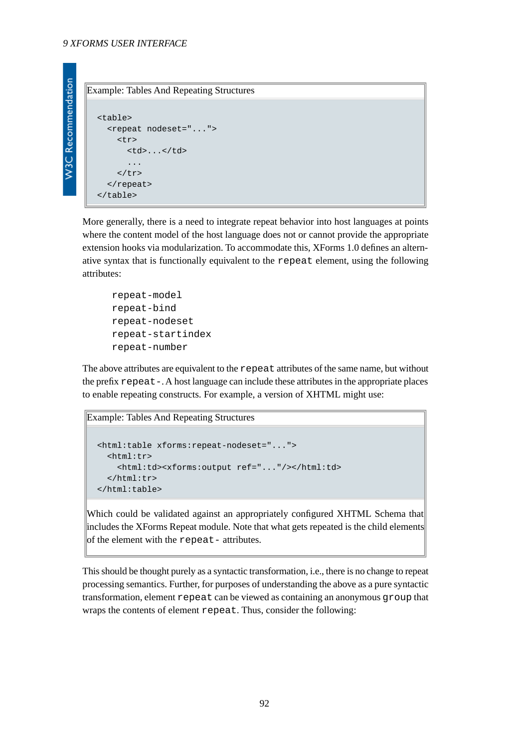Example: Tables And Repeating Structures

```
<table>
  <repeat nodeset="...">
    <tr>
      <td>...</td>
      ...
    </tr>
  </repeat>
</table>
```

More generally, there is a need to integrate repeat behavior into host languages at points where the content model of the host language does not or cannot provide the appropriate extension hooks via modularization. To accommodate this, XForms 1.0 defines an alternative syntax that is functionally equivalent to the `repeat` element, using the following attributes:

```
repeat-model
repeat-bind
repeat-nodeset
repeat-startindex
repeat-number
```

The above attributes are equivalent to the `repeat` attributes of the same name, but without the prefix `repeat-`. A host language can include these attributes in the appropriate places to enable repeating constructs. For example, a version of XHTML might use:

Example: Tables And Repeating Structures

```
<html:table xforms:repeat-nodeset="...">
  <html:tr>
    <html:td><xforms:output ref="..."/></html:td>
  </html:tr>
</html:table>
```

Which could be validated against an appropriately configured XHTML Schema that includes the XForms Repeat module. Note that what gets repeated is the child elements of the element with the `repeat-` attributes.

This should be thought purely as a syntactic transformation, i.e., there is no change to repeat processing semantics. Further, for purposes of understanding the above as a pure syntactic transformation, element `repeat` can be viewed as containing an anonymous `group` that wraps the contents of element `repeat`. Thus, consider the following: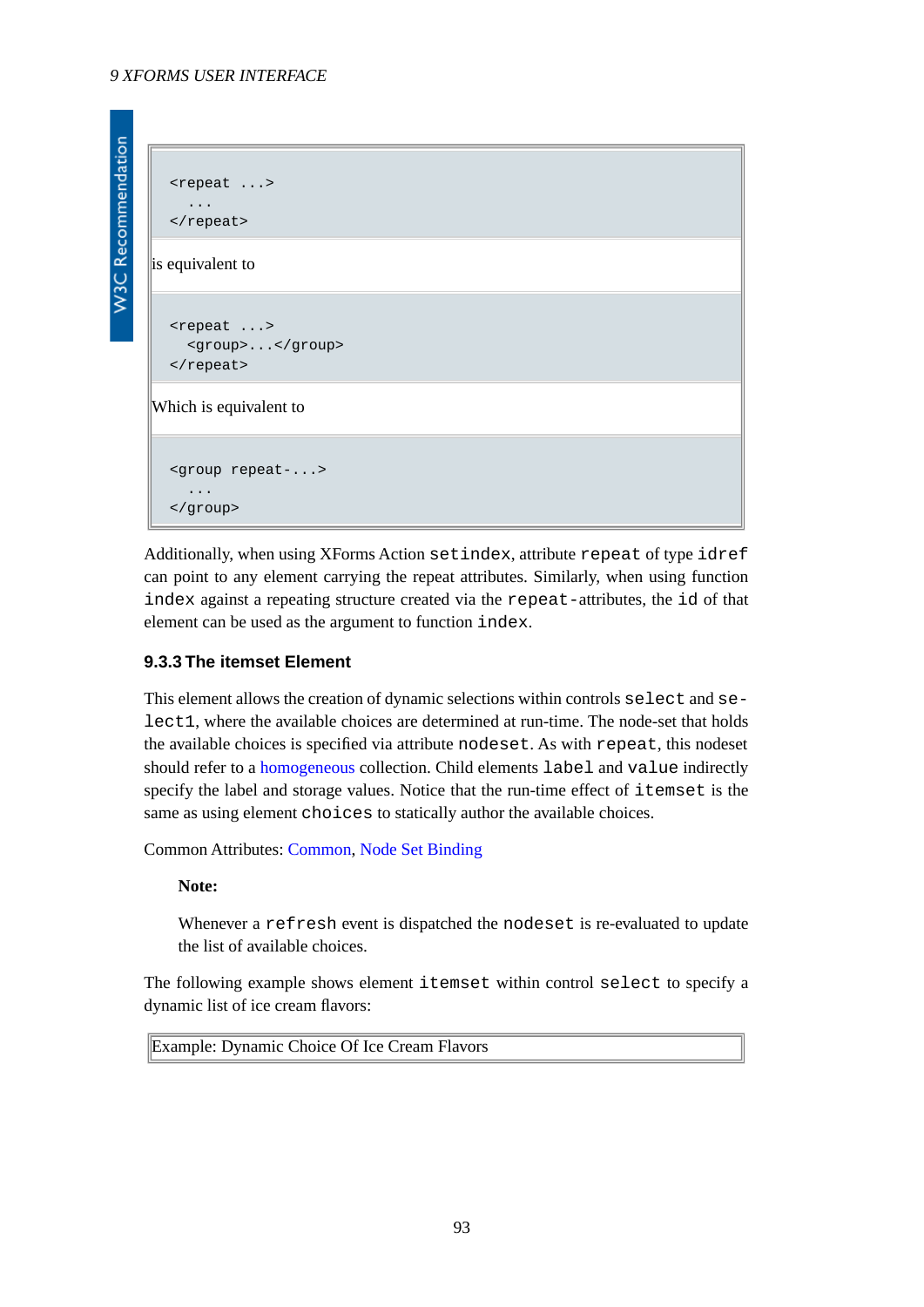```
<repeat ...>
  ...
</repeat>
```

is equivalent to

```
<repeat ...>
  <group>...</group>
</repeat>
```

Which is equivalent to

```
<group repeat-...>
  ...
</group>
```

Additionally, when using XForms Action `setindex`, attribute `repeat` of type `idref` can point to any element carrying the repeat attributes. Similarly, when using function `index` against a repeating structure created via the `repeat`-attributes, the `id` of that element can be used as the argument to function `index`.

### 9.3.3 The itemset Element

This element allows the creation of dynamic selections within controls `select` and `select1`, where the available choices are determined at run-time. The node-set that holds the available choices is specified via attribute `nodeset`. As with `repeat`, this nodeset should refer to a homogeneous collection. Child elements `label` and `value` indirectly specify the label and storage values. Notice that the run-time effect of `itemset` is the same as using element `choices` to statically author the available choices.

Common Attributes: Common, Node Set Binding

> **Note:**
>
> Whenever a `refresh` event is dispatched the `nodeset` is re-evaluated to update the list of available choices.

The following example shows element `itemset` within control `select` to specify a dynamic list of ice cream flavors:

Example: Dynamic Choice Of Ice Cream Flavors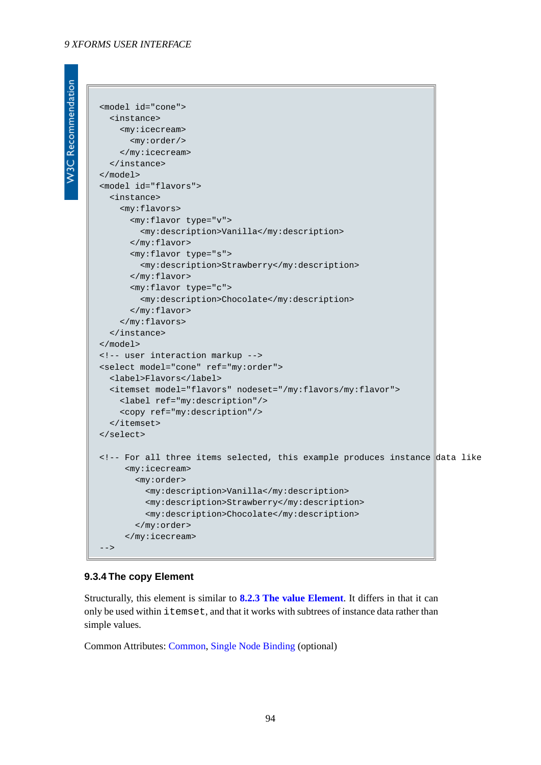```
<model id="cone">
  <instance>
    <my:icecream>
      <my:order/>
    </my:icecream>
  </instance>
</model>
<model id="flavors">
  <instance>
    <my:flavors>
      <my:flavor type="v">
        <my:description>Vanilla</my:description>
      </my:flavor>
      <my:flavor type="s">
        <my:description>Strawberry</my:description>
      </my:flavor>
      <my:flavor type="c">
        <my:description>Chocolate</my:description>
      </my:flavor>
    </my:flavors>
  </instance>
</model>
<!-- user interaction markup -->
<select model="cone" ref="my:order">
  <label>Flavors</label>
  <itemset model="flavors" nodeset="/my:flavors/my:flavor">
    <label ref="my:description"/>
    <copy ref="my:description"/>
  </itemset>
</select>

<!-- For all three items selected, this example produces instance data like
     <my:icecream>
       <my:order>
         <my:description>Vanilla</my:description>
         <my:description>Strawberry</my:description>
         <my:description>Chocolate</my:description>
       </my:order>
     </my:icecream>
-->
```

### 9.3.4 The copy Element

Structurally, this element is similar to **8.2.3 The value Element**. It differs in that it can only be used within `itemset`, and that it works with subtrees of instance data rather than simple values.

Common Attributes: Common, Single Node Binding (optional)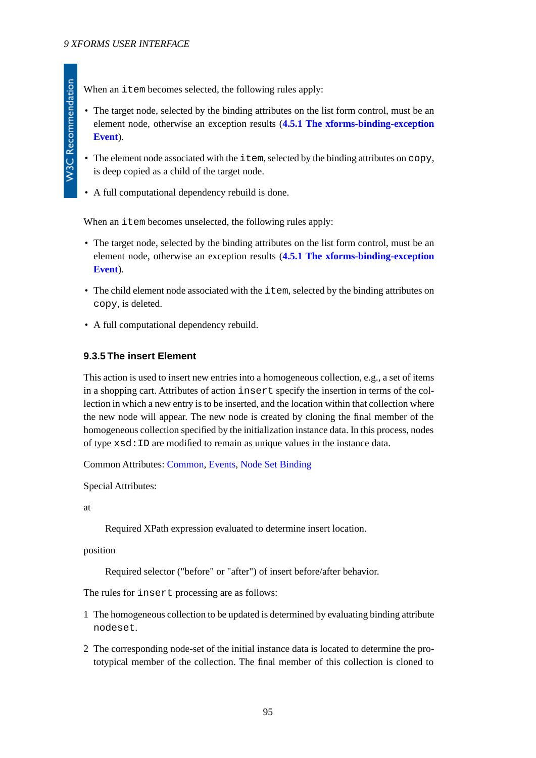When an `item` becomes selected, the following rules apply:

- The target node, selected by the binding attributes on the list form control, must be an element node, otherwise an exception results (**4.5.1 The xforms-binding-exception Event**).
- The element node associated with the `item`, selected by the binding attributes on `copy`, is deep copied as a child of the target node.
- A full computational dependency rebuild is done.

When an `item` becomes unselected, the following rules apply:

- The target node, selected by the binding attributes on the list form control, must be an element node, otherwise an exception results (**4.5.1 The xforms-binding-exception Event**).
- The child element node associated with the `item`, selected by the binding attributes on `copy`, is deleted.
- A full computational dependency rebuild.

### 9.3.5 The insert Element

This action is used to insert new entries into a homogeneous collection, e.g., a set of items in a shopping cart. Attributes of action `insert` specify the insertion in terms of the collection in which a new entry is to be inserted, and the location within that collection where the new node will appear. The new node is created by cloning the final member of the homogeneous collection specified by the initialization instance data. In this process, nodes of type `xsd:ID` are modified to remain as unique values in the instance data.

Common Attributes: Common, Events, Node Set Binding

Special Attributes:

at

Required XPath expression evaluated to determine insert location.

position

Required selector ("before" or "after") of insert before/after behavior.

The rules for `insert` processing are as follows:

1. The homogeneous collection to be updated is determined by evaluating binding attribute `nodeset`.
2. The corresponding node-set of the initial instance data is located to determine the prototypical member of the collection. The final member of this collection is cloned to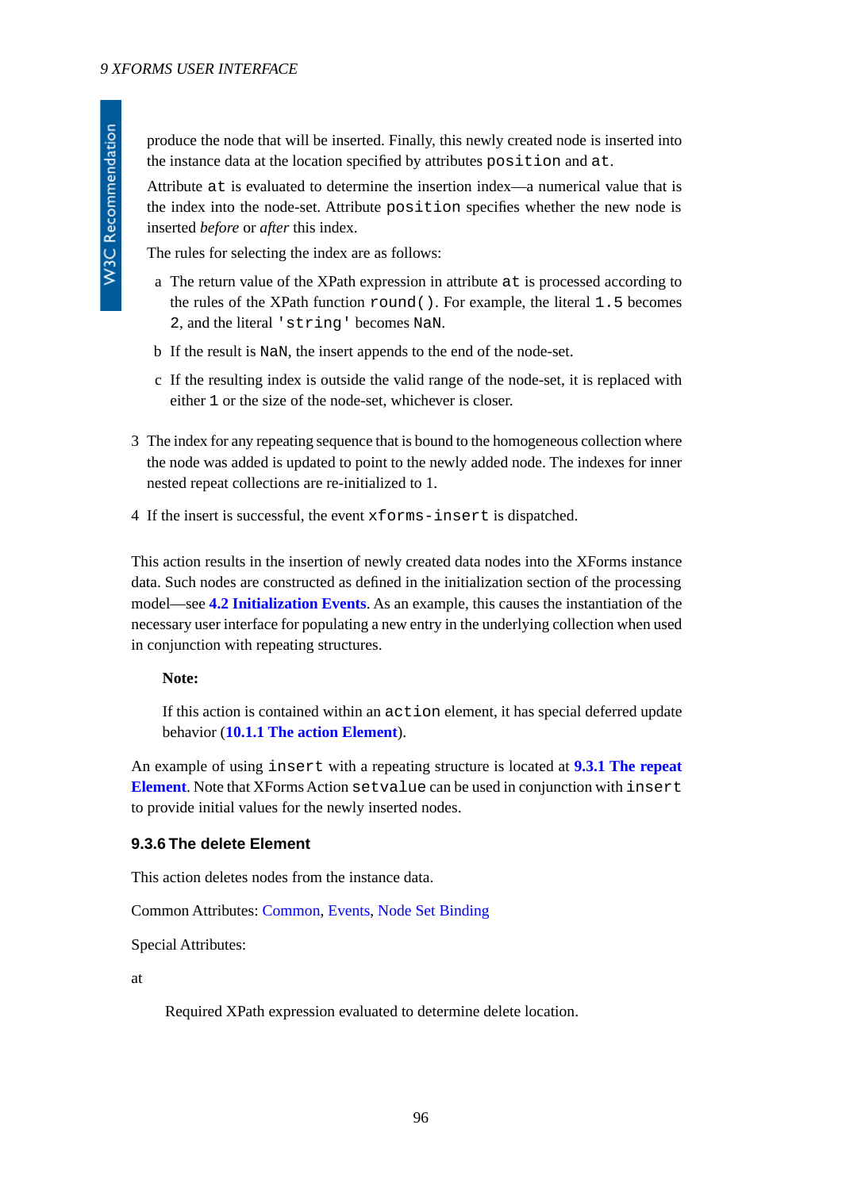produce the node that will be inserted. Finally, this newly created node is inserted into the instance data at the location specified by attributes `position` and `at`.

Attribute `at` is evaluated to determine the insertion index—a numerical value that is the index into the node-set. Attribute `position` specifies whether the new node is inserted *before* or *after* this index.

The rules for selecting the index are as follows:

a The return value of the XPath expression in attribute `at` is processed according to the rules of the XPath function `round()`. For example, the literal `1.5` becomes `2`, and the literal `'string'` becomes `NaN`.

b If the result is `NaN`, the insert appends to the end of the node-set.

c If the resulting index is outside the valid range of the node-set, it is replaced with either `1` or the size of the node-set, whichever is closer.

3 The index for any repeating sequence that is bound to the homogeneous collection where the node was added is updated to point to the newly added node. The indexes for inner nested repeat collections are re-initialized to 1.

4 If the insert is successful, the event `xforms-insert` is dispatched.

This action results in the insertion of newly created data nodes into the XForms instance data. Such nodes are constructed as defined in the initialization section of the processing model—see **4.2 Initialization Events**. As an example, this causes the instantiation of the necessary user interface for populating a new entry in the underlying collection when used in conjunction with repeating structures.

> **Note:**
>
> If this action is contained within an `action` element, it has special deferred update behavior (**10.1.1 The action Element**).

An example of using `insert` with a repeating structure is located at **9.3.1 The repeat Element**. Note that XForms Action `setvalue` can be used in conjunction with `insert` to provide initial values for the newly inserted nodes.

#### 9.3.6 The delete Element

This action deletes nodes from the instance data.

Common Attributes: Common, Events, Node Set Binding

Special Attributes:

at

Required XPath expression evaluated to determine delete location.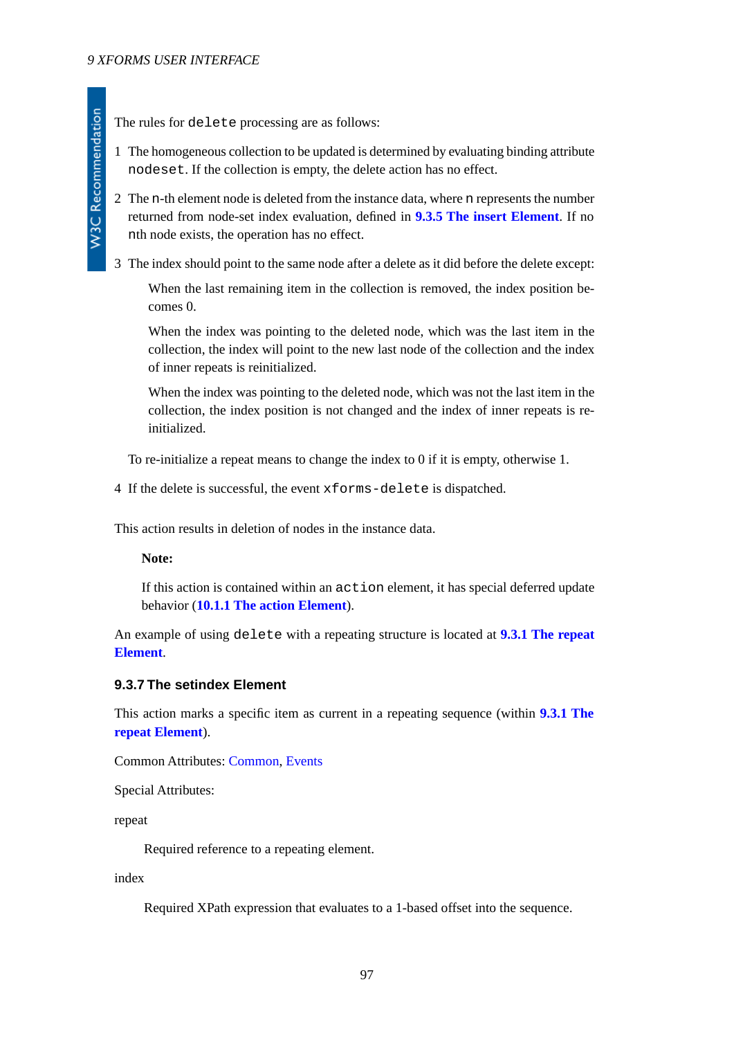The rules for `delete` processing are as follows:

1. The homogeneous collection to be updated is determined by evaluating binding attribute `nodeset`. If the collection is empty, the delete action has no effect.

2. The `n`-th element node is deleted from the instance data, where `n` represents the number returned from node-set index evaluation, defined in **9.3.5 The insert Element**. If no `n`th node exists, the operation has no effect.

3. The index should point to the same node after a delete as it did before the delete except:

   When the last remaining item in the collection is removed, the index position becomes 0.

   When the index was pointing to the deleted node, which was the last item in the collection, the index will point to the new last node of the collection and the index of inner repeats is reinitialized.

   When the index was pointing to the deleted node, which was not the last item in the collection, the index position is not changed and the index of inner repeats is re-initialized.

   To re-initialize a repeat means to change the index to 0 if it is empty, otherwise 1.

4. If the delete is successful, the event `xforms-delete` is dispatched.

This action results in deletion of nodes in the instance data.

> **Note:**
>
> If this action is contained within an `action` element, it has special deferred update behavior (**10.1.1 The action Element**).

An example of using `delete` with a repeating structure is located at **9.3.1 The repeat Element**.

### 9.3.7 The setindex Element

This action marks a specific item as current in a repeating sequence (within **9.3.1 The repeat Element**).

Common Attributes: Common, Events

Special Attributes:

repeat

  Required reference to a repeating element.

index

  Required XPath expression that evaluates to a 1-based offset into the sequence.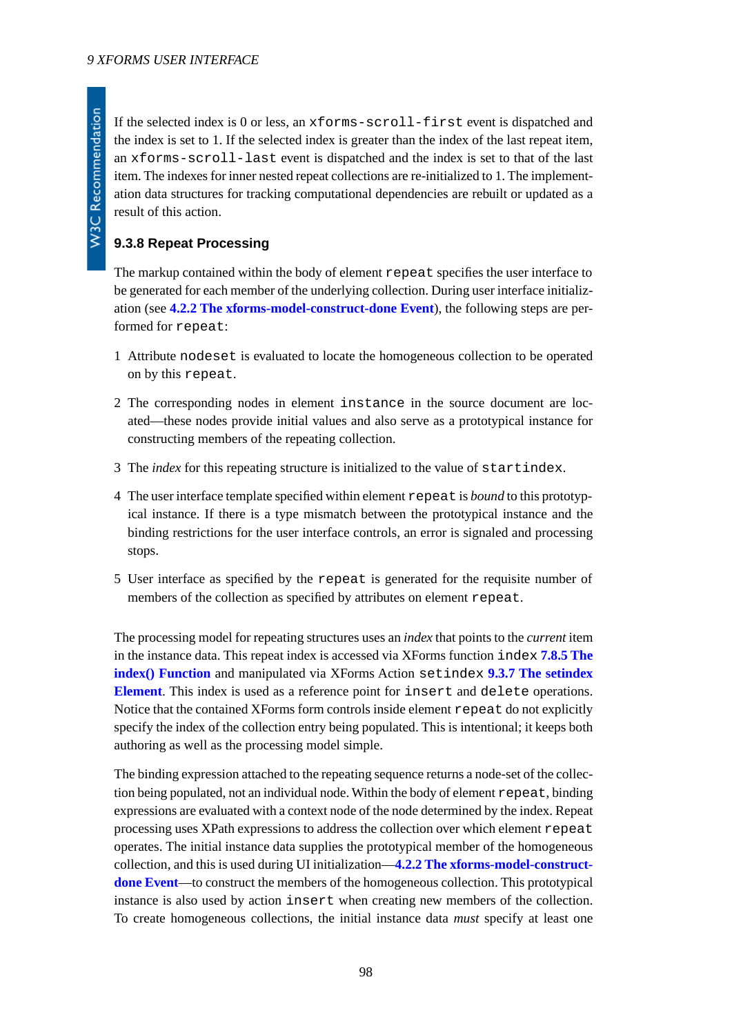If the selected index is 0 or less, an `xforms-scroll-first` event is dispatched and the index is set to 1. If the selected index is greater than the index of the last repeat item, an `xforms-scroll-last` event is dispatched and the index is set to that of the last item. The indexes for inner nested repeat collections are re-initialized to 1. The implementation data structures for tracking computational dependencies are rebuilt or updated as a result of this action.

### 9.3.8 Repeat Processing

The markup contained within the body of element `repeat` specifies the user interface to be generated for each member of the underlying collection. During user interface initialization (see **4.2.2 The xforms-model-construct-done Event**), the following steps are performed for `repeat`:

1. Attribute `nodeset` is evaluated to locate the homogeneous collection to be operated on by this `repeat`.
2. The corresponding nodes in element `instance` in the source document are located—these nodes provide initial values and also serve as a prototypical instance for constructing members of the repeating collection.
3. The *index* for this repeating structure is initialized to the value of `startindex`.
4. The user interface template specified within element `repeat` is *bound* to this prototypical instance. If there is a type mismatch between the prototypical instance and the binding restrictions for the user interface controls, an error is signaled and processing stops.
5. User interface as specified by the `repeat` is generated for the requisite number of members of the collection as specified by attributes on element `repeat`.

The processing model for repeating structures uses an *index* that points to the *current* item in the instance data. This repeat index is accessed via XForms function `index` **7.8.5 The index() Function** and manipulated via XForms Action `setindex` **9.3.7 The setindex Element**. This index is used as a reference point for `insert` and `delete` operations. Notice that the contained XForms form controls inside element `repeat` do not explicitly specify the index of the collection entry being populated. This is intentional; it keeps both authoring as well as the processing model simple.

The binding expression attached to the repeating sequence returns a node-set of the collection being populated, not an individual node. Within the body of element `repeat`, binding expressions are evaluated with a context node of the node determined by the index. Repeat processing uses XPath expressions to address the collection over which element `repeat` operates. The initial instance data supplies the prototypical member of the homogeneous collection, and this is used during UI initialization—**4.2.2 The xforms-model-construct-done Event**—to construct the members of the homogeneous collection. This prototypical instance is also used by action `insert` when creating new members of the collection. To create homogeneous collections, the initial instance data *must* specify at least one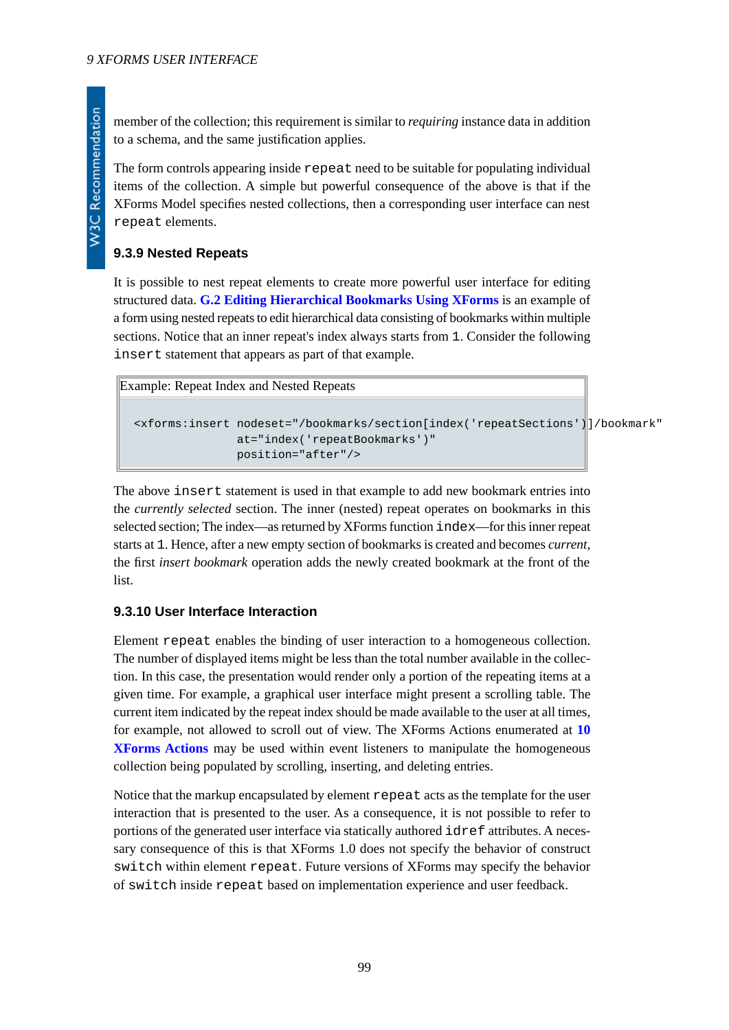member of the collection; this requirement is similar to *requiring* instance data in addition to a schema, and the same justification applies.

The form controls appearing inside `repeat` need to be suitable for populating individual items of the collection. A simple but powerful consequence of the above is that if the XForms Model specifies nested collections, then a corresponding user interface can nest `repeat` elements.

### 9.3.9 Nested Repeats

It is possible to nest repeat elements to create more powerful user interface for editing structured data. **G.2 Editing Hierarchical Bookmarks Using XForms** is an example of a form using nested repeats to edit hierarchical data consisting of bookmarks within multiple sections. Notice that an inner repeat's index always starts from `1`. Consider the following `insert` statement that appears as part of that example.

Example: Repeat Index and Nested Repeats

```
<xforms:insert nodeset="/bookmarks/section[index('repeatSections')]/bookmark"
               at="index('repeatBookmarks')"
               position="after"/>
```

The above `insert` statement is used in that example to add new bookmark entries into the *currently selected* section. The inner (nested) repeat operates on bookmarks in this selected section; The index—as returned by XForms function `index`—for this inner repeat starts at `1`. Hence, after a new empty section of bookmarks is created and becomes *current*, the first *insert bookmark* operation adds the newly created bookmark at the front of the list.

### 9.3.10 User Interface Interaction

Element `repeat` enables the binding of user interaction to a homogeneous collection. The number of displayed items might be less than the total number available in the collection. In this case, the presentation would render only a portion of the repeating items at a given time. For example, a graphical user interface might present a scrolling table. The current item indicated by the repeat index should be made available to the user at all times, for example, not allowed to scroll out of view. The XForms Actions enumerated at **10 XForms Actions** may be used within event listeners to manipulate the homogeneous collection being populated by scrolling, inserting, and deleting entries.

Notice that the markup encapsulated by element `repeat` acts as the template for the user interaction that is presented to the user. As a consequence, it is not possible to refer to portions of the generated user interface via statically authored `idref` attributes. A necessary consequence of this is that XForms 1.0 does not specify the behavior of construct `switch` within element `repeat`. Future versions of XForms may specify the behavior of `switch` inside `repeat` based on implementation experience and user feedback.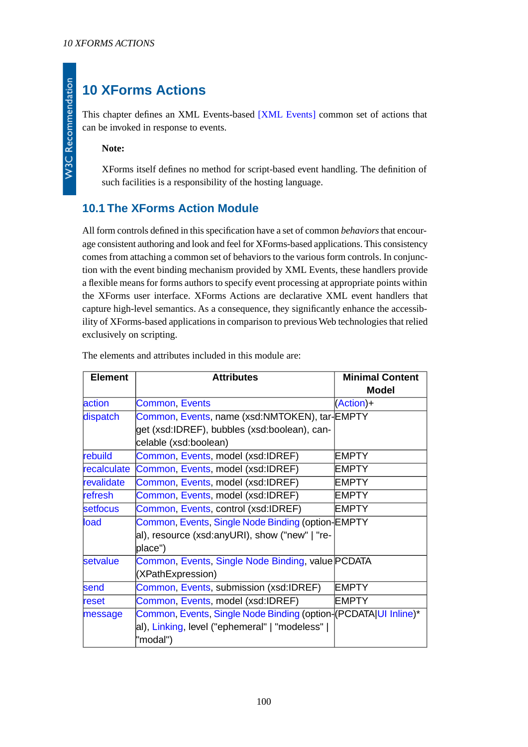# 10 XForms Actions

This chapter defines an XML Events-based [XML Events] common set of actions that can be invoked in response to events.

> **Note:**
>
> XForms itself defines no method for script-based event handling. The definition of such facilities is a responsibility of the hosting language.

## 10.1 The XForms Action Module

All form controls defined in this specification have a set of common *behaviors* that encourage consistent authoring and look and feel for XForms-based applications. This consistency comes from attaching a common set of behaviors to the various form controls. In conjunction with the event binding mechanism provided by XML Events, these handlers provide a flexible means for forms authors to specify event processing at appropriate points within the XForms user interface. XForms Actions are declarative XML event handlers that capture high-level semantics. As a consequence, they significantly enhance the accessibility of XForms-based applications in comparison to previous Web technologies that relied exclusively on scripting.

The elements and attributes included in this module are:

| Element | Attributes | Minimal Content Model |
|---|---|---|
| action | Common, Events | (Action)+ |
| dispatch | Common, Events, name (xsd:NMTOKEN), target (xsd:IDREF), bubbles (xsd:boolean), cancelable (xsd:boolean) | EMPTY |
| rebuild | Common, Events, model (xsd:IDREF) | EMPTY |
| recalculate | Common, Events, model (xsd:IDREF) | EMPTY |
| revalidate | Common, Events, model (xsd:IDREF) | EMPTY |
| refresh | Common, Events, model (xsd:IDREF) | EMPTY |
| setfocus | Common, Events, control (xsd:IDREF) | EMPTY |
| load | Common, Events, Single Node Binding (optional), resource (xsd:anyURI), show ("new" \| "replace") | EMPTY |
| setvalue | Common, Events, Single Node Binding, value (XPathExpression) | PCDATA |
| send | Common, Events, submission (xsd:IDREF) | EMPTY |
| reset | Common, Events, model (xsd:IDREF) | EMPTY |
| message | Common, Events, Single Node Binding (optional), Linking, level ("ephemeral" \| "modeless" \| "modal") | (PCDATA\|UI Inline)* |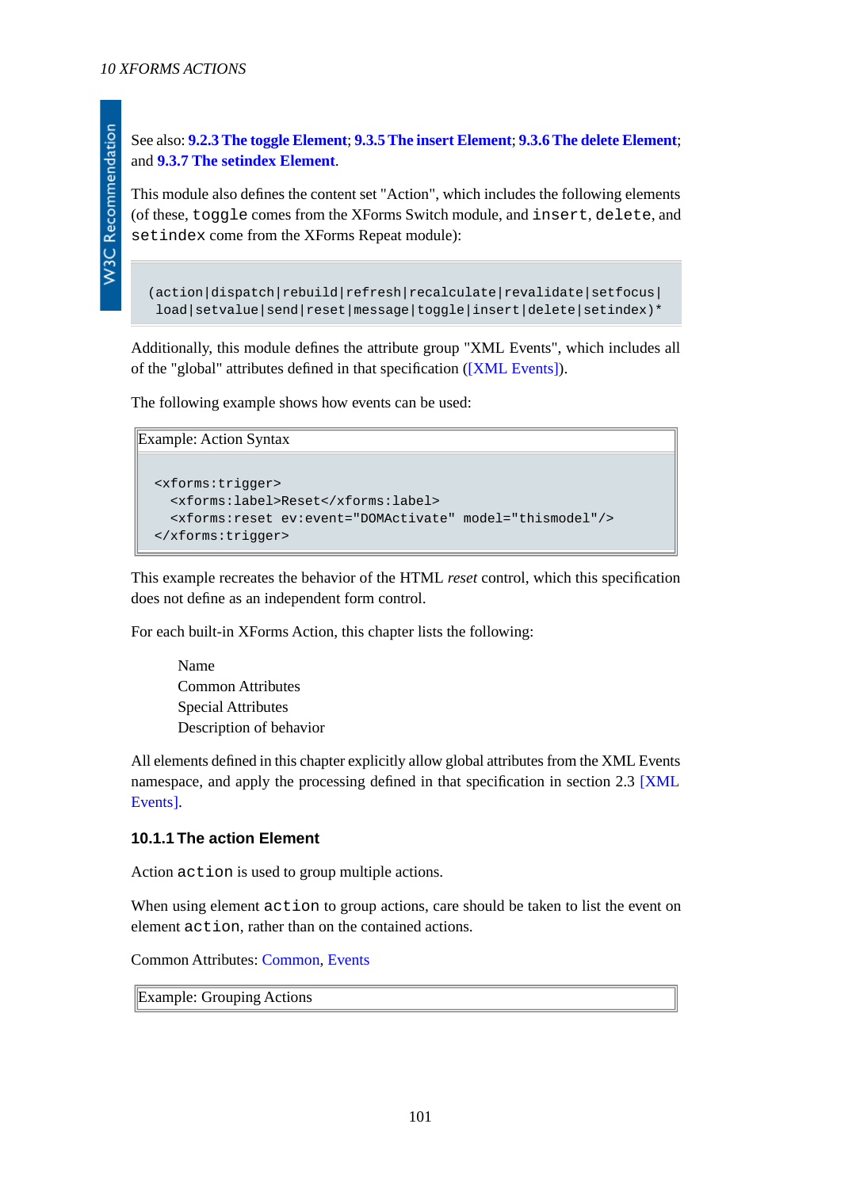See also: **9.2.3 The toggle Element**; **9.3.5 The insert Element**; **9.3.6 The delete Element**; and **9.3.7 The setindex Element**.

This module also defines the content set "Action", which includes the following elements (of these, `toggle` comes from the XForms Switch module, and `insert`, `delete`, and `setindex` come from the XForms Repeat module):

```
(action|dispatch|rebuild|refresh|recalculate|revalidate|setfocus|
 load|setvalue|send|reset|message|toggle|insert|delete|setindex)*
```

Additionally, this module defines the attribute group "XML Events", which includes all of the "global" attributes defined in that specification ([XML Events]).

The following example shows how events can be used:

Example: Action Syntax

```
<xforms:trigger>
  <xforms:label>Reset</xforms:label>
  <xforms:reset ev:event="DOMActivate" model="thismodel"/>
</xforms:trigger>
```

This example recreates the behavior of the HTML *reset* control, which this specification does not define as an independent form control.

For each built-in XForms Action, this chapter lists the following:

Name
Common Attributes
Special Attributes
Description of behavior

All elements defined in this chapter explicitly allow global attributes from the XML Events namespace, and apply the processing defined in that specification in section 2.3 [XML Events].

### 10.1.1 The action Element

Action `action` is used to group multiple actions.

When using element `action` to group actions, care should be taken to list the event on element `action`, rather than on the contained actions.

Common Attributes: Common, Events

Example: Grouping Actions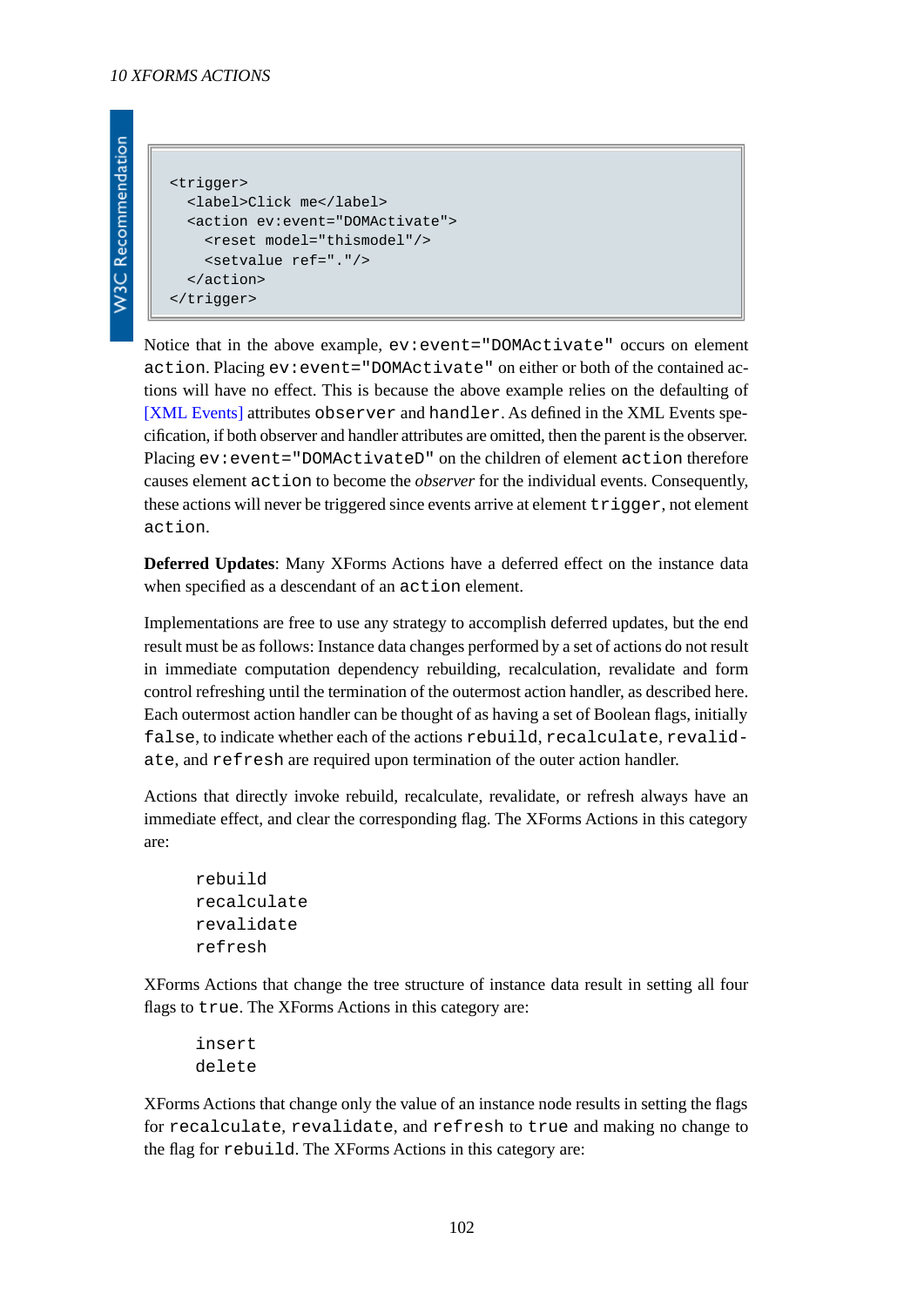```
<trigger>
  <label>Click me</label>
  <action ev:event="DOMActivate">
    <reset model="thismodel"/>
    <setvalue ref="."/>
  </action>
</trigger>
```

Notice that in the above example, `ev:event="DOMActivate"` occurs on element `action`. Placing `ev:event="DOMActivate"` on either or both of the contained actions will have no effect. This is because the above example relies on the defaulting of [XML Events] attributes `observer` and `handler`. As defined in the XML Events specification, if both observer and handler attributes are omitted, then the parent is the observer. Placing `ev:event="DOMActivateD"` on the children of element `action` therefore causes element `action` to become the *observer* for the individual events. Consequently, these actions will never be triggered since events arrive at element `trigger`, not element `action`.

**Deferred Updates**: Many XForms Actions have a deferred effect on the instance data when specified as a descendant of an `action` element.

Implementations are free to use any strategy to accomplish deferred updates, but the end result must be as follows: Instance data changes performed by a set of actions do not result in immediate computation dependency rebuilding, recalculation, revalidate and form control refreshing until the termination of the outermost action handler, as described here. Each outermost action handler can be thought of as having a set of Boolean flags, initially `false`, to indicate whether each of the actions `rebuild`, `recalculate`, `revalidate`, and `refresh` are required upon termination of the outer action handler.

Actions that directly invoke rebuild, recalculate, revalidate, or refresh always have an immediate effect, and clear the corresponding flag. The XForms Actions in this category are:

```
rebuild
recalculate
revalidate
refresh
```

XForms Actions that change the tree structure of instance data result in setting all four flags to `true`. The XForms Actions in this category are:

```
insert
delete
```

XForms Actions that change only the value of an instance node results in setting the flags for `recalculate`, `revalidate`, and `refresh` to `true` and making no change to the flag for `rebuild`. The XForms Actions in this category are: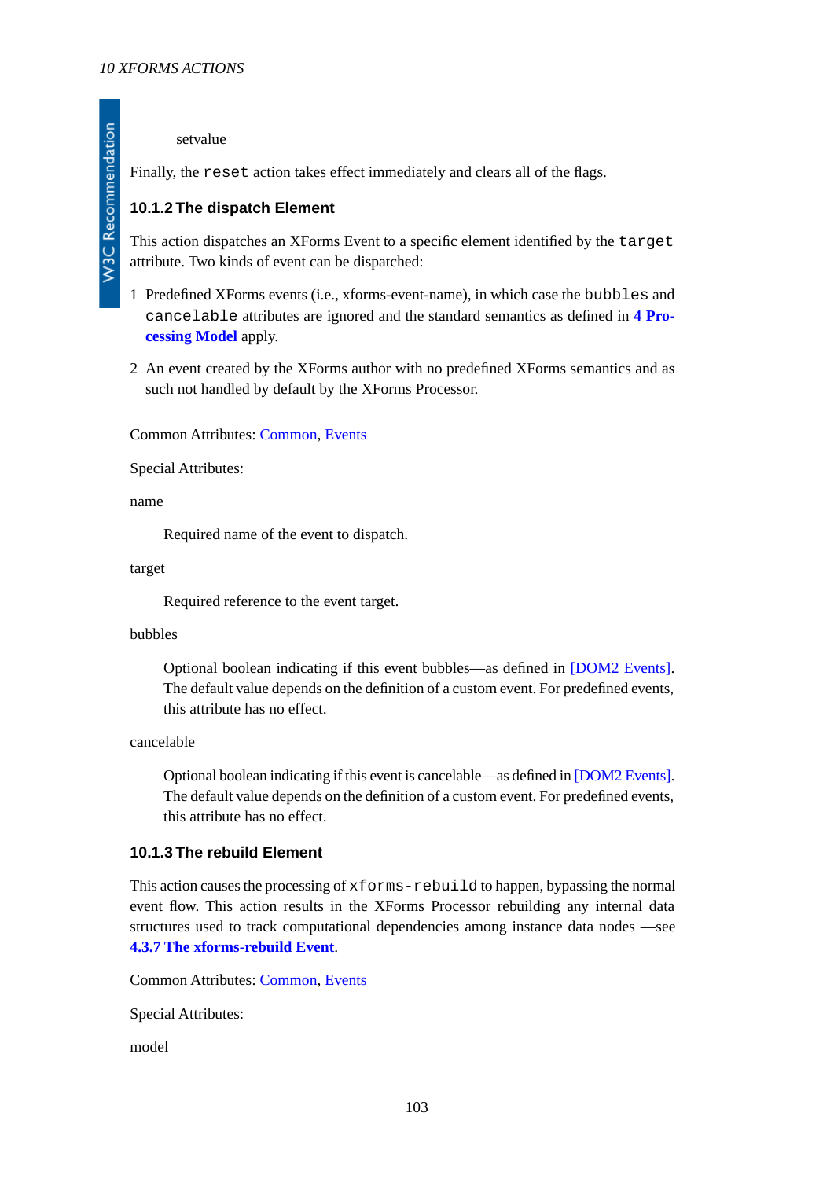setvalue

Finally, the `reset` action takes effect immediately and clears all of the flags.

### 10.1.2 The dispatch Element

This action dispatches an XForms Event to a specific element identified by the `target` attribute. Two kinds of event can be dispatched:

1. Predefined XForms events (i.e., xforms-event-name), in which case the `bubbles` and `cancelable` attributes are ignored and the standard semantics as defined in **4 Processing Model** apply.
2. An event created by the XForms author with no predefined XForms semantics and as such not handled by default by the XForms Processor.

Common Attributes: Common, Events

Special Attributes:

name

> Required name of the event to dispatch.

target

> Required reference to the event target.

bubbles

> Optional boolean indicating if this event bubbles—as defined in [DOM2 Events]. The default value depends on the definition of a custom event. For predefined events, this attribute has no effect.

cancelable

> Optional boolean indicating if this event is cancelable—as defined in [DOM2 Events]. The default value depends on the definition of a custom event. For predefined events, this attribute has no effect.

### 10.1.3 The rebuild Element

This action causes the processing of `xforms-rebuild` to happen, bypassing the normal event flow. This action results in the XForms Processor rebuilding any internal data structures used to track computational dependencies among instance data nodes —see **4.3.7 The xforms-rebuild Event**.

Common Attributes: Common, Events

Special Attributes:

model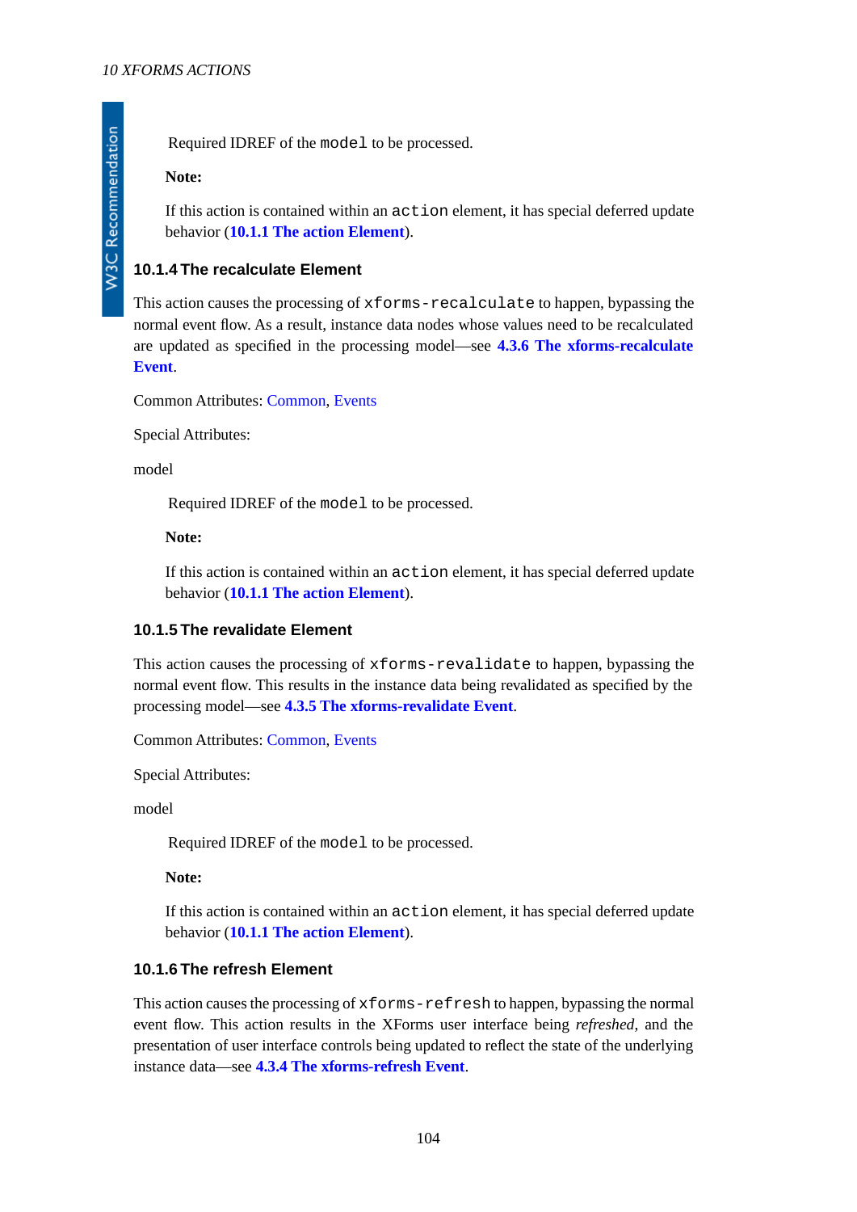Required IDREF of the `model` to be processed.

**Note:**

If this action is contained within an `action` element, it has special deferred update behavior (**10.1.1 The action Element**).

### 10.1.4 The recalculate Element

This action causes the processing of `xforms-recalculate` to happen, bypassing the normal event flow. As a result, instance data nodes whose values need to be recalculated are updated as specified in the processing model—see **4.3.6 The xforms-recalculate Event**.

Common Attributes: Common, Events

Special Attributes:

model

Required IDREF of the `model` to be processed.

**Note:**

If this action is contained within an `action` element, it has special deferred update behavior (**10.1.1 The action Element**).

### 10.1.5 The revalidate Element

This action causes the processing of `xforms-revalidate` to happen, bypassing the normal event flow. This results in the instance data being revalidated as specified by the processing model—see **4.3.5 The xforms-revalidate Event**.

Common Attributes: Common, Events

Special Attributes:

model

Required IDREF of the `model` to be processed.

**Note:**

If this action is contained within an `action` element, it has special deferred update behavior (**10.1.1 The action Element**).

### 10.1.6 The refresh Element

This action causes the processing of `xforms-refresh` to happen, bypassing the normal event flow. This action results in the XForms user interface being *refreshed*, and the presentation of user interface controls being updated to reflect the state of the underlying instance data—see **4.3.4 The xforms-refresh Event**.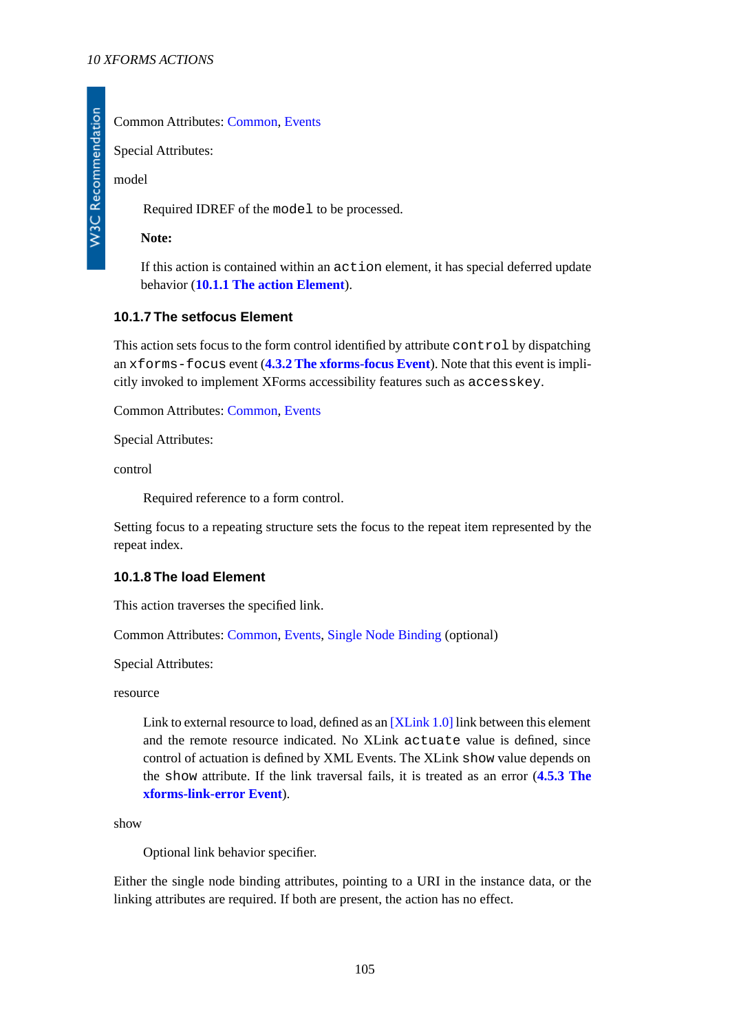Common Attributes: Common, Events

Special Attributes:

model

> Required IDREF of the `model` to be processed.
>
> **Note:**
>
> If this action is contained within an `action` element, it has special deferred update behavior (**10.1.1 The action Element**).

### 10.1.7 The setfocus Element

This action sets focus to the form control identified by attribute `control` by dispatching an `xforms-focus` event (**4.3.2 The xforms-focus Event**). Note that this event is implicitly invoked to implement XForms accessibility features such as `accesskey`.

Common Attributes: Common, Events

Special Attributes:

control

> Required reference to a form control.

Setting focus to a repeating structure sets the focus to the repeat item represented by the repeat index.

### 10.1.8 The load Element

This action traverses the specified link.

Common Attributes: Common, Events, Single Node Binding (optional)

Special Attributes:

resource

> Link to external resource to load, defined as an [XLink 1.0] link between this element and the remote resource indicated. No XLink `actuate` value is defined, since control of actuation is defined by XML Events. The XLink `show` value depends on the `show` attribute. If the link traversal fails, it is treated as an error (**4.5.3 The xforms-link-error Event**).

show

> Optional link behavior specifier.

Either the single node binding attributes, pointing to a URI in the instance data, or the linking attributes are required. If both are present, the action has no effect.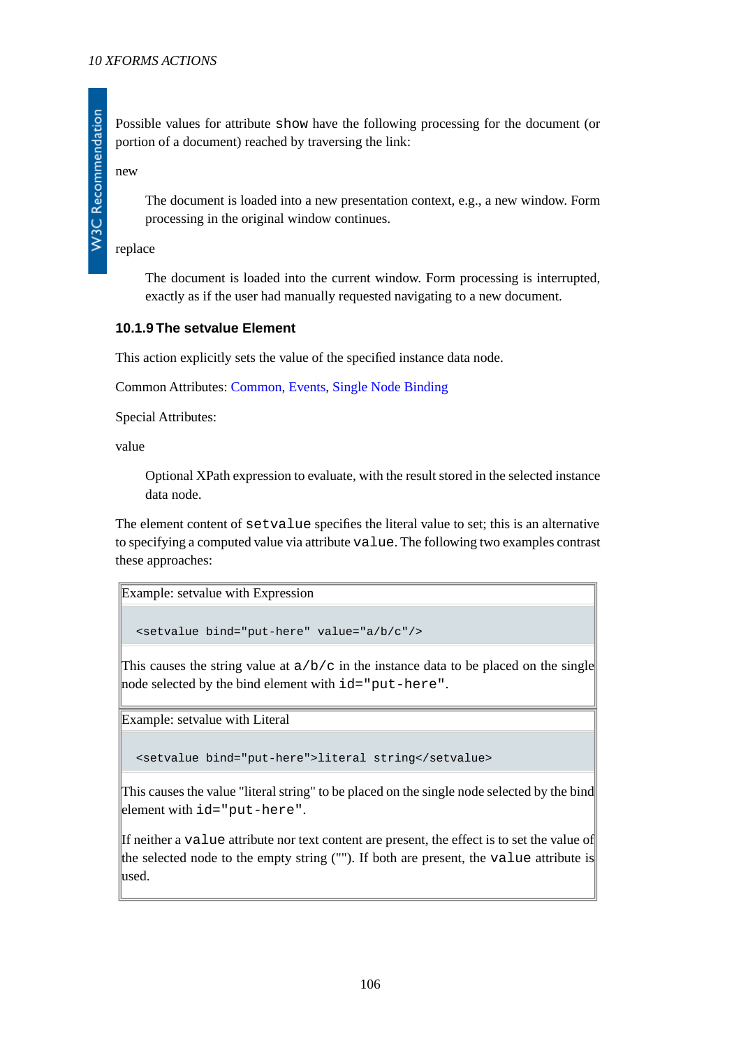Possible values for attribute `show` have the following processing for the document (or portion of a document) reached by traversing the link:

new

> The document is loaded into a new presentation context, e.g., a new window. Form processing in the original window continues.

replace

> The document is loaded into the current window. Form processing is interrupted, exactly as if the user had manually requested navigating to a new document.

### 10.1.9 The setvalue Element

This action explicitly sets the value of the specified instance data node.

Common Attributes: Common, Events, Single Node Binding

Special Attributes:

value

> Optional XPath expression to evaluate, with the result stored in the selected instance data node.

The element content of `setvalue` specifies the literal value to set; this is an alternative to specifying a computed value via attribute `value`. The following two examples contrast these approaches:

Example: setvalue with Expression

```
<setvalue bind="put-here" value="a/b/c"/>
```

This causes the string value at `a/b/c` in the instance data to be placed on the single node selected by the bind element with `id="put-here"`.

Example: setvalue with Literal

```
<setvalue bind="put-here">literal string</setvalue>
```

This causes the value "literal string" to be placed on the single node selected by the bind element with `id="put-here"`.

If neither a `value` attribute nor text content are present, the effect is to set the value of the selected node to the empty string (""). If both are present, the `value` attribute is used.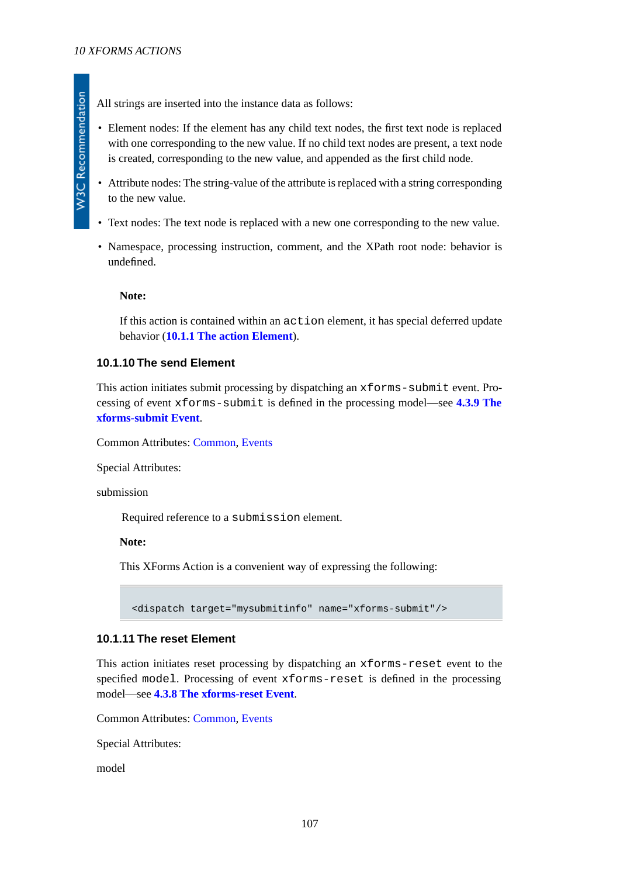All strings are inserted into the instance data as follows:

- Element nodes: If the element has any child text nodes, the first text node is replaced with one corresponding to the new value. If no child text nodes are present, a text node is created, corresponding to the new value, and appended as the first child node.
- Attribute nodes: The string-value of the attribute is replaced with a string corresponding to the new value.
- Text nodes: The text node is replaced with a new one corresponding to the new value.
- Namespace, processing instruction, comment, and the XPath root node: behavior is undefined.

**Note:**

If this action is contained within an `action` element, it has special deferred update behavior (**10.1.1 The action Element**).

### 10.1.10 The send Element

This action initiates submit processing by dispatching an `xforms-submit` event. Processing of event `xforms-submit` is defined in the processing model—see **4.3.9 The xforms-submit Event**.

Common Attributes: Common, Events

Special Attributes:

submission

Required reference to a `submission` element.

**Note:**

This XForms Action is a convenient way of expressing the following:

```
<dispatch target="mysubmitinfo" name="xforms-submit"/>
```

### 10.1.11 The reset Element

This action initiates reset processing by dispatching an `xforms-reset` event to the specified `model`. Processing of event `xforms-reset` is defined in the processing model—see **4.3.8 The xforms-reset Event**.

Common Attributes: Common, Events

Special Attributes:

model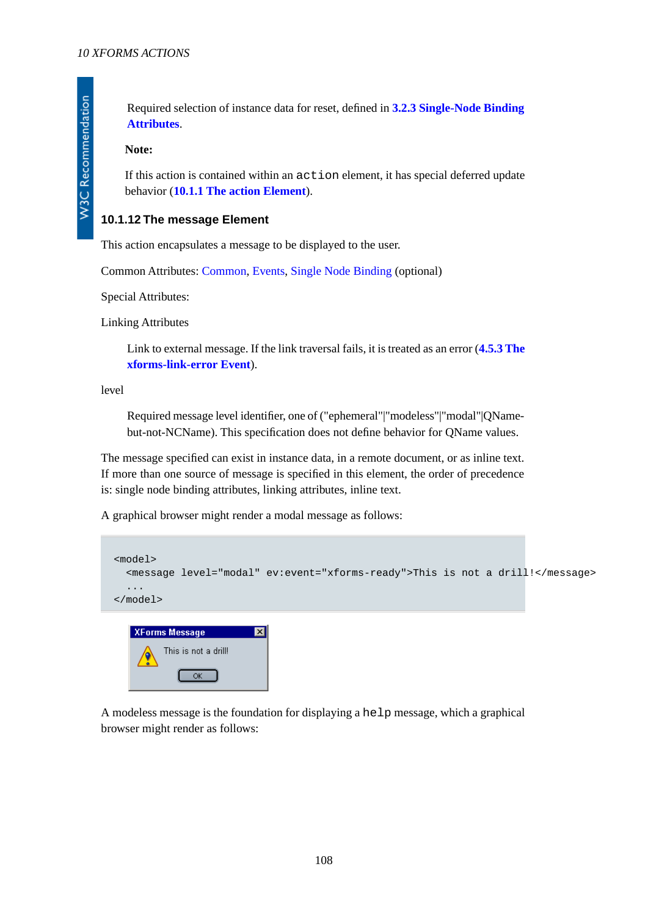Required selection of instance data for reset, defined in **3.2.3 Single-Node Binding Attributes**.

**Note:**

If this action is contained within an `action` element, it has special deferred update behavior (**10.1.1 The action Element**).

### 10.1.12 The message Element

This action encapsulates a message to be displayed to the user.

Common Attributes: Common, Events, Single Node Binding (optional)

Special Attributes:

Linking Attributes

Link to external message. If the link traversal fails, it is treated as an error (**4.5.3 The xforms-link-error Event**).

level

Required message level identifier, one of ("ephemeral"|"modeless"|"modal"|QName-but-not-NCName). This specification does not define behavior for QName values.

The message specified can exist in instance data, in a remote document, or as inline text. If more than one source of message is specified in this element, the order of precedence is: single node binding attributes, linking attributes, inline text.

A graphical browser might render a modal message as follows:

```
<model>
  <message level="modal" ev:event="xforms-ready">This is not a drill!</message>
  ...
</model>
```

A modeless message is the foundation for displaying a `help` message, which a graphical browser might render as follows: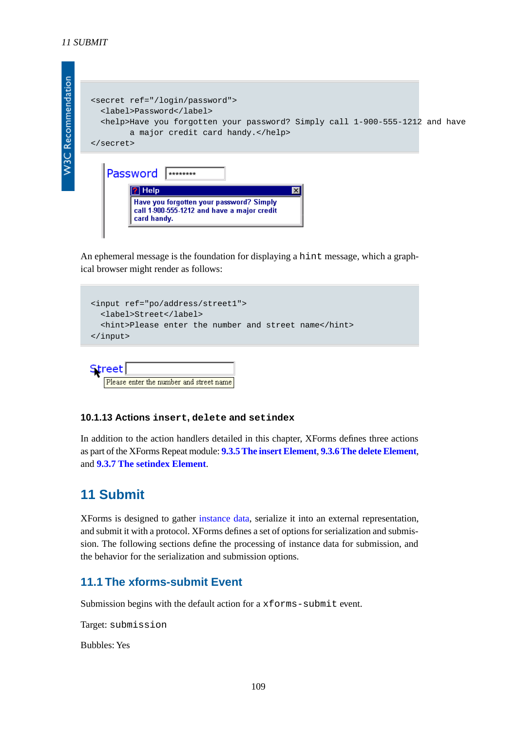```
<secret ref="/login/password">
  <label>Password</label>
  <help>Have you forgotten your password? Simply call 1-900-555-1212 and have
        a major credit card handy.</help>
</secret>
```

An ephemeral message is the foundation for displaying a `hint` message, which a graphical browser might render as follows:

```
<input ref="po/address/street1">
  <label>Street</label>
  <hint>Please enter the number and street name</hint>
</input>
```

### 10.1.13 Actions `insert`, `delete` and `setindex`

In addition to the action handlers detailed in this chapter, XForms defines three actions as part of the XForms Repeat module: **9.3.5 The insert Element**, **9.3.6 The delete Element**, and **9.3.7 The setindex Element**.

# 11 Submit

XForms is designed to gather instance data, serialize it into an external representation, and submit it with a protocol. XForms defines a set of options for serialization and submission. The following sections define the processing of instance data for submission, and the behavior for the serialization and submission options.

## 11.1 The xforms-submit Event

Submission begins with the default action for a `xforms-submit` event.

Target: `submission`

Bubbles: Yes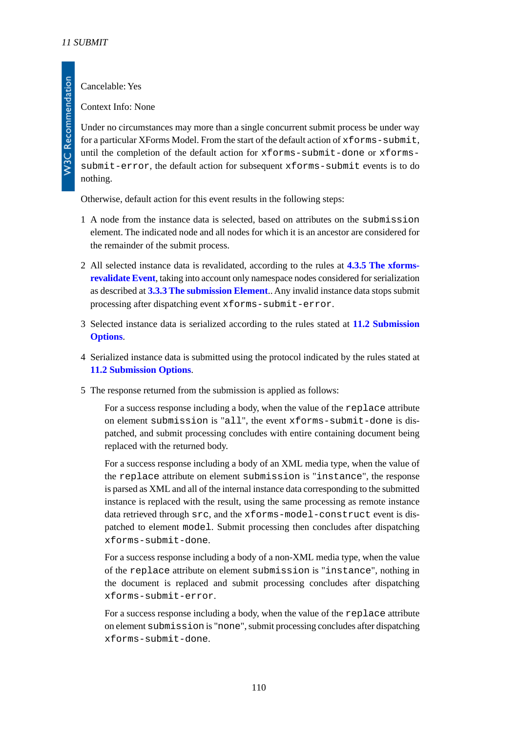Cancelable: Yes

Context Info: None

Under no circumstances may more than a single concurrent submit process be under way for a particular XForms Model. From the start of the default action of `xforms-submit`, until the completion of the default action for `xforms-submit-done` or `xforms-submit-error`, the default action for subsequent `xforms-submit` events is to do nothing.

Otherwise, default action for this event results in the following steps:

1. A node from the instance data is selected, based on attributes on the `submission` element. The indicated node and all nodes for which it is an ancestor are considered for the remainder of the submit process.
2. All selected instance data is revalidated, according to the rules at **4.3.5 The xforms-revalidate Event**, taking into account only namespace nodes considered for serialization as described at **3.3.3 The submission Element**.. Any invalid instance data stops submit processing after dispatching event `xforms-submit-error`.
3. Selected instance data is serialized according to the rules stated at **11.2 Submission Options**.
4. Serialized instance data is submitted using the protocol indicated by the rules stated at **11.2 Submission Options**.
5. The response returned from the submission is applied as follows:

   For a success response including a body, when the value of the `replace` attribute on element `submission` is "`all`", the event `xforms-submit-done` is dispatched, and submit processing concludes with entire containing document being replaced with the returned body.

   For a success response including a body of an XML media type, when the value of the `replace` attribute on element `submission` is "`instance`", the response is parsed as XML and all of the internal instance data corresponding to the submitted instance is replaced with the result, using the same processing as remote instance data retrieved through `src`, and the `xforms-model-construct` event is dispatched to element `model`. Submit processing then concludes after dispatching `xforms-submit-done`.

   For a success response including a body of a non-XML media type, when the value of the `replace` attribute on element `submission` is "`instance`", nothing in the document is replaced and submit processing concludes after dispatching `xforms-submit-error`.

   For a success response including a body, when the value of the `replace` attribute on element `submission` is "`none`", submit processing concludes after dispatching `xforms-submit-done`.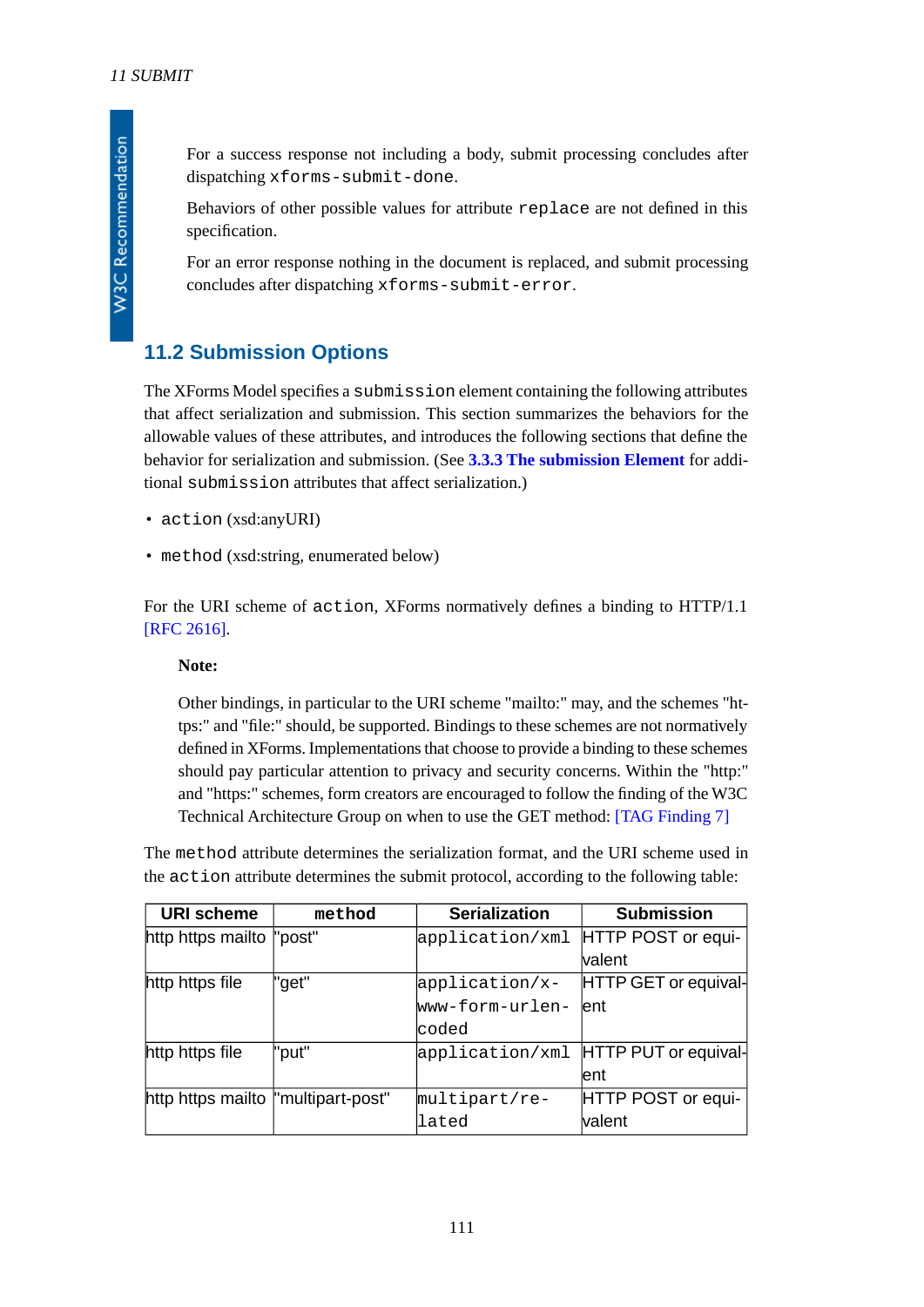For a success response not including a body, submit processing concludes after dispatching `xforms-submit-done`.

Behaviors of other possible values for attribute `replace` are not defined in this specification.

For an error response nothing in the document is replaced, and submit processing concludes after dispatching `xforms-submit-error`.

## 11.2 Submission Options

The XForms Model specifies a `submission` element containing the following attributes that affect serialization and submission. This section summarizes the behaviors for the allowable values of these attributes, and introduces the following sections that define the behavior for serialization and submission. (See **3.3.3 The submission Element** for additional `submission` attributes that affect serialization.)

- `action` (xsd:anyURI)
- `method` (xsd:string, enumerated below)

For the URI scheme of `action`, XForms normatively defines a binding to HTTP/1.1 [RFC 2616].

**Note:**

Other bindings, in particular to the URI scheme "mailto:" may, and the schemes "https:" and "file:" should, be supported. Bindings to these schemes are not normatively defined in XForms. Implementations that choose to provide a binding to these schemes should pay particular attention to privacy and security concerns. Within the "http:" and "https:" schemes, form creators are encouraged to follow the finding of the W3C Technical Architecture Group on when to use the GET method: [TAG Finding 7]

The `method` attribute determines the serialization format, and the URI scheme used in the `action` attribute determines the submit protocol, according to the following table:

| URI scheme | `method` | Serialization | Submission |
|---|---|---|---|
| http https mailto | "post" | `application/xml` | HTTP POST or equivalent |
| http https file | "get" | `application/x-www-form-urlencoded` | HTTP GET or equivalent |
| http https file | "put" | `application/xml` | HTTP PUT or equivalent |
| http https mailto | "multipart-post" | `multipart/related` | HTTP POST or equivalent |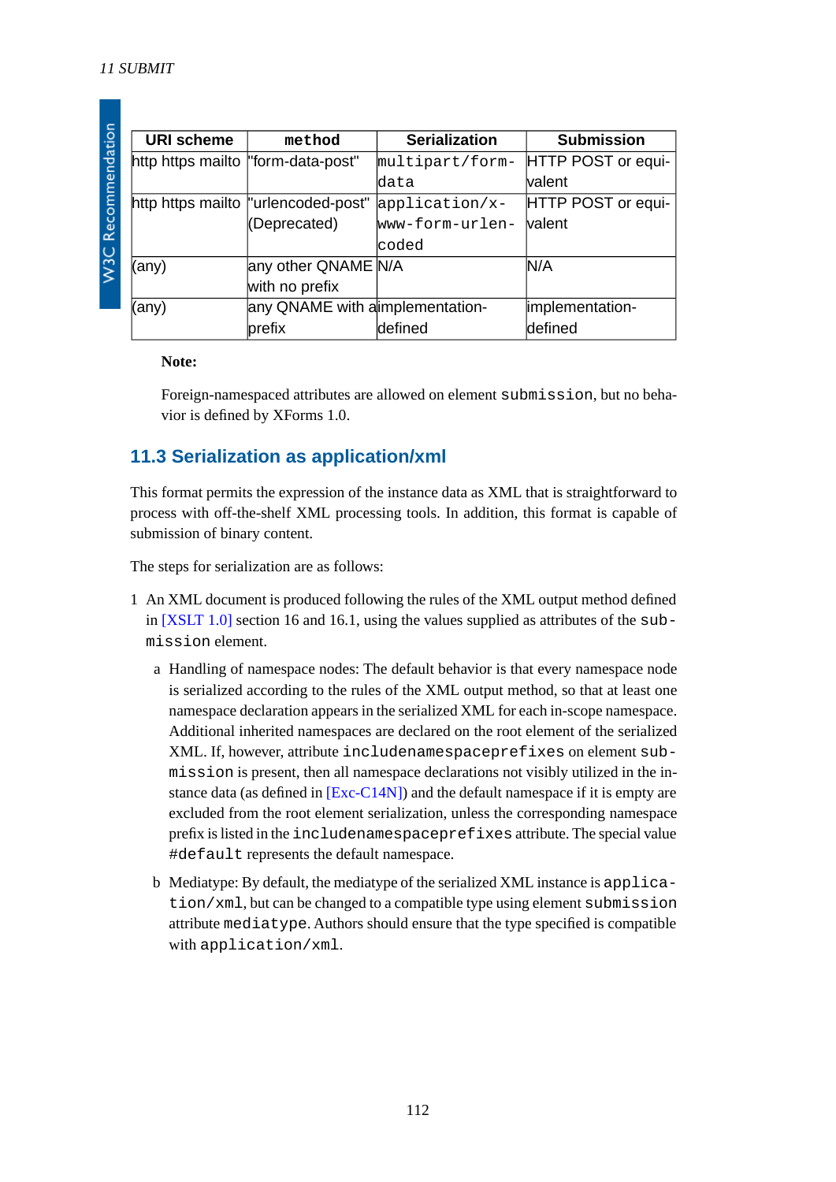| URI scheme | method | Serialization | Submission |
|---|---|---|---|
| http https mailto | "form-data-post" | multipart/form-data | HTTP POST or equivalent |
| http https mailto | "urlencoded-post" (Deprecated) | application/x-www-form-urlencoded | HTTP POST or equivalent |
| (any) | any other QNAME with no prefix | N/A | N/A |
| (any) | any QNAME with a prefix | implementation-defined | implementation-defined |

**Note:**

Foreign-namespaced attributes are allowed on element `submission`, but no behavior is defined by XForms 1.0.

## 11.3 Serialization as application/xml

This format permits the expression of the instance data as XML that is straightforward to process with off-the-shelf XML processing tools. In addition, this format is capable of submission of binary content.

The steps for serialization are as follows:

1 An XML document is produced following the rules of the XML output method defined in [XSLT 1.0] section 16 and 16.1, using the values supplied as attributes of the `submission` element.

   a Handling of namespace nodes: The default behavior is that every namespace node is serialized according to the rules of the XML output method, so that at least one namespace declaration appears in the serialized XML for each in-scope namespace. Additional inherited namespaces are declared on the root element of the serialized XML. If, however, attribute `includenamespaceprefixes` on element `submission` is present, then all namespace declarations not visibly utilized in the instance data (as defined in [Exc-C14N]) and the default namespace if it is empty are excluded from the root element serialization, unless the corresponding namespace prefix is listed in the `includenamespaceprefixes` attribute. The special value `#default` represents the default namespace.

   b Mediatype: By default, the mediatype of the serialized XML instance is `application/xml`, but can be changed to a compatible type using element `submission` attribute `mediatype`. Authors should ensure that the type specified is compatible with `application/xml`.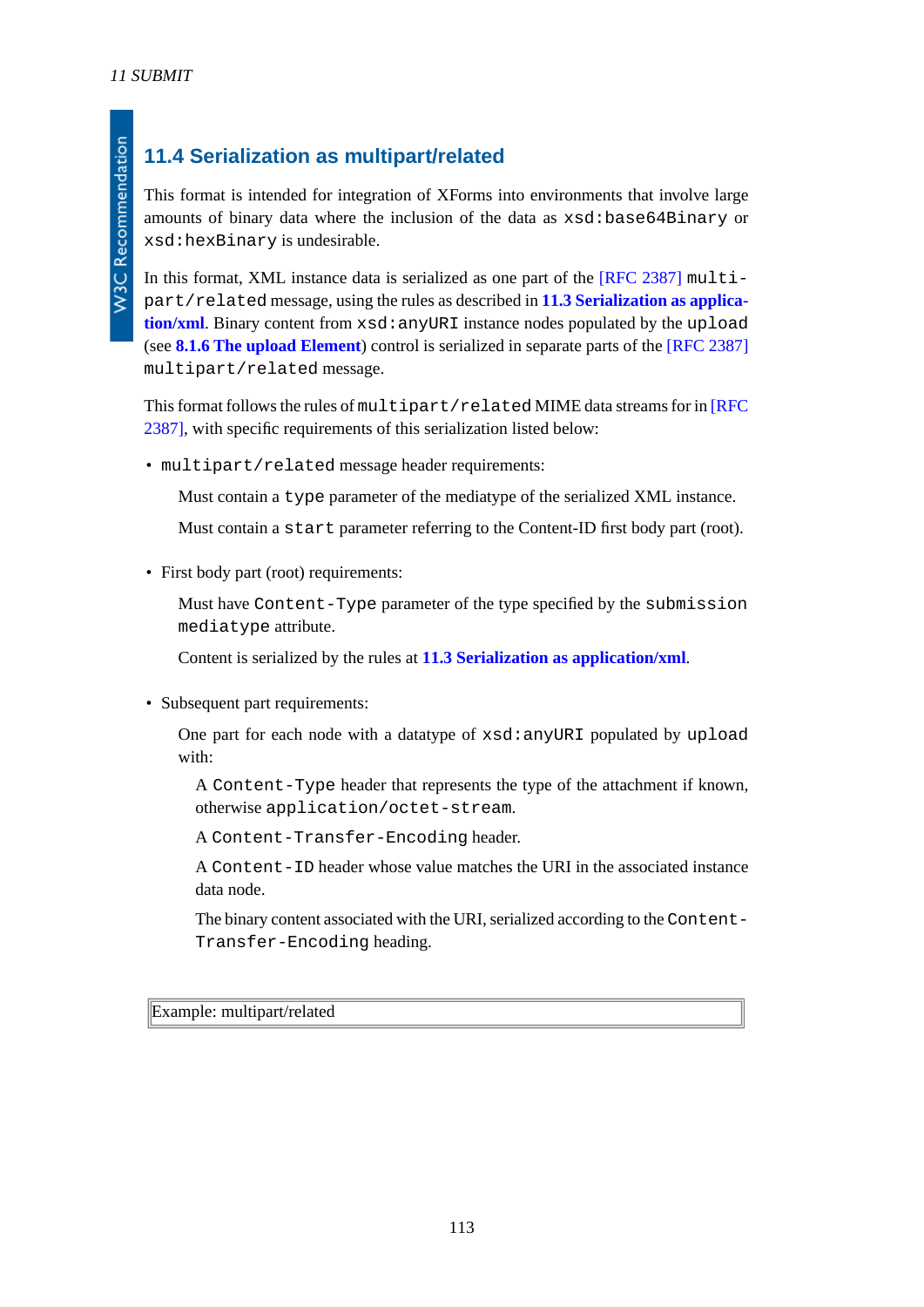## 11.4 Serialization as multipart/related

This format is intended for integration of XForms into environments that involve large amounts of binary data where the inclusion of the data as `xsd:base64Binary` or `xsd:hexBinary` is undesirable.

In this format, XML instance data is serialized as one part of the [RFC 2387] `multipart/related` message, using the rules as described in **11.3 Serialization as application/xml**. Binary content from `xsd:anyURI` instance nodes populated by the `upload` (see **8.1.6 The upload Element**) control is serialized in separate parts of the [RFC 2387] `multipart/related` message.

This format follows the rules of `multipart/related` MIME data streams for in [RFC 2387], with specific requirements of this serialization listed below:

- `multipart/related` message header requirements:

  Must contain a `type` parameter of the mediatype of the serialized XML instance.

  Must contain a `start` parameter referring to the Content-ID first body part (root).

- First body part (root) requirements:

  Must have `Content-Type` parameter of the type specified by the `submission mediatype` attribute.

  Content is serialized by the rules at **11.3 Serialization as application/xml**.

- Subsequent part requirements:

  One part for each node with a datatype of `xsd:anyURI` populated by `upload` with:

  > A `Content-Type` header that represents the type of the attachment if known, otherwise `application/octet-stream`.
  >
  > A `Content-Transfer-Encoding` header.
  >
  > A `Content-ID` header whose value matches the URI in the associated instance data node.
  >
  > The binary content associated with the URI, serialized according to the `Content-Transfer-Encoding` heading.

| Example: multipart/related |
| --- |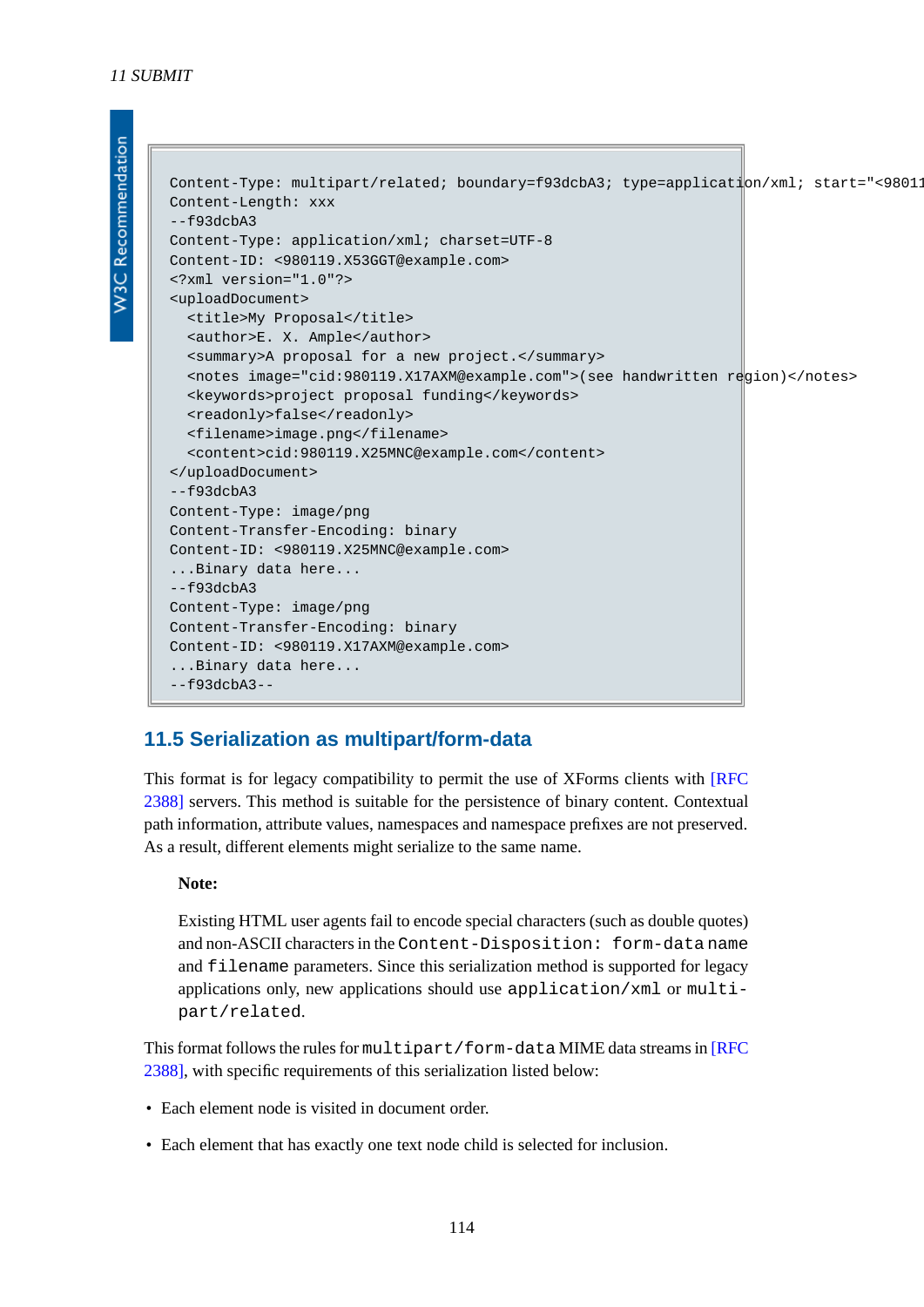```
Content-Type: multipart/related; boundary=f93dcbA3; type=application/xml; start="<98011
Content-Length: xxx
--f93dcbA3
Content-Type: application/xml; charset=UTF-8
Content-ID: <980119.X53GGT@example.com>
<?xml version="1.0"?>
<uploadDocument>
  <title>My Proposal</title>
  <author>E. X. Ample</author>
  <summary>A proposal for a new project.</summary>
  <notes image="cid:980119.X17AXM@example.com">(see handwritten region)</notes>
  <keywords>project proposal funding</keywords>
  <readonly>false</readonly>
  <filename>image.png</filename>
  <content>cid:980119.X25MNC@example.com</content>
</uploadDocument>
--f93dcbA3
Content-Type: image/png
Content-Transfer-Encoding: binary
Content-ID: <980119.X25MNC@example.com>
...Binary data here...
--f93dcbA3
Content-Type: image/png
Content-Transfer-Encoding: binary
Content-ID: <980119.X17AXM@example.com>
...Binary data here...
--f93dcbA3--
```

## 11.5 Serialization as multipart/form-data

This format is for legacy compatibility to permit the use of XForms clients with [RFC 2388] servers. This method is suitable for the persistence of binary content. Contextual path information, attribute values, namespaces and namespace prefixes are not preserved. As a result, different elements might serialize to the same name.

> **Note:**
>
> Existing HTML user agents fail to encode special characters (such as double quotes) and non-ASCII characters in the `Content-Disposition: form-data` `name` and `filename` parameters. Since this serialization method is supported for legacy applications only, new applications should use `application/xml` or `multipart/related`.

This format follows the rules for `multipart/form-data` MIME data streams in [RFC 2388], with specific requirements of this serialization listed below:

- Each element node is visited in document order.
- Each element that has exactly one text node child is selected for inclusion.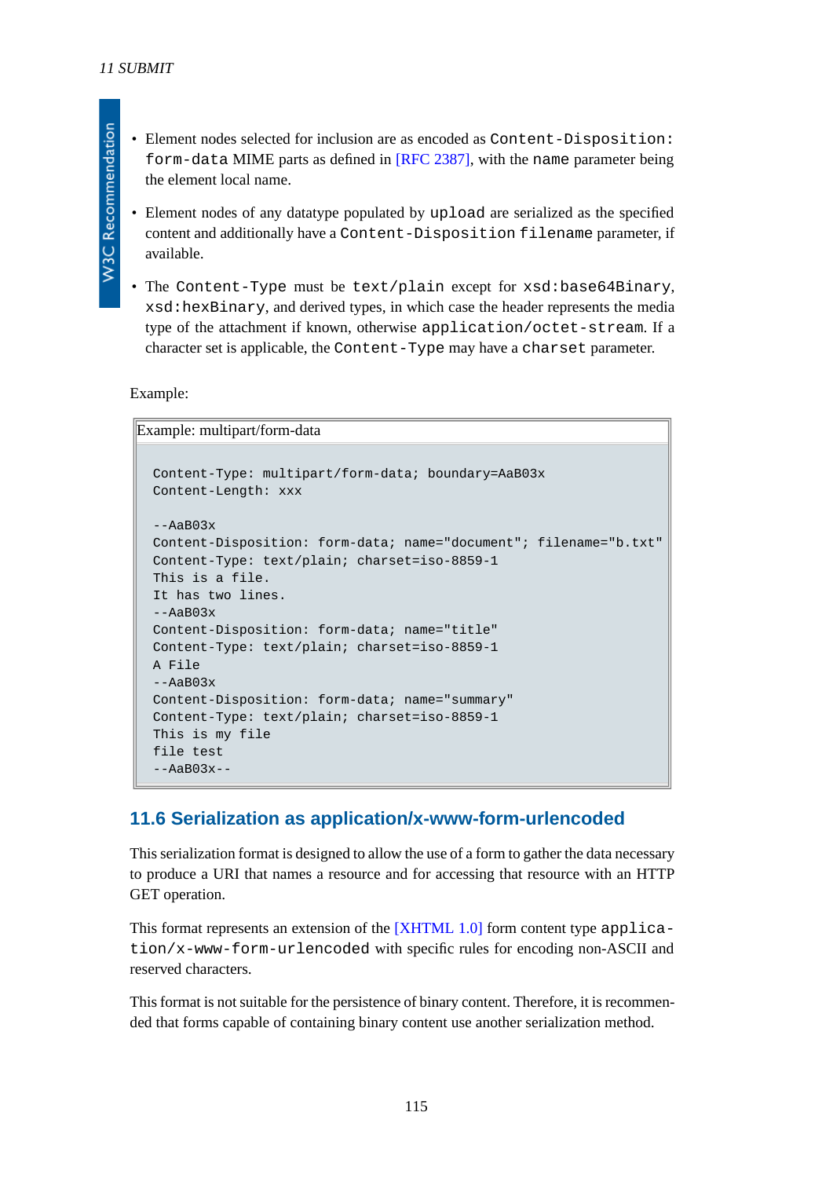- Element nodes selected for inclusion are as encoded as `Content-Disposition: form-data` MIME parts as defined in [RFC 2387], with the `name` parameter being the element local name.
- Element nodes of any datatype populated by `upload` are serialized as the specified content and additionally have a `Content-Disposition filename` parameter, if available.
- The `Content-Type` must be `text/plain` except for `xsd:base64Binary`, `xsd:hexBinary`, and derived types, in which case the header represents the media type of the attachment if known, otherwise `application/octet-stream`. If a character set is applicable, the `Content-Type` may have a `charset` parameter.

Example:

Example: multipart/form-data

```
Content-Type: multipart/form-data; boundary=AaB03x
Content-Length: xxx

--AaB03x
Content-Disposition: form-data; name="document"; filename="b.txt"
Content-Type: text/plain; charset=iso-8859-1
This is a file.
It has two lines.
--AaB03x
Content-Disposition: form-data; name="title"
Content-Type: text/plain; charset=iso-8859-1
A File
--AaB03x
Content-Disposition: form-data; name="summary"
Content-Type: text/plain; charset=iso-8859-1
This is my file
file test
--AaB03x--
```

## 11.6 Serialization as application/x-www-form-urlencoded

This serialization format is designed to allow the use of a form to gather the data necessary to produce a URI that names a resource and for accessing that resource with an HTTP GET operation.

This format represents an extension of the [XHTML 1.0] form content type `application/x-www-form-urlencoded` with specific rules for encoding non-ASCII and reserved characters.

This format is not suitable for the persistence of binary content. Therefore, it is recommended that forms capable of containing binary content use another serialization method.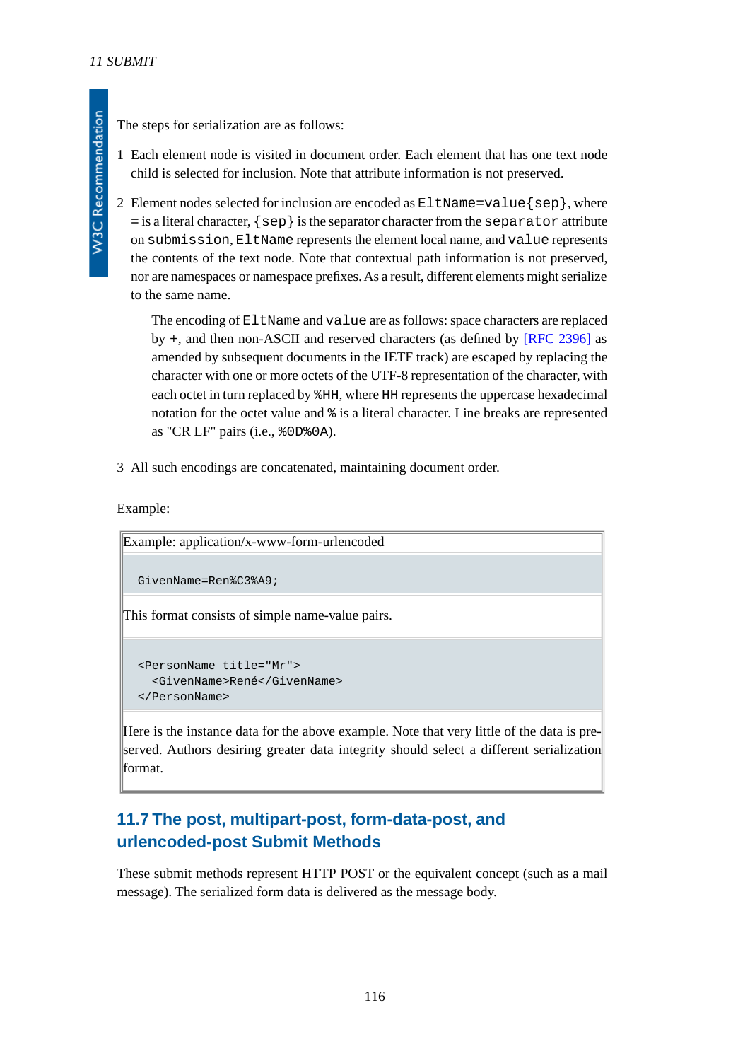The steps for serialization are as follows:

1. Each element node is visited in document order. Each element that has one text node child is selected for inclusion. Note that attribute information is not preserved.

2. Element nodes selected for inclusion are encoded as `EltName=value{sep}`, where `=` is a literal character, `{sep}` is the separator character from the `separator` attribute on `submission`, `EltName` represents the element local name, and `value` represents the contents of the text node. Note that contextual path information is not preserved, nor are namespaces or namespace prefixes. As a result, different elements might serialize to the same name.

   The encoding of `EltName` and `value` are as follows: space characters are replaced by `+`, and then non-ASCII and reserved characters (as defined by [RFC 2396] as amended by subsequent documents in the IETF track) are escaped by replacing the character with one or more octets of the UTF-8 representation of the character, with each octet in turn replaced by `%HH`, where `HH` represents the uppercase hexadecimal notation for the octet value and `%` is a literal character. Line breaks are represented as "CR LF" pairs (i.e., `%0D%0A`).

3. All such encodings are concatenated, maintaining document order.

Example:

Example: application/x-www-form-urlencoded

```
GivenName=Ren%C3%A9;
```

This format consists of simple name-value pairs.

```
<PersonName title="Mr">
  <GivenName>René</GivenName>
</PersonName>
```

Here is the instance data for the above example. Note that very little of the data is preserved. Authors desiring greater data integrity should select a different serialization format.

## 11.7 The post, multipart-post, form-data-post, and urlencoded-post Submit Methods

These submit methods represent HTTP POST or the equivalent concept (such as a mail message). The serialized form data is delivered as the message body.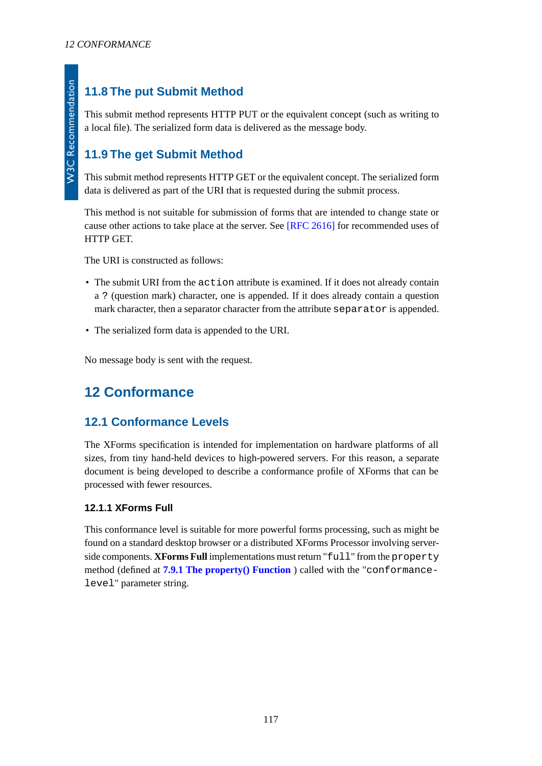## 11.8 The put Submit Method

This submit method represents HTTP PUT or the equivalent concept (such as writing to a local file). The serialized form data is delivered as the message body.

## 11.9 The get Submit Method

This submit method represents HTTP GET or the equivalent concept. The serialized form data is delivered as part of the URI that is requested during the submit process.

This method is not suitable for submission of forms that are intended to change state or cause other actions to take place at the server. See [RFC 2616] for recommended uses of HTTP GET.

The URI is constructed as follows:

- The submit URI from the `action` attribute is examined. If it does not already contain a `?` (question mark) character, one is appended. If it does already contain a question mark character, then a separator character from the attribute `separator` is appended.
- The serialized form data is appended to the URI.

No message body is sent with the request.

# 12 Conformance

## 12.1 Conformance Levels

The XForms specification is intended for implementation on hardware platforms of all sizes, from tiny hand-held devices to high-powered servers. For this reason, a separate document is being developed to describe a conformance profile of XForms that can be processed with fewer resources.

### 12.1.1 XForms Full

This conformance level is suitable for more powerful forms processing, such as might be found on a standard desktop browser or a distributed XForms Processor involving server-side components. **XForms Full** implementations must return "`full`" from the `property` method (defined at **7.9.1 The property() Function** ) called with the "`conformance-level`" parameter string.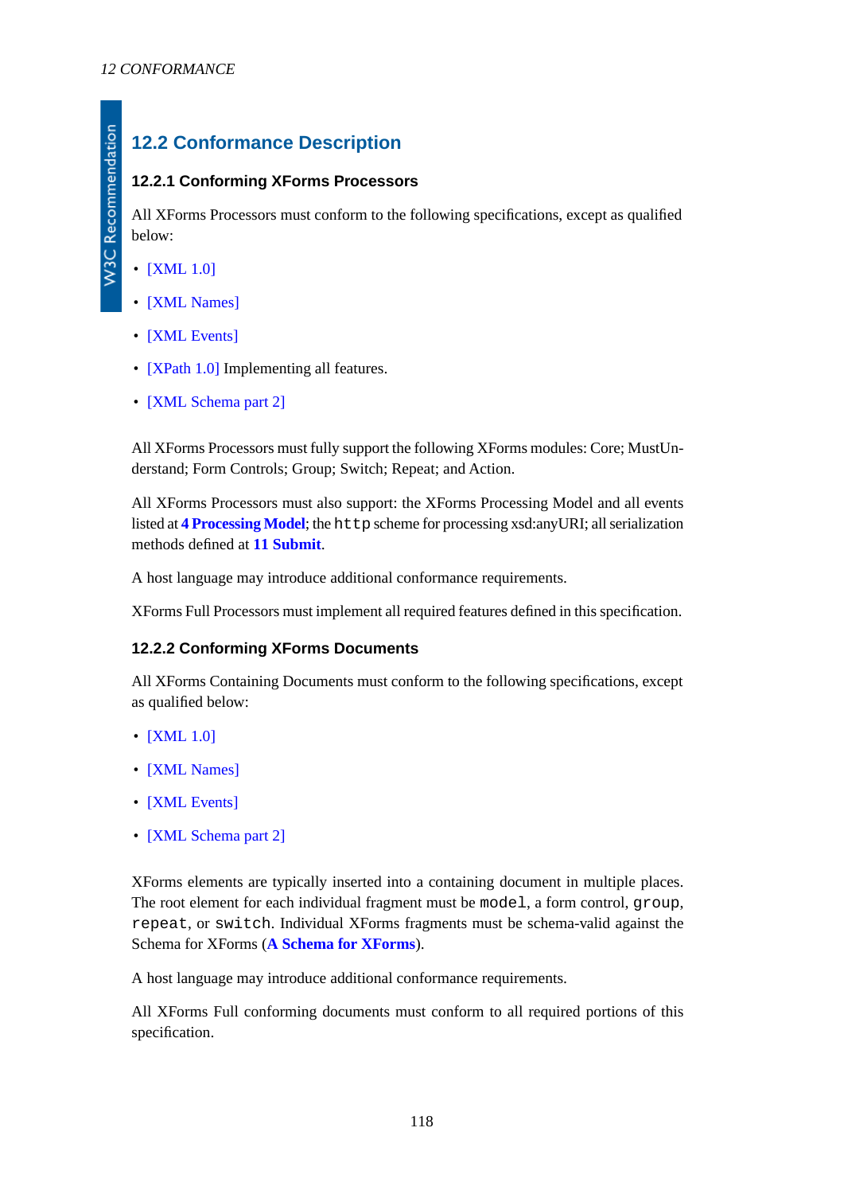## 12.2 Conformance Description

### 12.2.1 Conforming XForms Processors

All XForms Processors must conform to the following specifications, except as qualified below:

- [XML 1.0]
- [XML Names]
- [XML Events]
- [XPath 1.0] Implementing all features.
- [XML Schema part 2]

All XForms Processors must fully support the following XForms modules: Core; MustUnderstand; Form Controls; Group; Switch; Repeat; and Action.

All XForms Processors must also support: the XForms Processing Model and all events listed at **4 Processing Model**; the `http` scheme for processing xsd:anyURI; all serialization methods defined at **11 Submit**.

A host language may introduce additional conformance requirements.

XForms Full Processors must implement all required features defined in this specification.

### 12.2.2 Conforming XForms Documents

All XForms Containing Documents must conform to the following specifications, except as qualified below:

- [XML 1.0]
- [XML Names]
- [XML Events]
- [XML Schema part 2]

XForms elements are typically inserted into a containing document in multiple places. The root element for each individual fragment must be `model`, a form control, `group`, `repeat`, or `switch`. Individual XForms fragments must be schema-valid against the Schema for XForms (**A Schema for XForms**).

A host language may introduce additional conformance requirements.

All XForms Full conforming documents must conform to all required portions of this specification.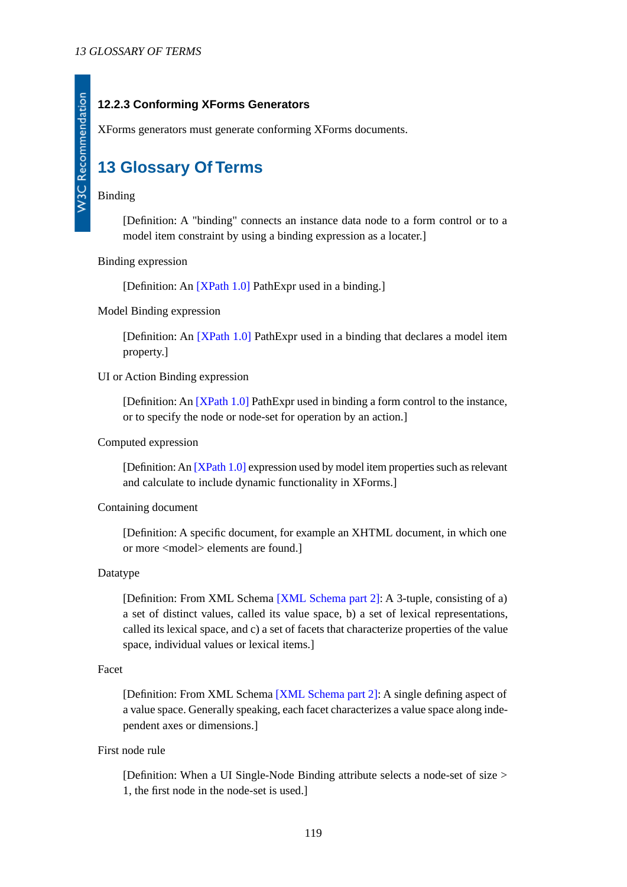### 12.2.3 Conforming XForms Generators

XForms generators must generate conforming XForms documents.

## 13 Glossary Of Terms

Binding

> [Definition: A "binding" connects an instance data node to a form control or to a model item constraint by using a binding expression as a locater.]

Binding expression

> [Definition: An [XPath 1.0] PathExpr used in a binding.]

Model Binding expression

> [Definition: An [XPath 1.0] PathExpr used in a binding that declares a model item property.]

UI or Action Binding expression

> [Definition: An [XPath 1.0] PathExpr used in binding a form control to the instance, or to specify the node or node-set for operation by an action.]

Computed expression

> [Definition: An [XPath 1.0] expression used by model item properties such as relevant and calculate to include dynamic functionality in XForms.]

Containing document

> [Definition: A specific document, for example an XHTML document, in which one or more <model> elements are found.]

Datatype

> [Definition: From XML Schema [XML Schema part 2]: A 3-tuple, consisting of a) a set of distinct values, called its value space, b) a set of lexical representations, called its lexical space, and c) a set of facets that characterize properties of the value space, individual values or lexical items.]

Facet

> [Definition: From XML Schema [XML Schema part 2]: A single defining aspect of a value space. Generally speaking, each facet characterizes a value space along independent axes or dimensions.]

First node rule

> [Definition: When a UI Single-Node Binding attribute selects a node-set of size > 1, the first node in the node-set is used.]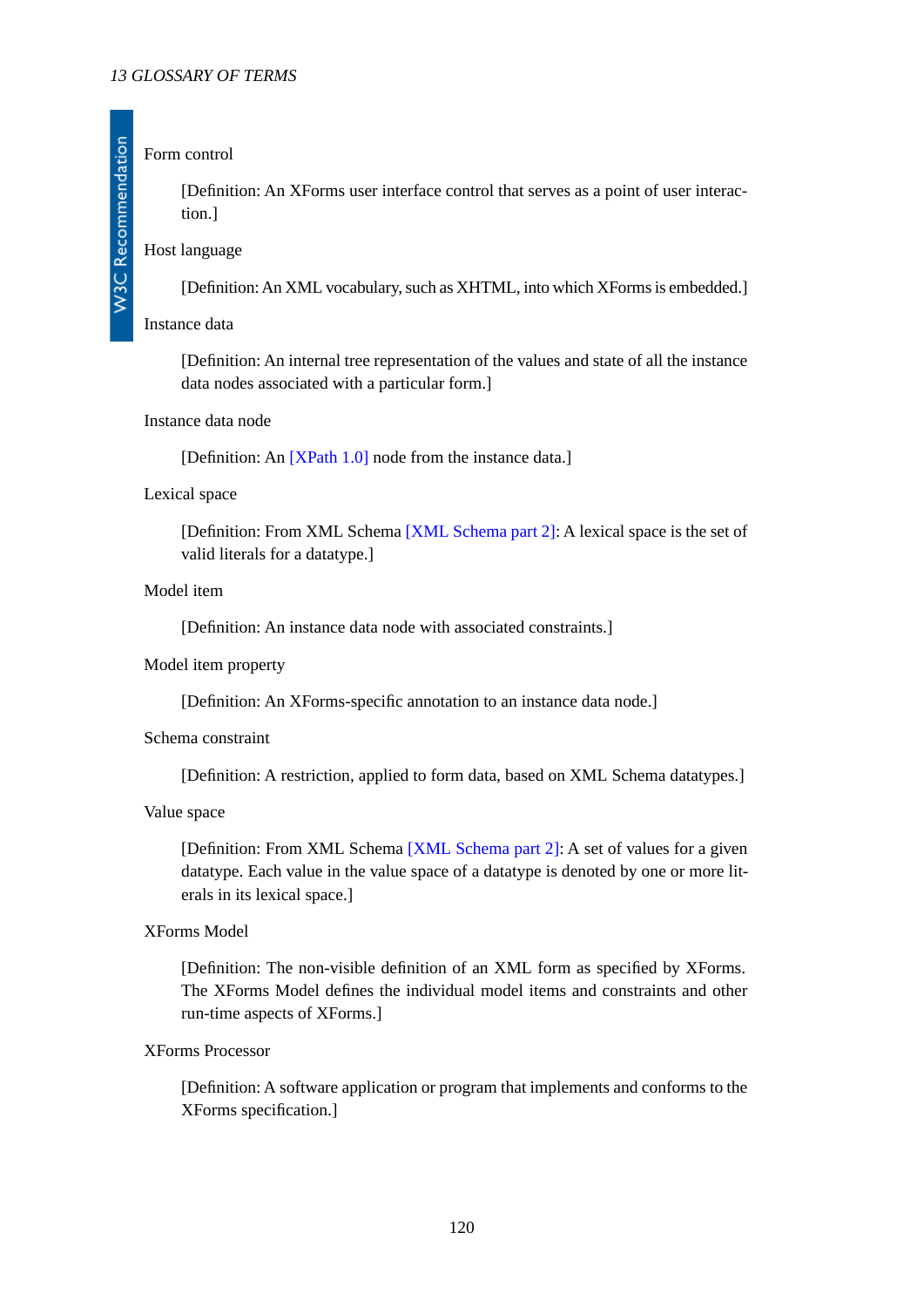Form control

[Definition: An XForms user interface control that serves as a point of user interaction.]

Host language

[Definition: An XML vocabulary, such as XHTML, into which XForms is embedded.]

Instance data

[Definition: An internal tree representation of the values and state of all the instance data nodes associated with a particular form.]

Instance data node

[Definition: An [XPath 1.0] node from the instance data.]

Lexical space

[Definition: From XML Schema [XML Schema part 2]: A lexical space is the set of valid literals for a datatype.]

Model item

[Definition: An instance data node with associated constraints.]

Model item property

[Definition: An XForms-specific annotation to an instance data node.]

Schema constraint

[Definition: A restriction, applied to form data, based on XML Schema datatypes.]

Value space

[Definition: From XML Schema [XML Schema part 2]: A set of values for a given datatype. Each value in the value space of a datatype is denoted by one or more literals in its lexical space.]

XForms Model

[Definition: The non-visible definition of an XML form as specified by XForms. The XForms Model defines the individual model items and constraints and other run-time aspects of XForms.]

XForms Processor

[Definition: A software application or program that implements and conforms to the XForms specification.]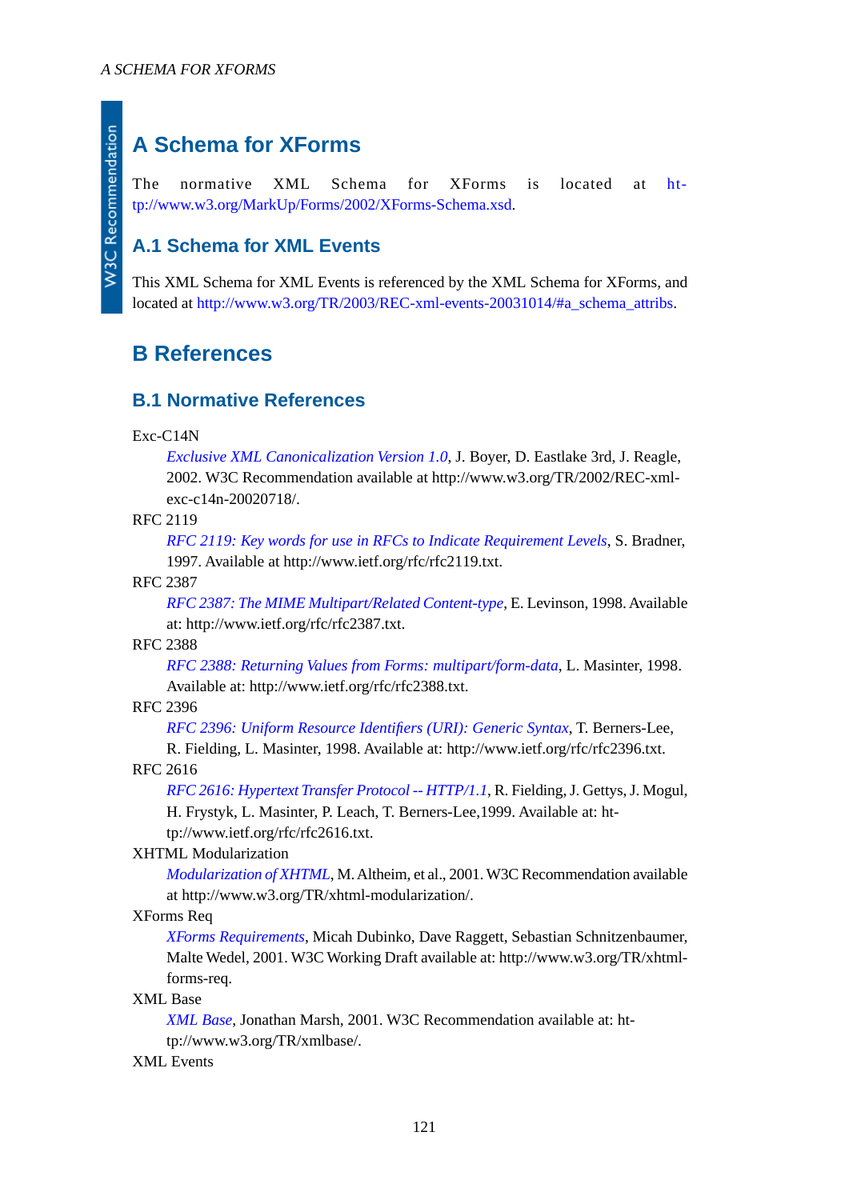# A Schema for XForms

The normative XML Schema for XForms is located at http://www.w3.org/MarkUp/Forms/2002/XForms-Schema.xsd.

## A.1 Schema for XML Events

This XML Schema for XML Events is referenced by the XML Schema for XForms, and located at http://www.w3.org/TR/2003/REC-xml-events-20031014/#a_schema_attribs.

# B References

## B.1 Normative References

Exc-C14N
: *Exclusive XML Canonicalization Version 1.0*, J. Boyer, D. Eastlake 3rd, J. Reagle, 2002. W3C Recommendation available at http://www.w3.org/TR/2002/REC-xml-exc-c14n-20020718/.

RFC 2119
: *RFC 2119: Key words for use in RFCs to Indicate Requirement Levels*, S. Bradner, 1997. Available at http://www.ietf.org/rfc/rfc2119.txt.

RFC 2387
: *RFC 2387: The MIME Multipart/Related Content-type*, E. Levinson, 1998. Available at: http://www.ietf.org/rfc/rfc2387.txt.

RFC 2388
: *RFC 2388: Returning Values from Forms: multipart/form-data*, L. Masinter, 1998. Available at: http://www.ietf.org/rfc/rfc2388.txt.

RFC 2396
: *RFC 2396: Uniform Resource Identifiers (URI): Generic Syntax*, T. Berners-Lee, R. Fielding, L. Masinter, 1998. Available at: http://www.ietf.org/rfc/rfc2396.txt.

RFC 2616
: *RFC 2616: Hypertext Transfer Protocol -- HTTP/1.1*, R. Fielding, J. Gettys, J. Mogul, H. Frystyk, L. Masinter, P. Leach, T. Berners-Lee,1999. Available at: http://www.ietf.org/rfc/rfc2616.txt.

XHTML Modularization
: *Modularization of XHTML*, M. Altheim, et al., 2001. W3C Recommendation available at http://www.w3.org/TR/xhtml-modularization/.

XForms Req
: *XForms Requirements*, Micah Dubinko, Dave Raggett, Sebastian Schnitzenbaumer, Malte Wedel, 2001. W3C Working Draft available at: http://www.w3.org/TR/xhtml-forms-req.

XML Base
: *XML Base*, Jonathan Marsh, 2001. W3C Recommendation available at: http://www.w3.org/TR/xmlbase/.

XML Events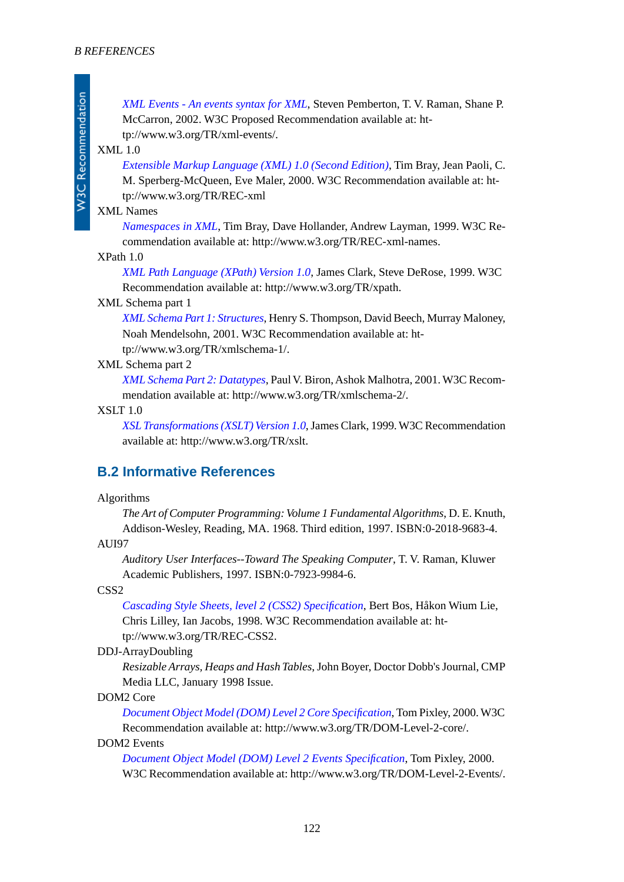*XML Events - An events syntax for XML*, Steven Pemberton, T. V. Raman, Shane P. McCarron, 2002. W3C Proposed Recommendation available at: http://www.w3.org/TR/xml-events/.

XML 1.0
: *Extensible Markup Language (XML) 1.0 (Second Edition)*, Tim Bray, Jean Paoli, C. M. Sperberg-McQueen, Eve Maler, 2000. W3C Recommendation available at: http://www.w3.org/TR/REC-xml

XML Names
: *Namespaces in XML*, Tim Bray, Dave Hollander, Andrew Layman, 1999. W3C Recommendation available at: http://www.w3.org/TR/REC-xml-names.

XPath 1.0
: *XML Path Language (XPath) Version 1.0*, James Clark, Steve DeRose, 1999. W3C Recommendation available at: http://www.w3.org/TR/xpath.

XML Schema part 1
: *XML Schema Part 1: Structures*, Henry S. Thompson, David Beech, Murray Maloney, Noah Mendelsohn, 2001. W3C Recommendation available at: http://www.w3.org/TR/xmlschema-1/.

XML Schema part 2
: *XML Schema Part 2: Datatypes*, Paul V. Biron, Ashok Malhotra, 2001. W3C Recommendation available at: http://www.w3.org/TR/xmlschema-2/.

XSLT 1.0
: *XSL Transformations (XSLT) Version 1.0*, James Clark, 1999. W3C Recommendation available at: http://www.w3.org/TR/xslt.

## B.2 Informative References

Algorithms
: *The Art of Computer Programming: Volume 1 Fundamental Algorithms*, D. E. Knuth, Addison-Wesley, Reading, MA. 1968. Third edition, 1997. ISBN:0-2018-9683-4.

AUI97
: *Auditory User Interfaces--Toward The Speaking Computer*, T. V. Raman, Kluwer Academic Publishers, 1997. ISBN:0-7923-9984-6.

CSS2
: *Cascading Style Sheets, level 2 (CSS2) Specification*, Bert Bos, Håkon Wium Lie, Chris Lilley, Ian Jacobs, 1998. W3C Recommendation available at: http://www.w3.org/TR/REC-CSS2.

DDJ-ArrayDoubling
: *Resizable Arrays, Heaps and Hash Tables*, John Boyer, Doctor Dobb's Journal, CMP Media LLC, January 1998 Issue.

DOM2 Core
: *Document Object Model (DOM) Level 2 Core Specification*, Tom Pixley, 2000. W3C Recommendation available at: http://www.w3.org/TR/DOM-Level-2-core/.

DOM2 Events
: *Document Object Model (DOM) Level 2 Events Specification*, Tom Pixley, 2000. W3C Recommendation available at: http://www.w3.org/TR/DOM-Level-2-Events/.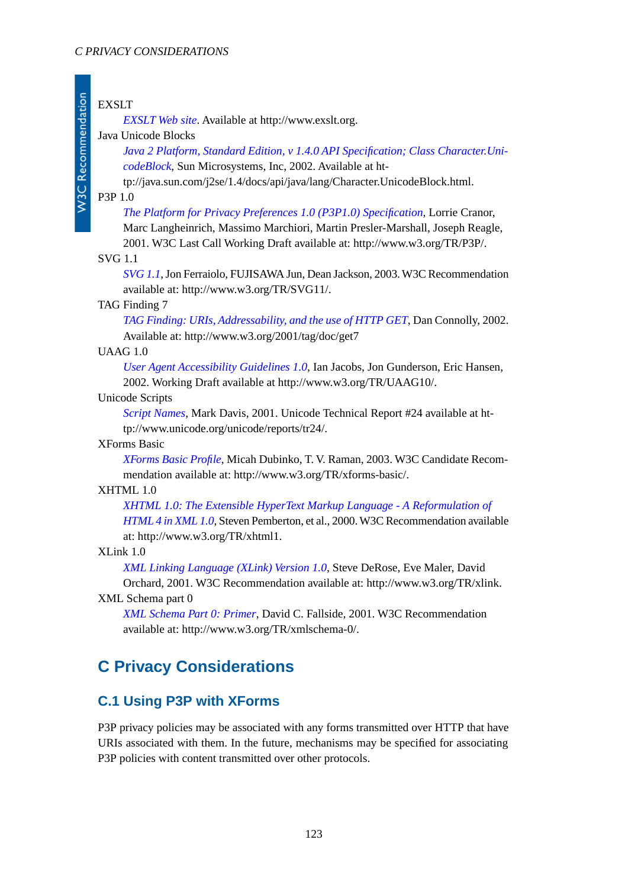EXSLT
: *EXSLT Web site*. Available at http://www.exslt.org.

Java Unicode Blocks
: *Java 2 Platform, Standard Edition, v 1.4.0 API Specification; Class Character.UnicodeBlock*, Sun Microsystems, Inc, 2002. Available at http://java.sun.com/j2se/1.4/docs/api/java/lang/Character.UnicodeBlock.html.

P3P 1.0
: *The Platform for Privacy Preferences 1.0 (P3P1.0) Specification*, Lorrie Cranor, Marc Langheinrich, Massimo Marchiori, Martin Presler-Marshall, Joseph Reagle, 2001. W3C Last Call Working Draft available at: http://www.w3.org/TR/P3P/.

SVG 1.1
: *SVG 1.1*, Jon Ferraiolo, FUJISAWA Jun, Dean Jackson, 2003. W3C Recommendation available at: http://www.w3.org/TR/SVG11/.

TAG Finding 7
: *TAG Finding: URIs, Addressability, and the use of HTTP GET*, Dan Connolly, 2002. Available at: http://www.w3.org/2001/tag/doc/get7

UAAG 1.0
: *User Agent Accessibility Guidelines 1.0*, Ian Jacobs, Jon Gunderson, Eric Hansen, 2002. Working Draft available at http://www.w3.org/TR/UAAG10/.

Unicode Scripts
: *Script Names*, Mark Davis, 2001. Unicode Technical Report #24 available at http://www.unicode.org/unicode/reports/tr24/.

XForms Basic
: *XForms Basic Profile*, Micah Dubinko, T. V. Raman, 2003. W3C Candidate Recommendation available at: http://www.w3.org/TR/xforms-basic/.

XHTML 1.0
: *XHTML 1.0: The Extensible HyperText Markup Language - A Reformulation of HTML 4 in XML 1.0*, Steven Pemberton, et al., 2000. W3C Recommendation available at: http://www.w3.org/TR/xhtml1.

XLink 1.0
: *XML Linking Language (XLink) Version 1.0*, Steve DeRose, Eve Maler, David Orchard, 2001. W3C Recommendation available at: http://www.w3.org/TR/xlink.

XML Schema part 0
: *XML Schema Part 0: Primer*, David C. Fallside, 2001. W3C Recommendation available at: http://www.w3.org/TR/xmlschema-0/.

# C Privacy Considerations

## C.1 Using P3P with XForms

P3P privacy policies may be associated with any forms transmitted over HTTP that have URIs associated with them. In the future, mechanisms may be specified for associating P3P policies with content transmitted over other protocols.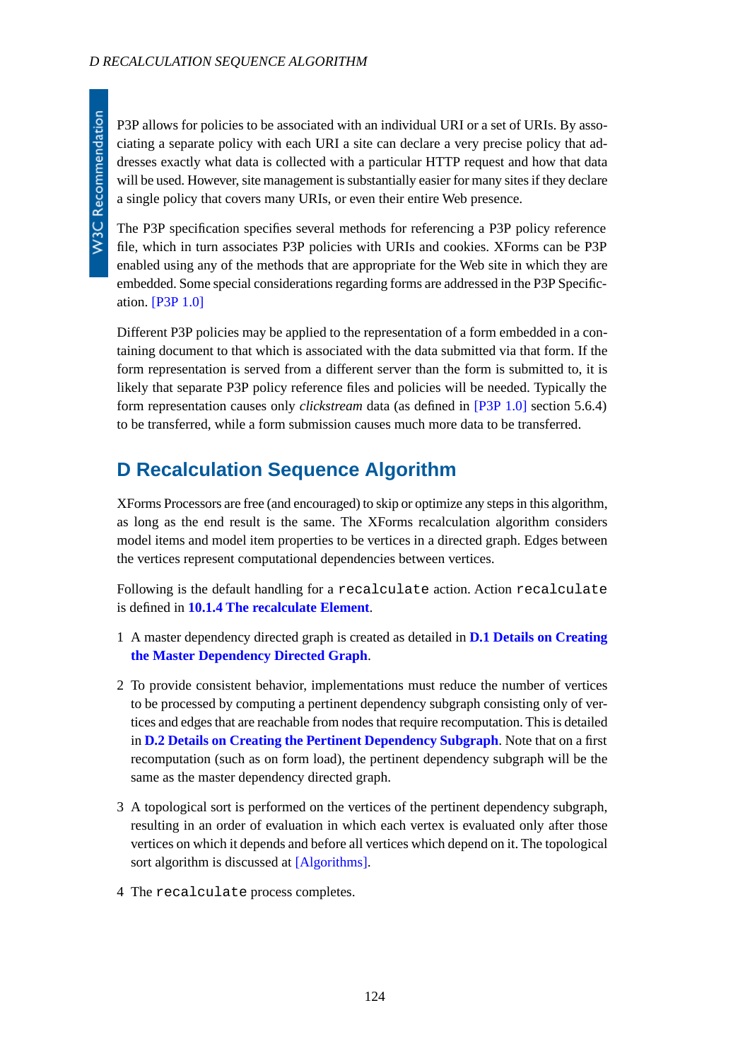P3P allows for policies to be associated with an individual URI or a set of URIs. By associating a separate policy with each URI a site can declare a very precise policy that addresses exactly what data is collected with a particular HTTP request and how that data will be used. However, site management is substantially easier for many sites if they declare a single policy that covers many URIs, or even their entire Web presence.

The P3P specification specifies several methods for referencing a P3P policy reference file, which in turn associates P3P policies with URIs and cookies. XForms can be P3P enabled using any of the methods that are appropriate for the Web site in which they are embedded. Some special considerations regarding forms are addressed in the P3P Specification. [P3P 1.0]

Different P3P policies may be applied to the representation of a form embedded in a containing document to that which is associated with the data submitted via that form. If the form representation is served from a different server than the form is submitted to, it is likely that separate P3P policy reference files and policies will be needed. Typically the form representation causes only *clickstream* data (as defined in [P3P 1.0] section 5.6.4) to be transferred, while a form submission causes much more data to be transferred.

# D Recalculation Sequence Algorithm

XForms Processors are free (and encouraged) to skip or optimize any steps in this algorithm, as long as the end result is the same. The XForms recalculation algorithm considers model items and model item properties to be vertices in a directed graph. Edges between the vertices represent computational dependencies between vertices.

Following is the default handling for a `recalculate` action. Action `recalculate` is defined in **10.1.4 The recalculate Element**.

1. A master dependency directed graph is created as detailed in **D.1 Details on Creating the Master Dependency Directed Graph**.

2. To provide consistent behavior, implementations must reduce the number of vertices to be processed by computing a pertinent dependency subgraph consisting only of vertices and edges that are reachable from nodes that require recomputation. This is detailed in **D.2 Details on Creating the Pertinent Dependency Subgraph**. Note that on a first recomputation (such as on form load), the pertinent dependency subgraph will be the same as the master dependency directed graph.

3. A topological sort is performed on the vertices of the pertinent dependency subgraph, resulting in an order of evaluation in which each vertex is evaluated only after those vertices on which it depends and before all vertices which depend on it. The topological sort algorithm is discussed at [Algorithms].

4. The `recalculate` process completes.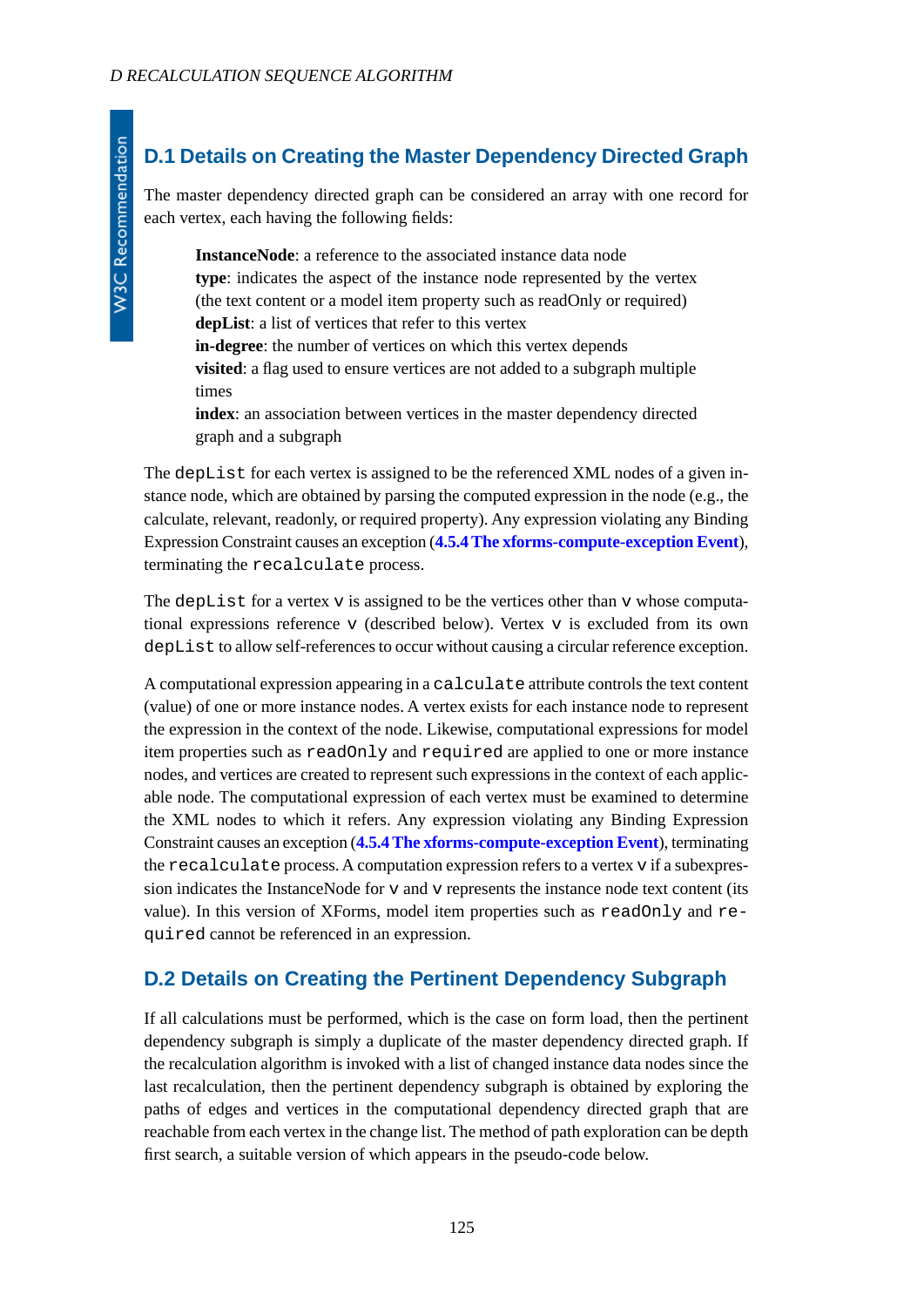## D.1 Details on Creating the Master Dependency Directed Graph

The master dependency directed graph can be considered an array with one record for each vertex, each having the following fields:

> **InstanceNode**: a reference to the associated instance data node
> **type**: indicates the aspect of the instance node represented by the vertex (the text content or a model item property such as readOnly or required)
> **depList**: a list of vertices that refer to this vertex
> **in-degree**: the number of vertices on which this vertex depends
> **visited**: a flag used to ensure vertices are not added to a subgraph multiple times
> **index**: an association between vertices in the master dependency directed graph and a subgraph

The `depList` for each vertex is assigned to be the referenced XML nodes of a given instance node, which are obtained by parsing the computed expression in the node (e.g., the calculate, relevant, readonly, or required property). Any expression violating any Binding Expression Constraint causes an exception (**4.5.4 The xforms-compute-exception Event**), terminating the `recalculate` process.

The `depList` for a vertex `v` is assigned to be the vertices other than `v` whose computational expressions reference `v` (described below). Vertex `v` is excluded from its own `depList` to allow self-references to occur without causing a circular reference exception.

A computational expression appearing in a `calculate` attribute controls the text content (value) of one or more instance nodes. A vertex exists for each instance node to represent the expression in the context of the node. Likewise, computational expressions for model item properties such as `readOnly` and `required` are applied to one or more instance nodes, and vertices are created to represent such expressions in the context of each applicable node. The computational expression of each vertex must be examined to determine the XML nodes to which it refers. Any expression violating any Binding Expression Constraint causes an exception (**4.5.4 The xforms-compute-exception Event**), terminating the `recalculate` process. A computation expression refers to a vertex `v` if a subexpression indicates the InstanceNode for `v` and `v` represents the instance node text content (its value). In this version of XForms, model item properties such as `readOnly` and `required` cannot be referenced in an expression.

## D.2 Details on Creating the Pertinent Dependency Subgraph

If all calculations must be performed, which is the case on form load, then the pertinent dependency subgraph is simply a duplicate of the master dependency directed graph. If the recalculation algorithm is invoked with a list of changed instance data nodes since the last recalculation, then the pertinent dependency subgraph is obtained by exploring the paths of edges and vertices in the computational dependency directed graph that are reachable from each vertex in the change list. The method of path exploration can be depth first search, a suitable version of which appears in the pseudo-code below.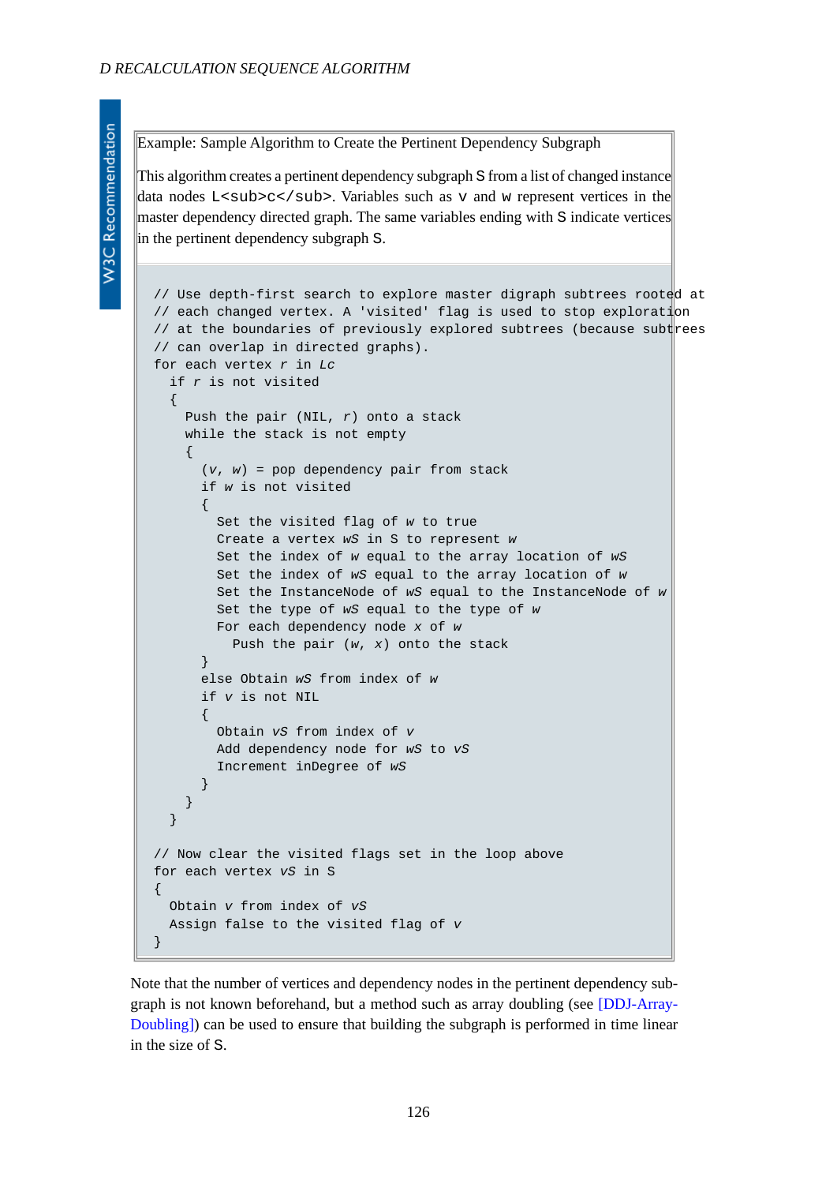Example: Sample Algorithm to Create the Pertinent Dependency Subgraph

This algorithm creates a pertinent dependency subgraph `S` from a list of changed instance data nodes `L<sub>c</sub>`. Variables such as `v` and `w` represent vertices in the master dependency directed graph. The same variables ending with `S` indicate vertices in the pertinent dependency subgraph `S`.

```
// Use depth-first search to explore master digraph subtrees rooted at
// each changed vertex. A 'visited' flag is used to stop exploration
// at the boundaries of previously explored subtrees (because subtrees
// can overlap in directed graphs).
for each vertex r in Lc
  if r is not visited
  {
    Push the pair (NIL, r) onto a stack
    while the stack is not empty
    {
      (v, w) = pop dependency pair from stack
      if w is not visited
      {
        Set the visited flag of w to true
        Create a vertex wS in S to represent w
        Set the index of w equal to the array location of wS
        Set the index of wS equal to the array location of w
        Set the InstanceNode of wS equal to the InstanceNode of w
        Set the type of wS equal to the type of w
        For each dependency node x of w
          Push the pair (w, x) onto the stack
      }
      else Obtain wS from index of w
      if v is not NIL
      {
        Obtain vS from index of v
        Add dependency node for wS to vS
        Increment inDegree of wS
      }
    }
  }

// Now clear the visited flags set in the loop above
for each vertex vS in S
{
  Obtain v from index of vS
  Assign false to the visited flag of v
}
```

Note that the number of vertices and dependency nodes in the pertinent dependency subgraph is not known beforehand, but a method such as array doubling (see [DDJ-Array-Doubling]) can be used to ensure that building the subgraph is performed in time linear in the size of `S`.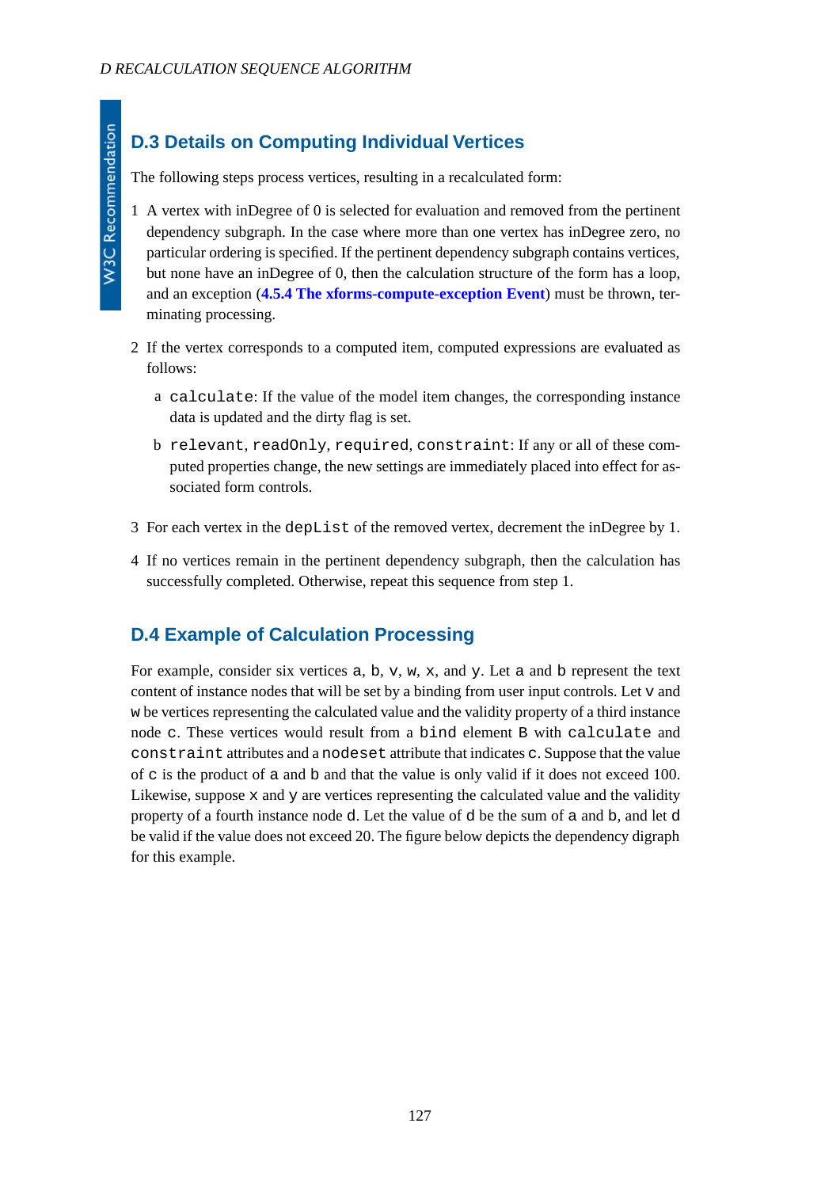## D.3 Details on Computing Individual Vertices

The following steps process vertices, resulting in a recalculated form:

1. A vertex with inDegree of 0 is selected for evaluation and removed from the pertinent dependency subgraph. In the case where more than one vertex has inDegree zero, no particular ordering is specified. If the pertinent dependency subgraph contains vertices, but none have an inDegree of 0, then the calculation structure of the form has a loop, and an exception (**4.5.4 The xforms-compute-exception Event**) must be thrown, terminating processing.

2. If the vertex corresponds to a computed item, computed expressions are evaluated as follows:

   a. `calculate`: If the value of the model item changes, the corresponding instance data is updated and the dirty flag is set.

   b. `relevant`, `readOnly`, `required`, `constraint`: If any or all of these computed properties change, the new settings are immediately placed into effect for associated form controls.

3. For each vertex in the `depList` of the removed vertex, decrement the inDegree by 1.

4. If no vertices remain in the pertinent dependency subgraph, then the calculation has successfully completed. Otherwise, repeat this sequence from step 1.

## D.4 Example of Calculation Processing

For example, consider six vertices `a`, `b`, `v`, `w`, `x`, and `y`. Let `a` and `b` represent the text content of instance nodes that will be set by a binding from user input controls. Let `v` and `w` be vertices representing the calculated value and the validity property of a third instance node `c`. These vertices would result from a `bind` element `B` with `calculate` and `constraint` attributes and a `nodeset` attribute that indicates `c`. Suppose that the value of `c` is the product of `a` and `b` and that the value is only valid if it does not exceed 100. Likewise, suppose `x` and `y` are vertices representing the calculated value and the validity property of a fourth instance node `d`. Let the value of `d` be the sum of `a` and `b`, and let `d` be valid if the value does not exceed 20. The figure below depicts the dependency digraph for this example.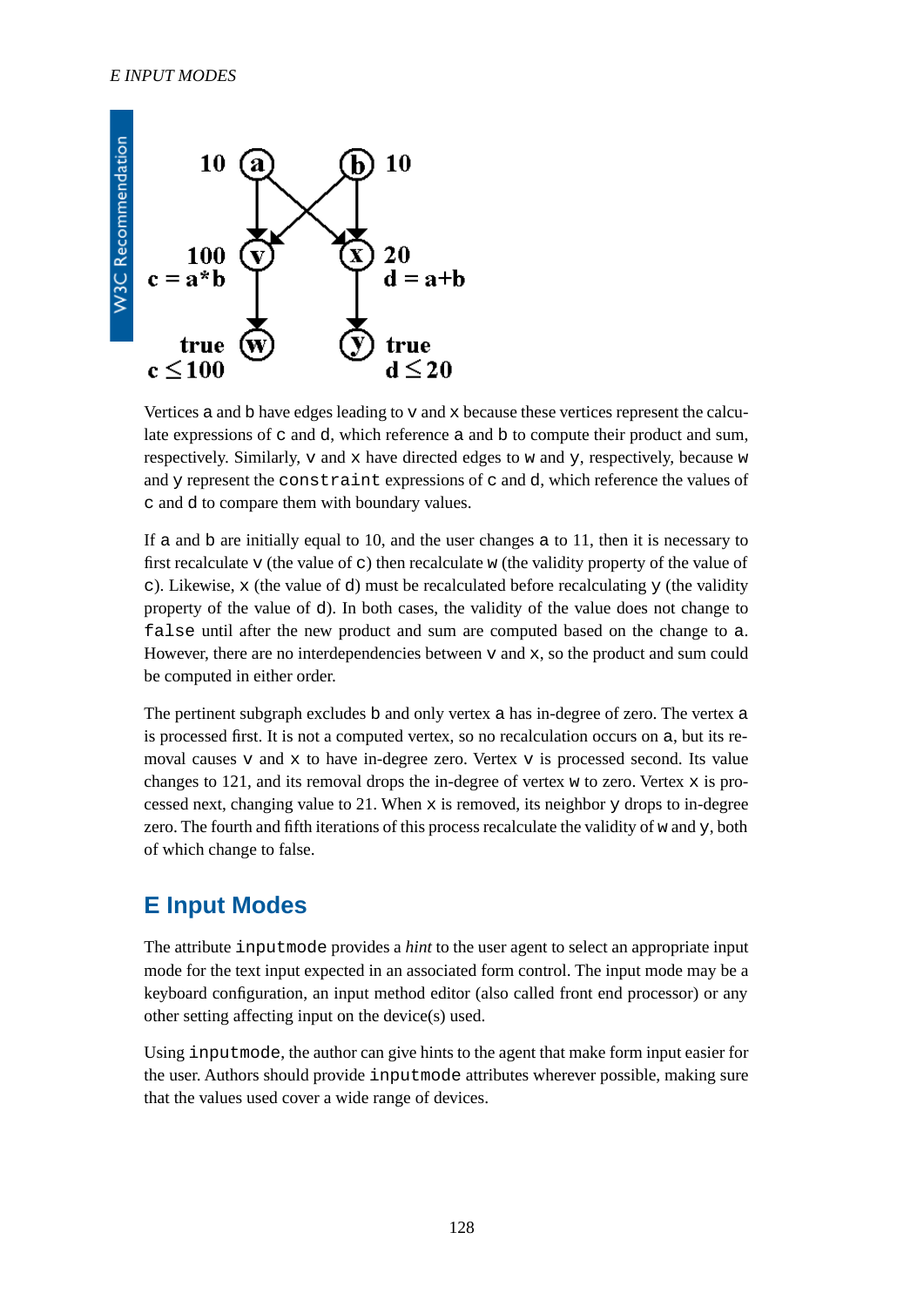Vertices a and b have edges leading to v and x because these vertices represent the calculate expressions of c and d, which reference a and b to compute their product and sum, respectively. Similarly, v and x have directed edges to w and y, respectively, because w and y represent the constraint expressions of c and d, which reference the values of c and d to compare them with boundary values.

If a and b are initially equal to 10, and the user changes a to 11, then it is necessary to first recalculate v (the value of c) then recalculate w (the validity property of the value of c). Likewise, x (the value of d) must be recalculated before recalculating y (the validity property of the value of d). In both cases, the validity of the value does not change to false until after the new product and sum are computed based on the change to a. However, there are no interdependencies between v and x, so the product and sum could be computed in either order.

The pertinent subgraph excludes b and only vertex a has in-degree of zero. The vertex a is processed first. It is not a computed vertex, so no recalculation occurs on a, but its removal causes v and x to have in-degree zero. Vertex v is processed second. Its value changes to 121, and its removal drops the in-degree of vertex w to zero. Vertex x is processed next, changing value to 21. When x is removed, its neighbor y drops to in-degree zero. The fourth and fifth iterations of this process recalculate the validity of w and y, both of which change to false.

## E Input Modes

The attribute inputmode provides a *hint* to the user agent to select an appropriate input mode for the text input expected in an associated form control. The input mode may be a keyboard configuration, an input method editor (also called front end processor) or any other setting affecting input on the device(s) used.

Using inputmode, the author can give hints to the agent that make form input easier for the user. Authors should provide inputmode attributes wherever possible, making sure that the values used cover a wide range of devices.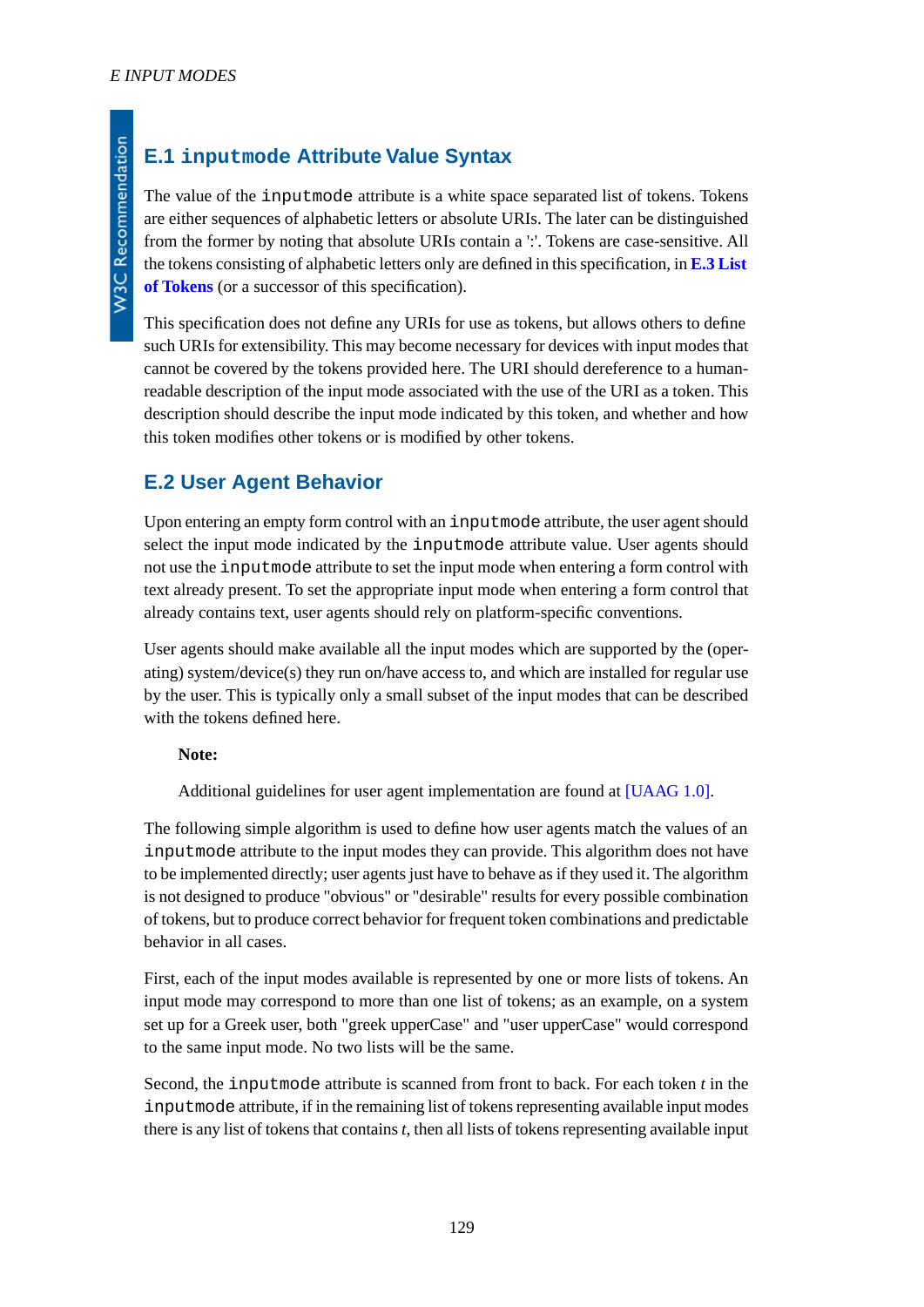## E.1 `inputmode` Attribute Value Syntax

The value of the `inputmode` attribute is a white space separated list of tokens. Tokens are either sequences of alphabetic letters or absolute URIs. The later can be distinguished from the former by noting that absolute URIs contain a ':'. Tokens are case-sensitive. All the tokens consisting of alphabetic letters only are defined in this specification, in **E.3 List of Tokens** (or a successor of this specification).

This specification does not define any URIs for use as tokens, but allows others to define such URIs for extensibility. This may become necessary for devices with input modes that cannot be covered by the tokens provided here. The URI should dereference to a human-readable description of the input mode associated with the use of the URI as a token. This description should describe the input mode indicated by this token, and whether and how this token modifies other tokens or is modified by other tokens.

## E.2 User Agent Behavior

Upon entering an empty form control with an `inputmode` attribute, the user agent should select the input mode indicated by the `inputmode` attribute value. User agents should not use the `inputmode` attribute to set the input mode when entering a form control with text already present. To set the appropriate input mode when entering a form control that already contains text, user agents should rely on platform-specific conventions.

User agents should make available all the input modes which are supported by the (operating) system/device(s) they run on/have access to, and which are installed for regular use by the user. This is typically only a small subset of the input modes that can be described with the tokens defined here.

> **Note:**
>
> Additional guidelines for user agent implementation are found at [UAAG 1.0].

The following simple algorithm is used to define how user agents match the values of an `inputmode` attribute to the input modes they can provide. This algorithm does not have to be implemented directly; user agents just have to behave as if they used it. The algorithm is not designed to produce "obvious" or "desirable" results for every possible combination of tokens, but to produce correct behavior for frequent token combinations and predictable behavior in all cases.

First, each of the input modes available is represented by one or more lists of tokens. An input mode may correspond to more than one list of tokens; as an example, on a system set up for a Greek user, both "greek upperCase" and "user upperCase" would correspond to the same input mode. No two lists will be the same.

Second, the `inputmode` attribute is scanned from front to back. For each token *t* in the `inputmode` attribute, if in the remaining list of tokens representing available input modes there is any list of tokens that contains *t*, then all lists of tokens representing available input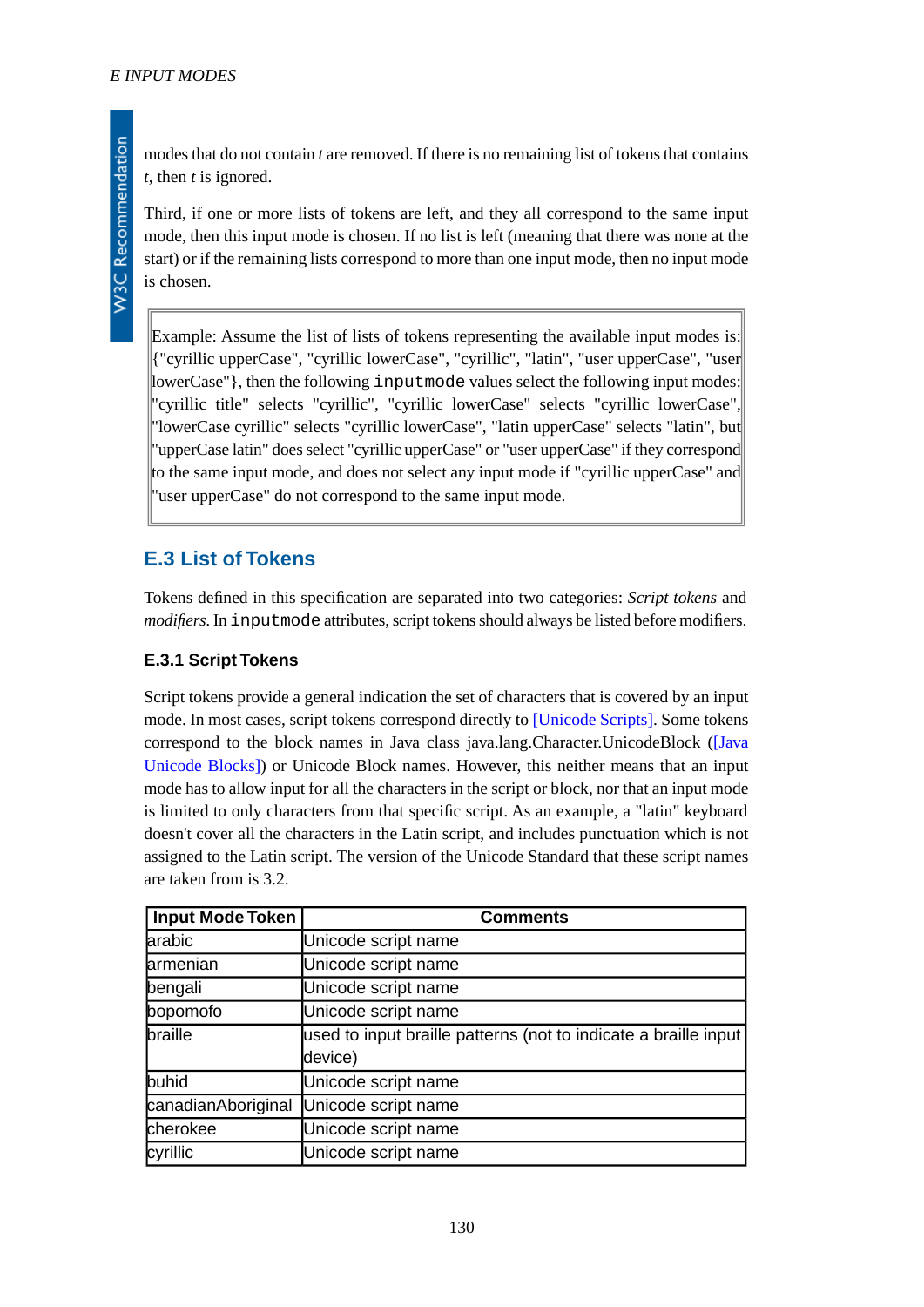modes that do not contain *t* are removed. If there is no remaining list of tokens that contains *t*, then *t* is ignored.

Third, if one or more lists of tokens are left, and they all correspond to the same input mode, then this input mode is chosen. If no list is left (meaning that there was none at the start) or if the remaining lists correspond to more than one input mode, then no input mode is chosen.

> Example: Assume the list of lists of tokens representing the available input modes is: {"cyrillic upperCase", "cyrillic lowerCase", "cyrillic", "latin", "user upperCase", "user lowerCase"}, then the following `inputmode` values select the following input modes: "cyrillic title" selects "cyrillic", "cyrillic lowerCase" selects "cyrillic lowerCase", "lowerCase cyrillic" selects "cyrillic lowerCase", "latin upperCase" selects "latin", but "upperCase latin" does select "cyrillic upperCase" or "user upperCase" if they correspond to the same input mode, and does not select any input mode if "cyrillic upperCase" and "user upperCase" do not correspond to the same input mode.

## E.3 List of Tokens

Tokens defined in this specification are separated into two categories: *Script tokens* and *modifiers*. In `inputmode` attributes, script tokens should always be listed before modifiers.

### E.3.1 Script Tokens

Script tokens provide a general indication the set of characters that is covered by an input mode. In most cases, script tokens correspond directly to [Unicode Scripts]. Some tokens correspond to the block names in Java class java.lang.Character.UnicodeBlock ([Java Unicode Blocks]) or Unicode Block names. However, this neither means that an input mode has to allow input for all the characters in the script or block, nor that an input mode is limited to only characters from that specific script. As an example, a "latin" keyboard doesn't cover all the characters in the Latin script, and includes punctuation which is not assigned to the Latin script. The version of the Unicode Standard that these script names are taken from is 3.2.

| Input Mode Token | Comments |
|---|---|
| arabic | Unicode script name |
| armenian | Unicode script name |
| bengali | Unicode script name |
| bopomofo | Unicode script name |
| braille | used to input braille patterns (not to indicate a braille input device) |
| buhid | Unicode script name |
| canadianAboriginal | Unicode script name |
| cherokee | Unicode script name |
| cyrillic | Unicode script name |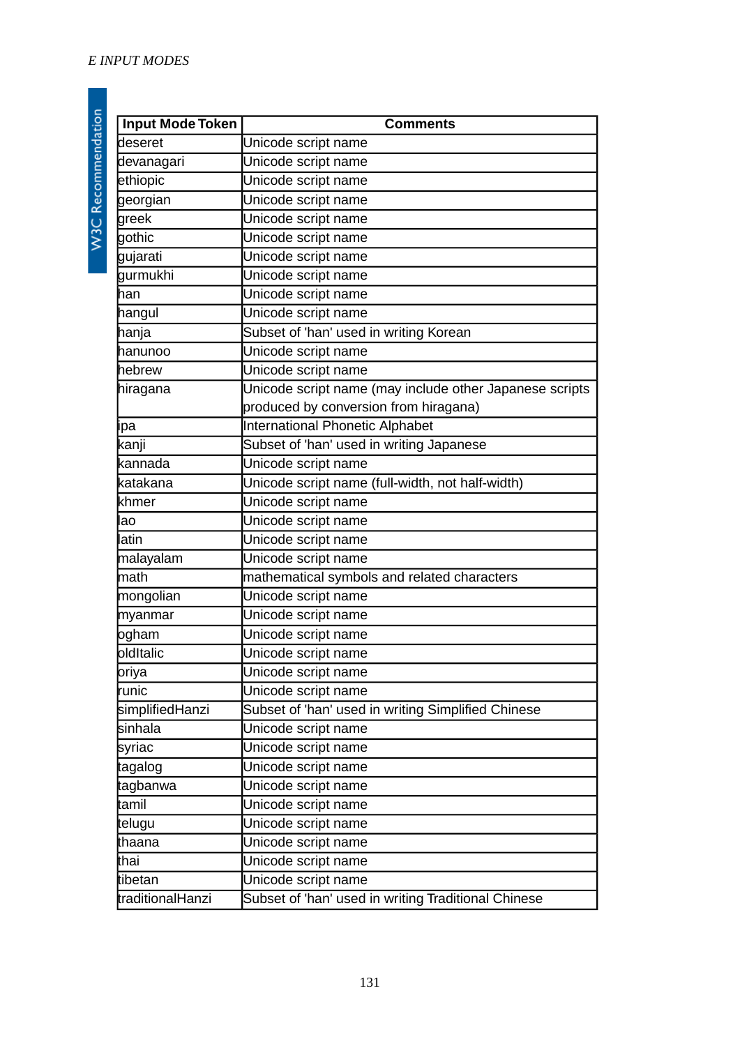| Input Mode Token | Comments |
|---|---|
| deseret | Unicode script name |
| devanagari | Unicode script name |
| ethiopic | Unicode script name |
| georgian | Unicode script name |
| greek | Unicode script name |
| gothic | Unicode script name |
| gujarati | Unicode script name |
| gurmukhi | Unicode script name |
| han | Unicode script name |
| hangul | Unicode script name |
| hanja | Subset of 'han' used in writing Korean |
| hanunoo | Unicode script name |
| hebrew | Unicode script name |
| hiragana | Unicode script name (may include other Japanese scripts produced by conversion from hiragana) |
| ipa | International Phonetic Alphabet |
| kanji | Subset of 'han' used in writing Japanese |
| kannada | Unicode script name |
| katakana | Unicode script name (full-width, not half-width) |
| khmer | Unicode script name |
| lao | Unicode script name |
| latin | Unicode script name |
| malayalam | Unicode script name |
| math | mathematical symbols and related characters |
| mongolian | Unicode script name |
| myanmar | Unicode script name |
| ogham | Unicode script name |
| oldItalic | Unicode script name |
| oriya | Unicode script name |
| runic | Unicode script name |
| simplifiedHanzi | Subset of 'han' used in writing Simplified Chinese |
| sinhala | Unicode script name |
| syriac | Unicode script name |
| tagalog | Unicode script name |
| tagbanwa | Unicode script name |
| tamil | Unicode script name |
| telugu | Unicode script name |
| thaana | Unicode script name |
| thai | Unicode script name |
| tibetan | Unicode script name |
| traditionalHanzi | Subset of 'han' used in writing Traditional Chinese |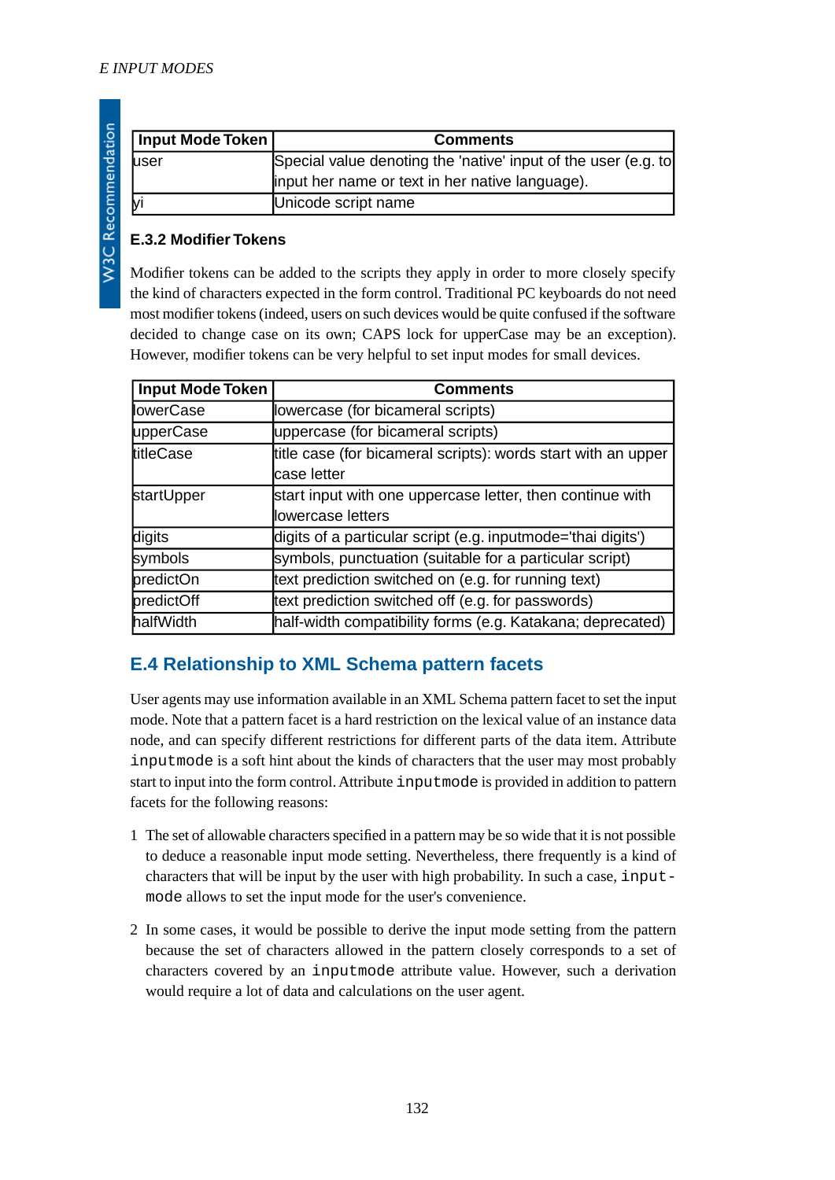| Input Mode Token | Comments |
|---|---|
| user | Special value denoting the 'native' input of the user (e.g. to input her name or text in her native language). |
| yi | Unicode script name |

### E.3.2 Modifier Tokens

Modifier tokens can be added to the scripts they apply in order to more closely specify the kind of characters expected in the form control. Traditional PC keyboards do not need most modifier tokens (indeed, users on such devices would be quite confused if the software decided to change case on its own; CAPS lock for upperCase may be an exception). However, modifier tokens can be very helpful to set input modes for small devices.

| Input Mode Token | Comments |
|---|---|
| lowerCase | lowercase (for bicameral scripts) |
| upperCase | uppercase (for bicameral scripts) |
| titleCase | title case (for bicameral scripts): words start with an upper case letter |
| startUpper | start input with one uppercase letter, then continue with lowercase letters |
| digits | digits of a particular script (e.g. inputmode='thai digits') |
| symbols | symbols, punctuation (suitable for a particular script) |
| predictOn | text prediction switched on (e.g. for running text) |
| predictOff | text prediction switched off (e.g. for passwords) |
| halfWidth | half-width compatibility forms (e.g. Katakana; deprecated) |

## E.4 Relationship to XML Schema pattern facets

User agents may use information available in an XML Schema pattern facet to set the input mode. Note that a pattern facet is a hard restriction on the lexical value of an instance data node, and can specify different restrictions for different parts of the data item. Attribute `inputmode` is a soft hint about the kinds of characters that the user may most probably start to input into the form control. Attribute `inputmode` is provided in addition to pattern facets for the following reasons:

1. The set of allowable characters specified in a pattern may be so wide that it is not possible to deduce a reasonable input mode setting. Nevertheless, there frequently is a kind of characters that will be input by the user with high probability. In such a case, `inputmode` allows to set the input mode for the user's convenience.

2. In some cases, it would be possible to derive the input mode setting from the pattern because the set of characters allowed in the pattern closely corresponds to a set of characters covered by an `inputmode` attribute value. However, such a derivation would require a lot of data and calculations on the user agent.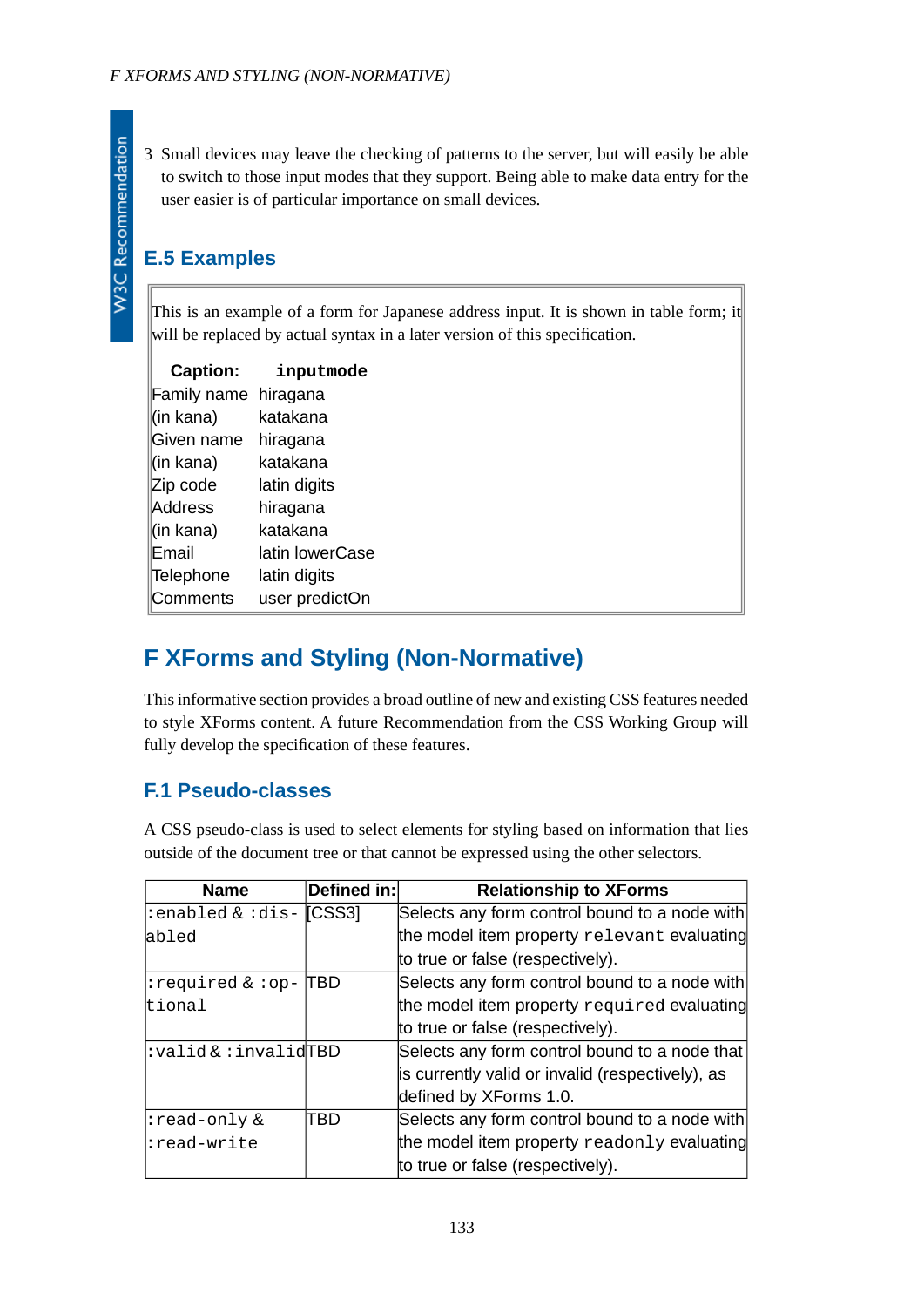3. Small devices may leave the checking of patterns to the server, but will easily be able to switch to those input modes that they support. Being able to make data entry for the user easier is of particular importance on small devices.

### E.5 Examples

This is an example of a form for Japanese address input. It is shown in table form; it will be replaced by actual syntax in a later version of this specification.

| Caption: | `inputmode` |
|---|---|
| Family name | hiragana |
| (in kana) | katakana |
| Given name | hiragana |
| (in kana) | katakana |
| Zip code | latin digits |
| Address | hiragana |
| (in kana) | katakana |
| Email | latin lowerCase |
| Telephone | latin digits |
| Comments | user predictOn |

## F XForms and Styling (Non-Normative)

This informative section provides a broad outline of new and existing CSS features needed to style XForms content. A future Recommendation from the CSS Working Group will fully develop the specification of these features.

### F.1 Pseudo-classes

A CSS pseudo-class is used to select elements for styling based on information that lies outside of the document tree or that cannot be expressed using the other selectors.

| Name | Defined in: | Relationship to XForms |
|---|---|---|
| `:enabled` & `:disabled` | [CSS3] | Selects any form control bound to a node with the model item property `relevant` evaluating to true or false (respectively). |
| `:required` & `:optional` | TBD | Selects any form control bound to a node with the model item property `required` evaluating to true or false (respectively). |
| `:valid` & `:invalid` | TBD | Selects any form control bound to a node that is currently valid or invalid (respectively), as defined by XForms 1.0. |
| `:read-only` & `:read-write` | TBD | Selects any form control bound to a node with the model item property `readonly` evaluating to true or false (respectively). |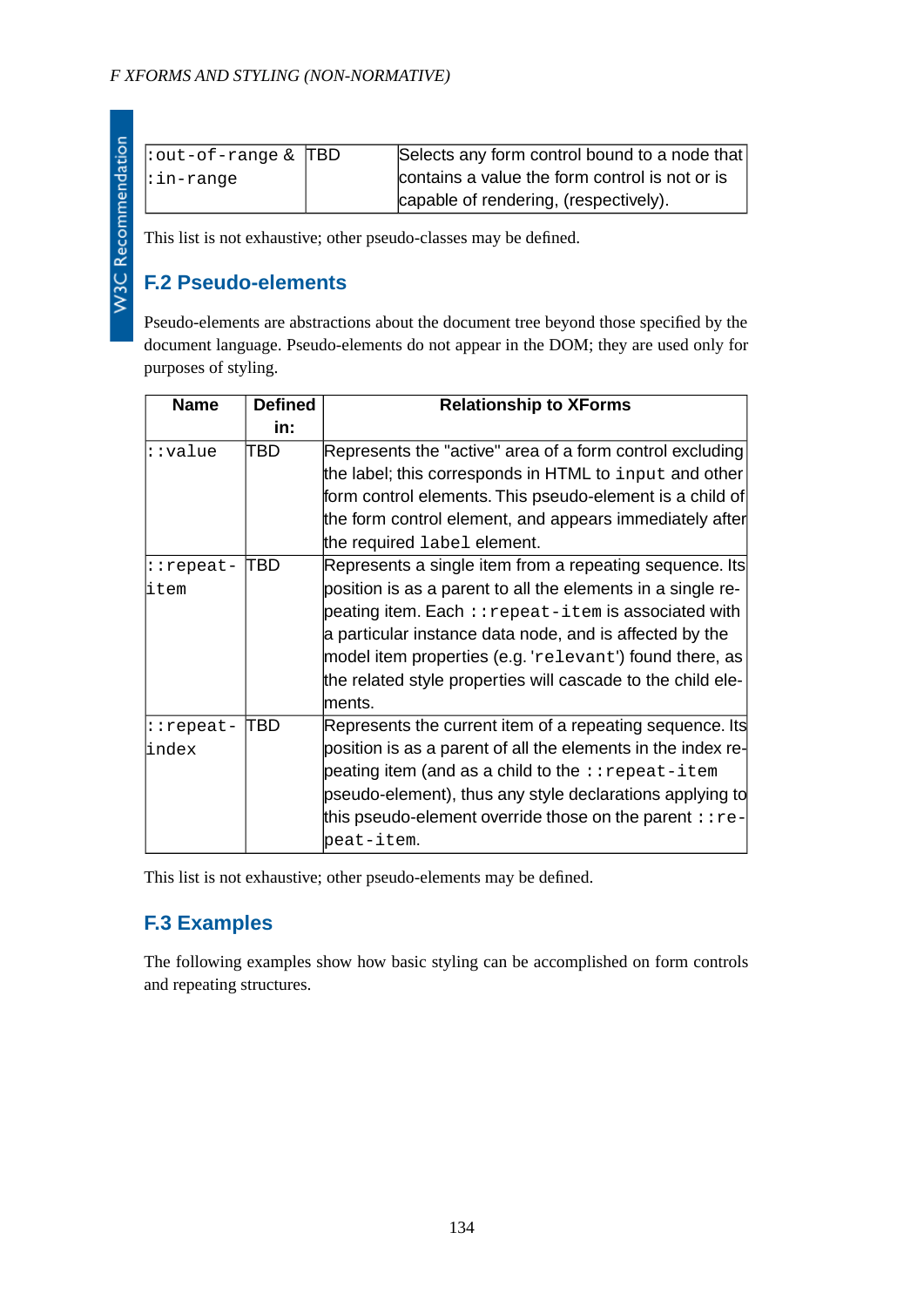| | | |
|---|---|---|
| `:out-of-range` & `:in-range` | TBD | Selects any form control bound to a node that contains a value the form control is not or is capable of rendering, (respectively). |

This list is not exhaustive; other pseudo-classes may be defined.

## F.2 Pseudo-elements

Pseudo-elements are abstractions about the document tree beyond those specified by the document language. Pseudo-elements do not appear in the DOM; they are used only for purposes of styling.

| Name | Defined in: | Relationship to XForms |
|---|---|---|
| `::value` | TBD | Represents the "active" area of a form control excluding the label; this corresponds in HTML to `input` and other form control elements. This pseudo-element is a child of the form control element, and appears immediately after the required `label` element. |
| `::repeat-item` | TBD | Represents a single item from a repeating sequence. Its position is as a parent to all the elements in a single repeating item. Each `::repeat-item` is associated with a particular instance data node, and is affected by the model item properties (e.g. '`relevant`') found there, as the related style properties will cascade to the child elements. |
| `::repeat-index` | TBD | Represents the current item of a repeating sequence. Its position is as a parent of all the elements in the index repeating item (and as a child to the `::repeat-item` pseudo-element), thus any style declarations applying to this pseudo-element override those on the parent `::repeat-item`. |

This list is not exhaustive; other pseudo-elements may be defined.

## F.3 Examples

The following examples show how basic styling can be accomplished on form controls and repeating structures.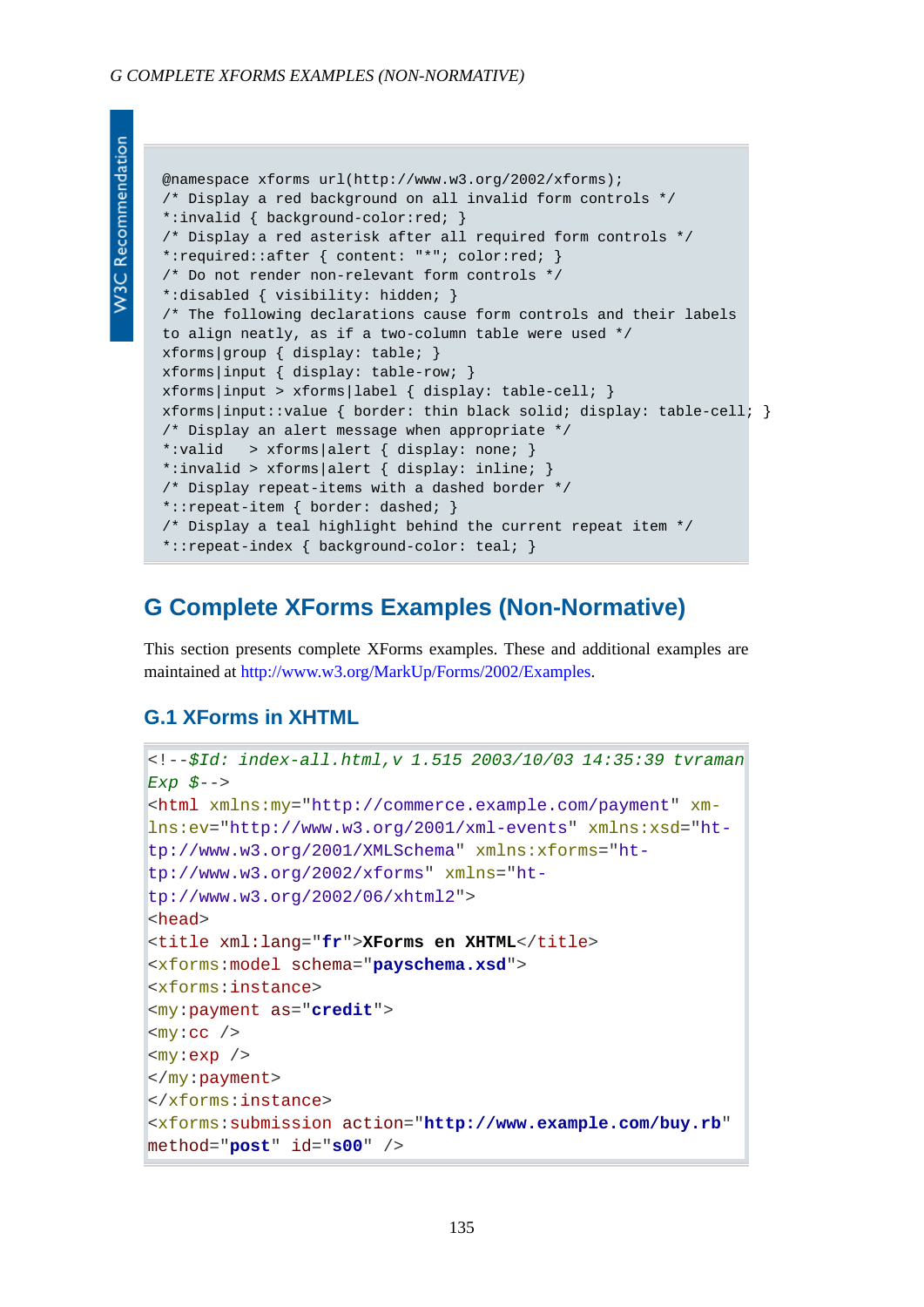```
@namespace xforms url(http://www.w3.org/2002/xforms);
/* Display a red background on all invalid form controls */
*:invalid { background-color:red; }
/* Display a red asterisk after all required form controls */
*:required::after { content: "*"; color:red; }
/* Do not render non-relevant form controls */
*:disabled { visibility: hidden; }
/* The following declarations cause form controls and their labels
to align neatly, as if a two-column table were used */
xforms|group { display: table; }
xforms|input { display: table-row; }
xforms|input > xforms|label { display: table-cell; }
xforms|input::value { border: thin black solid; display: table-cell; }
/* Display an alert message when appropriate */
*:valid   > xforms|alert { display: none; }
*:invalid > xforms|alert { display: inline; }
/* Display repeat-items with a dashed border */
*::repeat-item { border: dashed; }
/* Display a teal highlight behind the current repeat item */
*::repeat-index { background-color: teal; }
```

## G Complete XForms Examples (Non-Normative)

This section presents complete XForms examples. These and additional examples are maintained at http://www.w3.org/MarkUp/Forms/2002/Examples.

### G.1 XForms in XHTML

```
<!--$Id: index-all.html,v 1.515 2003/10/03 14:35:39 tvraman
Exp $-->
<html xmlns:my="http://commerce.example.com/payment" xm-
lns:ev="http://www.w3.org/2001/xml-events" xmlns:xsd="ht-
tp://www.w3.org/2001/XMLSchema" xmlns:xforms="ht-
tp://www.w3.org/2002/xforms" xmlns="ht-
tp://www.w3.org/2002/06/xhtml2">
<head>
<title xml:lang="fr">XForms en XHTML</title>
<xforms:model schema="payschema.xsd">
<xforms:instance>
<my:payment as="credit">
<my:cc />
<my:exp />
</my:payment>
</xforms:instance>
<xforms:submission action="http://www.example.com/buy.rb"
method="post" id="s00" />
```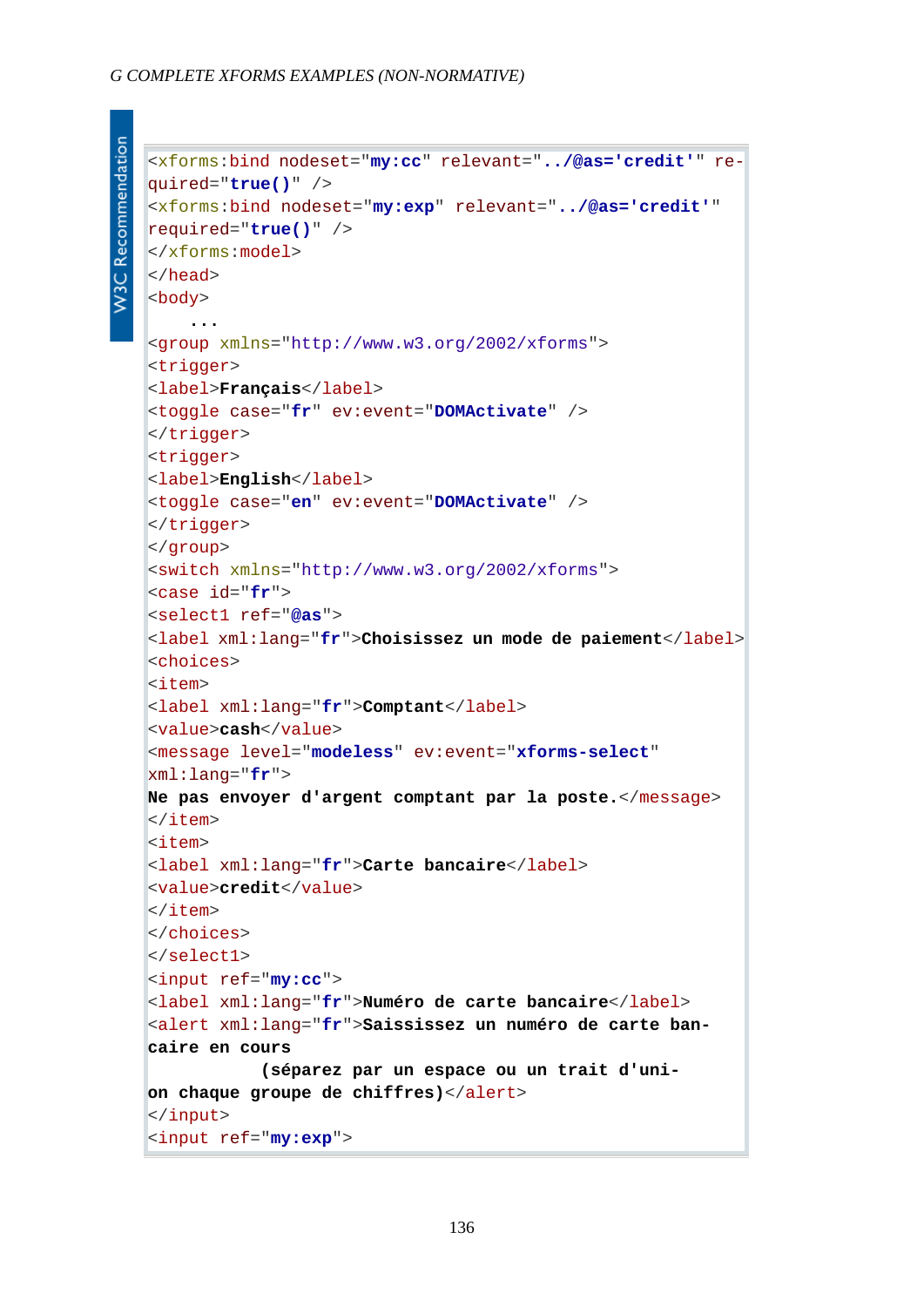```
<xforms:bind nodeset="my:cc" relevant="../@as='credit'" re-
quired="true()" />
<xforms:bind nodeset="my:exp" relevant="../@as='credit'"
required="true()" />
</xforms:model>
</head>
<body>
    ...
<group xmlns="http://www.w3.org/2002/xforms">
<trigger>
<label>Français</label>
<toggle case="fr" ev:event="DOMActivate" />
</trigger>
<trigger>
<label>English</label>
<toggle case="en" ev:event="DOMActivate" />
</trigger>
</group>
<switch xmlns="http://www.w3.org/2002/xforms">
<case id="fr">
<select1 ref="@as">
<label xml:lang="fr">Choisissez un mode de paiement</label>
<choices>
<item>
<label xml:lang="fr">Comptant</label>
<value>cash</value>
<message level="modeless" ev:event="xforms-select"
xml:lang="fr">
Ne pas envoyer d'argent comptant par la poste.</message>
</item>
<item>
<label xml:lang="fr">Carte bancaire</label>
<value>credit</value>
</item>
</choices>
</select1>
<input ref="my:cc">
<label xml:lang="fr">Numéro de carte bancaire</label>
<alert xml:lang="fr">Saississez un numéro de carte ban-
caire en cours
           (séparez par un espace ou un trait d'uni-
on chaque groupe de chiffres)</alert>
</input>
<input ref="my:exp">
```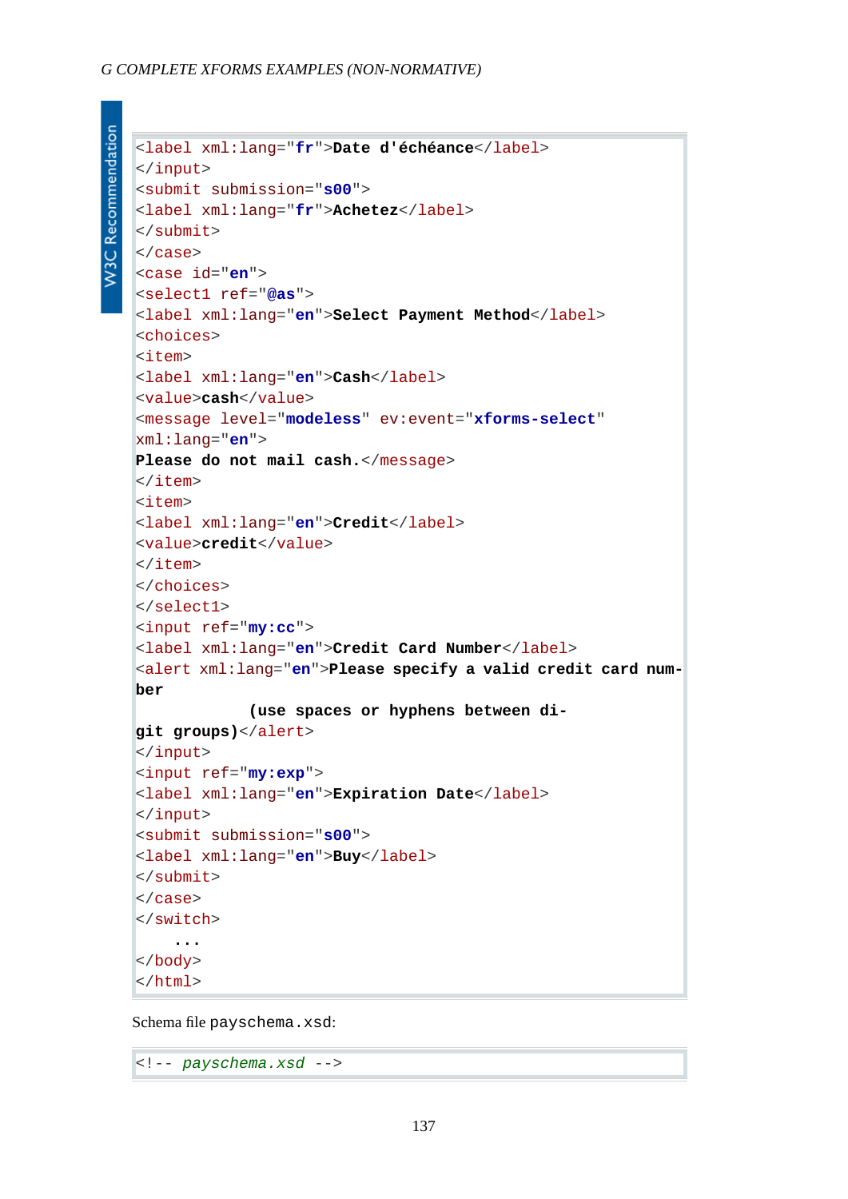```
<label xml:lang="fr">Date d'échéance</label>
</input>
<submit submission="s00">
<label xml:lang="fr">Achetez</label>
</submit>
</case>
<case id="en">
<select1 ref="@as">
<label xml:lang="en">Select Payment Method</label>
<choices>
<item>
<label xml:lang="en">Cash</label>
<value>cash</value>
<message level="modeless" ev:event="xforms-select"
xml:lang="en">
Please do not mail cash.</message>
</item>
<item>
<label xml:lang="en">Credit</label>
<value>credit</value>
</item>
</choices>
</select1>
<input ref="my:cc">
<label xml:lang="en">Credit Card Number</label>
<alert xml:lang="en">Please specify a valid credit card num-
ber
            (use spaces or hyphens between di-
git groups)</alert>
</input>
<input ref="my:exp">
<label xml:lang="en">Expiration Date</label>
</input>
<submit submission="s00">
<label xml:lang="en">Buy</label>
</submit>
</case>
</switch>
    ...
</body>
</html>
```

Schema file `payschema.xsd`:

```
<!-- payschema.xsd -->
```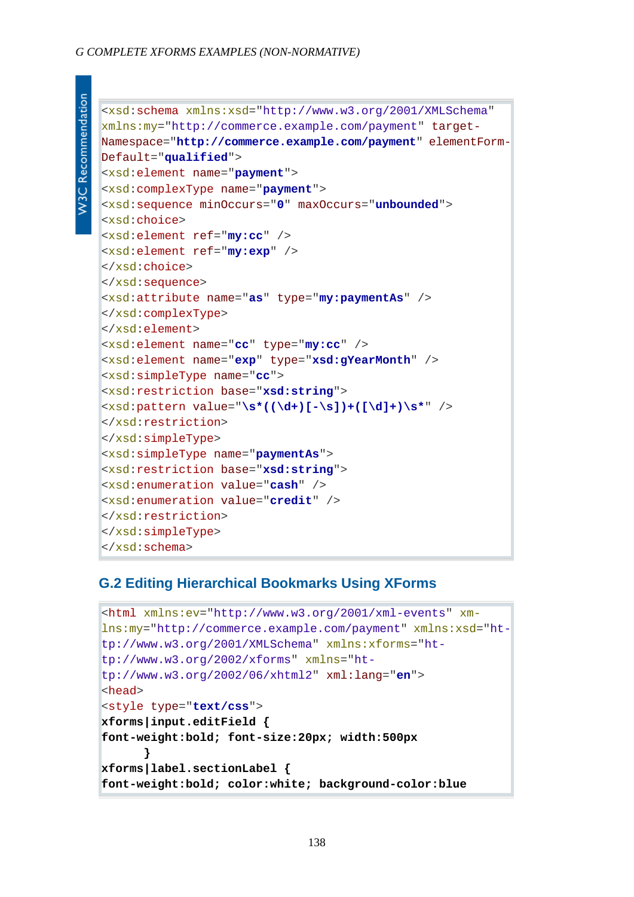```
<xsd:schema xmlns:xsd="http://www.w3.org/2001/XMLSchema"
xmlns:my="http://commerce.example.com/payment" target-
Namespace="http://commerce.example.com/payment" elementForm-
Default="qualified">
<xsd:element name="payment">
<xsd:complexType name="payment">
<xsd:sequence minOccurs="0" maxOccurs="unbounded">
<xsd:choice>
<xsd:element ref="my:cc" />
<xsd:element ref="my:exp" />
</xsd:choice>
</xsd:sequence>
<xsd:attribute name="as" type="my:paymentAs" />
</xsd:complexType>
</xsd:element>
<xsd:element name="cc" type="my:cc" />
<xsd:element name="exp" type="xsd:gYearMonth" />
<xsd:simpleType name="cc">
<xsd:restriction base="xsd:string">
<xsd:pattern value="\s*((\d+)[-\s])+([\d]+)\s*" />
</xsd:restriction>
</xsd:simpleType>
<xsd:simpleType name="paymentAs">
<xsd:restriction base="xsd:string">
<xsd:enumeration value="cash" />
<xsd:enumeration value="credit" />
</xsd:restriction>
</xsd:simpleType>
</xsd:schema>
```

## G.2 Editing Hierarchical Bookmarks Using XForms

```
<html xmlns:ev="http://www.w3.org/2001/xml-events" xm-
lns:my="http://commerce.example.com/payment" xmlns:xsd="ht-
tp://www.w3.org/2001/XMLSchema" xmlns:xforms="ht-
tp://www.w3.org/2002/xforms" xmlns="ht-
tp://www.w3.org/2002/06/xhtml2" xml:lang="en">
<head>
<style type="text/css">
xforms|input.editField {
font-weight:bold; font-size:20px; width:500px
      }
xforms|label.sectionLabel {
font-weight:bold; color:white; background-color:blue
```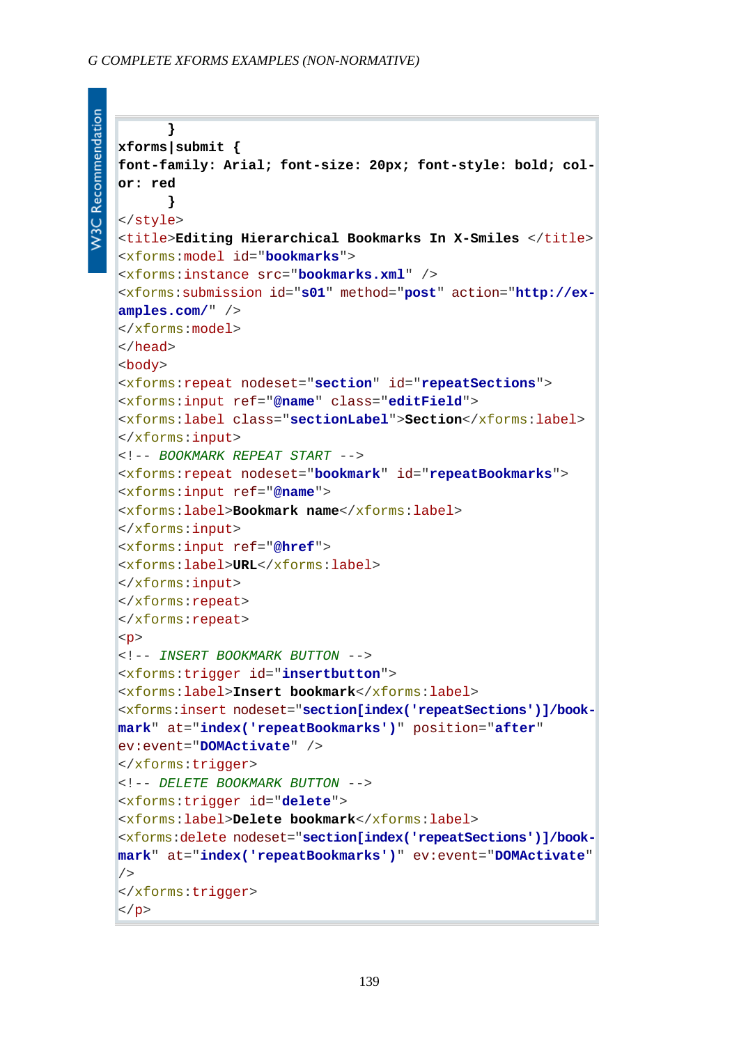```
      }
xforms|submit {
font-family: Arial; font-size: 20px; font-style: bold; col-
or: red
      }
</style>
<title>Editing Hierarchical Bookmarks In X-Smiles </title>
<xforms:model id="bookmarks">
<xforms:instance src="bookmarks.xml" />
<xforms:submission id="s01" method="post" action="http://ex-
amples.com/" />
</xforms:model>
</head>
<body>
<xforms:repeat nodeset="section" id="repeatSections">
<xforms:input ref="@name" class="editField">
<xforms:label class="sectionLabel">Section</xforms:label>
</xforms:input>
<!-- BOOKMARK REPEAT START -->
<xforms:repeat nodeset="bookmark" id="repeatBookmarks">
<xforms:input ref="@name">
<xforms:label>Bookmark name</xforms:label>
</xforms:input>
<xforms:input ref="@href">
<xforms:label>URL</xforms:label>
</xforms:input>
</xforms:repeat>
</xforms:repeat>
<p>
<!-- INSERT BOOKMARK BUTTON -->
<xforms:trigger id="insertbutton">
<xforms:label>Insert bookmark</xforms:label>
<xforms:insert nodeset="section[index('repeatSections')]/book-
mark" at="index('repeatBookmarks')" position="after"
ev:event="DOMActivate" />
</xforms:trigger>
<!-- DELETE BOOKMARK BUTTON -->
<xforms:trigger id="delete">
<xforms:label>Delete bookmark</xforms:label>
<xforms:delete nodeset="section[index('repeatSections')]/book-
mark" at="index('repeatBookmarks')" ev:event="DOMActivate"
/>
</xforms:trigger>
</p>
```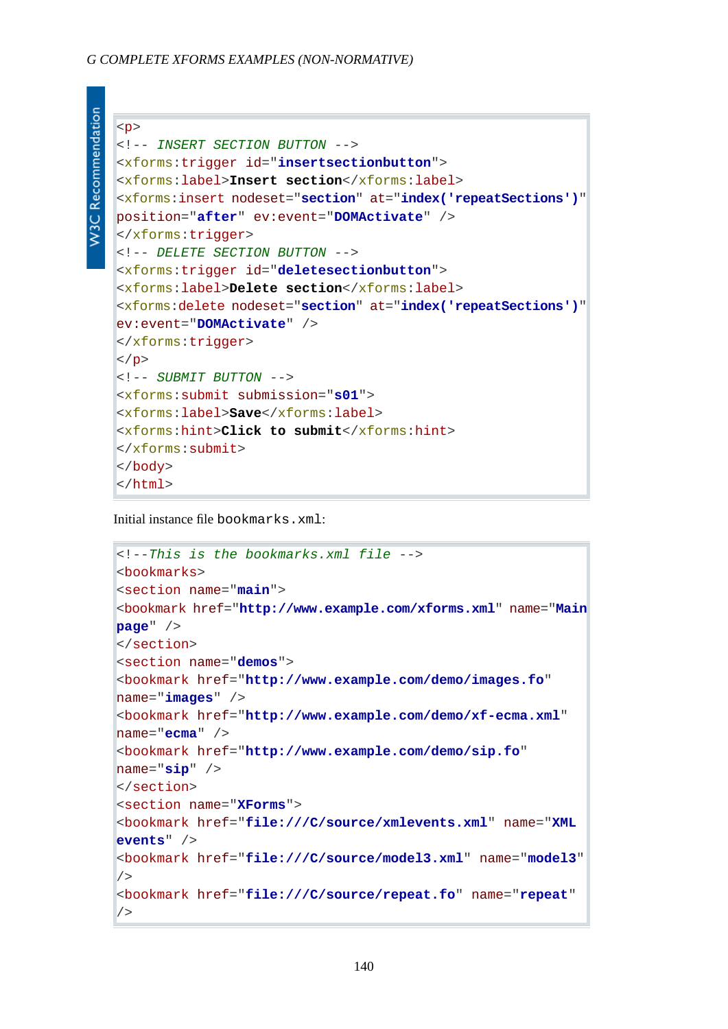```
<p>
<!-- INSERT SECTION BUTTON -->
<xforms:trigger id="insertsectionbutton">
<xforms:label>Insert section</xforms:label>
<xforms:insert nodeset="section" at="index('repeatSections')"
position="after" ev:event="DOMActivate" />
</xforms:trigger>
<!-- DELETE SECTION BUTTON -->
<xforms:trigger id="deletesectionbutton">
<xforms:label>Delete section</xforms:label>
<xforms:delete nodeset="section" at="index('repeatSections')"
ev:event="DOMActivate" />
</xforms:trigger>
</p>
<!-- SUBMIT BUTTON -->
<xforms:submit submission="s01">
<xforms:label>Save</xforms:label>
<xforms:hint>Click to submit</xforms:hint>
</xforms:submit>
</body>
</html>
```

Initial instance file `bookmarks.xml`:

```
<!--This is the bookmarks.xml file -->
<bookmarks>
<section name="main">
<bookmark href="http://www.example.com/xforms.xml" name="Main
page" />
</section>
<section name="demos">
<bookmark href="http://www.example.com/demo/images.fo"
name="images" />
<bookmark href="http://www.example.com/demo/xf-ecma.xml"
name="ecma" />
<bookmark href="http://www.example.com/demo/sip.fo"
name="sip" />
</section>
<section name="XForms">
<bookmark href="file:///C/source/xmlevents.xml" name="XML
events" />
<bookmark href="file:///C/source/model3.xml" name="model3"
/>
<bookmark href="file:///C/source/repeat.fo" name="repeat"
/>
```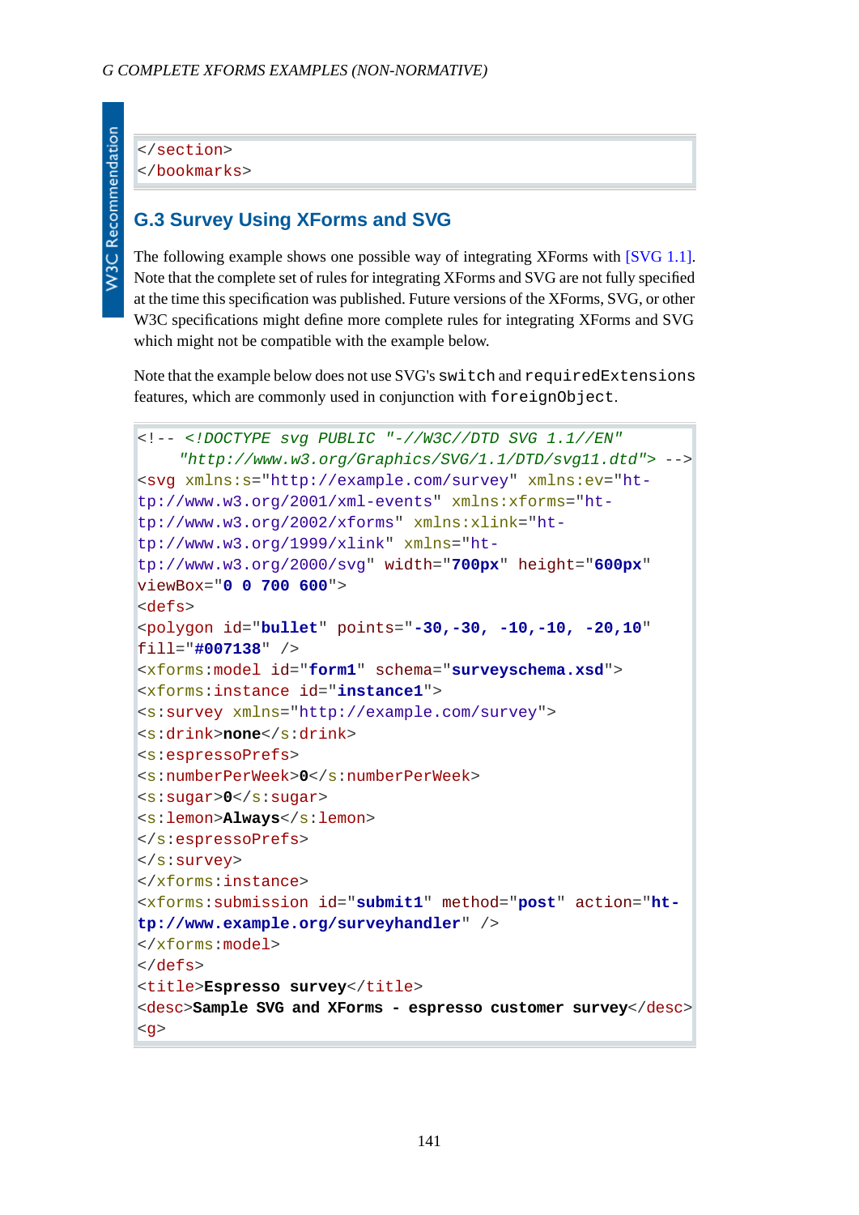```
</section>
</bookmarks>
```

### G.3 Survey Using XForms and SVG

The following example shows one possible way of integrating XForms with [SVG 1.1]. Note that the complete set of rules for integrating XForms and SVG are not fully specified at the time this specification was published. Future versions of the XForms, SVG, or other W3C specifications might define more complete rules for integrating XForms and SVG which might not be compatible with the example below.

Note that the example below does not use SVG's `switch` and `requiredExtensions` features, which are commonly used in conjunction with `foreignObject`.

```
<!-- <!DOCTYPE svg PUBLIC "-//W3C//DTD SVG 1.1//EN"
     "http://www.w3.org/Graphics/SVG/1.1/DTD/svg11.dtd"> -->
<svg xmlns:s="http://example.com/survey" xmlns:ev="ht-
tp://www.w3.org/2001/xml-events" xmlns:xforms="ht-
tp://www.w3.org/2002/xforms" xmlns:xlink="ht-
tp://www.w3.org/1999/xlink" xmlns="ht-
tp://www.w3.org/2000/svg" width="700px" height="600px"
viewBox="0 0 700 600">
<defs>
<polygon id="bullet" points="-30,-30, -10,-10, -20,10"
fill="#007138" />
<xforms:model id="form1" schema="surveyschema.xsd">
<xforms:instance id="instance1">
<s:survey xmlns="http://example.com/survey">
<s:drink>none</s:drink>
<s:espressoPrefs>
<s:numberPerWeek>0</s:numberPerWeek>
<s:sugar>0</s:sugar>
<s:lemon>Always</s:lemon>
</s:espressoPrefs>
</s:survey>
</xforms:instance>
<xforms:submission id="submit1" method="post" action="ht-
tp://www.example.org/surveyhandler" />
</xforms:model>
</defs>
<title>Espresso survey</title>
<desc>Sample SVG and XForms - espresso customer survey</desc>
<g>
```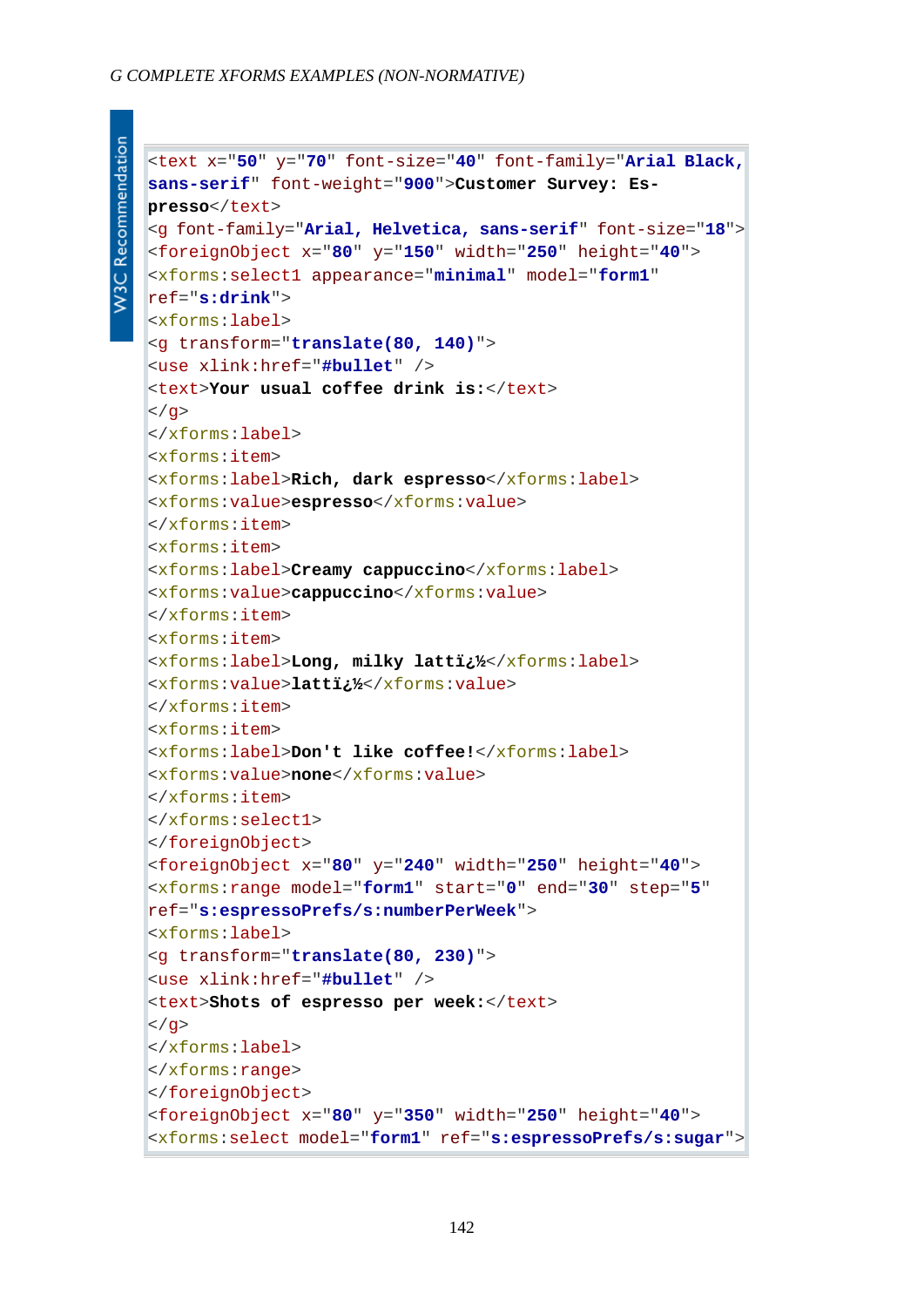```
<text x="50" y="70" font-size="40" font-family="Arial Black,
sans-serif" font-weight="900">Customer Survey: Es-
presso</text>
<g font-family="Arial, Helvetica, sans-serif" font-size="18">
<foreignObject x="80" y="150" width="250" height="40">
<xforms:select1 appearance="minimal" model="form1"
ref="s:drink">
<xforms:label>
<g transform="translate(80, 140)">
<use xlink:href="#bullet" />
<text>Your usual coffee drink is:</text>
</g>
</xforms:label>
<xforms:item>
<xforms:label>Rich, dark espresso</xforms:label>
<xforms:value>espresso</xforms:value>
</xforms:item>
<xforms:item>
<xforms:label>Creamy cappuccino</xforms:label>
<xforms:value>cappuccino</xforms:value>
</xforms:item>
<xforms:item>
<xforms:label>Long, milky lattï¿½</xforms:label>
<xforms:value>lattï¿½</xforms:value>
</xforms:item>
<xforms:item>
<xforms:label>Don't like coffee!</xforms:label>
<xforms:value>none</xforms:value>
</xforms:item>
</xforms:select1>
</foreignObject>
<foreignObject x="80" y="240" width="250" height="40">
<xforms:range model="form1" start="0" end="30" step="5"
ref="s:espressoPrefs/s:numberPerWeek">
<xforms:label>
<g transform="translate(80, 230)">
<use xlink:href="#bullet" />
<text>Shots of espresso per week:</text>
</g>
</xforms:label>
</xforms:range>
</foreignObject>
<foreignObject x="80" y="350" width="250" height="40">
<xforms:select model="form1" ref="s:espressoPrefs/s:sugar">
```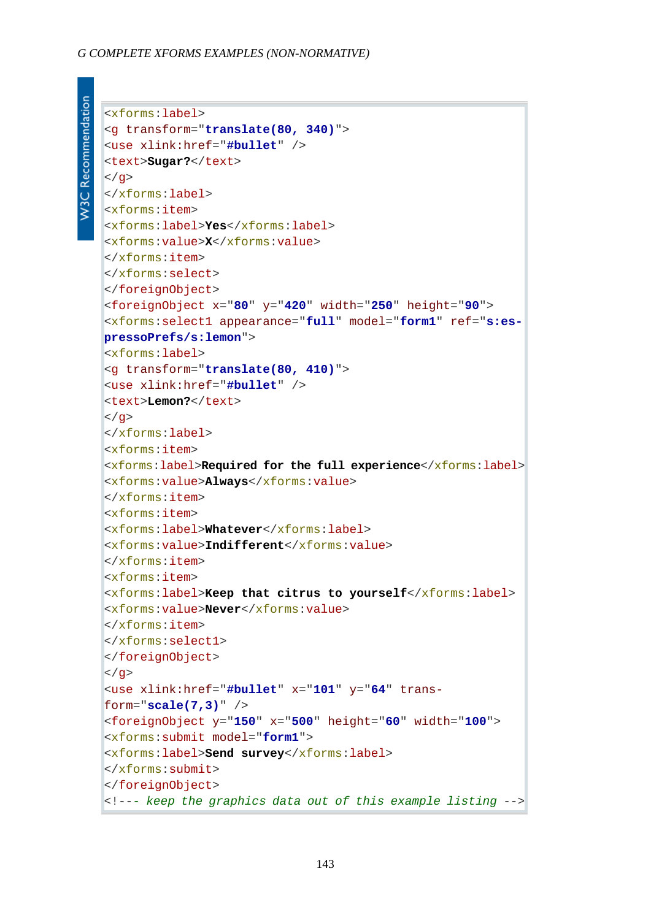```
<xforms:label>
<g transform="translate(80, 340)">
<use xlink:href="#bullet" />
<text>Sugar?</text>
</g>
</xforms:label>
<xforms:item>
<xforms:label>Yes</xforms:label>
<xforms:value>X</xforms:value>
</xforms:item>
</xforms:select>
</foreignObject>
<foreignObject x="80" y="420" width="250" height="90">
<xforms:select1 appearance="full" model="form1" ref="s:es-
pressoPrefs/s:lemon">
<xforms:label>
<g transform="translate(80, 410)">
<use xlink:href="#bullet" />
<text>Lemon?</text>
</g>
</xforms:label>
<xforms:item>
<xforms:label>Required for the full experience</xforms:label>
<xforms:value>Always</xforms:value>
</xforms:item>
<xforms:item>
<xforms:label>Whatever</xforms:label>
<xforms:value>Indifferent</xforms:value>
</xforms:item>
<xforms:item>
<xforms:label>Keep that citrus to yourself</xforms:label>
<xforms:value>Never</xforms:value>
</xforms:item>
</xforms:select1>
</foreignObject>
</g>
<use xlink:href="#bullet" x="101" y="64" trans-
form="scale(7,3)" />
<foreignObject y="150" x="500" height="60" width="100">
<xforms:submit model="form1">
<xforms:label>Send survey</xforms:label>
</xforms:submit>
</foreignObject>
<!--- keep the graphics data out of this example listing -->
```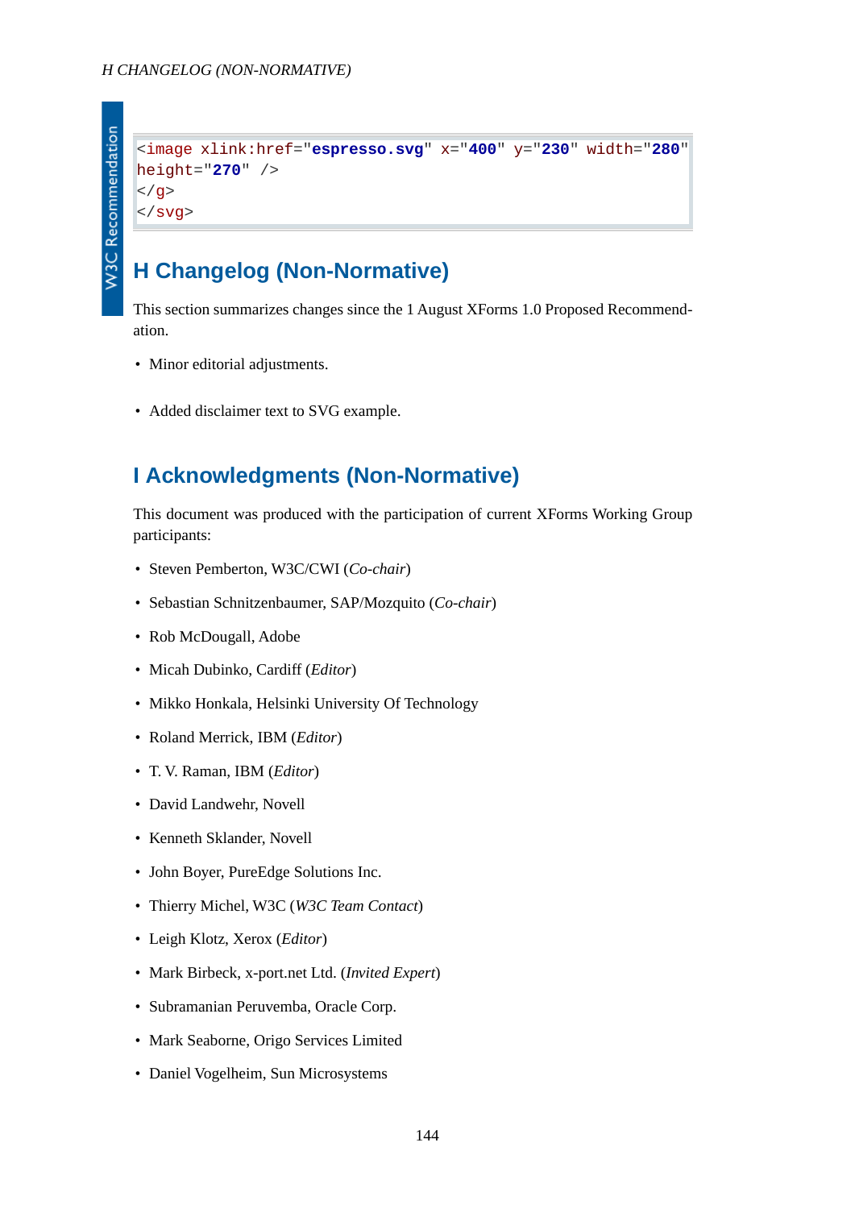```
<image xlink:href="espresso.svg" x="400" y="230" width="280"
height="270" />
</g>
</svg>
```

## H Changelog (Non-Normative)

This section summarizes changes since the 1 August XForms 1.0 Proposed Recommendation.

- Minor editorial adjustments.
- Added disclaimer text to SVG example.

## I Acknowledgments (Non-Normative)

This document was produced with the participation of current XForms Working Group participants:

- Steven Pemberton, W3C/CWI (*Co-chair*)
- Sebastian Schnitzenbaumer, SAP/Mozquito (*Co-chair*)
- Rob McDougall, Adobe
- Micah Dubinko, Cardiff (*Editor*)
- Mikko Honkala, Helsinki University Of Technology
- Roland Merrick, IBM (*Editor*)
- T. V. Raman, IBM (*Editor*)
- David Landwehr, Novell
- Kenneth Sklander, Novell
- John Boyer, PureEdge Solutions Inc.
- Thierry Michel, W3C (*W3C Team Contact*)
- Leigh Klotz, Xerox (*Editor*)
- Mark Birbeck, x-port.net Ltd. (*Invited Expert*)
- Subramanian Peruvemba, Oracle Corp.
- Mark Seaborne, Origo Services Limited
- Daniel Vogelheim, Sun Microsystems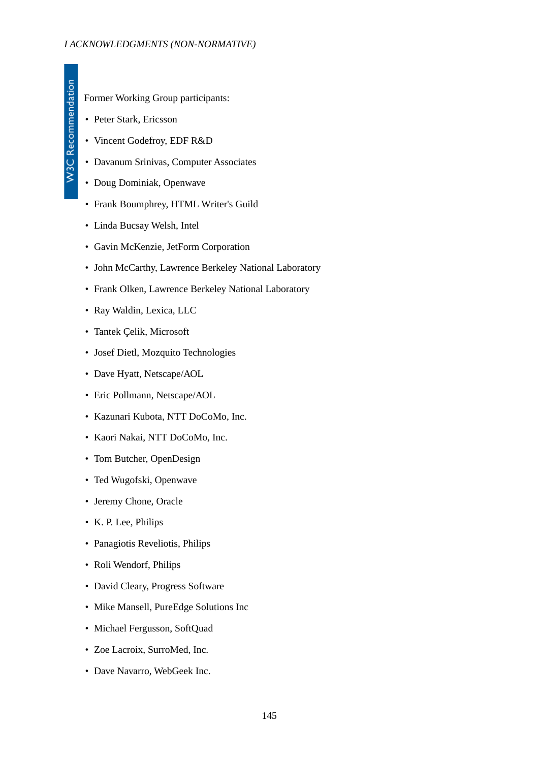Former Working Group participants:

- Peter Stark, Ericsson
- Vincent Godefroy, EDF R&D
- Davanum Srinivas, Computer Associates
- Doug Dominiak, Openwave
- Frank Boumphrey, HTML Writer's Guild
- Linda Bucsay Welsh, Intel
- Gavin McKenzie, JetForm Corporation
- John McCarthy, Lawrence Berkeley National Laboratory
- Frank Olken, Lawrence Berkeley National Laboratory
- Ray Waldin, Lexica, LLC
- Tantek Çelik, Microsoft
- Josef Dietl, Mozquito Technologies
- Dave Hyatt, Netscape/AOL
- Eric Pollmann, Netscape/AOL
- Kazunari Kubota, NTT DoCoMo, Inc.
- Kaori Nakai, NTT DoCoMo, Inc.
- Tom Butcher, OpenDesign
- Ted Wugofski, Openwave
- Jeremy Chone, Oracle
- K. P. Lee, Philips
- Panagiotis Reveliotis, Philips
- Roli Wendorf, Philips
- David Cleary, Progress Software
- Mike Mansell, PureEdge Solutions Inc
- Michael Fergusson, SoftQuad
- Zoe Lacroix, SurroMed, Inc.
- Dave Navarro, WebGeek Inc.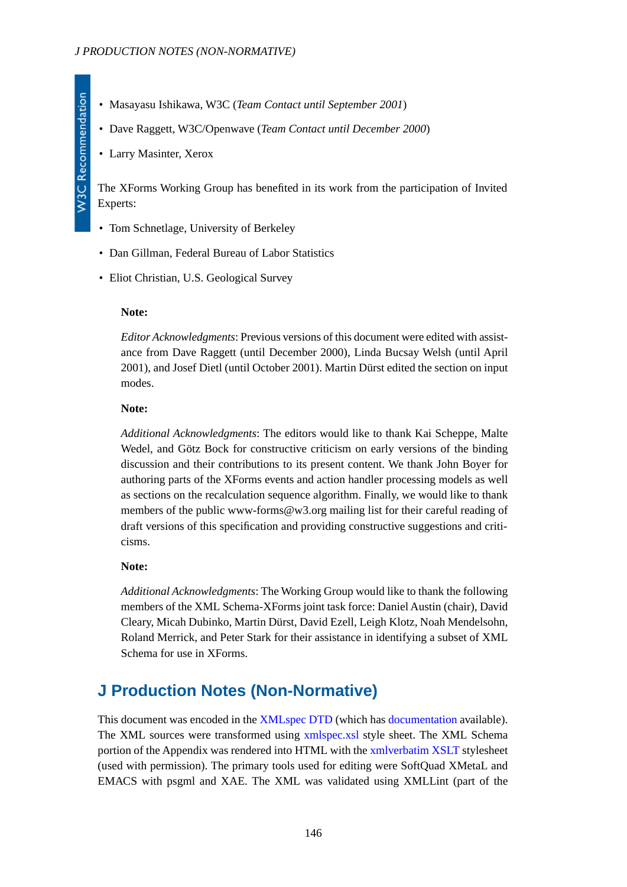- Masayasu Ishikawa, W3C (*Team Contact until September 2001*)
- Dave Raggett, W3C/Openwave (*Team Contact until December 2000*)
- Larry Masinter, Xerox

The XForms Working Group has benefited in its work from the participation of Invited Experts:

- Tom Schnetlage, University of Berkeley
- Dan Gillman, Federal Bureau of Labor Statistics
- Eliot Christian, U.S. Geological Survey

> **Note:**
>
> *Editor Acknowledgments*: Previous versions of this document were edited with assistance from Dave Raggett (until December 2000), Linda Bucsay Welsh (until April 2001), and Josef Dietl (until October 2001). Martin Dürst edited the section on input modes.

> **Note:**
>
> *Additional Acknowledgments*: The editors would like to thank Kai Scheppe, Malte Wedel, and Götz Bock for constructive criticism on early versions of the binding discussion and their contributions to its present content. We thank John Boyer for authoring parts of the XForms events and action handler processing models as well as sections on the recalculation sequence algorithm. Finally, we would like to thank members of the public www-forms@w3.org mailing list for their careful reading of draft versions of this specification and providing constructive suggestions and criticisms.

> **Note:**
>
> *Additional Acknowledgments*: The Working Group would like to thank the following members of the XML Schema-XForms joint task force: Daniel Austin (chair), David Cleary, Micah Dubinko, Martin Dürst, David Ezell, Leigh Klotz, Noah Mendelsohn, Roland Merrick, and Peter Stark for their assistance in identifying a subset of XML Schema for use in XForms.

## J Production Notes (Non-Normative)

This document was encoded in the XMLspec DTD (which has documentation available). The XML sources were transformed using xmlspec.xsl style sheet. The XML Schema portion of the Appendix was rendered into HTML with the xmlverbatim XSLT stylesheet (used with permission). The primary tools used for editing were SoftQuad XMetaL and EMACS with psgml and XAE. The XML was validated using XMLLint (part of the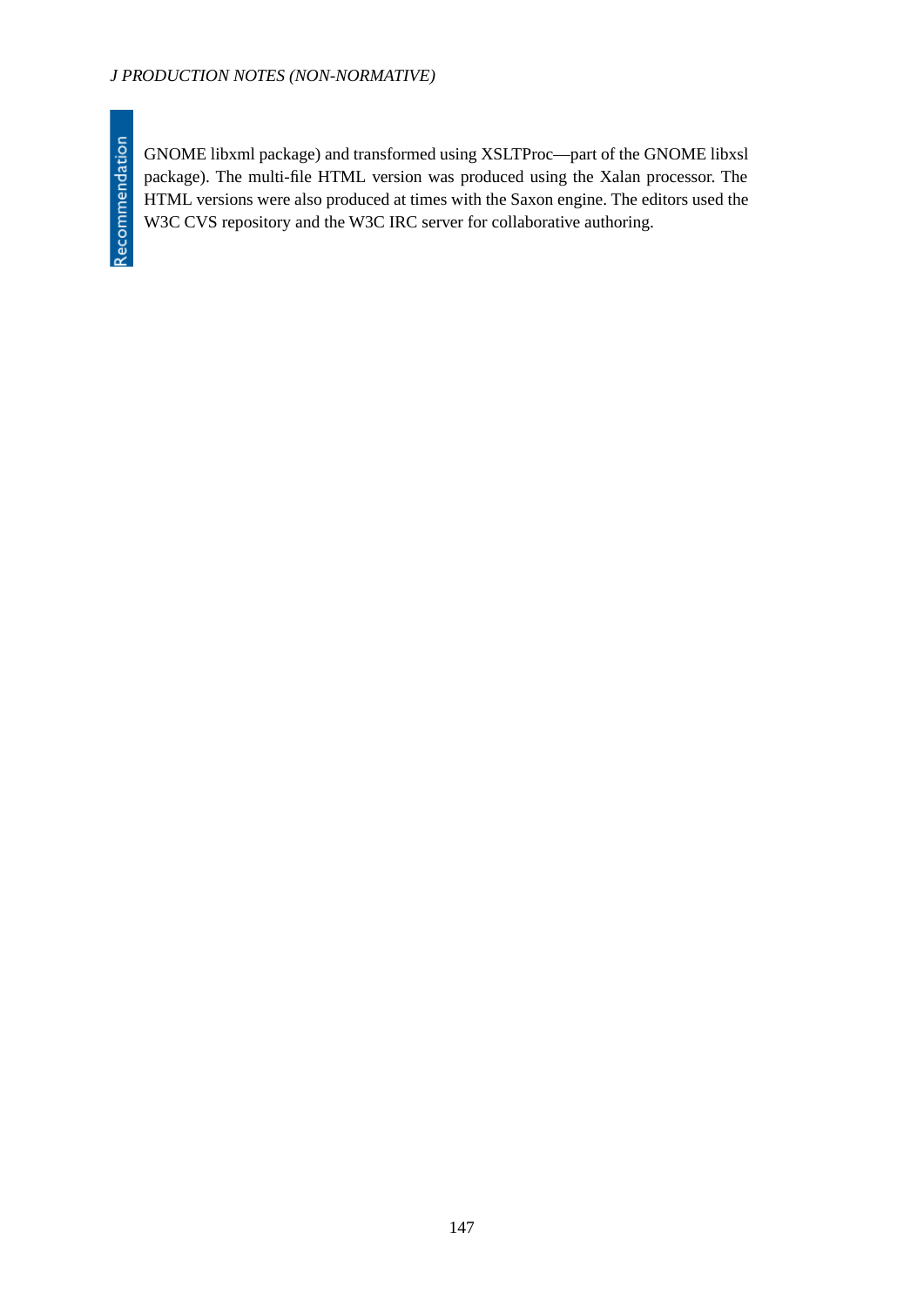GNOME libxml package) and transformed using XSLTProc—part of the GNOME libxsl package). The multi-file HTML version was produced using the Xalan processor. The HTML versions were also produced at times with the Saxon engine. The editors used the W3C CVS repository and the W3C IRC server for collaborative authoring.